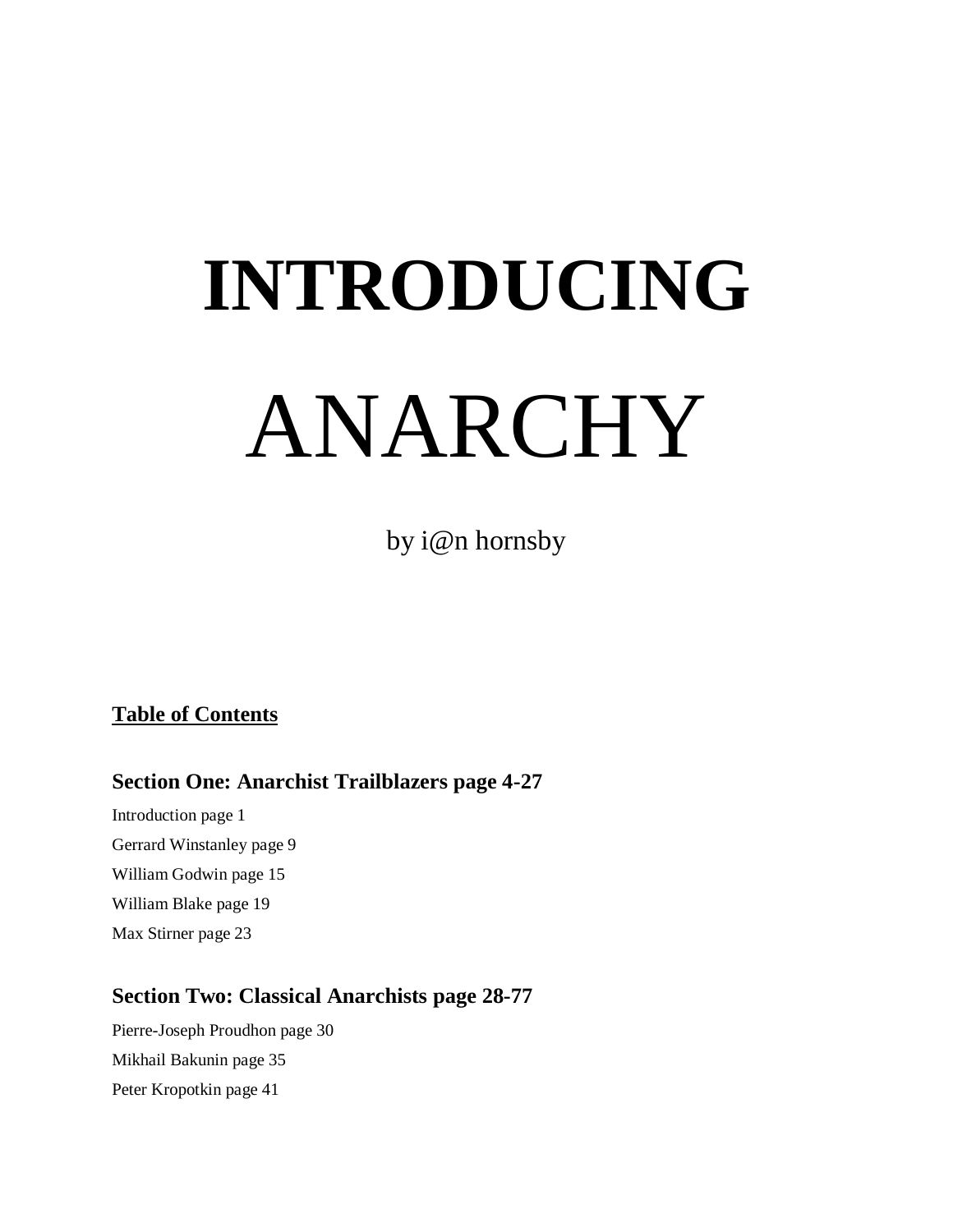# INTRODUCING

# ANARCHY

by i@n hornsby

**Table of Contents**

### Section One: Anarchist Trailblazers page 4-27

Introduction page 1

Gerrard Winstanley page 9

William Godwin page 15

William Blake page 19

Max Stirner page 23

### Section Two: Classical Anarchists page 28-77

Pierre-Joseph Proudhon page 30

Mikhail Bakunin page 35

Peter Kropotkin page 41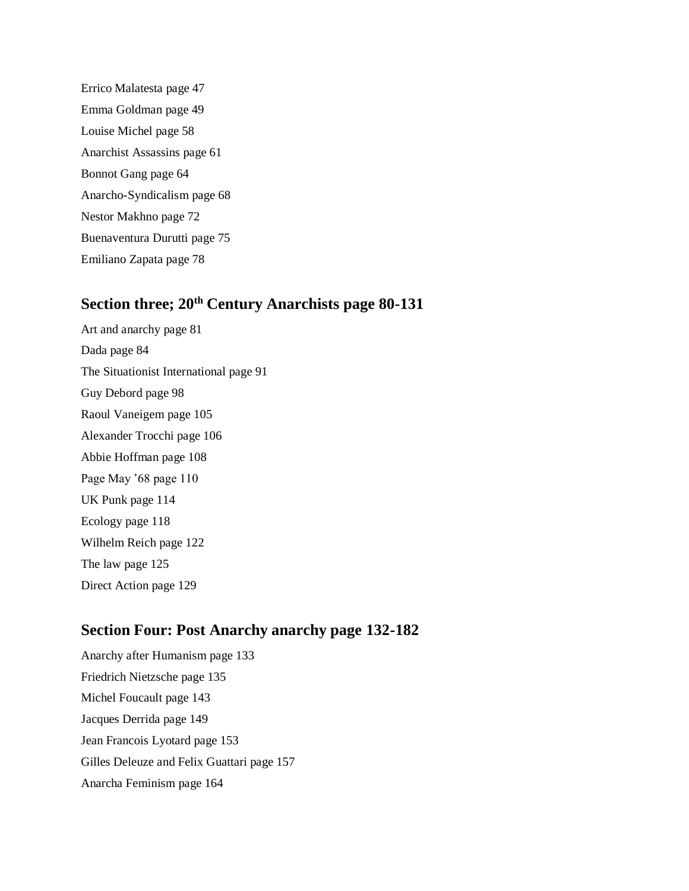Errico Malatesta page 47

Emma Goldman page 49

Louise Michel page 58

Anarchist Assassins page 61

Bonnot Gang page 64

Anarcho-Syndicalism page 68

Nestor Makhno page 72

Buenaventura Durutti page 75

Emiliano Zapata page 78

## Section three; 20th Century Anarchists page 80-131

Art and anarchy page 81

Dada page 84

The Situationist International page 91

Guy Debord page 98

Raoul Vaneigem page 105

Alexander Trocchi page 106

Abbie Hoffman page 108

Page May '68 page 110

UK Punk page 114

Ecology page 118

Wilhelm Reich page 122

The law page 125

Direct Action page 129

## Section Four: Post Anarchy anarchy page 132-182

Anarchy after Humanism page 133

Friedrich Nietzsche page 135

Michel Foucault page 143

Jacques Derrida page 149

Jean Francois Lyotard page 153

Gilles Deleuze and Felix Guattari page 157

Anarcha Feminism page 164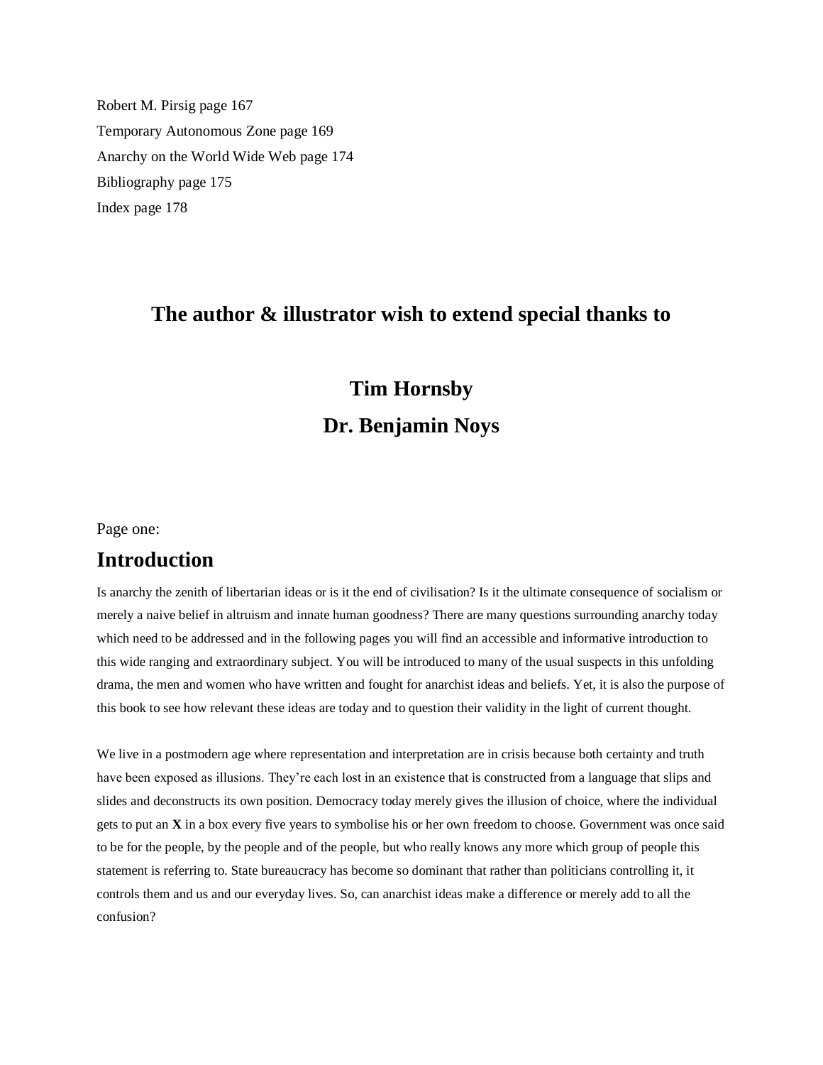Robert M. Pirsig page 167

Temporary Autonomous Zone page 169

Anarchy on the World Wide Web page 174

Bibliography page 175

Index page 178

## The author & illustrator wish to extend special thanks to

## Tim Hornsby

## Dr. Benjamin Noys

Page one:

# Introduction

Is anarchy the zenith of libertarian ideas or is it the end of civilisation? Is it the ultimate consequence of socialism or merely a naive belief in altruism and innate human goodness? There are many questions surrounding anarchy today which need to be addressed and in the following pages you will find an accessible and informative introduction to this wide ranging and extraordinary subject. You will be introduced to many of the usual suspects in this unfolding drama, the men and women who have written and fought for anarchist ideas and beliefs. Yet, it is also the purpose of this book to see how relevant these ideas are today and to question their validity in the light of current thought.

We live in a postmodern age where representation and interpretation are in crisis because both certainty and truth have been exposed as illusions. They're each lost in an existence that is constructed from a language that slips and slides and deconstructs its own position. Democracy today merely gives the illusion of choice, where the individual gets to put an **X** in a box every five years to symbolise his or her own freedom to choose. Government was once said to be for the people, by the people and of the people, but who really knows any more which group of people this statement is referring to. State bureaucracy has become so dominant that rather than politicians controlling it, it controls them and us and our everyday lives. So, can anarchist ideas make a difference or merely add to all the confusion?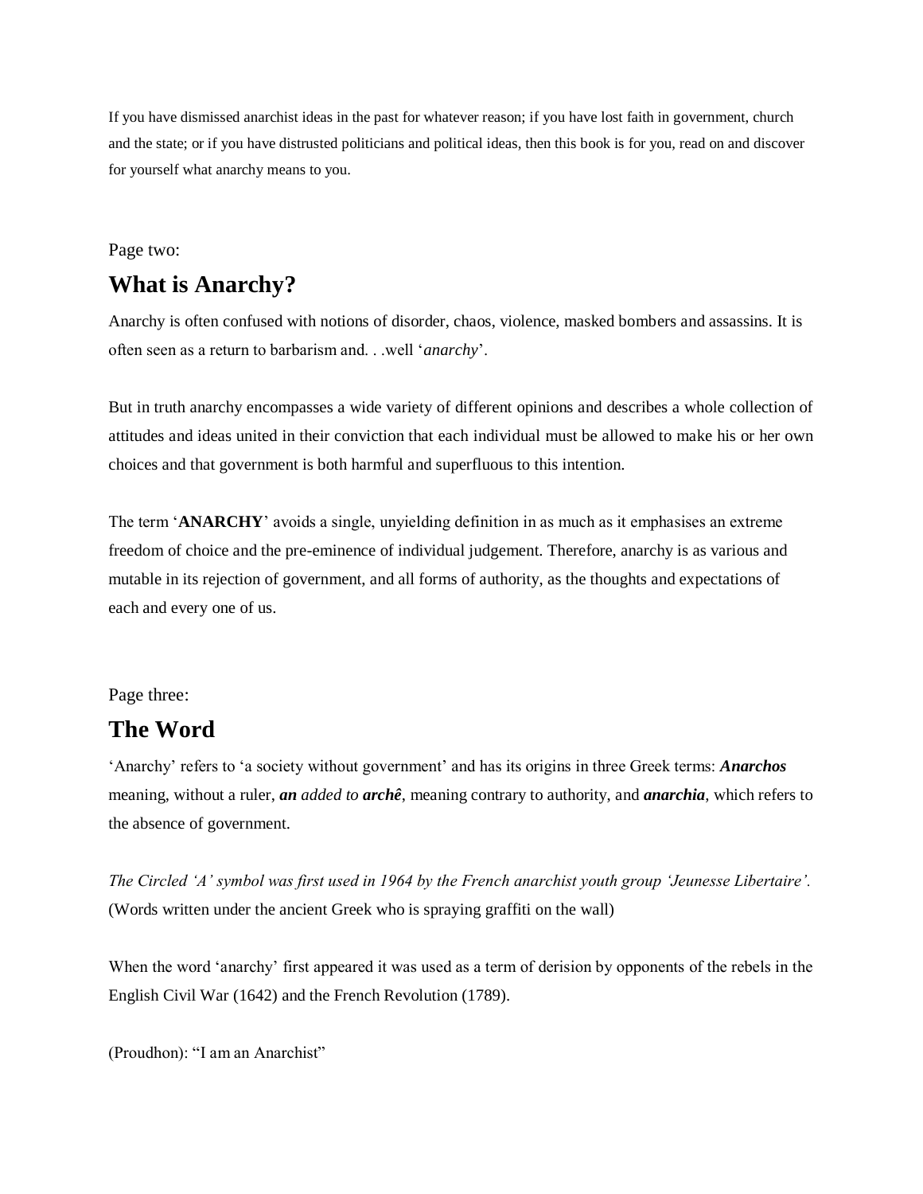If you have dismissed anarchist ideas in the past for whatever reason; if you have lost faith in government, church and the state; or if you have distrusted politicians and political ideas, then this book is for you, read on and discover for yourself what anarchy means to you.

Page two:

## What is Anarchy?

Anarchy is often confused with notions of disorder, chaos, violence, masked bombers and assassins. It is often seen as a return to barbarism and. . .well '*anarchy*'.

But in truth anarchy encompasses a wide variety of different opinions and describes a whole collection of attitudes and ideas united in their conviction that each individual must be allowed to make his or her own choices and that government is both harmful and superfluous to this intention.

The term '**ANARCHY**' avoids a single, unyielding definition in as much as it emphasises an extreme freedom of choice and the pre-eminence of individual judgement. Therefore, anarchy is as various and mutable in its rejection of government, and all forms of authority, as the thoughts and expectations of each and every one of us.

Page three:

## The Word

'Anarchy' refers to 'a society without government' and has its origins in three Greek terms: ***Anarchos*** meaning, without a ruler, ***an*** *added to* ***archê***, meaning contrary to authority, and ***anarchia***, which refers to the absence of government.

*The Circled 'A' symbol was first used in 1964 by the French anarchist youth group 'Jeunesse Libertaire'.*
(Words written under the ancient Greek who is spraying graffiti on the wall)

When the word 'anarchy' first appeared it was used as a term of derision by opponents of the rebels in the English Civil War (1642) and the French Revolution (1789).

(Proudhon): "I am an Anarchist"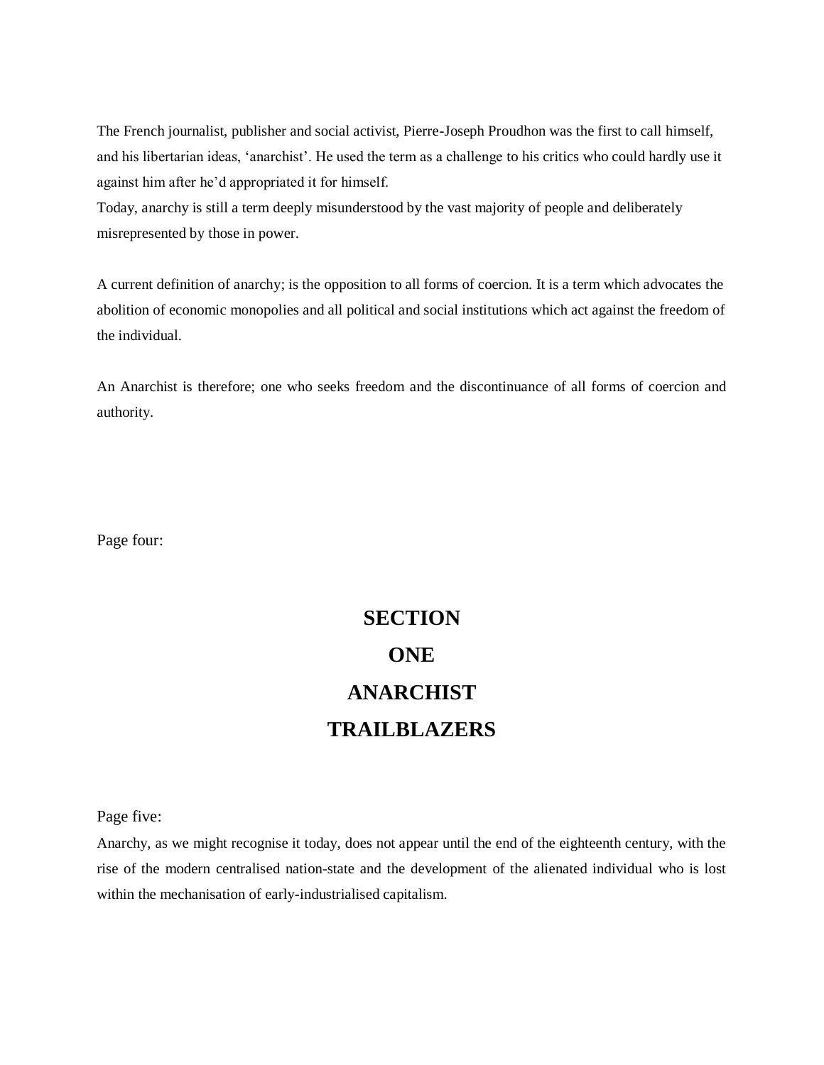The French journalist, publisher and social activist, Pierre-Joseph Proudhon was the first to call himself, and his libertarian ideas, 'anarchist'. He used the term as a challenge to his critics who could hardly use it against him after he'd appropriated it for himself.

Today, anarchy is still a term deeply misunderstood by the vast majority of people and deliberately misrepresented by those in power.

A current definition of anarchy; is the opposition to all forms of coercion. It is a term which advocates the abolition of economic monopolies and all political and social institutions which act against the freedom of the individual.

An Anarchist is therefore; one who seeks freedom and the discontinuance of all forms of coercion and authority.

Page four:

# SECTION
# ONE
# ANARCHIST
# TRAILBLAZERS

Page five:

Anarchy, as we might recognise it today, does not appear until the end of the eighteenth century, with the rise of the modern centralised nation-state and the development of the alienated individual who is lost within the mechanisation of early-industrialised capitalism.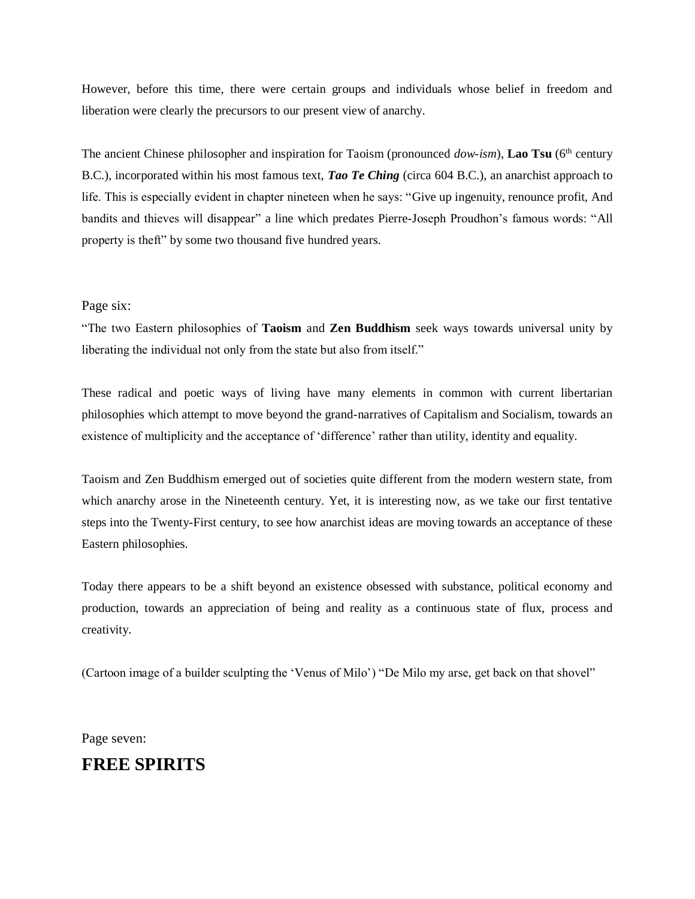However, before this time, there were certain groups and individuals whose belief in freedom and liberation were clearly the precursors to our present view of anarchy.

The ancient Chinese philosopher and inspiration for Taoism (pronounced *dow-ism*), **Lao Tsu** (6th century B.C.), incorporated within his most famous text, ***Tao Te Ching*** (circa 604 B.C.), an anarchist approach to life. This is especially evident in chapter nineteen when he says: "Give up ingenuity, renounce profit, And bandits and thieves will disappear" a line which predates Pierre-Joseph Proudhon's famous words: "All property is theft" by some two thousand five hundred years.

Page six:

"The two Eastern philosophies of **Taoism** and **Zen Buddhism** seek ways towards universal unity by liberating the individual not only from the state but also from itself."

These radical and poetic ways of living have many elements in common with current libertarian philosophies which attempt to move beyond the grand-narratives of Capitalism and Socialism, towards an existence of multiplicity and the acceptance of 'difference' rather than utility, identity and equality.

Taoism and Zen Buddhism emerged out of societies quite different from the modern western state, from which anarchy arose in the Nineteenth century. Yet, it is interesting now, as we take our first tentative steps into the Twenty-First century, to see how anarchist ideas are moving towards an acceptance of these Eastern philosophies.

Today there appears to be a shift beyond an existence obsessed with substance, political economy and production, towards an appreciation of being and reality as a continuous state of flux, process and creativity.

(Cartoon image of a builder sculpting the 'Venus of Milo') "De Milo my arse, get back on that shovel"

Page seven:

## FREE SPIRITS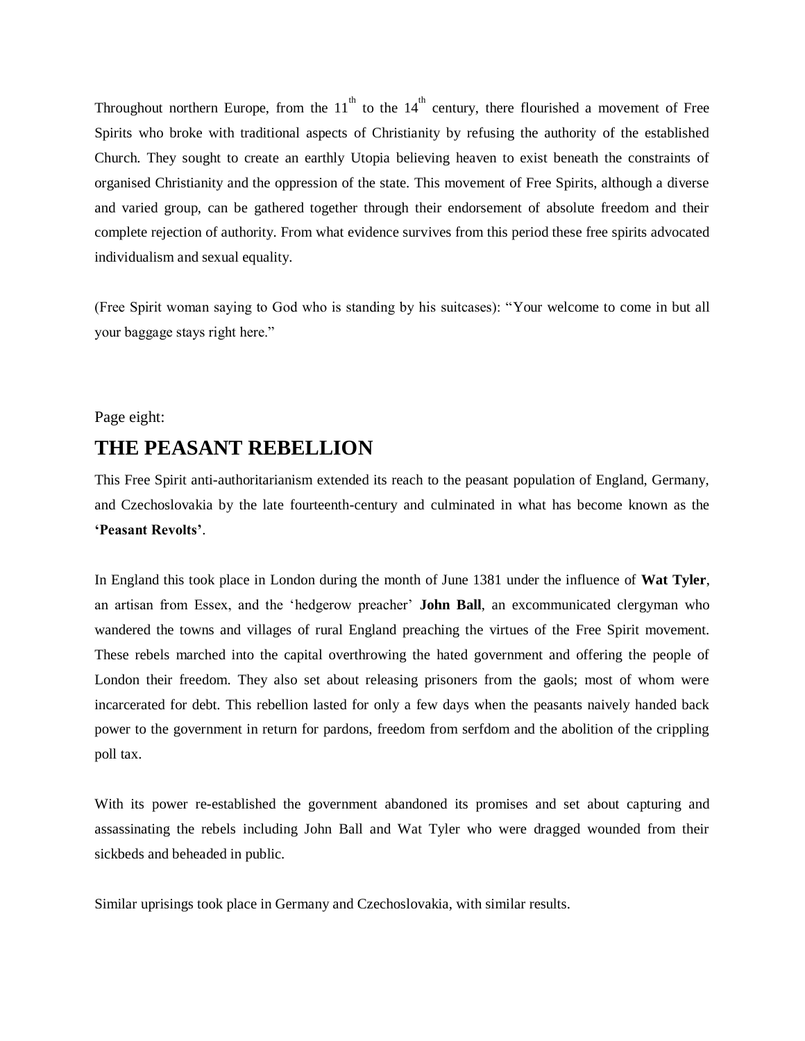Throughout northern Europe, from the 11th to the 14th century, there flourished a movement of Free Spirits who broke with traditional aspects of Christianity by refusing the authority of the established Church. They sought to create an earthly Utopia believing heaven to exist beneath the constraints of organised Christianity and the oppression of the state. This movement of Free Spirits, although a diverse and varied group, can be gathered together through their endorsement of absolute freedom and their complete rejection of authority. From what evidence survives from this period these free spirits advocated individualism and sexual equality.

(Free Spirit woman saying to God who is standing by his suitcases): "Your welcome to come in but all your baggage stays right here."

Page eight:

## THE PEASANT REBELLION

This Free Spirit anti-authoritarianism extended its reach to the peasant population of England, Germany, and Czechoslovakia by the late fourteenth-century and culminated in what has become known as the **'Peasant Revolts'**.

In England this took place in London during the month of June 1381 under the influence of **Wat Tyler**, an artisan from Essex, and the 'hedgerow preacher' **John Ball**, an excommunicated clergyman who wandered the towns and villages of rural England preaching the virtues of the Free Spirit movement. These rebels marched into the capital overthrowing the hated government and offering the people of London their freedom. They also set about releasing prisoners from the gaols; most of whom were incarcerated for debt. This rebellion lasted for only a few days when the peasants naively handed back power to the government in return for pardons, freedom from serfdom and the abolition of the crippling poll tax.

With its power re-established the government abandoned its promises and set about capturing and assassinating the rebels including John Ball and Wat Tyler who were dragged wounded from their sickbeds and beheaded in public.

Similar uprisings took place in Germany and Czechoslovakia, with similar results.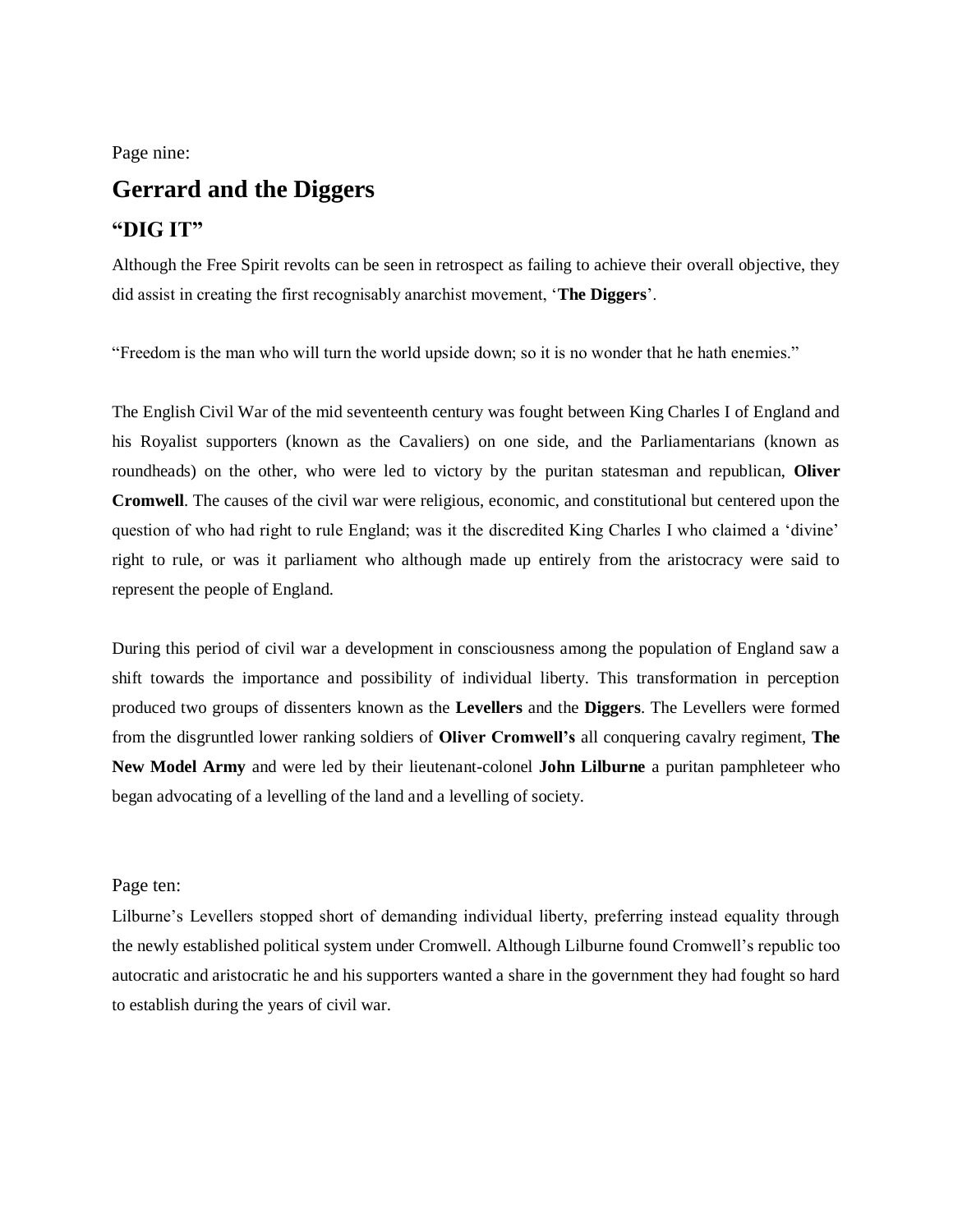Page nine:

# Gerrard and the Diggers

## "DIG IT"

Although the Free Spirit revolts can be seen in retrospect as failing to achieve their overall objective, they did assist in creating the first recognisably anarchist movement, '**The Diggers**'.

"Freedom is the man who will turn the world upside down; so it is no wonder that he hath enemies."

The English Civil War of the mid seventeenth century was fought between King Charles I of England and his Royalist supporters (known as the Cavaliers) on one side, and the Parliamentarians (known as roundheads) on the other, who were led to victory by the puritan statesman and republican, **Oliver Cromwell**. The causes of the civil war were religious, economic, and constitutional but centered upon the question of who had right to rule England; was it the discredited King Charles I who claimed a 'divine' right to rule, or was it parliament who although made up entirely from the aristocracy were said to represent the people of England.

During this period of civil war a development in consciousness among the population of England saw a shift towards the importance and possibility of individual liberty. This transformation in perception produced two groups of dissenters known as the **Levellers** and the **Diggers**. The Levellers were formed from the disgruntled lower ranking soldiers of **Oliver Cromwell's** all conquering cavalry regiment, **The New Model Army** and were led by their lieutenant-colonel **John Lilburne** a puritan pamphleteer who began advocating of a levelling of the land and a levelling of society.

Page ten:

Lilburne's Levellers stopped short of demanding individual liberty, preferring instead equality through the newly established political system under Cromwell. Although Lilburne found Cromwell's republic too autocratic and aristocratic he and his supporters wanted a share in the government they had fought so hard to establish during the years of civil war.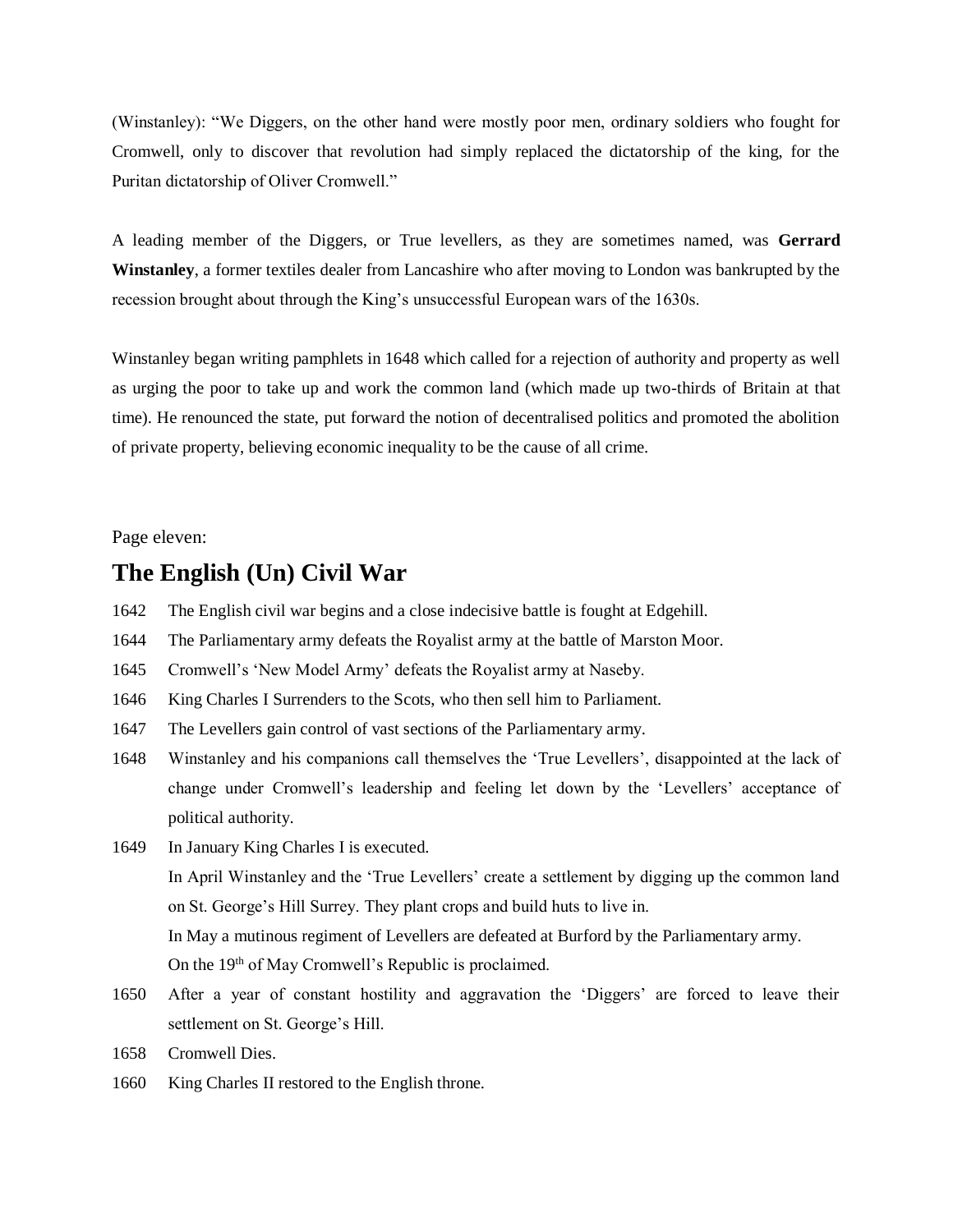(Winstanley): "We Diggers, on the other hand were mostly poor men, ordinary soldiers who fought for Cromwell, only to discover that revolution had simply replaced the dictatorship of the king, for the Puritan dictatorship of Oliver Cromwell."

A leading member of the Diggers, or True levellers, as they are sometimes named, was **Gerrard Winstanley**, a former textiles dealer from Lancashire who after moving to London was bankrupted by the recession brought about through the King's unsuccessful European wars of the 1630s.

Winstanley began writing pamphlets in 1648 which called for a rejection of authority and property as well as urging the poor to take up and work the common land (which made up two-thirds of Britain at that time). He renounced the state, put forward the notion of decentralised politics and promoted the abolition of private property, believing economic inequality to be the cause of all crime.

Page eleven:

## The English (Un) Civil War

1642 The English civil war begins and a close indecisive battle is fought at Edgehill.

1644 The Parliamentary army defeats the Royalist army at the battle of Marston Moor.

1645 Cromwell's 'New Model Army' defeats the Royalist army at Naseby.

1646 King Charles I Surrenders to the Scots, who then sell him to Parliament.

1647 The Levellers gain control of vast sections of the Parliamentary army.

1648 Winstanley and his companions call themselves the 'True Levellers', disappointed at the lack of change under Cromwell's leadership and feeling let down by the 'Levellers' acceptance of political authority.

1649 In January King Charles I is executed.
In April Winstanley and the 'True Levellers' create a settlement by digging up the common land on St. George's Hill Surrey. They plant crops and build huts to live in.
In May a mutinous regiment of Levellers are defeated at Burford by the Parliamentary army.
On the 19th of May Cromwell's Republic is proclaimed.

1650 After a year of constant hostility and aggravation the 'Diggers' are forced to leave their settlement on St. George's Hill.

1658 Cromwell Dies.

1660 King Charles II restored to the English throne.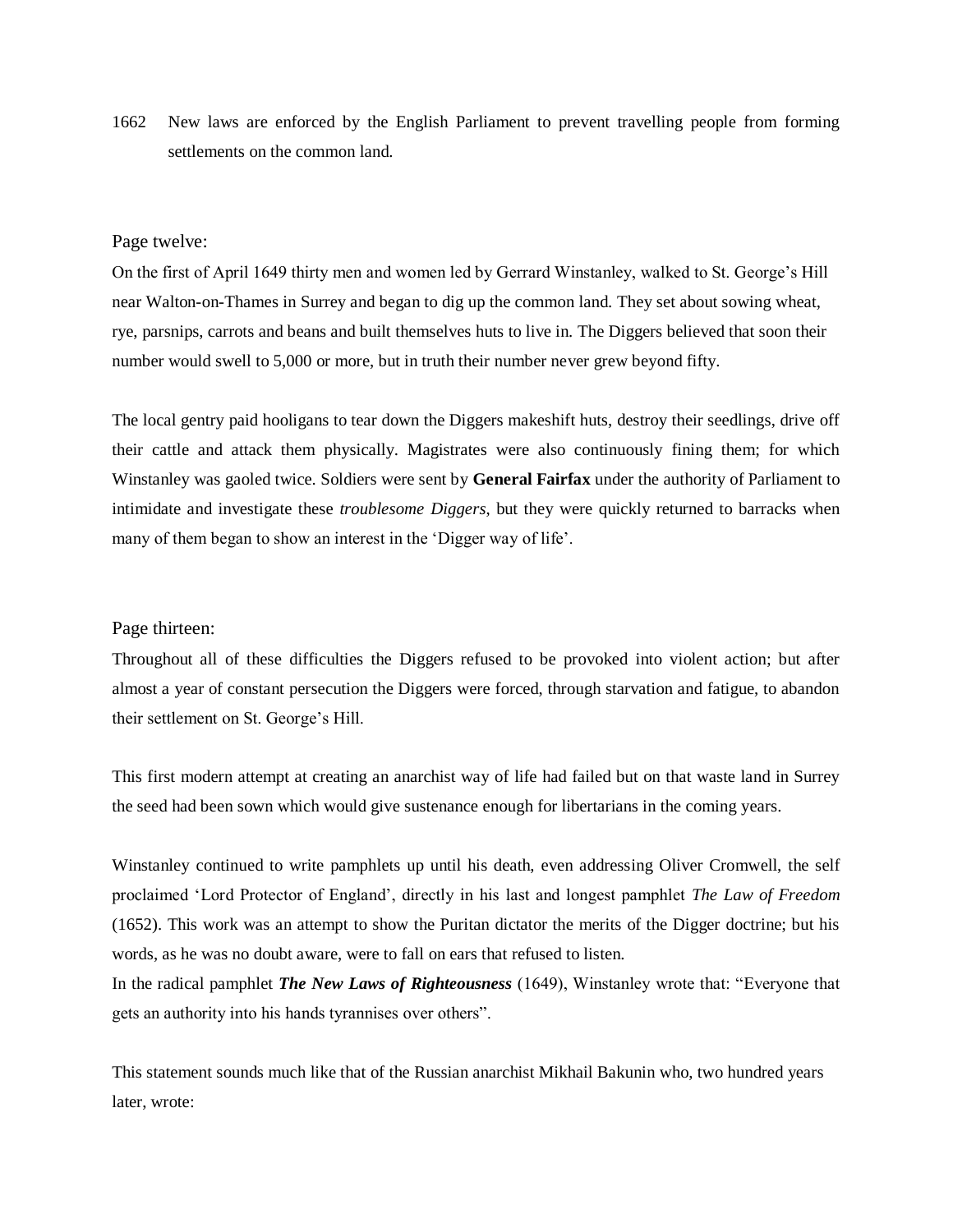1662 New laws are enforced by the English Parliament to prevent travelling people from forming settlements on the common land.

Page twelve:

On the first of April 1649 thirty men and women led by Gerrard Winstanley, walked to St. George's Hill near Walton-on-Thames in Surrey and began to dig up the common land. They set about sowing wheat, rye, parsnips, carrots and beans and built themselves huts to live in. The Diggers believed that soon their number would swell to 5,000 or more, but in truth their number never grew beyond fifty.

The local gentry paid hooligans to tear down the Diggers makeshift huts, destroy their seedlings, drive off their cattle and attack them physically. Magistrates were also continuously fining them; for which Winstanley was gaoled twice. Soldiers were sent by **General Fairfax** under the authority of Parliament to intimidate and investigate these *troublesome Diggers*, but they were quickly returned to barracks when many of them began to show an interest in the 'Digger way of life'.

Page thirteen:

Throughout all of these difficulties the Diggers refused to be provoked into violent action; but after almost a year of constant persecution the Diggers were forced, through starvation and fatigue, to abandon their settlement on St. George's Hill.

This first modern attempt at creating an anarchist way of life had failed but on that waste land in Surrey the seed had been sown which would give sustenance enough for libertarians in the coming years.

Winstanley continued to write pamphlets up until his death, even addressing Oliver Cromwell, the self proclaimed 'Lord Protector of England', directly in his last and longest pamphlet *The Law of Freedom* (1652). This work was an attempt to show the Puritan dictator the merits of the Digger doctrine; but his words, as he was no doubt aware, were to fall on ears that refused to listen.

In the radical pamphlet ***The New Laws of Righteousness*** (1649), Winstanley wrote that: "Everyone that gets an authority into his hands tyrannises over others".

This statement sounds much like that of the Russian anarchist Mikhail Bakunin who, two hundred years later, wrote: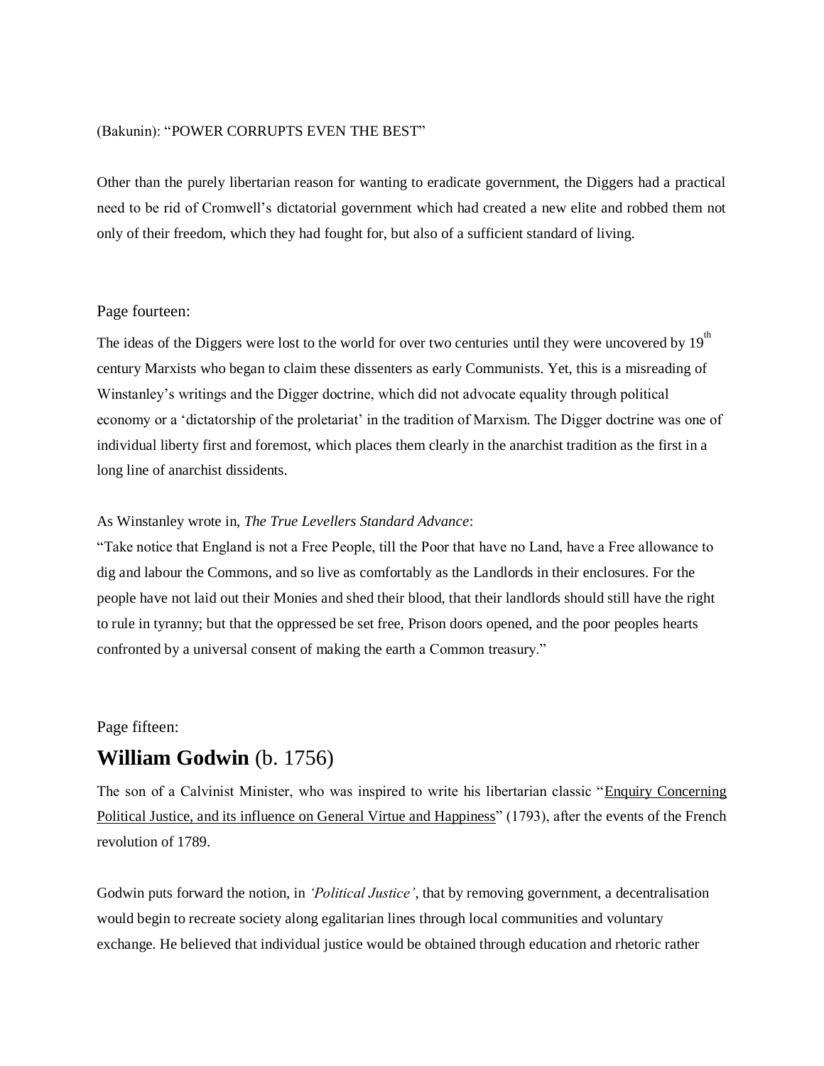(Bakunin): "POWER CORRUPTS EVEN THE BEST"

Other than the purely libertarian reason for wanting to eradicate government, the Diggers had a practical need to be rid of Cromwell's dictatorial government which had created a new elite and robbed them not only of their freedom, which they had fought for, but also of a sufficient standard of living.

Page fourteen:

The ideas of the Diggers were lost to the world for over two centuries until they were uncovered by 19th century Marxists who began to claim these dissenters as early Communists. Yet, this is a misreading of Winstanley's writings and the Digger doctrine, which did not advocate equality through political economy or a 'dictatorship of the proletariat' in the tradition of Marxism. The Digger doctrine was one of individual liberty first and foremost, which places them clearly in the anarchist tradition as the first in a long line of anarchist dissidents.

As Winstanley wrote in, *The True Levellers Standard Advance*:
"Take notice that England is not a Free People, till the Poor that have no Land, have a Free allowance to dig and labour the Commons, and so live as comfortably as the Landlords in their enclosures. For the people have not laid out their Monies and shed their blood, that their landlords should still have the right to rule in tyranny; but that the oppressed be set free, Prison doors opened, and the poor peoples hearts confronted by a universal consent of making the earth a Common treasury."

Page fifteen:

## **William Godwin** (b. 1756)

The son of a Calvinist Minister, who was inspired to write his libertarian classic "Enquiry Concerning Political Justice, and its influence on General Virtue and Happiness" (1793), after the events of the French revolution of 1789.

Godwin puts forward the notion, in *'Political Justice'*, that by removing government, a decentralisation would begin to recreate society along egalitarian lines through local communities and voluntary exchange. He believed that individual justice would be obtained through education and rhetoric rather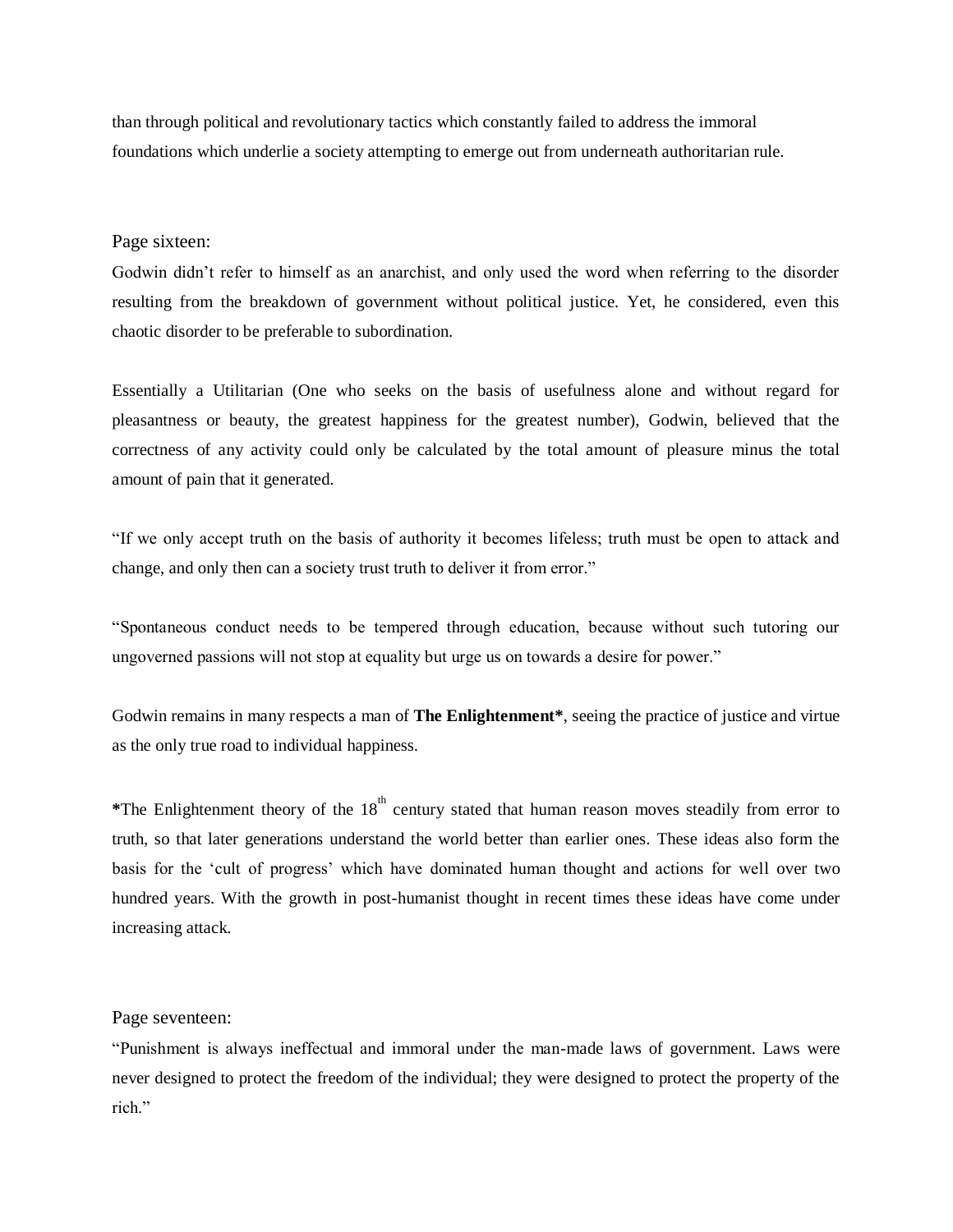than through political and revolutionary tactics which constantly failed to address the immoral foundations which underlie a society attempting to emerge out from underneath authoritarian rule.

Page sixteen:

Godwin didn't refer to himself as an anarchist, and only used the word when referring to the disorder resulting from the breakdown of government without political justice. Yet, he considered, even this chaotic disorder to be preferable to subordination.

Essentially a Utilitarian (One who seeks on the basis of usefulness alone and without regard for pleasantness or beauty, the greatest happiness for the greatest number), Godwin, believed that the correctness of any activity could only be calculated by the total amount of pleasure minus the total amount of pain that it generated.

"If we only accept truth on the basis of authority it becomes lifeless; truth must be open to attack and change, and only then can a society trust truth to deliver it from error."

"Spontaneous conduct needs to be tempered through education, because without such tutoring our ungoverned passions will not stop at equality but urge us on towards a desire for power."

Godwin remains in many respects a man of **The Enlightenment***, seeing the practice of justice and virtue as the only true road to individual happiness.

***The Enlightenment theory of the 18th century stated that human reason moves steadily from error to truth, so that later generations understand the world better than earlier ones. These ideas also form the basis for the 'cult of progress' which have dominated human thought and actions for well over two hundred years. With the growth in post-humanist thought in recent times these ideas have come under increasing attack.

Page seventeen:

"Punishment is always ineffectual and immoral under the man-made laws of government. Laws were never designed to protect the freedom of the individual; they were designed to protect the property of the rich."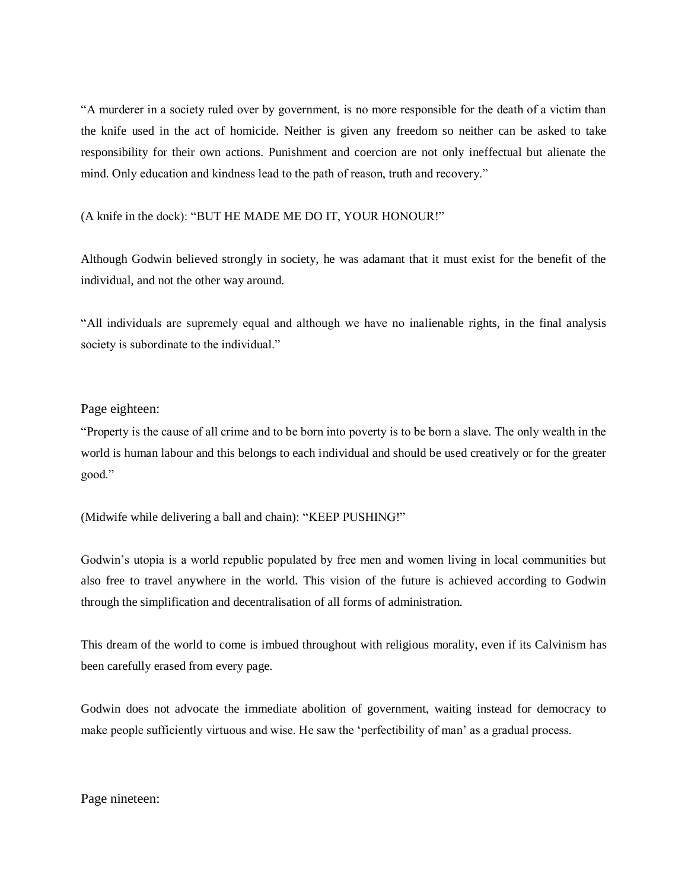“A murderer in a society ruled over by government, is no more responsible for the death of a victim than the knife used in the act of homicide. Neither is given any freedom so neither can be asked to take responsibility for their own actions. Punishment and coercion are not only ineffectual but alienate the mind. Only education and kindness lead to the path of reason, truth and recovery.”

(A knife in the dock): “BUT HE MADE ME DO IT, YOUR HONOUR!”

Although Godwin believed strongly in society, he was adamant that it must exist for the benefit of the individual, and not the other way around.

“All individuals are supremely equal and although we have no inalienable rights, in the final analysis society is subordinate to the individual.”

Page eighteen:

“Property is the cause of all crime and to be born into poverty is to be born a slave. The only wealth in the world is human labour and this belongs to each individual and should be used creatively or for the greater good.”

(Midwife while delivering a ball and chain): “KEEP PUSHING!”

Godwin’s utopia is a world republic populated by free men and women living in local communities but also free to travel anywhere in the world. This vision of the future is achieved according to Godwin through the simplification and decentralisation of all forms of administration.

This dream of the world to come is imbued throughout with religious morality, even if its Calvinism has been carefully erased from every page.

Godwin does not advocate the immediate abolition of government, waiting instead for democracy to make people sufficiently virtuous and wise. He saw the ‘perfectibility of man’ as a gradual process.

Page nineteen: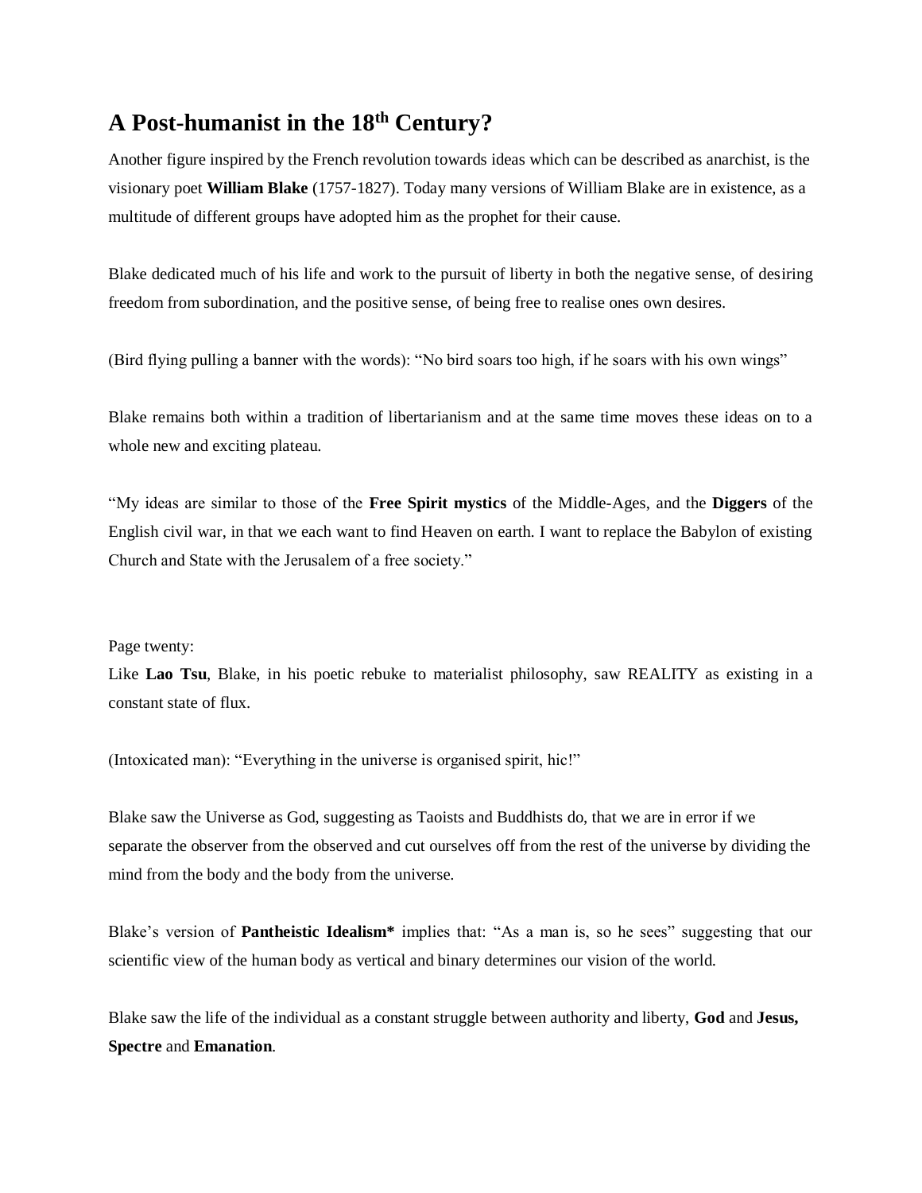## A Post-humanist in the 18th Century?

Another figure inspired by the French revolution towards ideas which can be described as anarchist, is the visionary poet **William Blake** (1757-1827). Today many versions of William Blake are in existence, as a multitude of different groups have adopted him as the prophet for their cause.

Blake dedicated much of his life and work to the pursuit of liberty in both the negative sense, of desiring freedom from subordination, and the positive sense, of being free to realise ones own desires.

(Bird flying pulling a banner with the words): "No bird soars too high, if he soars with his own wings"

Blake remains both within a tradition of libertarianism and at the same time moves these ideas on to a whole new and exciting plateau.

"My ideas are similar to those of the **Free Spirit mystics** of the Middle-Ages, and the **Diggers** of the English civil war, in that we each want to find Heaven on earth. I want to replace the Babylon of existing Church and State with the Jerusalem of a free society."

Page twenty:

Like **Lao Tsu**, Blake, in his poetic rebuke to materialist philosophy, saw REALITY as existing in a constant state of flux.

(Intoxicated man): "Everything in the universe is organised spirit, hic!"

Blake saw the Universe as God, suggesting as Taoists and Buddhists do, that we are in error if we separate the observer from the observed and cut ourselves off from the rest of the universe by dividing the mind from the body and the body from the universe.

Blake's version of **Pantheistic Idealism*** implies that: "As a man is, so he sees" suggesting that our scientific view of the human body as vertical and binary determines our vision of the world.

Blake saw the life of the individual as a constant struggle between authority and liberty, **God** and **Jesus, Spectre** and **Emanation**.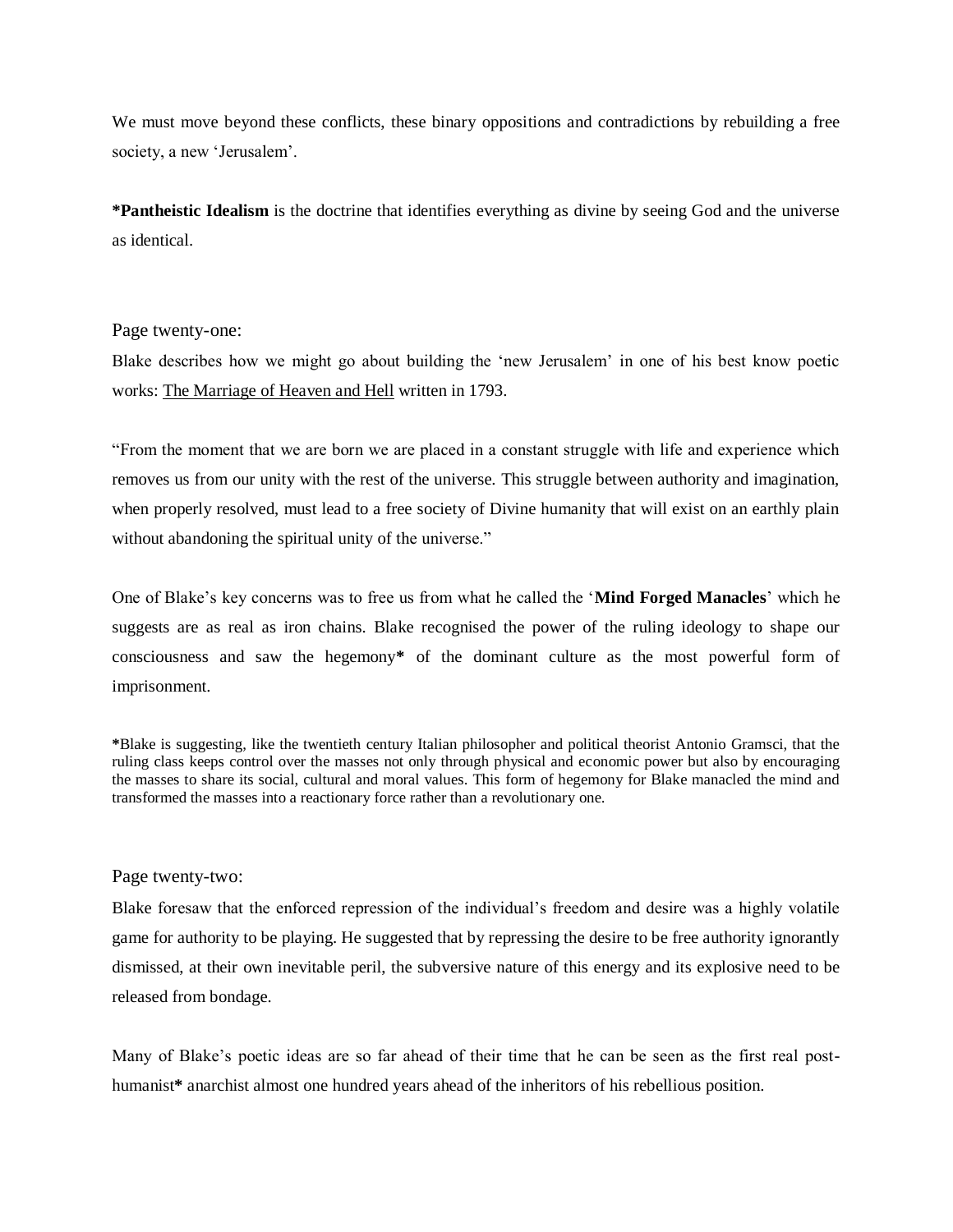We must move beyond these conflicts, these binary oppositions and contradictions by rebuilding a free society, a new 'Jerusalem'.

***Pantheistic Idealism** is the doctrine that identifies everything as divine by seeing God and the universe as identical.

Page twenty-one:

Blake describes how we might go about building the 'new Jerusalem' in one of his best know poetic works: <u>The Marriage of Heaven and Hell</u> written in 1793.

"From the moment that we are born we are placed in a constant struggle with life and experience which removes us from our unity with the rest of the universe. This struggle between authority and imagination, when properly resolved, must lead to a free society of Divine humanity that will exist on an earthly plain without abandoning the spiritual unity of the universe."

One of Blake's key concerns was to free us from what he called the '**Mind Forged Manacles**' which he suggests are as real as iron chains. Blake recognised the power of the ruling ideology to shape our consciousness and saw the hegemony* of the dominant culture as the most powerful form of imprisonment.

*Blake is suggesting, like the twentieth century Italian philosopher and political theorist Antonio Gramsci, that the ruling class keeps control over the masses not only through physical and economic power but also by encouraging the masses to share its social, cultural and moral values. This form of hegemony for Blake manacled the mind and transformed the masses into a reactionary force rather than a revolutionary one.

Page twenty-two:

Blake foresaw that the enforced repression of the individual's freedom and desire was a highly volatile game for authority to be playing. He suggested that by repressing the desire to be free authority ignorantly dismissed, at their own inevitable peril, the subversive nature of this energy and its explosive need to be released from bondage.

Many of Blake's poetic ideas are so far ahead of their time that he can be seen as the first real post-humanist* anarchist almost one hundred years ahead of the inheritors of his rebellious position.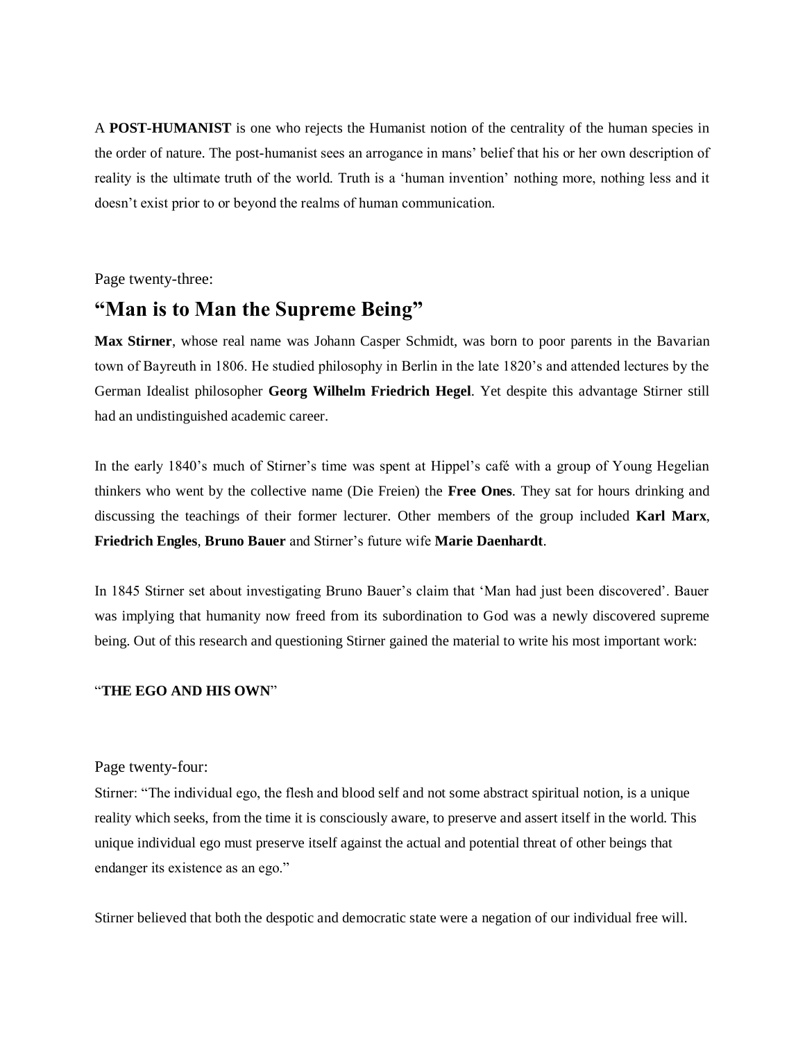A **POST-HUMANIST** is one who rejects the Humanist notion of the centrality of the human species in the order of nature. The post-humanist sees an arrogance in mans' belief that his or her own description of reality is the ultimate truth of the world. Truth is a 'human invention' nothing more, nothing less and it doesn't exist prior to or beyond the realms of human communication.

Page twenty-three:

## "Man is to Man the Supreme Being"

**Max Stirner**, whose real name was Johann Casper Schmidt, was born to poor parents in the Bavarian town of Bayreuth in 1806. He studied philosophy in Berlin in the late 1820's and attended lectures by the German Idealist philosopher **Georg Wilhelm Friedrich Hegel**. Yet despite this advantage Stirner still had an undistinguished academic career.

In the early 1840's much of Stirner's time was spent at Hippel's café with a group of Young Hegelian thinkers who went by the collective name (Die Freien) the **Free Ones**. They sat for hours drinking and discussing the teachings of their former lecturer. Other members of the group included **Karl Marx**, **Friedrich Engles**, **Bruno Bauer** and Stirner's future wife **Marie Daenhardt**.

In 1845 Stirner set about investigating Bruno Bauer's claim that 'Man had just been discovered'. Bauer was implying that humanity now freed from its subordination to God was a newly discovered supreme being. Out of this research and questioning Stirner gained the material to write his most important work:

"**THE EGO AND HIS OWN**"

Page twenty-four:

Stirner: "The individual ego, the flesh and blood self and not some abstract spiritual notion, is a unique reality which seeks, from the time it is consciously aware, to preserve and assert itself in the world. This unique individual ego must preserve itself against the actual and potential threat of other beings that endanger its existence as an ego."

Stirner believed that both the despotic and democratic state were a negation of our individual free will.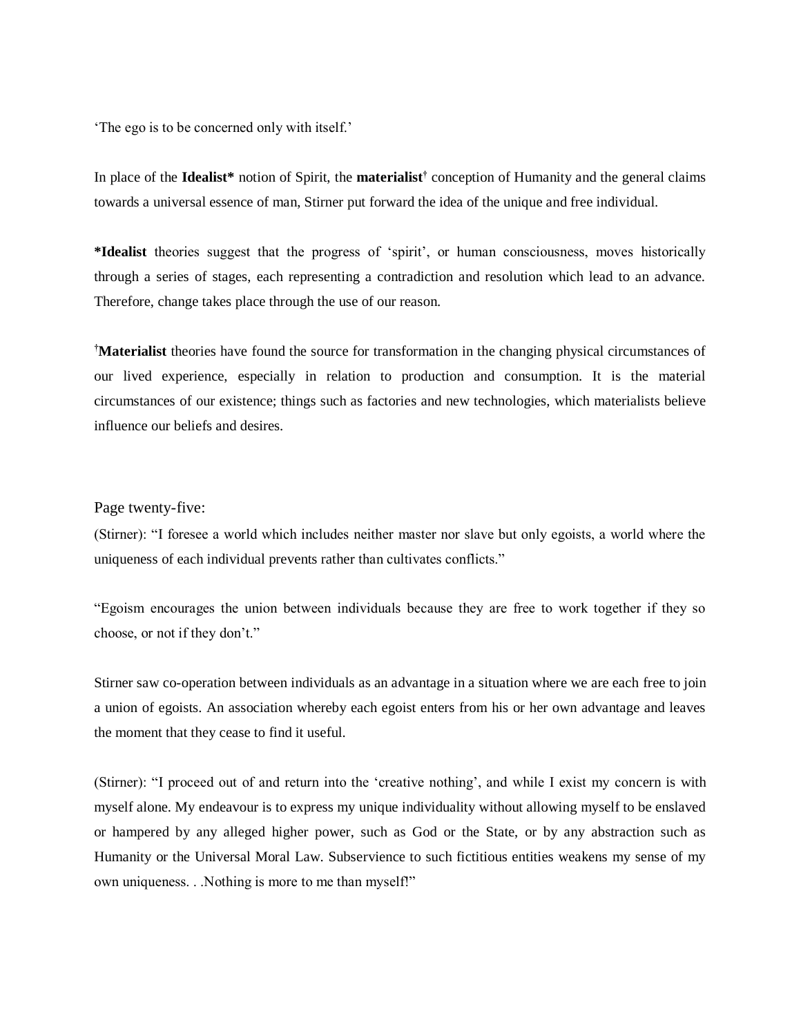'The ego is to be concerned only with itself.'

In place of the **Idealist*** notion of Spirit, the **materialist**† conception of Humanity and the general claims towards a universal essence of man, Stirner put forward the idea of the unique and free individual.

***Idealist** theories suggest that the progress of 'spirit', or human consciousness, moves historically through a series of stages, each representing a contradiction and resolution which lead to an advance. Therefore, change takes place through the use of our reason.

†**Materialist** theories have found the source for transformation in the changing physical circumstances of our lived experience, especially in relation to production and consumption. It is the material circumstances of our existence; things such as factories and new technologies, which materialists believe influence our beliefs and desires.

Page twenty-five:

(Stirner): "I foresee a world which includes neither master nor slave but only egoists, a world where the uniqueness of each individual prevents rather than cultivates conflicts."

"Egoism encourages the union between individuals because they are free to work together if they so choose, or not if they don't."

Stirner saw co-operation between individuals as an advantage in a situation where we are each free to join a union of egoists. An association whereby each egoist enters from his or her own advantage and leaves the moment that they cease to find it useful.

(Stirner): "I proceed out of and return into the 'creative nothing', and while I exist my concern is with myself alone. My endeavour is to express my unique individuality without allowing myself to be enslaved or hampered by any alleged higher power, such as God or the State, or by any abstraction such as Humanity or the Universal Moral Law. Subservience to such fictitious entities weakens my sense of my own uniqueness. . .Nothing is more to me than myself!"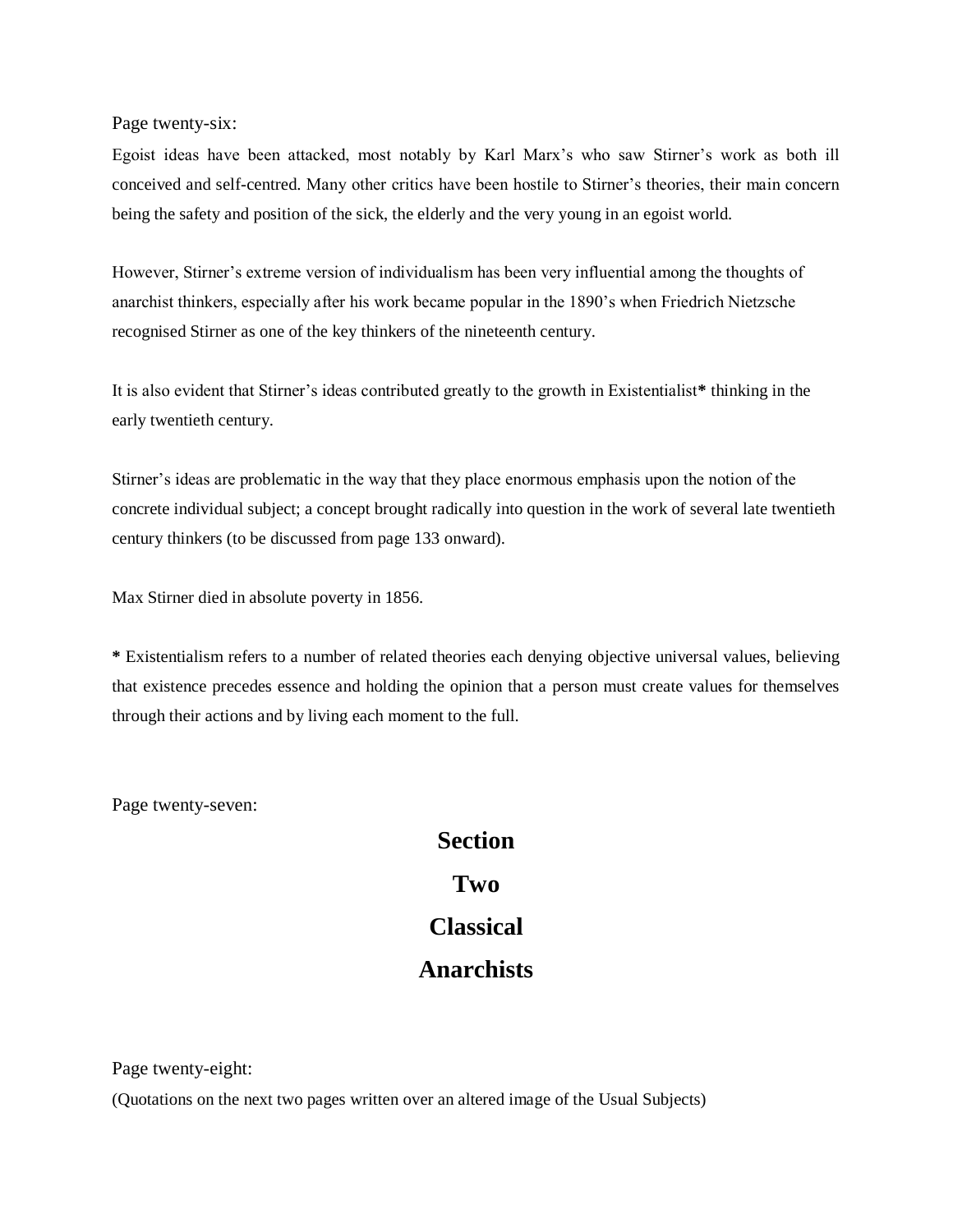Page twenty-six:

Egoist ideas have been attacked, most notably by Karl Marx's who saw Stirner's work as both ill conceived and self-centred. Many other critics have been hostile to Stirner's theories, their main concern being the safety and position of the sick, the elderly and the very young in an egoist world.

However, Stirner's extreme version of individualism has been very influential among the thoughts of anarchist thinkers, especially after his work became popular in the 1890's when Friedrich Nietzsche recognised Stirner as one of the key thinkers of the nineteenth century.

It is also evident that Stirner's ideas contributed greatly to the growth in Existentialist**\*** thinking in the early twentieth century.

Stirner's ideas are problematic in the way that they place enormous emphasis upon the notion of the concrete individual subject; a concept brought radically into question in the work of several late twentieth century thinkers (to be discussed from page 133 onward).

Max Stirner died in absolute poverty in 1856.

**\*** Existentialism refers to a number of related theories each denying objective universal values, believing that existence precedes essence and holding the opinion that a person must create values for themselves through their actions and by living each moment to the full.

Page twenty-seven:

# Section
# Two
# Classical
# Anarchists

Page twenty-eight:

(Quotations on the next two pages written over an altered image of the Usual Subjects)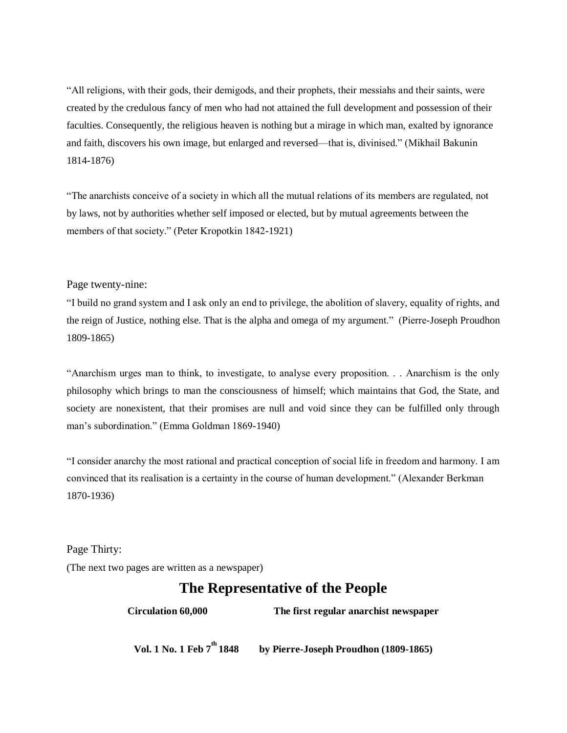"All religions, with their gods, their demigods, and their prophets, their messiahs and their saints, were created by the credulous fancy of men who had not attained the full development and possession of their faculties. Consequently, the religious heaven is nothing but a mirage in which man, exalted by ignorance and faith, discovers his own image, but enlarged and reversed—that is, divinised." (Mikhail Bakunin 1814-1876)

"The anarchists conceive of a society in which all the mutual relations of its members are regulated, not by laws, not by authorities whether self imposed or elected, but by mutual agreements between the members of that society." (Peter Kropotkin 1842-1921)

Page twenty-nine:

"I build no grand system and I ask only an end to privilege, the abolition of slavery, equality of rights, and the reign of Justice, nothing else. That is the alpha and omega of my argument." (Pierre-Joseph Proudhon 1809-1865)

"Anarchism urges man to think, to investigate, to analyse every proposition. . . Anarchism is the only philosophy which brings to man the consciousness of himself; which maintains that God, the State, and society are nonexistent, that their promises are null and void since they can be fulfilled only through man's subordination." (Emma Goldman 1869-1940)

"I consider anarchy the most rational and practical conception of social life in freedom and harmony. I am convinced that its realisation is a certainty in the course of human development." (Alexander Berkman 1870-1936)

Page Thirty:

(The next two pages are written as a newspaper)

# The Representative of the People

**Circulation 60,000** **The first regular anarchist newspaper**

**Vol. 1 No. 1 Feb 7th 1848** **by Pierre-Joseph Proudhon (1809-1865)**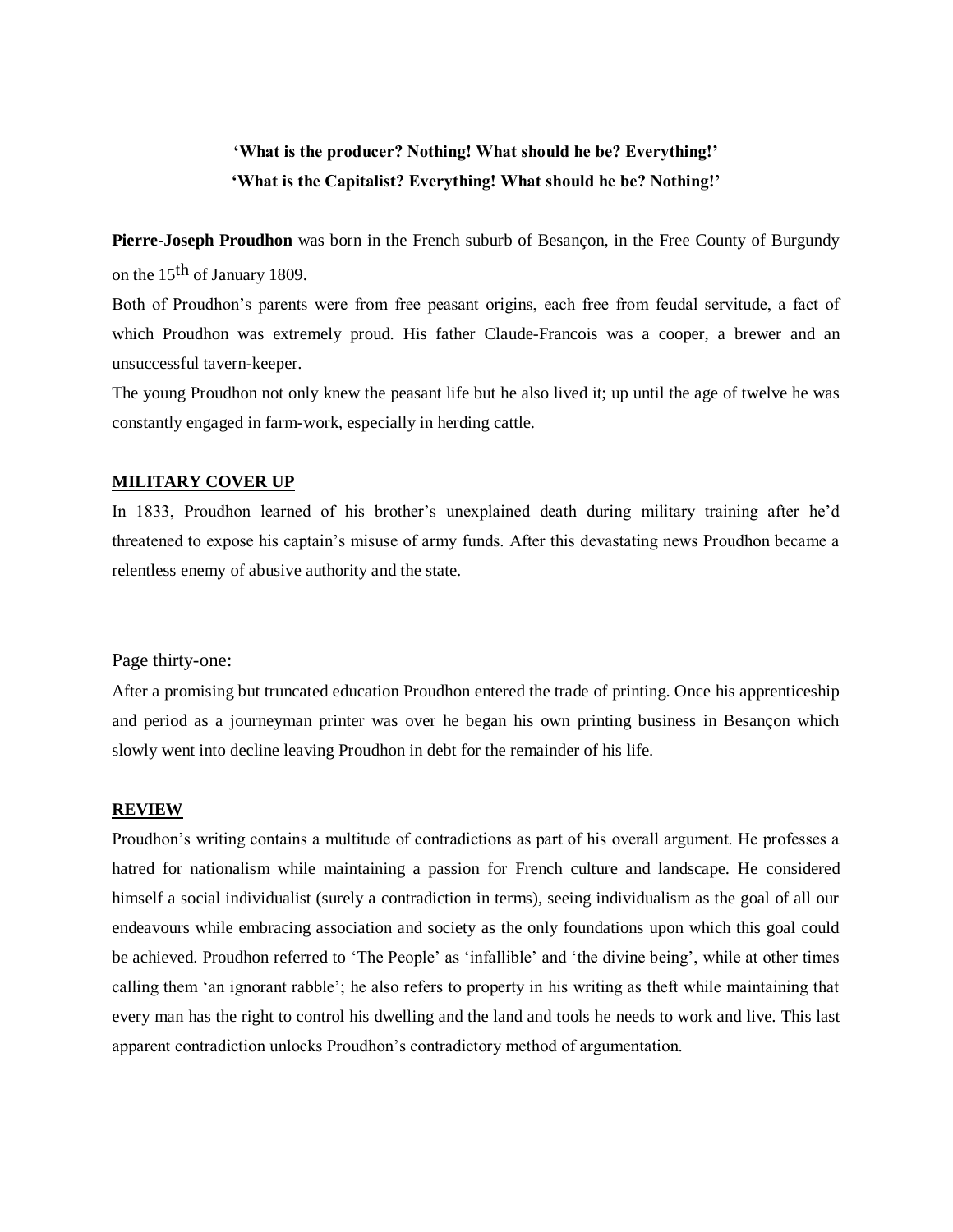**'What is the producer? Nothing! What should he be? Everything!'**
**'What is the Capitalist? Everything! What should he be? Nothing!'**

**Pierre-Joseph Proudhon** was born in the French suburb of Besançon, in the Free County of Burgundy on the 15th of January 1809.

Both of Proudhon's parents were from free peasant origins, each free from feudal servitude, a fact of which Proudhon was extremely proud. His father Claude-Francois was a cooper, a brewer and an unsuccessful tavern-keeper.

The young Proudhon not only knew the peasant life but he also lived it; up until the age of twelve he was constantly engaged in farm-work, especially in herding cattle.

**MILITARY COVER UP**

In 1833, Proudhon learned of his brother's unexplained death during military training after he'd threatened to expose his captain's misuse of army funds. After this devastating news Proudhon became a relentless enemy of abusive authority and the state.

Page thirty-one:

After a promising but truncated education Proudhon entered the trade of printing. Once his apprenticeship and period as a journeyman printer was over he began his own printing business in Besançon which slowly went into decline leaving Proudhon in debt for the remainder of his life.

**REVIEW**

Proudhon's writing contains a multitude of contradictions as part of his overall argument. He professes a hatred for nationalism while maintaining a passion for French culture and landscape. He considered himself a social individualist (surely a contradiction in terms), seeing individualism as the goal of all our endeavours while embracing association and society as the only foundations upon which this goal could be achieved. Proudhon referred to 'The People' as 'infallible' and 'the divine being', while at other times calling them 'an ignorant rabble'; he also refers to property in his writing as theft while maintaining that every man has the right to control his dwelling and the land and tools he needs to work and live. This last apparent contradiction unlocks Proudhon's contradictory method of argumentation.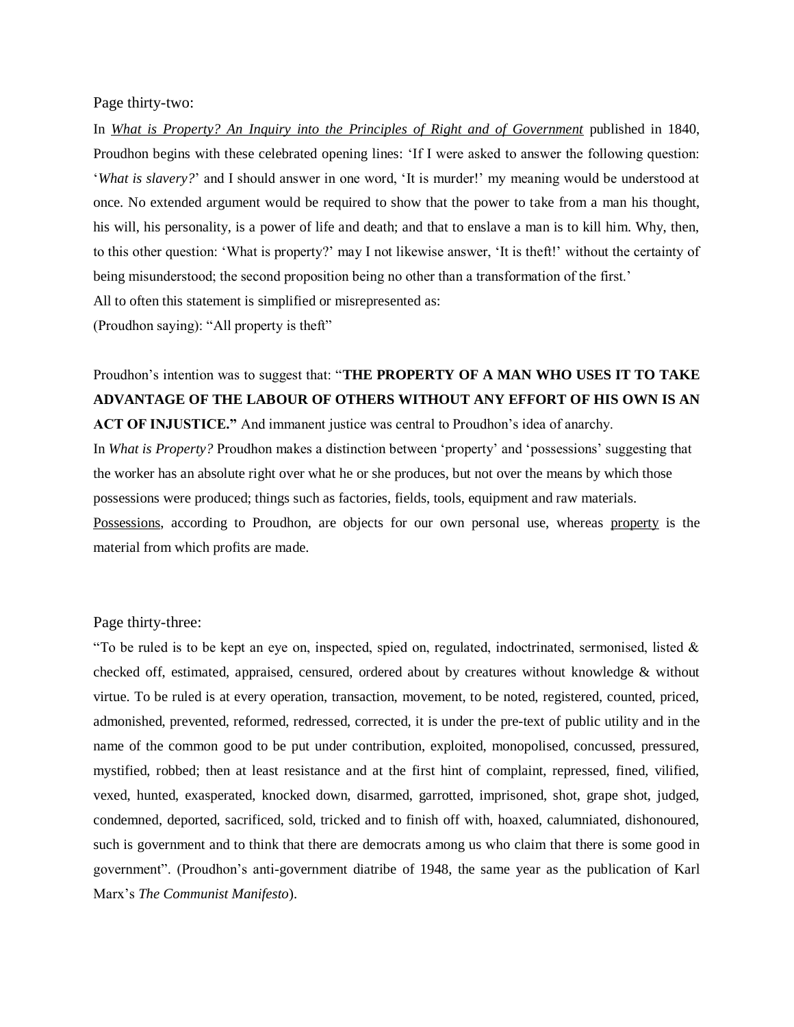Page thirty-two:

In *What is Property? An Inquiry into the Principles of Right and of Government* published in 1840, Proudhon begins with these celebrated opening lines: 'If I were asked to answer the following question: '*What is slavery?*' and I should answer in one word, 'It is murder!' my meaning would be understood at once. No extended argument would be required to show that the power to take from a man his thought, his will, his personality, is a power of life and death; and that to enslave a man is to kill him. Why, then, to this other question: 'What is property?' may I not likewise answer, 'It is theft!' without the certainty of being misunderstood; the second proposition being no other than a transformation of the first.'

All to often this statement is simplified or misrepresented as:

(Proudhon saying): "All property is theft"

Proudhon's intention was to suggest that: "**THE PROPERTY OF A MAN WHO USES IT TO TAKE ADVANTAGE OF THE LABOUR OF OTHERS WITHOUT ANY EFFORT OF HIS OWN IS AN ACT OF INJUSTICE."** And immanent justice was central to Proudhon's idea of anarchy.

In *What is Property?* Proudhon makes a distinction between 'property' and 'possessions' suggesting that the worker has an absolute right over what he or she produces, but not over the means by which those possessions were produced; things such as factories, fields, tools, equipment and raw materials.

Possessions, according to Proudhon, are objects for our own personal use, whereas property is the material from which profits are made.

Page thirty-three:

"To be ruled is to be kept an eye on, inspected, spied on, regulated, indoctrinated, sermonised, listed & checked off, estimated, appraised, censured, ordered about by creatures without knowledge & without virtue. To be ruled is at every operation, transaction, movement, to be noted, registered, counted, priced, admonished, prevented, reformed, redressed, corrected, it is under the pre-text of public utility and in the name of the common good to be put under contribution, exploited, monopolised, concussed, pressured, mystified, robbed; then at least resistance and at the first hint of complaint, repressed, fined, vilified, vexed, hunted, exasperated, knocked down, disarmed, garrotted, imprisoned, shot, grape shot, judged, condemned, deported, sacrificed, sold, tricked and to finish off with, hoaxed, calumniated, dishonoured, such is government and to think that there are democrats among us who claim that there is some good in government". (Proudhon's anti-government diatribe of 1948, the same year as the publication of Karl Marx's *The Communist Manifesto*).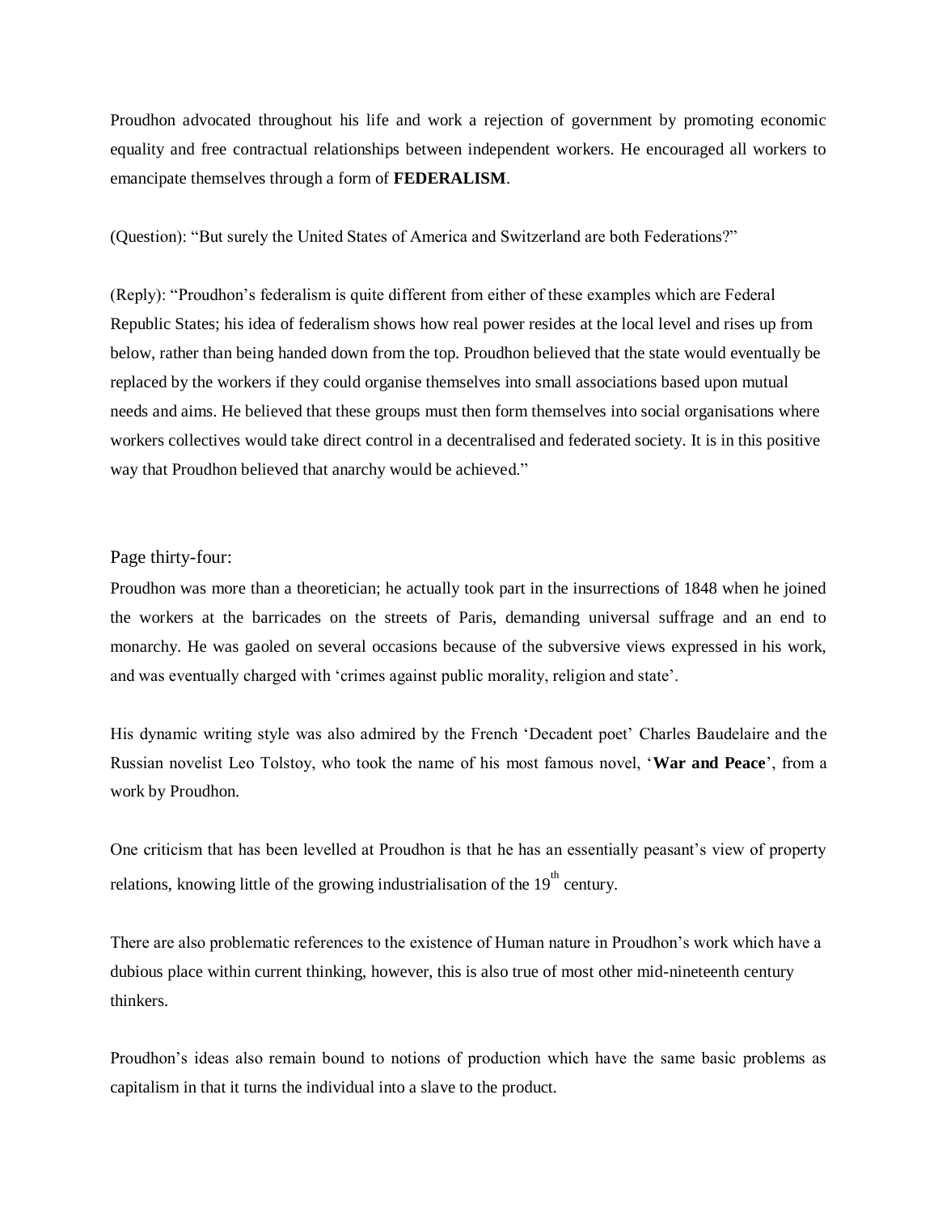Proudhon advocated throughout his life and work a rejection of government by promoting economic equality and free contractual relationships between independent workers. He encouraged all workers to emancipate themselves through a form of **FEDERALISM**.

(Question): "But surely the United States of America and Switzerland are both Federations?"

(Reply): "Proudhon's federalism is quite different from either of these examples which are Federal Republic States; his idea of federalism shows how real power resides at the local level and rises up from below, rather than being handed down from the top. Proudhon believed that the state would eventually be replaced by the workers if they could organise themselves into small associations based upon mutual needs and aims. He believed that these groups must then form themselves into social organisations where workers collectives would take direct control in a decentralised and federated society. It is in this positive way that Proudhon believed that anarchy would be achieved."

Page thirty-four:

Proudhon was more than a theoretician; he actually took part in the insurrections of 1848 when he joined the workers at the barricades on the streets of Paris, demanding universal suffrage and an end to monarchy. He was gaoled on several occasions because of the subversive views expressed in his work, and was eventually charged with 'crimes against public morality, religion and state'.

His dynamic writing style was also admired by the French 'Decadent poet' Charles Baudelaire and the Russian novelist Leo Tolstoy, who took the name of his most famous novel, '**War and Peace**', from a work by Proudhon.

One criticism that has been levelled at Proudhon is that he has an essentially peasant's view of property relations, knowing little of the growing industrialisation of the 19th century.

There are also problematic references to the existence of Human nature in Proudhon's work which have a dubious place within current thinking, however, this is also true of most other mid-nineteenth century thinkers.

Proudhon's ideas also remain bound to notions of production which have the same basic problems as capitalism in that it turns the individual into a slave to the product.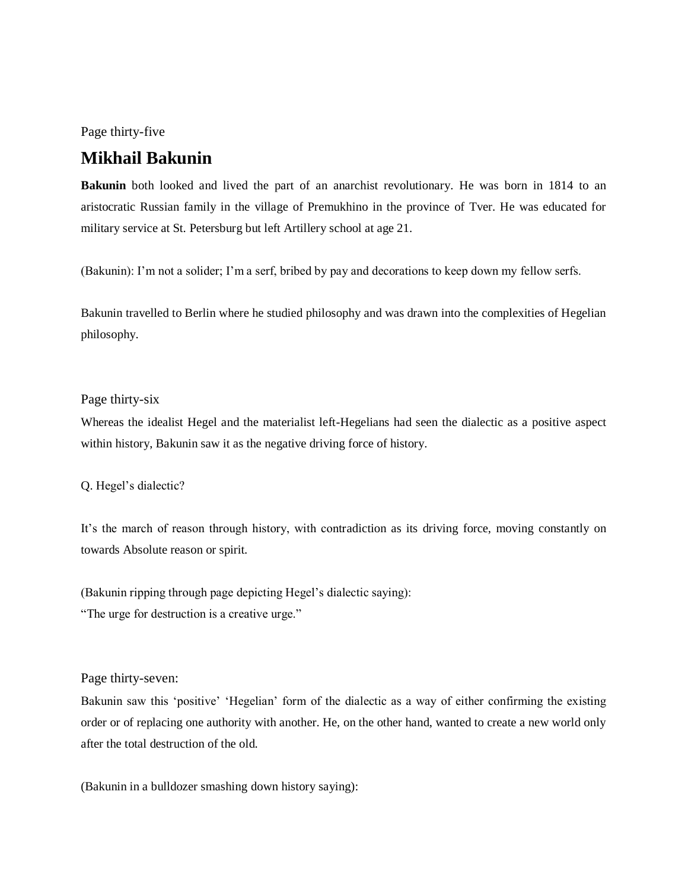Page thirty-five

## Mikhail Bakunin

**Bakunin** both looked and lived the part of an anarchist revolutionary. He was born in 1814 to an aristocratic Russian family in the village of Premukhino in the province of Tver. He was educated for military service at St. Petersburg but left Artillery school at age 21.

(Bakunin): I'm not a solider; I'm a serf, bribed by pay and decorations to keep down my fellow serfs.

Bakunin travelled to Berlin where he studied philosophy and was drawn into the complexities of Hegelian philosophy.

Page thirty-six

Whereas the idealist Hegel and the materialist left-Hegelians had seen the dialectic as a positive aspect within history, Bakunin saw it as the negative driving force of history.

Q. Hegel's dialectic?

It's the march of reason through history, with contradiction as its driving force, moving constantly on towards Absolute reason or spirit.

(Bakunin ripping through page depicting Hegel's dialectic saying):
"The urge for destruction is a creative urge."

Page thirty-seven:

Bakunin saw this 'positive' 'Hegelian' form of the dialectic as a way of either confirming the existing order or of replacing one authority with another. He, on the other hand, wanted to create a new world only after the total destruction of the old.

(Bakunin in a bulldozer smashing down history saying):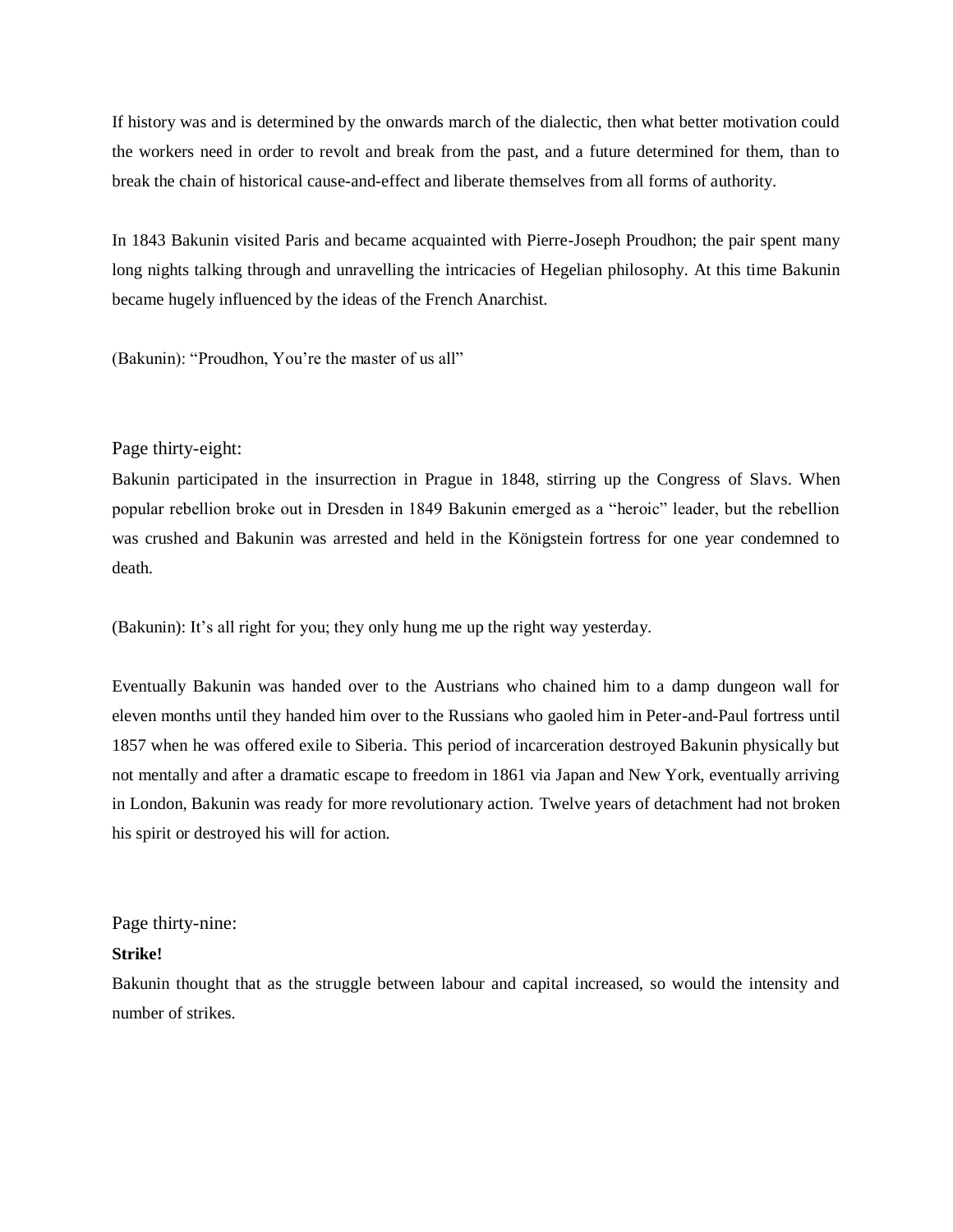If history was and is determined by the onwards march of the dialectic, then what better motivation could the workers need in order to revolt and break from the past, and a future determined for them, than to break the chain of historical cause-and-effect and liberate themselves from all forms of authority.

In 1843 Bakunin visited Paris and became acquainted with Pierre-Joseph Proudhon; the pair spent many long nights talking through and unravelling the intricacies of Hegelian philosophy. At this time Bakunin became hugely influenced by the ideas of the French Anarchist.

(Bakunin): "Proudhon, You're the master of us all"

Page thirty-eight:

Bakunin participated in the insurrection in Prague in 1848, stirring up the Congress of Slavs. When popular rebellion broke out in Dresden in 1849 Bakunin emerged as a "heroic" leader, but the rebellion was crushed and Bakunin was arrested and held in the Königstein fortress for one year condemned to death.

(Bakunin): It's all right for you; they only hung me up the right way yesterday.

Eventually Bakunin was handed over to the Austrians who chained him to a damp dungeon wall for eleven months until they handed him over to the Russians who gaoled him in Peter-and-Paul fortress until 1857 when he was offered exile to Siberia. This period of incarceration destroyed Bakunin physically but not mentally and after a dramatic escape to freedom in 1861 via Japan and New York, eventually arriving in London, Bakunin was ready for more revolutionary action. Twelve years of detachment had not broken his spirit or destroyed his will for action.

Page thirty-nine:

**Strike!**

Bakunin thought that as the struggle between labour and capital increased, so would the intensity and number of strikes.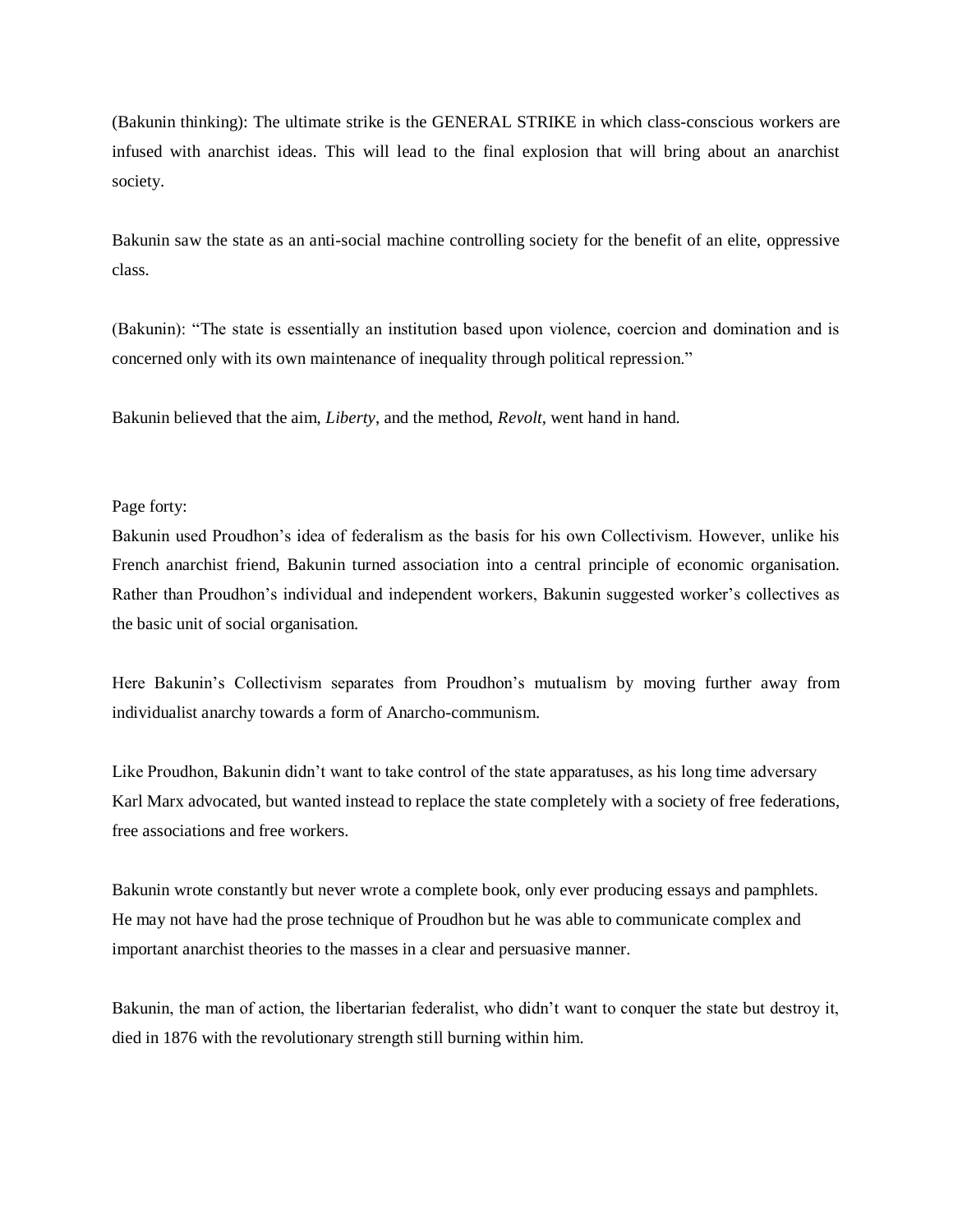(Bakunin thinking): The ultimate strike is the GENERAL STRIKE in which class-conscious workers are infused with anarchist ideas. This will lead to the final explosion that will bring about an anarchist society.

Bakunin saw the state as an anti-social machine controlling society for the benefit of an elite, oppressive class.

(Bakunin): "The state is essentially an institution based upon violence, coercion and domination and is concerned only with its own maintenance of inequality through political repression."

Bakunin believed that the aim, *Liberty*, and the method, *Revolt*, went hand in hand.

Page forty:
Bakunin used Proudhon's idea of federalism as the basis for his own Collectivism. However, unlike his French anarchist friend, Bakunin turned association into a central principle of economic organisation. Rather than Proudhon's individual and independent workers, Bakunin suggested worker's collectives as the basic unit of social organisation.

Here Bakunin's Collectivism separates from Proudhon's mutualism by moving further away from individualist anarchy towards a form of Anarcho-communism.

Like Proudhon, Bakunin didn't want to take control of the state apparatuses, as his long time adversary Karl Marx advocated, but wanted instead to replace the state completely with a society of free federations, free associations and free workers.

Bakunin wrote constantly but never wrote a complete book, only ever producing essays and pamphlets. He may not have had the prose technique of Proudhon but he was able to communicate complex and important anarchist theories to the masses in a clear and persuasive manner.

Bakunin, the man of action, the libertarian federalist, who didn't want to conquer the state but destroy it, died in 1876 with the revolutionary strength still burning within him.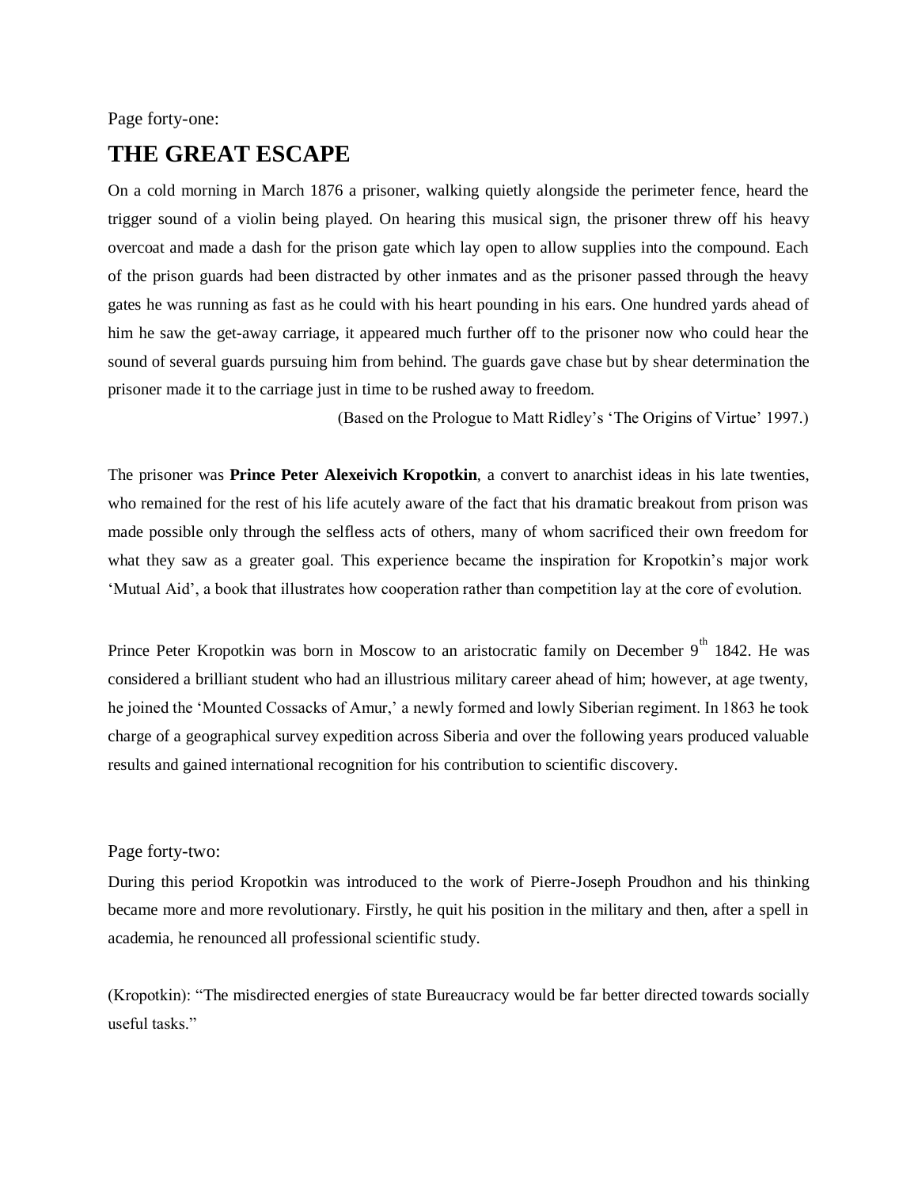Page forty-one:

# THE GREAT ESCAPE

On a cold morning in March 1876 a prisoner, walking quietly alongside the perimeter fence, heard the trigger sound of a violin being played. On hearing this musical sign, the prisoner threw off his heavy overcoat and made a dash for the prison gate which lay open to allow supplies into the compound. Each of the prison guards had been distracted by other inmates and as the prisoner passed through the heavy gates he was running as fast as he could with his heart pounding in his ears. One hundred yards ahead of him he saw the get-away carriage, it appeared much further off to the prisoner now who could hear the sound of several guards pursuing him from behind. The guards gave chase but by shear determination the prisoner made it to the carriage just in time to be rushed away to freedom.

(Based on the Prologue to Matt Ridley's 'The Origins of Virtue' 1997.)

The prisoner was **Prince Peter Alexeivich Kropotkin**, a convert to anarchist ideas in his late twenties, who remained for the rest of his life acutely aware of the fact that his dramatic breakout from prison was made possible only through the selfless acts of others, many of whom sacrificed their own freedom for what they saw as a greater goal. This experience became the inspiration for Kropotkin's major work 'Mutual Aid', a book that illustrates how cooperation rather than competition lay at the core of evolution.

Prince Peter Kropotkin was born in Moscow to an aristocratic family on December 9th 1842. He was considered a brilliant student who had an illustrious military career ahead of him; however, at age twenty, he joined the 'Mounted Cossacks of Amur,' a newly formed and lowly Siberian regiment. In 1863 he took charge of a geographical survey expedition across Siberia and over the following years produced valuable results and gained international recognition for his contribution to scientific discovery.

Page forty-two:

During this period Kropotkin was introduced to the work of Pierre-Joseph Proudhon and his thinking became more and more revolutionary. Firstly, he quit his position in the military and then, after a spell in academia, he renounced all professional scientific study.

(Kropotkin): "The misdirected energies of state Bureaucracy would be far better directed towards socially useful tasks."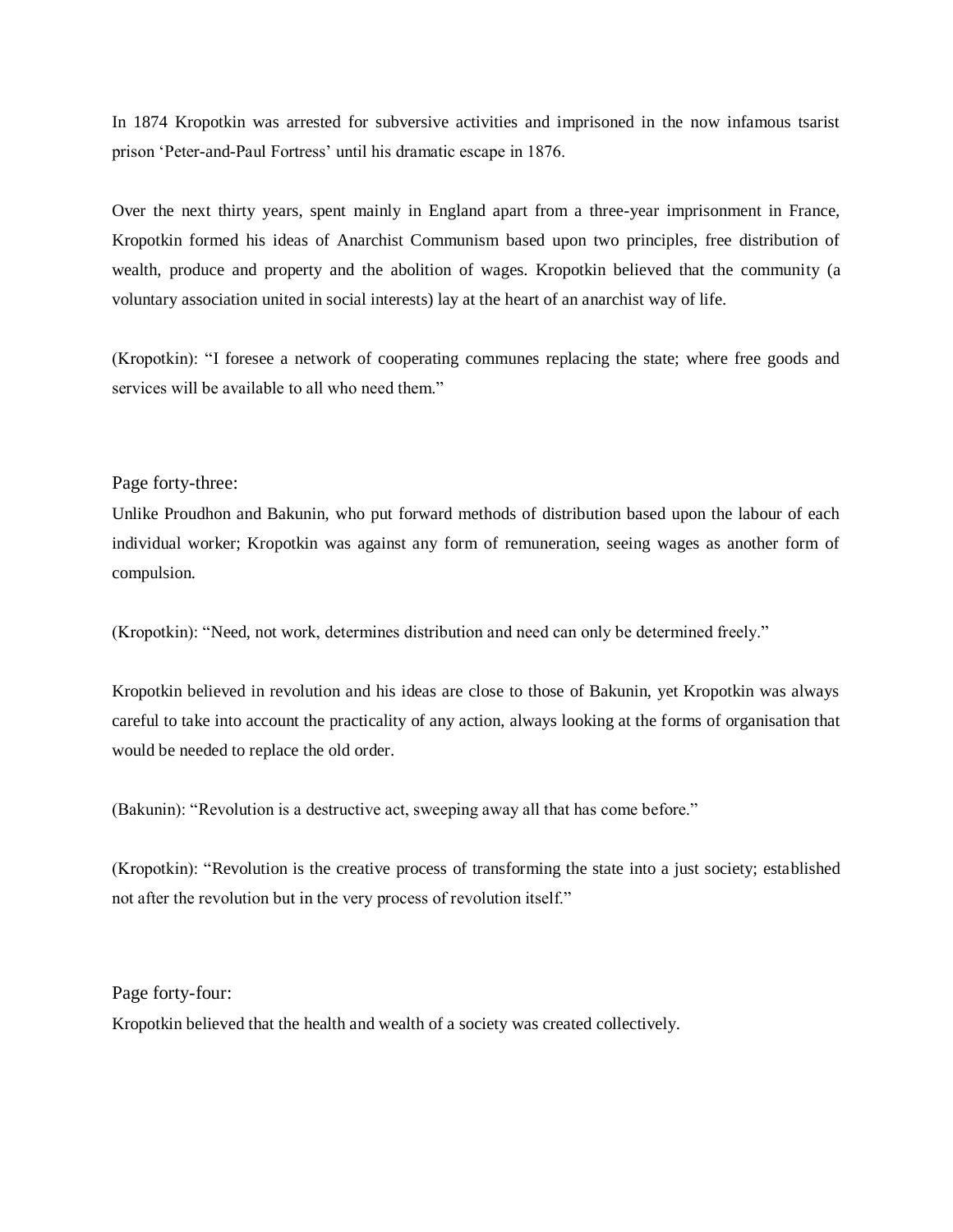In 1874 Kropotkin was arrested for subversive activities and imprisoned in the now infamous tsarist prison 'Peter-and-Paul Fortress' until his dramatic escape in 1876.

Over the next thirty years, spent mainly in England apart from a three-year imprisonment in France, Kropotkin formed his ideas of Anarchist Communism based upon two principles, free distribution of wealth, produce and property and the abolition of wages. Kropotkin believed that the community (a voluntary association united in social interests) lay at the heart of an anarchist way of life.

(Kropotkin): "I foresee a network of cooperating communes replacing the state; where free goods and services will be available to all who need them."

Page forty-three:

Unlike Proudhon and Bakunin, who put forward methods of distribution based upon the labour of each individual worker; Kropotkin was against any form of remuneration, seeing wages as another form of compulsion.

(Kropotkin): "Need, not work, determines distribution and need can only be determined freely."

Kropotkin believed in revolution and his ideas are close to those of Bakunin, yet Kropotkin was always careful to take into account the practicality of any action, always looking at the forms of organisation that would be needed to replace the old order.

(Bakunin): "Revolution is a destructive act, sweeping away all that has come before."

(Kropotkin): "Revolution is the creative process of transforming the state into a just society; established not after the revolution but in the very process of revolution itself."

Page forty-four:

Kropotkin believed that the health and wealth of a society was created collectively.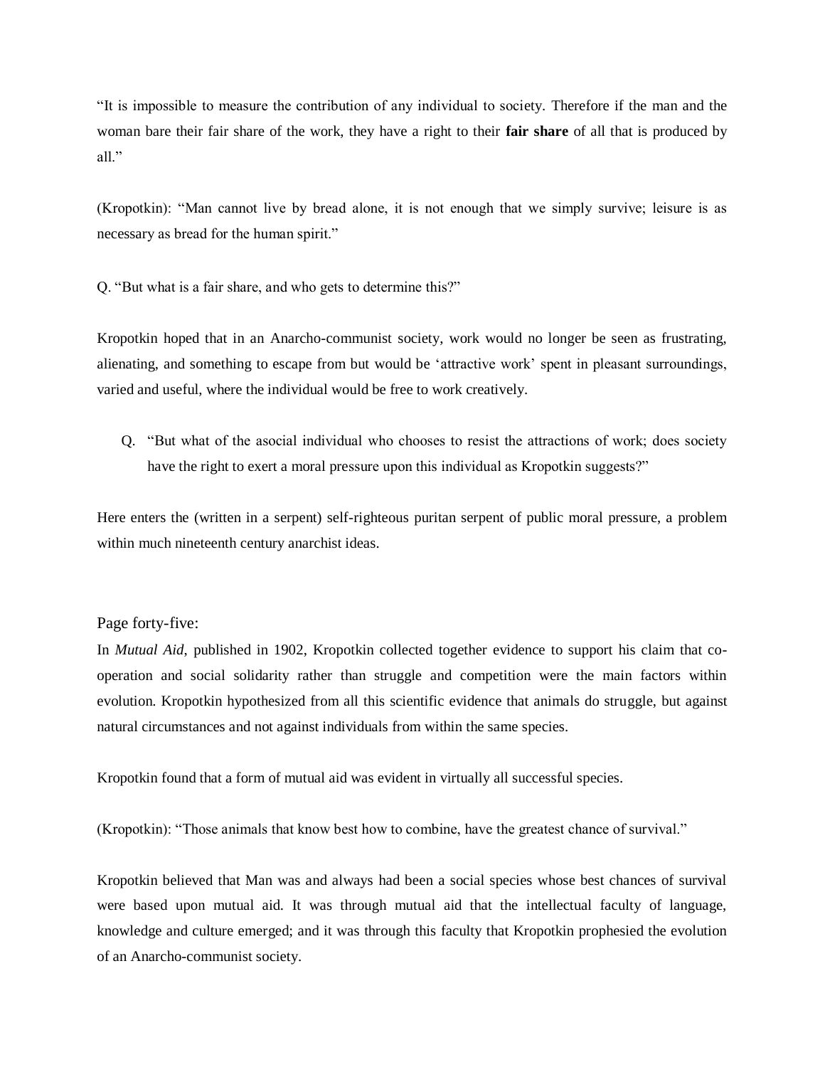“It is impossible to measure the contribution of any individual to society. Therefore if the man and the woman bare their fair share of the work, they have a right to their **fair share** of all that is produced by all.”

(Kropotkin): “Man cannot live by bread alone, it is not enough that we simply survive; leisure is as necessary as bread for the human spirit.”

Q. “But what is a fair share, and who gets to determine this?”

Kropotkin hoped that in an Anarcho-communist society, work would no longer be seen as frustrating, alienating, and something to escape from but would be ‘attractive work’ spent in pleasant surroundings, varied and useful, where the individual would be free to work creatively.

Q. “But what of the asocial individual who chooses to resist the attractions of work; does society have the right to exert a moral pressure upon this individual as Kropotkin suggests?”

Here enters the (written in a serpent) self-righteous puritan serpent of public moral pressure, a problem within much nineteenth century anarchist ideas.

Page forty-five:

In *Mutual Aid*, published in 1902, Kropotkin collected together evidence to support his claim that co-operation and social solidarity rather than struggle and competition were the main factors within evolution. Kropotkin hypothesized from all this scientific evidence that animals do struggle, but against natural circumstances and not against individuals from within the same species.

Kropotkin found that a form of mutual aid was evident in virtually all successful species.

(Kropotkin): “Those animals that know best how to combine, have the greatest chance of survival.”

Kropotkin believed that Man was and always had been a social species whose best chances of survival were based upon mutual aid. It was through mutual aid that the intellectual faculty of language, knowledge and culture emerged; and it was through this faculty that Kropotkin prophesied the evolution of an Anarcho-communist society.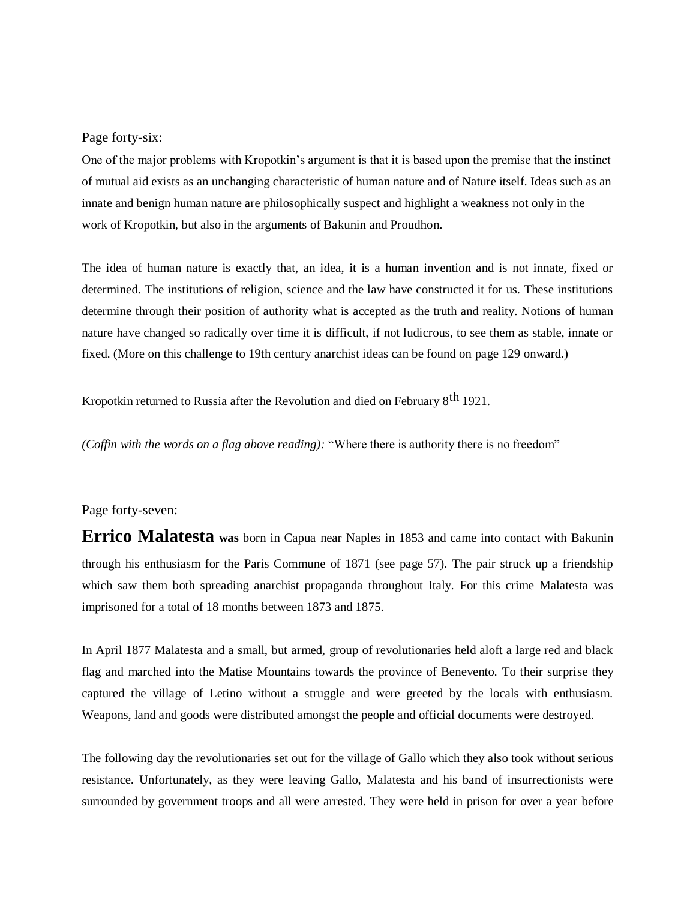Page forty-six:

One of the major problems with Kropotkin's argument is that it is based upon the premise that the instinct of mutual aid exists as an unchanging characteristic of human nature and of Nature itself. Ideas such as an innate and benign human nature are philosophically suspect and highlight a weakness not only in the work of Kropotkin, but also in the arguments of Bakunin and Proudhon.

The idea of human nature is exactly that, an idea, it is a human invention and is not innate, fixed or determined. The institutions of religion, science and the law have constructed it for us. These institutions determine through their position of authority what is accepted as the truth and reality. Notions of human nature have changed so radically over time it is difficult, if not ludicrous, to see them as stable, innate or fixed. (More on this challenge to 19th century anarchist ideas can be found on page 129 onward.)

Kropotkin returned to Russia after the Revolution and died on February 8th 1921.

*(Coffin with the words on a flag above reading):* "Where there is authority there is no freedom"

Page forty-seven:

**Errico Malatesta was** born in Capua near Naples in 1853 and came into contact with Bakunin through his enthusiasm for the Paris Commune of 1871 (see page 57). The pair struck up a friendship which saw them both spreading anarchist propaganda throughout Italy. For this crime Malatesta was imprisoned for a total of 18 months between 1873 and 1875.

In April 1877 Malatesta and a small, but armed, group of revolutionaries held aloft a large red and black flag and marched into the Matise Mountains towards the province of Benevento. To their surprise they captured the village of Letino without a struggle and were greeted by the locals with enthusiasm. Weapons, land and goods were distributed amongst the people and official documents were destroyed.

The following day the revolutionaries set out for the village of Gallo which they also took without serious resistance. Unfortunately, as they were leaving Gallo, Malatesta and his band of insurrectionists were surrounded by government troops and all were arrested. They were held in prison for over a year before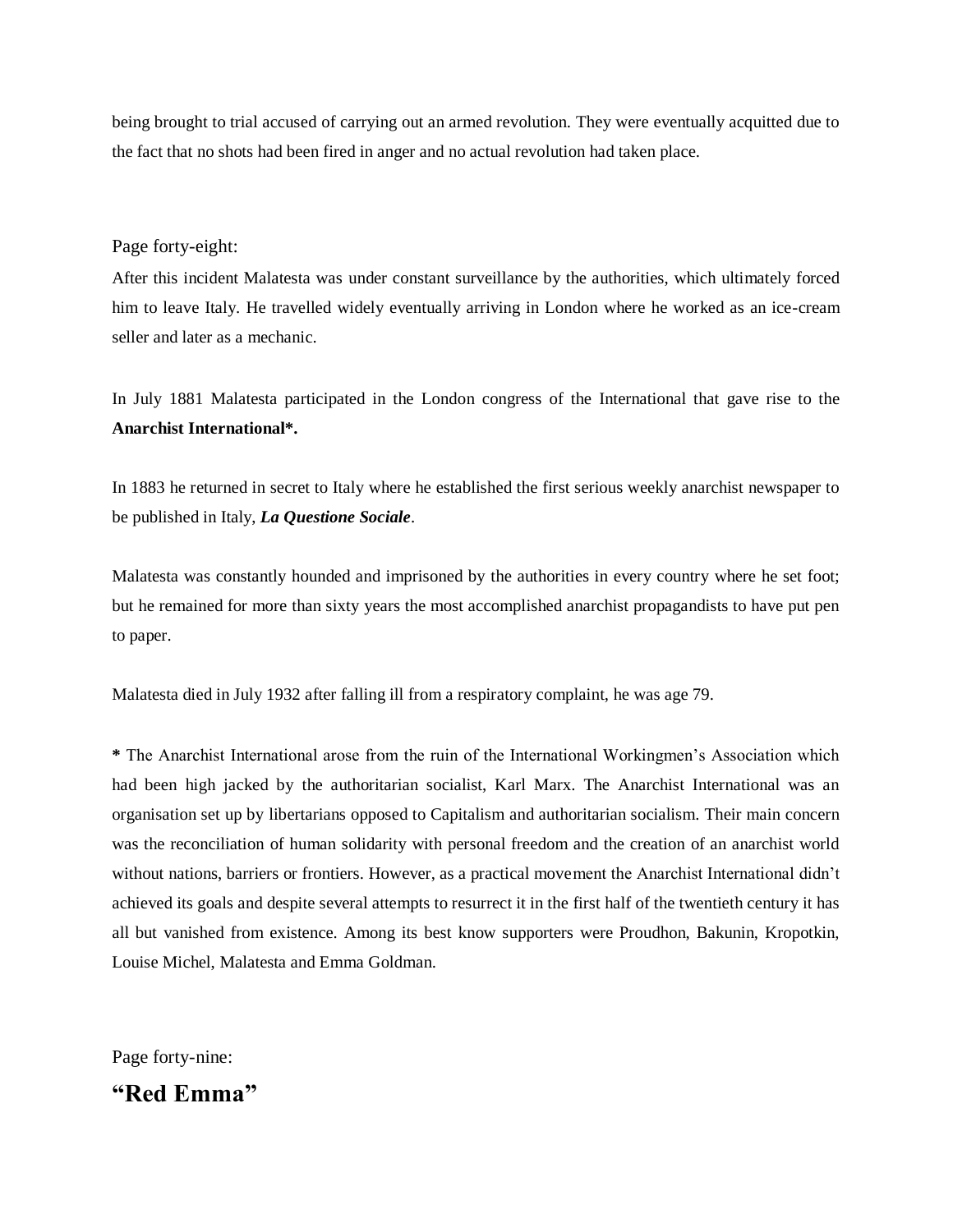being brought to trial accused of carrying out an armed revolution. They were eventually acquitted due to the fact that no shots had been fired in anger and no actual revolution had taken place.

Page forty-eight:

After this incident Malatesta was under constant surveillance by the authorities, which ultimately forced him to leave Italy. He travelled widely eventually arriving in London where he worked as an ice-cream seller and later as a mechanic.

In July 1881 Malatesta participated in the London congress of the International that gave rise to the **Anarchist International*.**

In 1883 he returned in secret to Italy where he established the first serious weekly anarchist newspaper to be published in Italy, ***La Questione Sociale***.

Malatesta was constantly hounded and imprisoned by the authorities in every country where he set foot; but he remained for more than sixty years the most accomplished anarchist propagandists to have put pen to paper.

Malatesta died in July 1932 after falling ill from a respiratory complaint, he was age 79.

**\*** The Anarchist International arose from the ruin of the International Workingmen's Association which had been high jacked by the authoritarian socialist, Karl Marx. The Anarchist International was an organisation set up by libertarians opposed to Capitalism and authoritarian socialism. Their main concern was the reconciliation of human solidarity with personal freedom and the creation of an anarchist world without nations, barriers or frontiers. However, as a practical movement the Anarchist International didn't achieved its goals and despite several attempts to resurrect it in the first half of the twentieth century it has all but vanished from existence. Among its best know supporters were Proudhon, Bakunin, Kropotkin, Louise Michel, Malatesta and Emma Goldman.

Page forty-nine:

## "Red Emma"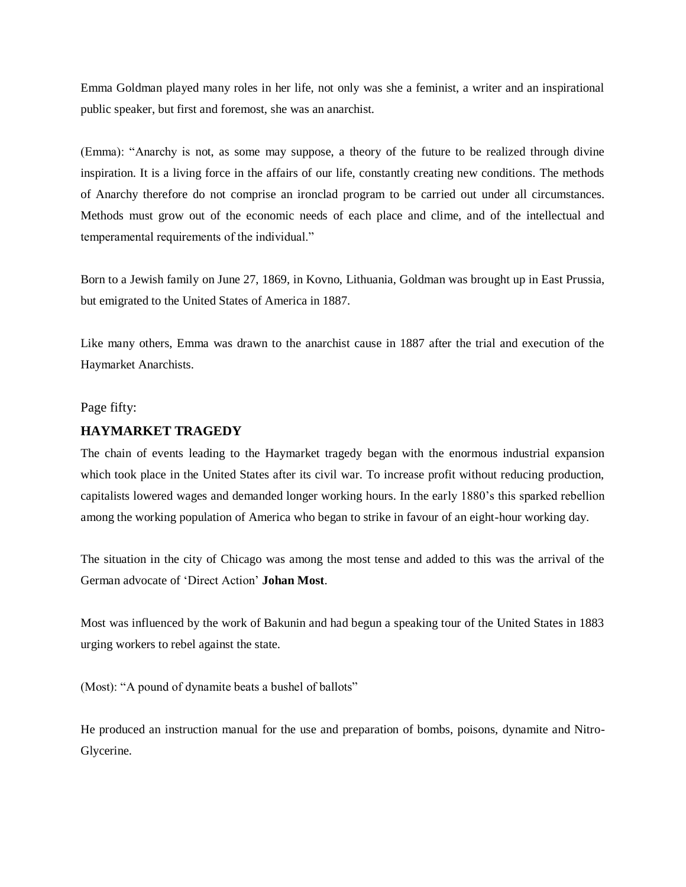Emma Goldman played many roles in her life, not only was she a feminist, a writer and an inspirational public speaker, but first and foremost, she was an anarchist.

(Emma): "Anarchy is not, as some may suppose, a theory of the future to be realized through divine inspiration. It is a living force in the affairs of our life, constantly creating new conditions. The methods of Anarchy therefore do not comprise an ironclad program to be carried out under all circumstances. Methods must grow out of the economic needs of each place and clime, and of the intellectual and temperamental requirements of the individual."

Born to a Jewish family on June 27, 1869, in Kovno, Lithuania, Goldman was brought up in East Prussia, but emigrated to the United States of America in 1887.

Like many others, Emma was drawn to the anarchist cause in 1887 after the trial and execution of the Haymarket Anarchists.

Page fifty:

## HAYMARKET TRAGEDY

The chain of events leading to the Haymarket tragedy began with the enormous industrial expansion which took place in the United States after its civil war. To increase profit without reducing production, capitalists lowered wages and demanded longer working hours. In the early 1880's this sparked rebellion among the working population of America who began to strike in favour of an eight-hour working day.

The situation in the city of Chicago was among the most tense and added to this was the arrival of the German advocate of 'Direct Action' **Johan Most**.

Most was influenced by the work of Bakunin and had begun a speaking tour of the United States in 1883 urging workers to rebel against the state.

(Most): "A pound of dynamite beats a bushel of ballots"

He produced an instruction manual for the use and preparation of bombs, poisons, dynamite and Nitro-Glycerine.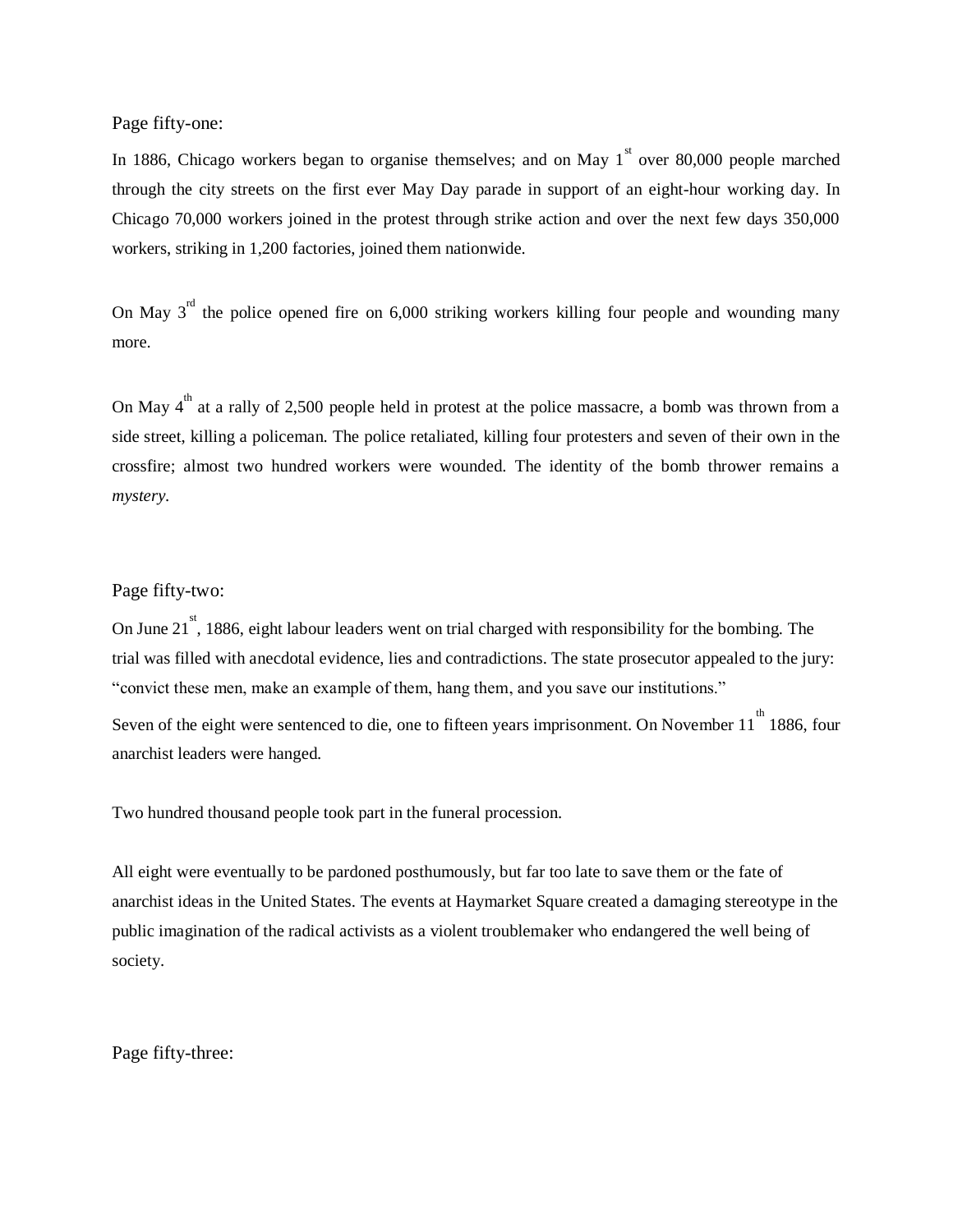Page fifty-one:

In 1886, Chicago workers began to organise themselves; and on May 1st over 80,000 people marched through the city streets on the first ever May Day parade in support of an eight-hour working day. In Chicago 70,000 workers joined in the protest through strike action and over the next few days 350,000 workers, striking in 1,200 factories, joined them nationwide.

On May 3rd the police opened fire on 6,000 striking workers killing four people and wounding many more.

On May 4th at a rally of 2,500 people held in protest at the police massacre, a bomb was thrown from a side street, killing a policeman. The police retaliated, killing four protesters and seven of their own in the crossfire; almost two hundred workers were wounded. The identity of the bomb thrower remains a *mystery*.

Page fifty-two:

On June 21st, 1886, eight labour leaders went on trial charged with responsibility for the bombing. The trial was filled with anecdotal evidence, lies and contradictions. The state prosecutor appealed to the jury: "convict these men, make an example of them, hang them, and you save our institutions."

Seven of the eight were sentenced to die, one to fifteen years imprisonment. On November 11th 1886, four anarchist leaders were hanged.

Two hundred thousand people took part in the funeral procession.

All eight were eventually to be pardoned posthumously, but far too late to save them or the fate of anarchist ideas in the United States. The events at Haymarket Square created a damaging stereotype in the public imagination of the radical activists as a violent troublemaker who endangered the well being of society.

Page fifty-three: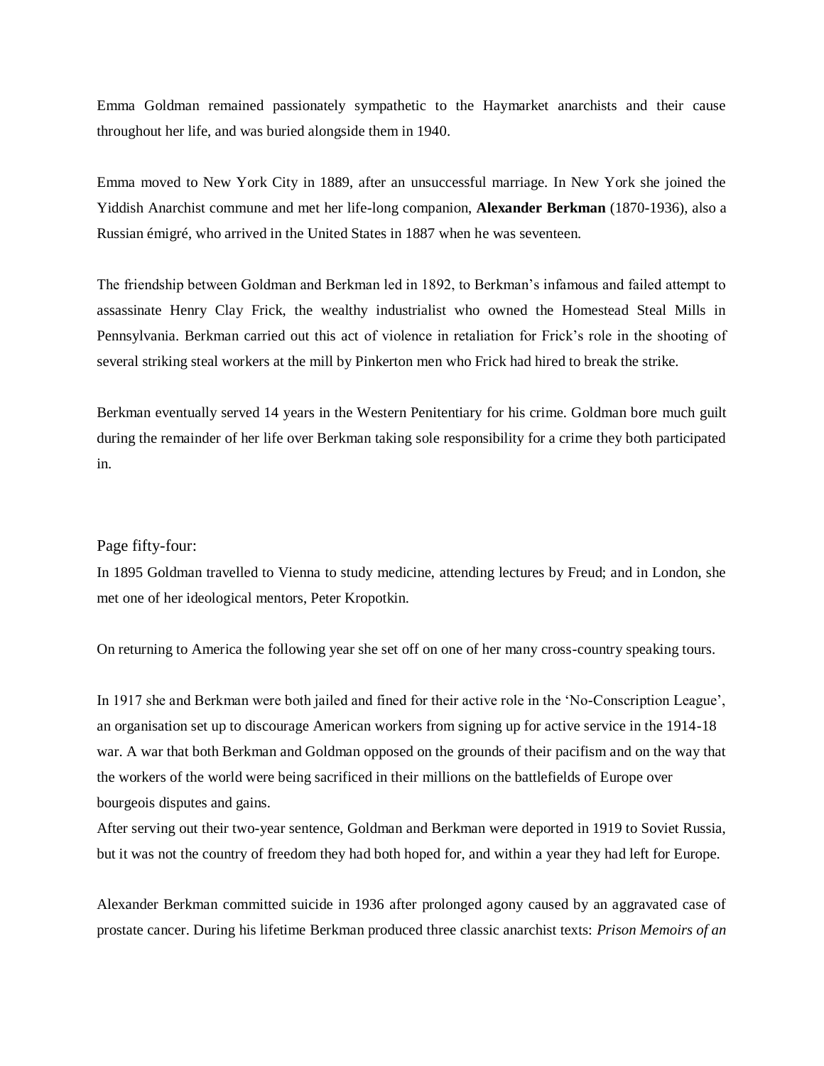Emma Goldman remained passionately sympathetic to the Haymarket anarchists and their cause throughout her life, and was buried alongside them in 1940.

Emma moved to New York City in 1889, after an unsuccessful marriage. In New York she joined the Yiddish Anarchist commune and met her life-long companion, **Alexander Berkman** (1870-1936), also a Russian émigré, who arrived in the United States in 1887 when he was seventeen.

The friendship between Goldman and Berkman led in 1892, to Berkman's infamous and failed attempt to assassinate Henry Clay Frick, the wealthy industrialist who owned the Homestead Steal Mills in Pennsylvania. Berkman carried out this act of violence in retaliation for Frick's role in the shooting of several striking steal workers at the mill by Pinkerton men who Frick had hired to break the strike.

Berkman eventually served 14 years in the Western Penitentiary for his crime. Goldman bore much guilt during the remainder of her life over Berkman taking sole responsibility for a crime they both participated in.

Page fifty-four:

In 1895 Goldman travelled to Vienna to study medicine, attending lectures by Freud; and in London, she met one of her ideological mentors, Peter Kropotkin.

On returning to America the following year she set off on one of her many cross-country speaking tours.

In 1917 she and Berkman were both jailed and fined for their active role in the 'No-Conscription League', an organisation set up to discourage American workers from signing up for active service in the 1914-18 war. A war that both Berkman and Goldman opposed on the grounds of their pacifism and on the way that the workers of the world were being sacrificed in their millions on the battlefields of Europe over bourgeois disputes and gains.

After serving out their two-year sentence, Goldman and Berkman were deported in 1919 to Soviet Russia, but it was not the country of freedom they had both hoped for, and within a year they had left for Europe.

Alexander Berkman committed suicide in 1936 after prolonged agony caused by an aggravated case of prostate cancer. During his lifetime Berkman produced three classic anarchist texts: *Prison Memoirs of an*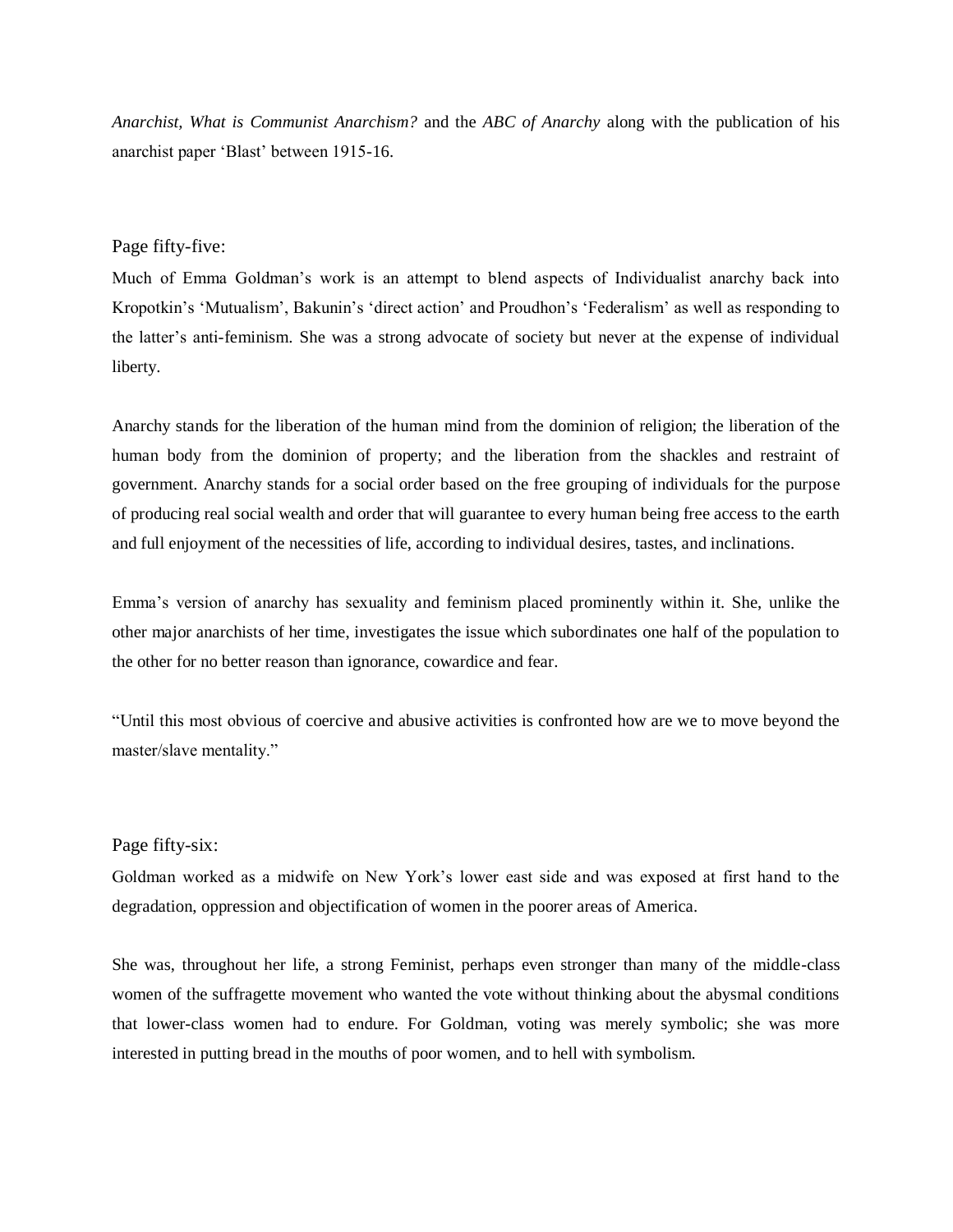*Anarchist, What is Communist Anarchism?* and the *ABC of Anarchy* along with the publication of his anarchist paper 'Blast' between 1915-16.

Page fifty-five:

Much of Emma Goldman's work is an attempt to blend aspects of Individualist anarchy back into Kropotkin's 'Mutualism', Bakunin's 'direct action' and Proudhon's 'Federalism' as well as responding to the latter's anti-feminism. She was a strong advocate of society but never at the expense of individual liberty.

Anarchy stands for the liberation of the human mind from the dominion of religion; the liberation of the human body from the dominion of property; and the liberation from the shackles and restraint of government. Anarchy stands for a social order based on the free grouping of individuals for the purpose of producing real social wealth and order that will guarantee to every human being free access to the earth and full enjoyment of the necessities of life, according to individual desires, tastes, and inclinations.

Emma's version of anarchy has sexuality and feminism placed prominently within it. She, unlike the other major anarchists of her time, investigates the issue which subordinates one half of the population to the other for no better reason than ignorance, cowardice and fear.

"Until this most obvious of coercive and abusive activities is confronted how are we to move beyond the master/slave mentality."

Page fifty-six:

Goldman worked as a midwife on New York's lower east side and was exposed at first hand to the degradation, oppression and objectification of women in the poorer areas of America.

She was, throughout her life, a strong Feminist, perhaps even stronger than many of the middle-class women of the suffragette movement who wanted the vote without thinking about the abysmal conditions that lower-class women had to endure. For Goldman, voting was merely symbolic; she was more interested in putting bread in the mouths of poor women, and to hell with symbolism.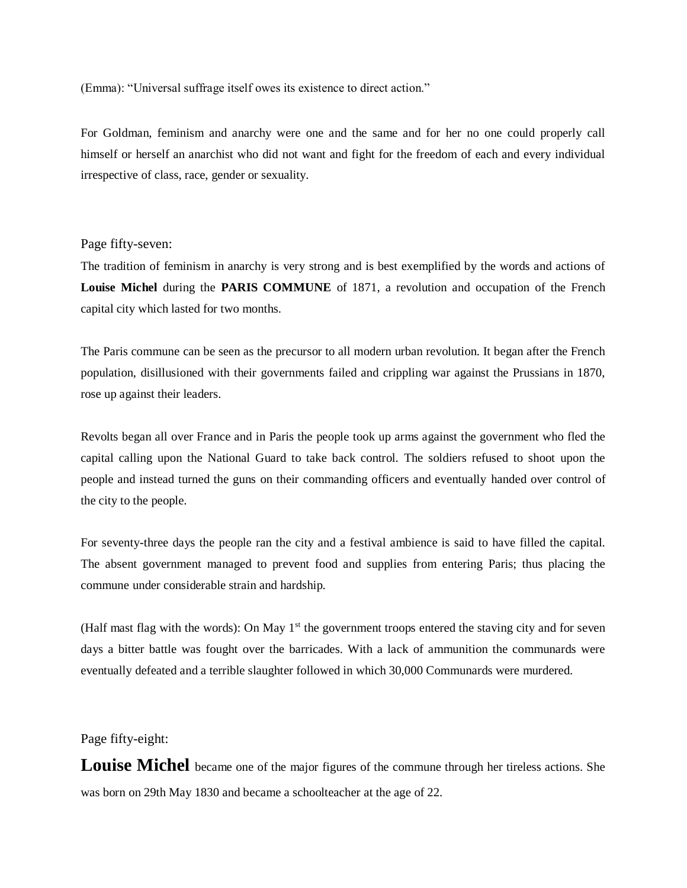(Emma): “Universal suffrage itself owes its existence to direct action.”

For Goldman, feminism and anarchy were one and the same and for her no one could properly call himself or herself an anarchist who did not want and fight for the freedom of each and every individual irrespective of class, race, gender or sexuality.

Page fifty-seven:

The tradition of feminism in anarchy is very strong and is best exemplified by the words and actions of **Louise Michel** during the **PARIS COMMUNE** of 1871, a revolution and occupation of the French capital city which lasted for two months.

The Paris commune can be seen as the precursor to all modern urban revolution. It began after the French population, disillusioned with their governments failed and crippling war against the Prussians in 1870, rose up against their leaders.

Revolts began all over France and in Paris the people took up arms against the government who fled the capital calling upon the National Guard to take back control. The soldiers refused to shoot upon the people and instead turned the guns on their commanding officers and eventually handed over control of the city to the people.

For seventy-three days the people ran the city and a festival ambience is said to have filled the capital. The absent government managed to prevent food and supplies from entering Paris; thus placing the commune under considerable strain and hardship.

(Half mast flag with the words): On May 1st the government troops entered the staving city and for seven days a bitter battle was fought over the barricades. With a lack of ammunition the communards were eventually defeated and a terrible slaughter followed in which 30,000 Communards were murdered.

Page fifty-eight:

**Louise Michel** became one of the major figures of the commune through her tireless actions. She was born on 29th May 1830 and became a schoolteacher at the age of 22.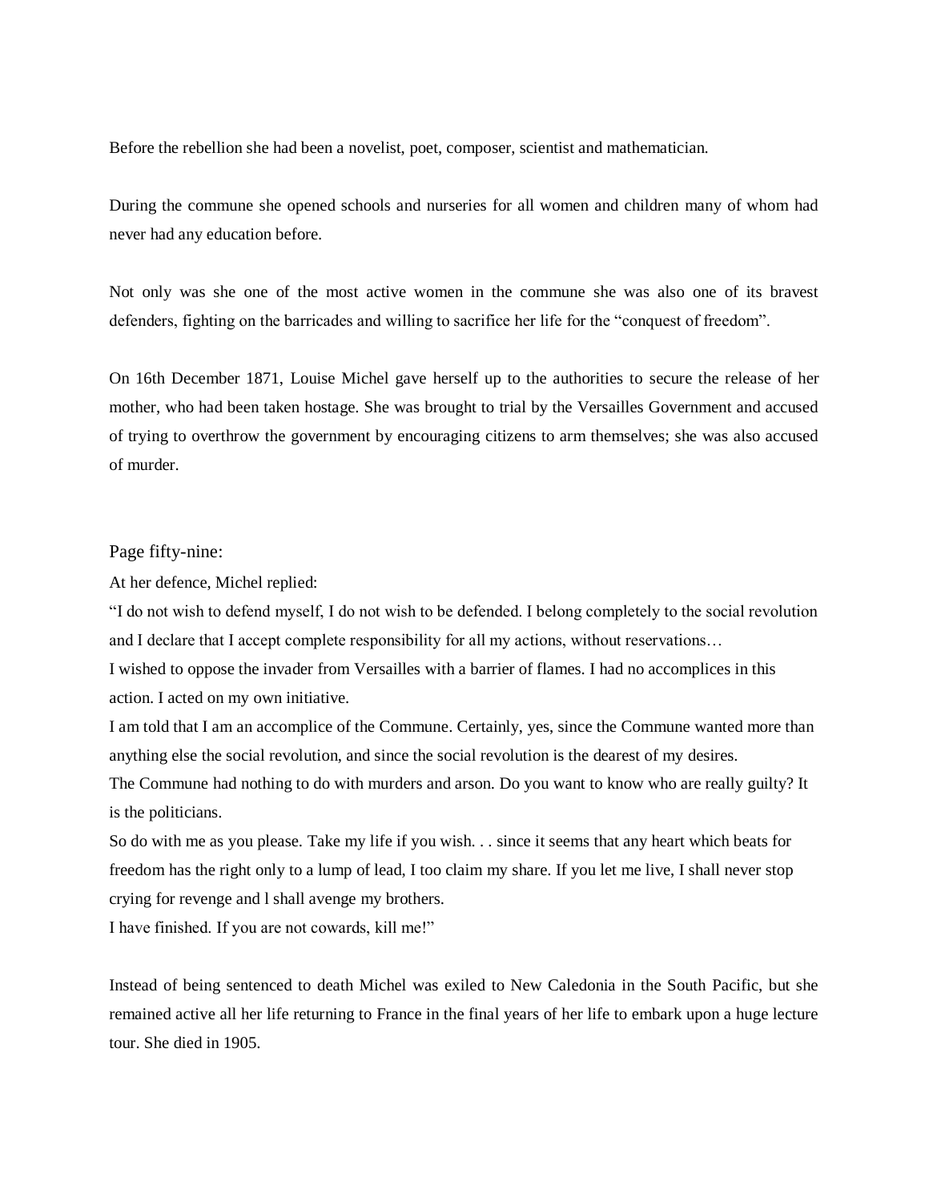Before the rebellion she had been a novelist, poet, composer, scientist and mathematician.

During the commune she opened schools and nurseries for all women and children many of whom had never had any education before.

Not only was she one of the most active women in the commune she was also one of its bravest defenders, fighting on the barricades and willing to sacrifice her life for the "conquest of freedom".

On 16th December 1871, Louise Michel gave herself up to the authorities to secure the release of her mother, who had been taken hostage. She was brought to trial by the Versailles Government and accused of trying to overthrow the government by encouraging citizens to arm themselves; she was also accused of murder.

Page fifty-nine:

At her defence, Michel replied:

"I do not wish to defend myself, I do not wish to be defended. I belong completely to the social revolution and I declare that I accept complete responsibility for all my actions, without reservations…

I wished to oppose the invader from Versailles with a barrier of flames. I had no accomplices in this action. I acted on my own initiative.

I am told that I am an accomplice of the Commune. Certainly, yes, since the Commune wanted more than anything else the social revolution, and since the social revolution is the dearest of my desires.

The Commune had nothing to do with murders and arson. Do you want to know who are really guilty? It is the politicians.

So do with me as you please. Take my life if you wish. . . since it seems that any heart which beats for freedom has the right only to a lump of lead, I too claim my share. If you let me live, I shall never stop crying for revenge and l shall avenge my brothers.

I have finished. If you are not cowards, kill me!"

Instead of being sentenced to death Michel was exiled to New Caledonia in the South Pacific, but she remained active all her life returning to France in the final years of her life to embark upon a huge lecture tour. She died in 1905.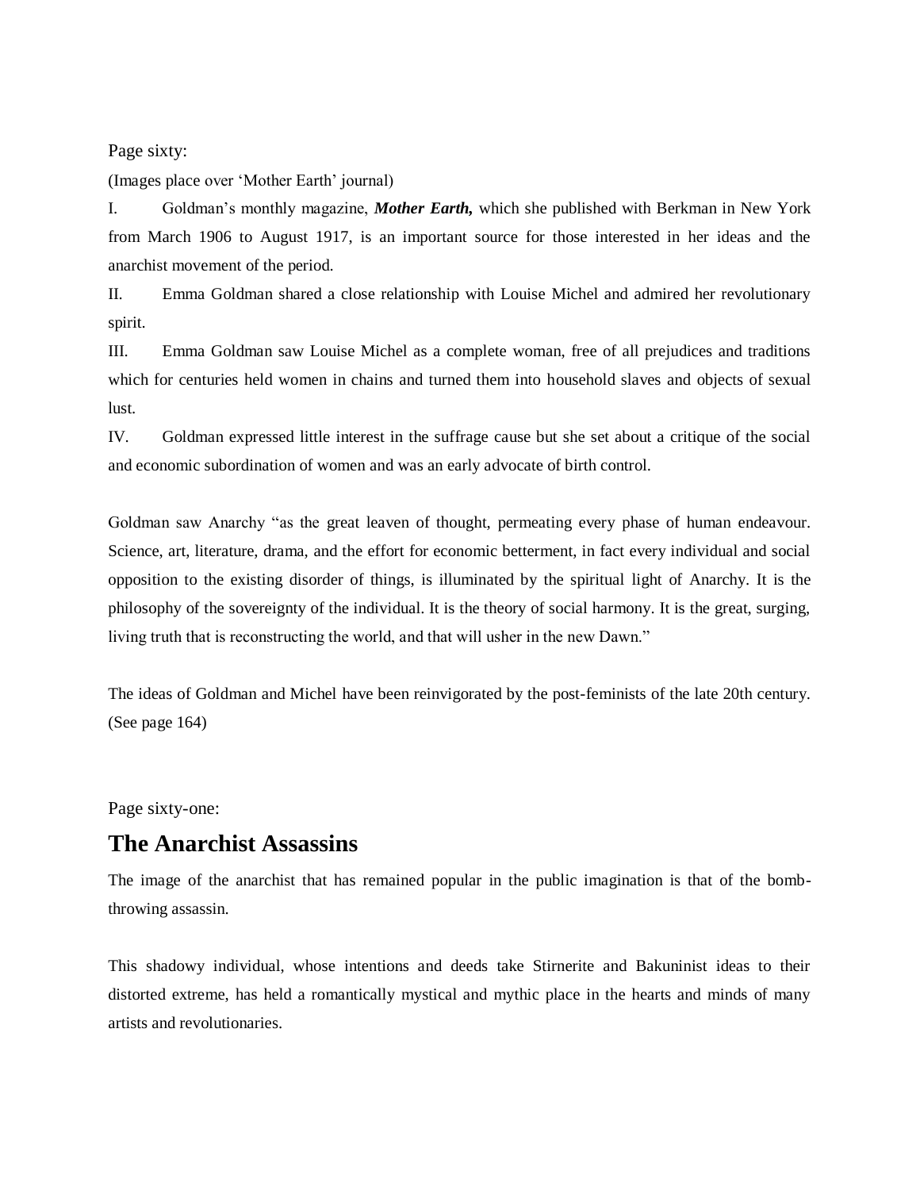Page sixty:

(Images place over 'Mother Earth' journal)

I. Goldman's monthly magazine, ***Mother Earth,*** which she published with Berkman in New York from March 1906 to August 1917, is an important source for those interested in her ideas and the anarchist movement of the period.

II. Emma Goldman shared a close relationship with Louise Michel and admired her revolutionary spirit.

III. Emma Goldman saw Louise Michel as a complete woman, free of all prejudices and traditions which for centuries held women in chains and turned them into household slaves and objects of sexual lust.

IV. Goldman expressed little interest in the suffrage cause but she set about a critique of the social and economic subordination of women and was an early advocate of birth control.

Goldman saw Anarchy "as the great leaven of thought, permeating every phase of human endeavour. Science, art, literature, drama, and the effort for economic betterment, in fact every individual and social opposition to the existing disorder of things, is illuminated by the spiritual light of Anarchy. It is the philosophy of the sovereignty of the individual. It is the theory of social harmony. It is the great, surging, living truth that is reconstructing the world, and that will usher in the new Dawn."

The ideas of Goldman and Michel have been reinvigorated by the post-feminists of the late 20th century. (See page 164)

Page sixty-one:

## The Anarchist Assassins

The image of the anarchist that has remained popular in the public imagination is that of the bomb-throwing assassin.

This shadowy individual, whose intentions and deeds take Stirnerite and Bakuninist ideas to their distorted extreme, has held a romantically mystical and mythic place in the hearts and minds of many artists and revolutionaries.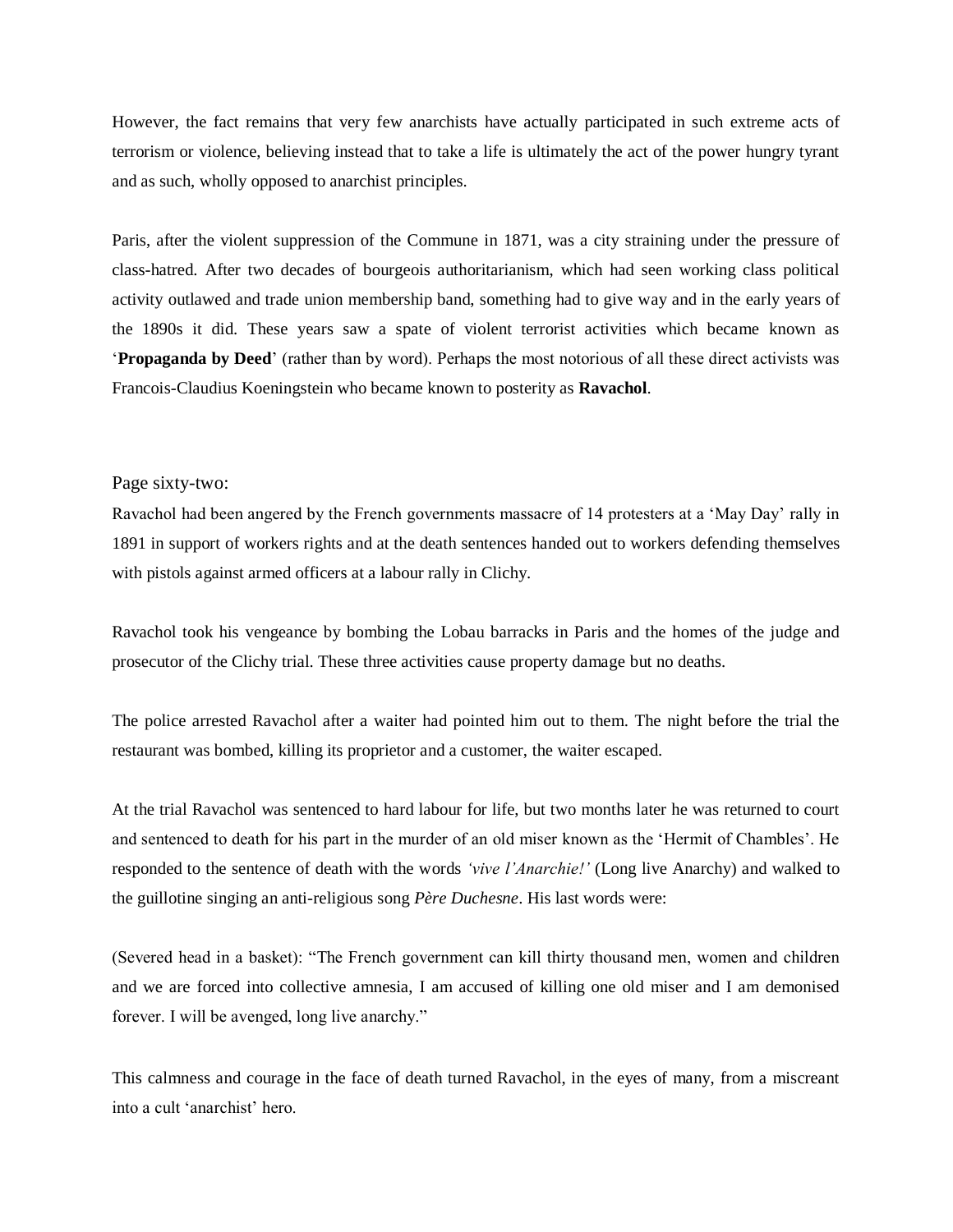However, the fact remains that very few anarchists have actually participated in such extreme acts of terrorism or violence, believing instead that to take a life is ultimately the act of the power hungry tyrant and as such, wholly opposed to anarchist principles.

Paris, after the violent suppression of the Commune in 1871, was a city straining under the pressure of class-hatred. After two decades of bourgeois authoritarianism, which had seen working class political activity outlawed and trade union membership band, something had to give way and in the early years of the 1890s it did. These years saw a spate of violent terrorist activities which became known as '**Propaganda by Deed**' (rather than by word). Perhaps the most notorious of all these direct activists was Francois-Claudius Koeningstein who became known to posterity as **Ravachol**.

Page sixty-two:

Ravachol had been angered by the French governments massacre of 14 protesters at a 'May Day' rally in 1891 in support of workers rights and at the death sentences handed out to workers defending themselves with pistols against armed officers at a labour rally in Clichy.

Ravachol took his vengeance by bombing the Lobau barracks in Paris and the homes of the judge and prosecutor of the Clichy trial. These three activities cause property damage but no deaths.

The police arrested Ravachol after a waiter had pointed him out to them. The night before the trial the restaurant was bombed, killing its proprietor and a customer, the waiter escaped.

At the trial Ravachol was sentenced to hard labour for life, but two months later he was returned to court and sentenced to death for his part in the murder of an old miser known as the 'Hermit of Chambles'. He responded to the sentence of death with the words *'vive l'Anarchie!'* (Long live Anarchy) and walked to the guillotine singing an anti-religious song *Père Duchesne*. His last words were:

(Severed head in a basket): "The French government can kill thirty thousand men, women and children and we are forced into collective amnesia, I am accused of killing one old miser and I am demonised forever. I will be avenged, long live anarchy."

This calmness and courage in the face of death turned Ravachol, in the eyes of many, from a miscreant into a cult 'anarchist' hero.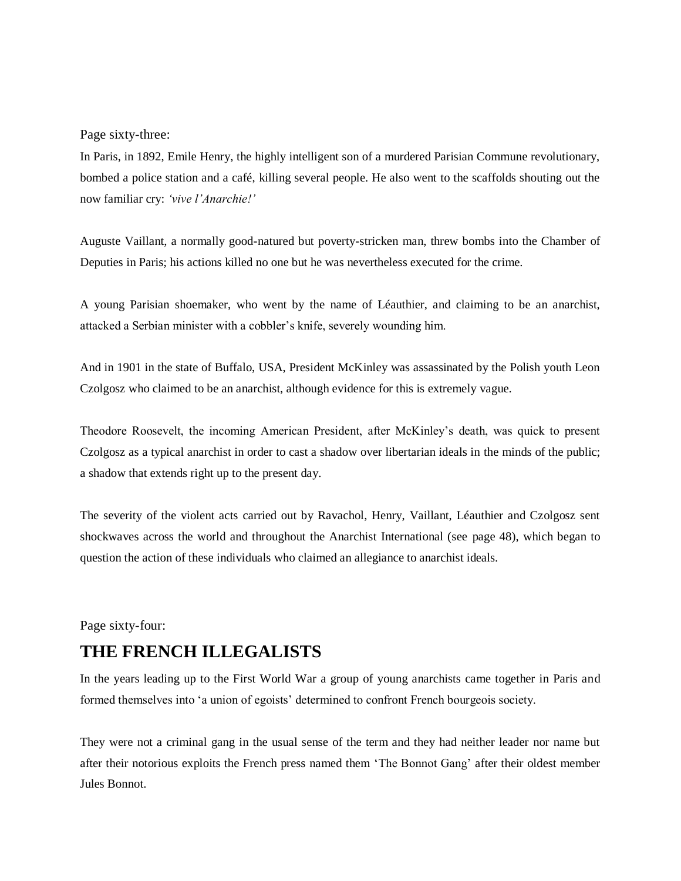Page sixty-three:

In Paris, in 1892, Emile Henry, the highly intelligent son of a murdered Parisian Commune revolutionary, bombed a police station and a café, killing several people. He also went to the scaffolds shouting out the now familiar cry: *'vive l'Anarchie!'*

Auguste Vaillant, a normally good-natured but poverty-stricken man, threw bombs into the Chamber of Deputies in Paris; his actions killed no one but he was nevertheless executed for the crime.

A young Parisian shoemaker, who went by the name of Léauthier, and claiming to be an anarchist, attacked a Serbian minister with a cobbler's knife, severely wounding him.

And in 1901 in the state of Buffalo, USA, President McKinley was assassinated by the Polish youth Leon Czolgosz who claimed to be an anarchist, although evidence for this is extremely vague.

Theodore Roosevelt, the incoming American President, after McKinley's death, was quick to present Czolgosz as a typical anarchist in order to cast a shadow over libertarian ideals in the minds of the public; a shadow that extends right up to the present day.

The severity of the violent acts carried out by Ravachol, Henry, Vaillant, Léauthier and Czolgosz sent shockwaves across the world and throughout the Anarchist International (see page 48), which began to question the action of these individuals who claimed an allegiance to anarchist ideals.

Page sixty-four:

# THE FRENCH ILLEGALISTS

In the years leading up to the First World War a group of young anarchists came together in Paris and formed themselves into 'a union of egoists' determined to confront French bourgeois society.

They were not a criminal gang in the usual sense of the term and they had neither leader nor name but after their notorious exploits the French press named them 'The Bonnot Gang' after their oldest member Jules Bonnot.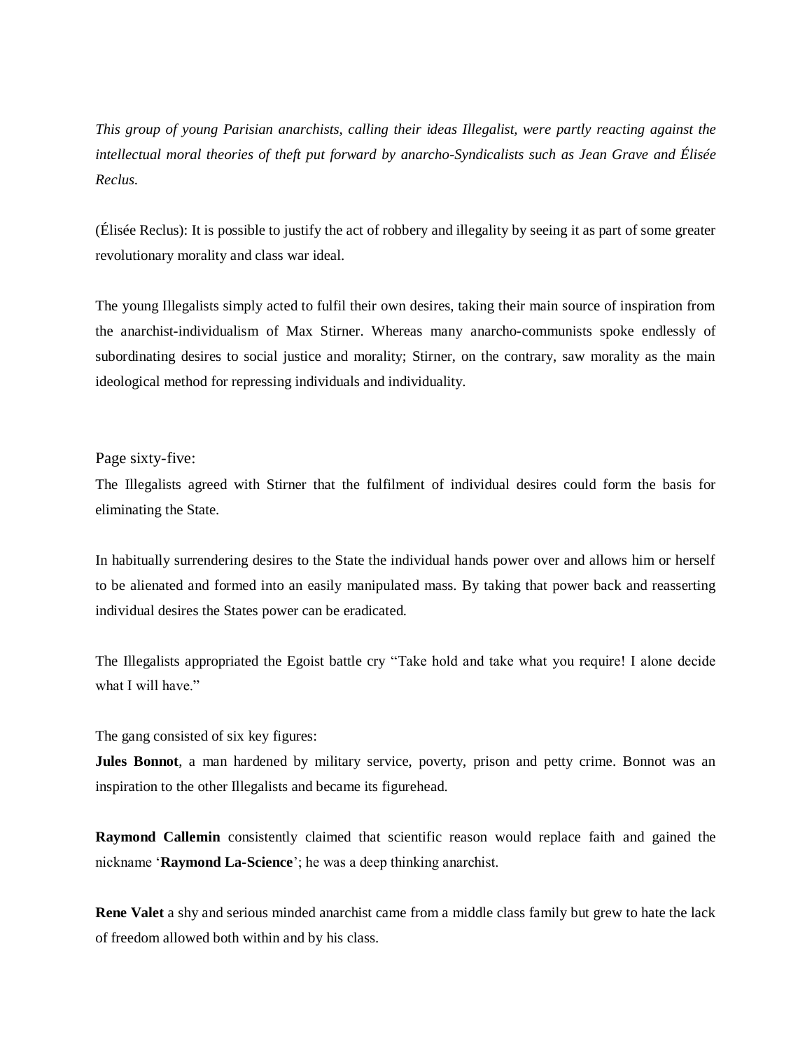*This group of young Parisian anarchists, calling their ideas Illegalist, were partly reacting against the intellectual moral theories of theft put forward by anarcho-Syndicalists such as Jean Grave and Élisée Reclus.*

(Élisée Reclus): It is possible to justify the act of robbery and illegality by seeing it as part of some greater revolutionary morality and class war ideal.

The young Illegalists simply acted to fulfil their own desires, taking their main source of inspiration from the anarchist-individualism of Max Stirner. Whereas many anarcho-communists spoke endlessly of subordinating desires to social justice and morality; Stirner, on the contrary, saw morality as the main ideological method for repressing individuals and individuality.

Page sixty-five:

The Illegalists agreed with Stirner that the fulfilment of individual desires could form the basis for eliminating the State.

In habitually surrendering desires to the State the individual hands power over and allows him or herself to be alienated and formed into an easily manipulated mass. By taking that power back and reasserting individual desires the States power can be eradicated.

The Illegalists appropriated the Egoist battle cry "Take hold and take what you require! I alone decide what I will have."

The gang consisted of six key figures:

**Jules Bonnot**, a man hardened by military service, poverty, prison and petty crime. Bonnot was an inspiration to the other Illegalists and became its figurehead.

**Raymond Callemin** consistently claimed that scientific reason would replace faith and gained the nickname '**Raymond La-Science**'; he was a deep thinking anarchist.

**Rene Valet** a shy and serious minded anarchist came from a middle class family but grew to hate the lack of freedom allowed both within and by his class.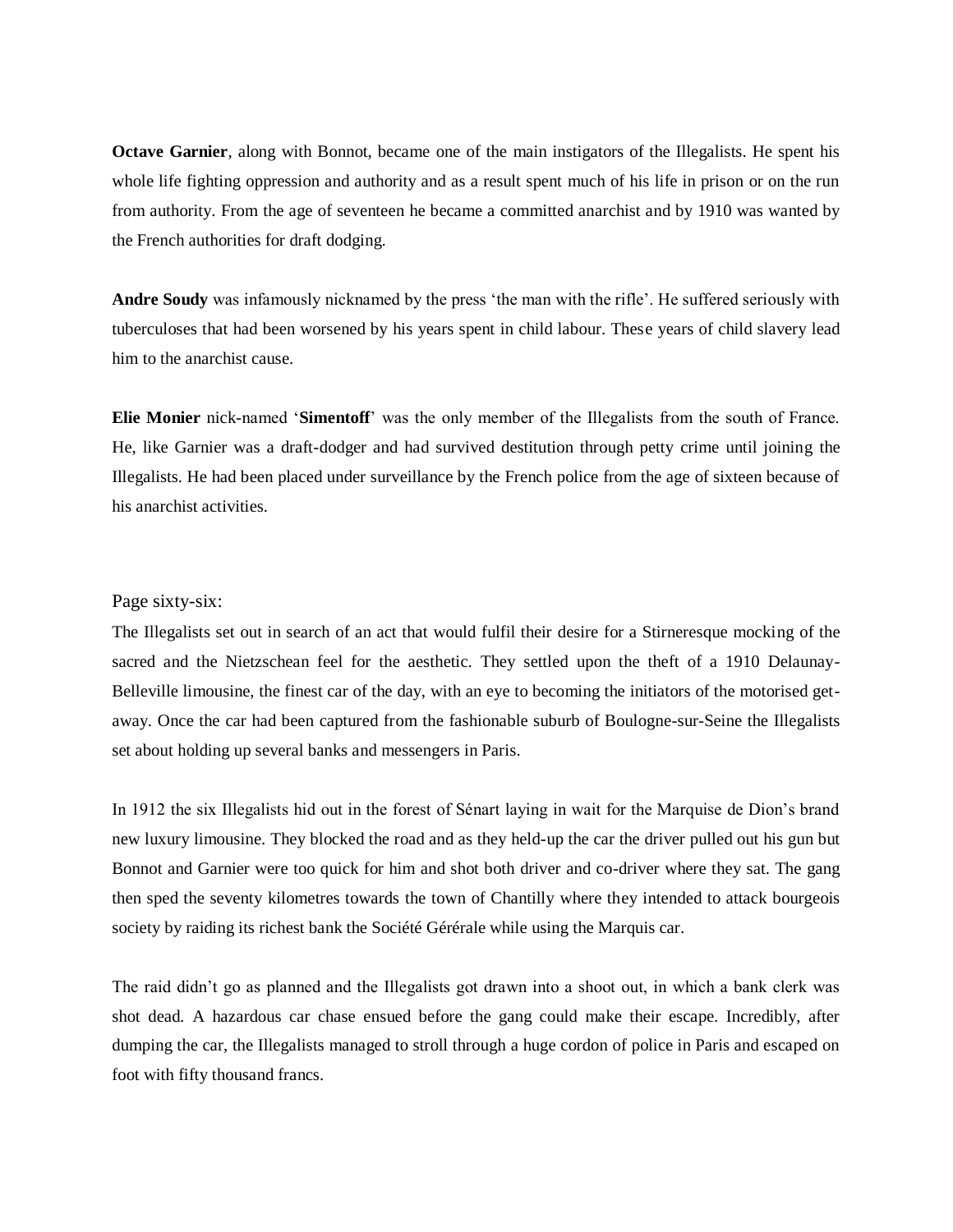**Octave Garnier**, along with Bonnot, became one of the main instigators of the Illegalists. He spent his whole life fighting oppression and authority and as a result spent much of his life in prison or on the run from authority. From the age of seventeen he became a committed anarchist and by 1910 was wanted by the French authorities for draft dodging.

**Andre Soudy** was infamously nicknamed by the press 'the man with the rifle'. He suffered seriously with tuberculoses that had been worsened by his years spent in child labour. These years of child slavery lead him to the anarchist cause.

**Elie Monier** nick-named '**Simentoff**' was the only member of the Illegalists from the south of France. He, like Garnier was a draft-dodger and had survived destitution through petty crime until joining the Illegalists. He had been placed under surveillance by the French police from the age of sixteen because of his anarchist activities.

Page sixty-six:

The Illegalists set out in search of an act that would fulfil their desire for a Stirneresque mocking of the sacred and the Nietzschean feel for the aesthetic. They settled upon the theft of a 1910 Delaunay-Belleville limousine, the finest car of the day, with an eye to becoming the initiators of the motorised get-away. Once the car had been captured from the fashionable suburb of Boulogne-sur-Seine the Illegalists set about holding up several banks and messengers in Paris.

In 1912 the six Illegalists hid out in the forest of Sénart laying in wait for the Marquise de Dion's brand new luxury limousine. They blocked the road and as they held-up the car the driver pulled out his gun but Bonnot and Garnier were too quick for him and shot both driver and co-driver where they sat. The gang then sped the seventy kilometres towards the town of Chantilly where they intended to attack bourgeois society by raiding its richest bank the Société Gérérale while using the Marquis car.

The raid didn't go as planned and the Illegalists got drawn into a shoot out, in which a bank clerk was shot dead. A hazardous car chase ensued before the gang could make their escape. Incredibly, after dumping the car, the Illegalists managed to stroll through a huge cordon of police in Paris and escaped on foot with fifty thousand francs.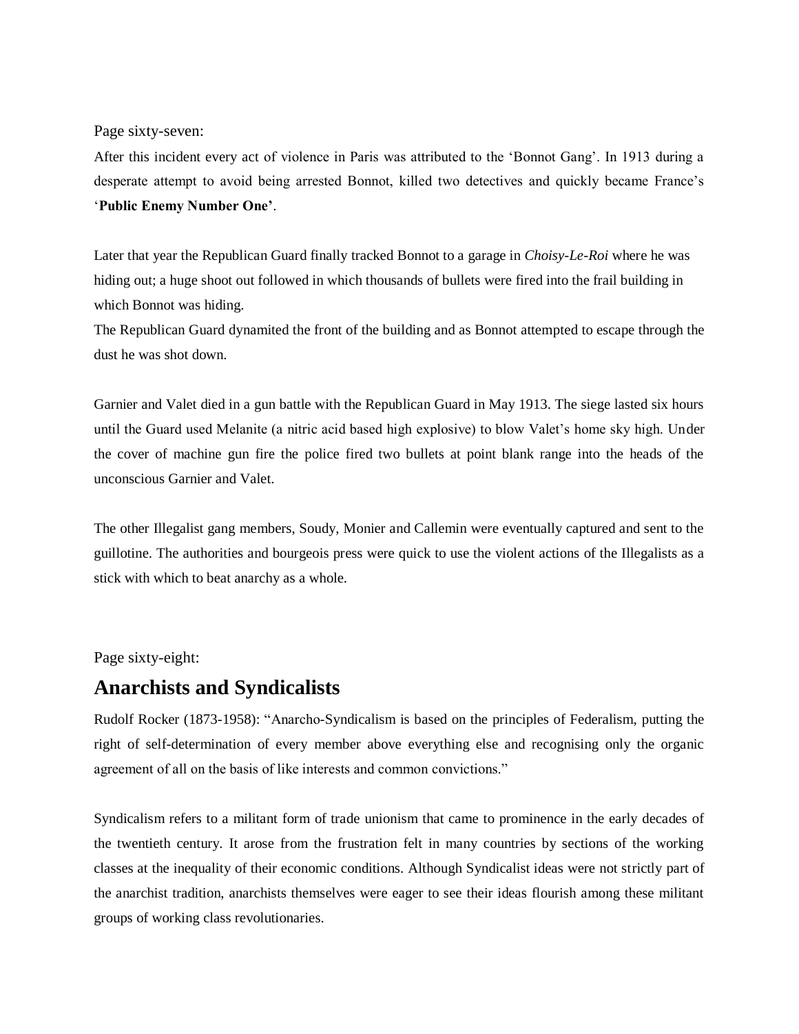Page sixty-seven:

After this incident every act of violence in Paris was attributed to the 'Bonnot Gang'. In 1913 during a desperate attempt to avoid being arrested Bonnot, killed two detectives and quickly became France's '**Public Enemy Number One**'.

Later that year the Republican Guard finally tracked Bonnot to a garage in *Choisy-Le-Roi* where he was hiding out; a huge shoot out followed in which thousands of bullets were fired into the frail building in which Bonnot was hiding.
The Republican Guard dynamited the front of the building and as Bonnot attempted to escape through the dust he was shot down.

Garnier and Valet died in a gun battle with the Republican Guard in May 1913. The siege lasted six hours until the Guard used Melanite (a nitric acid based high explosive) to blow Valet's home sky high. Under the cover of machine gun fire the police fired two bullets at point blank range into the heads of the unconscious Garnier and Valet.

The other Illegalist gang members, Soudy, Monier and Callemin were eventually captured and sent to the guillotine. The authorities and bourgeois press were quick to use the violent actions of the Illegalists as a stick with which to beat anarchy as a whole.

Page sixty-eight:

## Anarchists and Syndicalists

Rudolf Rocker (1873-1958): "Anarcho-Syndicalism is based on the principles of Federalism, putting the right of self-determination of every member above everything else and recognising only the organic agreement of all on the basis of like interests and common convictions."

Syndicalism refers to a militant form of trade unionism that came to prominence in the early decades of the twentieth century. It arose from the frustration felt in many countries by sections of the working classes at the inequality of their economic conditions. Although Syndicalist ideas were not strictly part of the anarchist tradition, anarchists themselves were eager to see their ideas flourish among these militant groups of working class revolutionaries.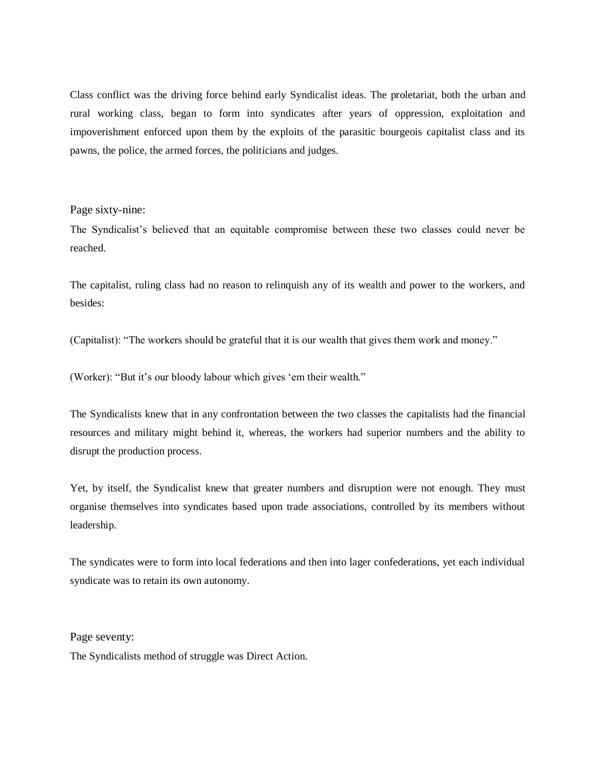Class conflict was the driving force behind early Syndicalist ideas. The proletariat, both the urban and rural working class, began to form into syndicates after years of oppression, exploitation and impoverishment enforced upon them by the exploits of the parasitic bourgeois capitalist class and its pawns, the police, the armed forces, the politicians and judges.

Page sixty-nine:

The Syndicalist's believed that an equitable compromise between these two classes could never be reached.

The capitalist, ruling class had no reason to relinquish any of its wealth and power to the workers, and besides:

(Capitalist): "The workers should be grateful that it is our wealth that gives them work and money."

(Worker): "But it's our bloody labour which gives 'em their wealth."

The Syndicalists knew that in any confrontation between the two classes the capitalists had the financial resources and military might behind it, whereas, the workers had superior numbers and the ability to disrupt the production process.

Yet, by itself, the Syndicalist knew that greater numbers and disruption were not enough. They must organise themselves into syndicates based upon trade associations, controlled by its members without leadership.

The syndicates were to form into local federations and then into lager confederations, yet each individual syndicate was to retain its own autonomy.

Page seventy:

The Syndicalists method of struggle was Direct Action.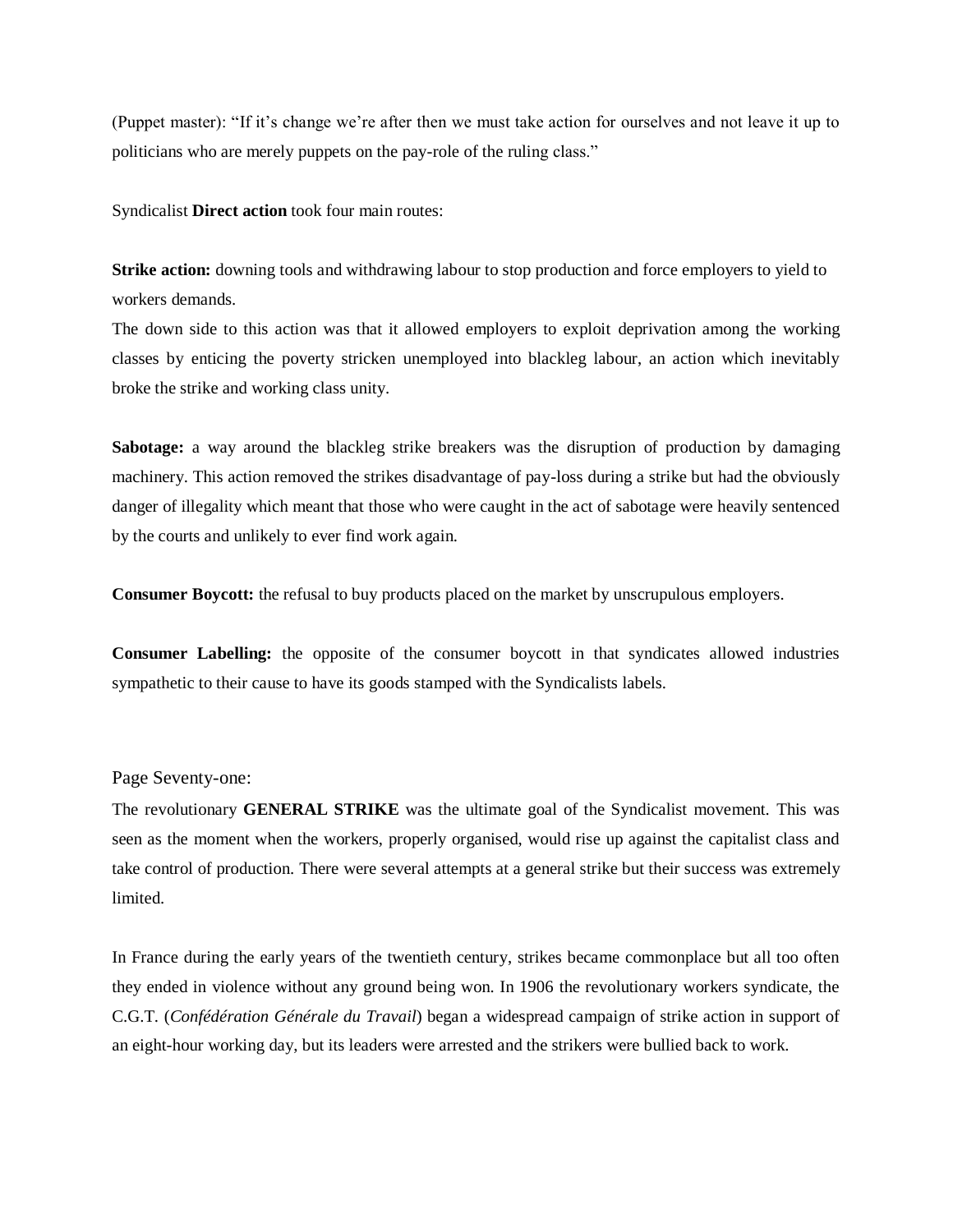(Puppet master): "If it's change we're after then we must take action for ourselves and not leave it up to politicians who are merely puppets on the pay-role of the ruling class."

Syndicalist **Direct action** took four main routes:

**Strike action:** downing tools and withdrawing labour to stop production and force employers to yield to workers demands.
The down side to this action was that it allowed employers to exploit deprivation among the working classes by enticing the poverty stricken unemployed into blackleg labour, an action which inevitably broke the strike and working class unity.

**Sabotage:** a way around the blackleg strike breakers was the disruption of production by damaging machinery. This action removed the strikes disadvantage of pay-loss during a strike but had the obviously danger of illegality which meant that those who were caught in the act of sabotage were heavily sentenced by the courts and unlikely to ever find work again.

**Consumer Boycott:** the refusal to buy products placed on the market by unscrupulous employers.

**Consumer Labelling:** the opposite of the consumer boycott in that syndicates allowed industries sympathetic to their cause to have its goods stamped with the Syndicalists labels.

Page Seventy-one:

The revolutionary **GENERAL STRIKE** was the ultimate goal of the Syndicalist movement. This was seen as the moment when the workers, properly organised, would rise up against the capitalist class and take control of production. There were several attempts at a general strike but their success was extremely limited.

In France during the early years of the twentieth century, strikes became commonplace but all too often they ended in violence without any ground being won. In 1906 the revolutionary workers syndicate, the C.G.T. (*Confédération Générale du Travail*) began a widespread campaign of strike action in support of an eight-hour working day, but its leaders were arrested and the strikers were bullied back to work.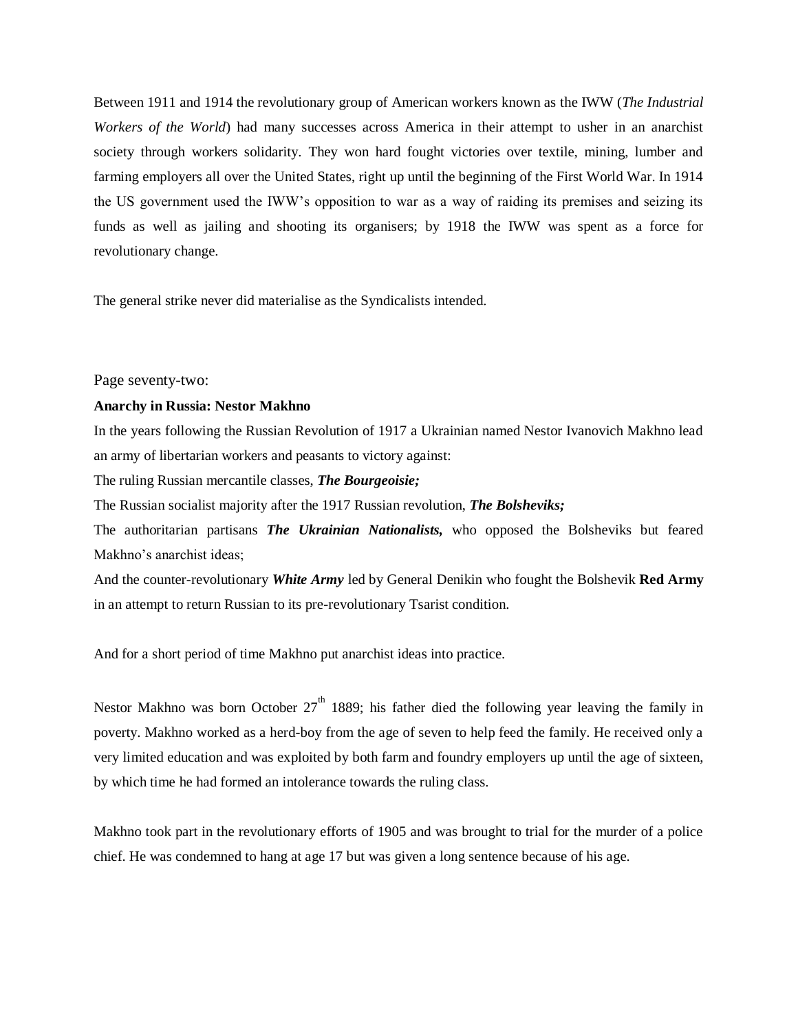Between 1911 and 1914 the revolutionary group of American workers known as the IWW (*The Industrial Workers of the World*) had many successes across America in their attempt to usher in an anarchist society through workers solidarity. They won hard fought victories over textile, mining, lumber and farming employers all over the United States, right up until the beginning of the First World War. In 1914 the US government used the IWW's opposition to war as a way of raiding its premises and seizing its funds as well as jailing and shooting its organisers; by 1918 the IWW was spent as a force for revolutionary change.

The general strike never did materialise as the Syndicalists intended.

Page seventy-two:

**Anarchy in Russia: Nestor Makhno**

In the years following the Russian Revolution of 1917 a Ukrainian named Nestor Ivanovich Makhno lead an army of libertarian workers and peasants to victory against:

The ruling Russian mercantile classes, ***The Bourgeoisie;***

The Russian socialist majority after the 1917 Russian revolution, ***The Bolsheviks;***

The authoritarian partisans ***The Ukrainian Nationalists,*** who opposed the Bolsheviks but feared Makhno's anarchist ideas;

And the counter-revolutionary ***White Army*** led by General Denikin who fought the Bolshevik **Red Army** in an attempt to return Russian to its pre-revolutionary Tsarist condition.

And for a short period of time Makhno put anarchist ideas into practice.

Nestor Makhno was born October 27th 1889; his father died the following year leaving the family in poverty. Makhno worked as a herd-boy from the age of seven to help feed the family. He received only a very limited education and was exploited by both farm and foundry employers up until the age of sixteen, by which time he had formed an intolerance towards the ruling class.

Makhno took part in the revolutionary efforts of 1905 and was brought to trial for the murder of a police chief. He was condemned to hang at age 17 but was given a long sentence because of his age.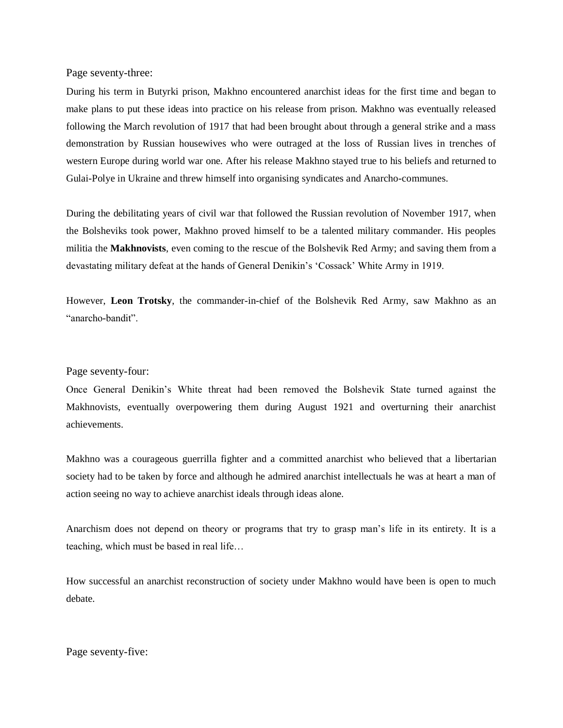Page seventy-three:

During his term in Butyrki prison, Makhno encountered anarchist ideas for the first time and began to make plans to put these ideas into practice on his release from prison. Makhno was eventually released following the March revolution of 1917 that had been brought about through a general strike and a mass demonstration by Russian housewives who were outraged at the loss of Russian lives in trenches of western Europe during world war one. After his release Makhno stayed true to his beliefs and returned to Gulai-Polye in Ukraine and threw himself into organising syndicates and Anarcho-communes.

During the debilitating years of civil war that followed the Russian revolution of November 1917, when the Bolsheviks took power, Makhno proved himself to be a talented military commander. His peoples militia the **Makhnovists**, even coming to the rescue of the Bolshevik Red Army; and saving them from a devastating military defeat at the hands of General Denikin's 'Cossack' White Army in 1919.

However, **Leon Trotsky**, the commander-in-chief of the Bolshevik Red Army, saw Makhno as an "anarcho-bandit".

Page seventy-four:

Once General Denikin's White threat had been removed the Bolshevik State turned against the Makhnovists, eventually overpowering them during August 1921 and overturning their anarchist achievements.

Makhno was a courageous guerrilla fighter and a committed anarchist who believed that a libertarian society had to be taken by force and although he admired anarchist intellectuals he was at heart a man of action seeing no way to achieve anarchist ideals through ideas alone.

Anarchism does not depend on theory or programs that try to grasp man's life in its entirety. It is a teaching, which must be based in real life…

How successful an anarchist reconstruction of society under Makhno would have been is open to much debate.

Page seventy-five: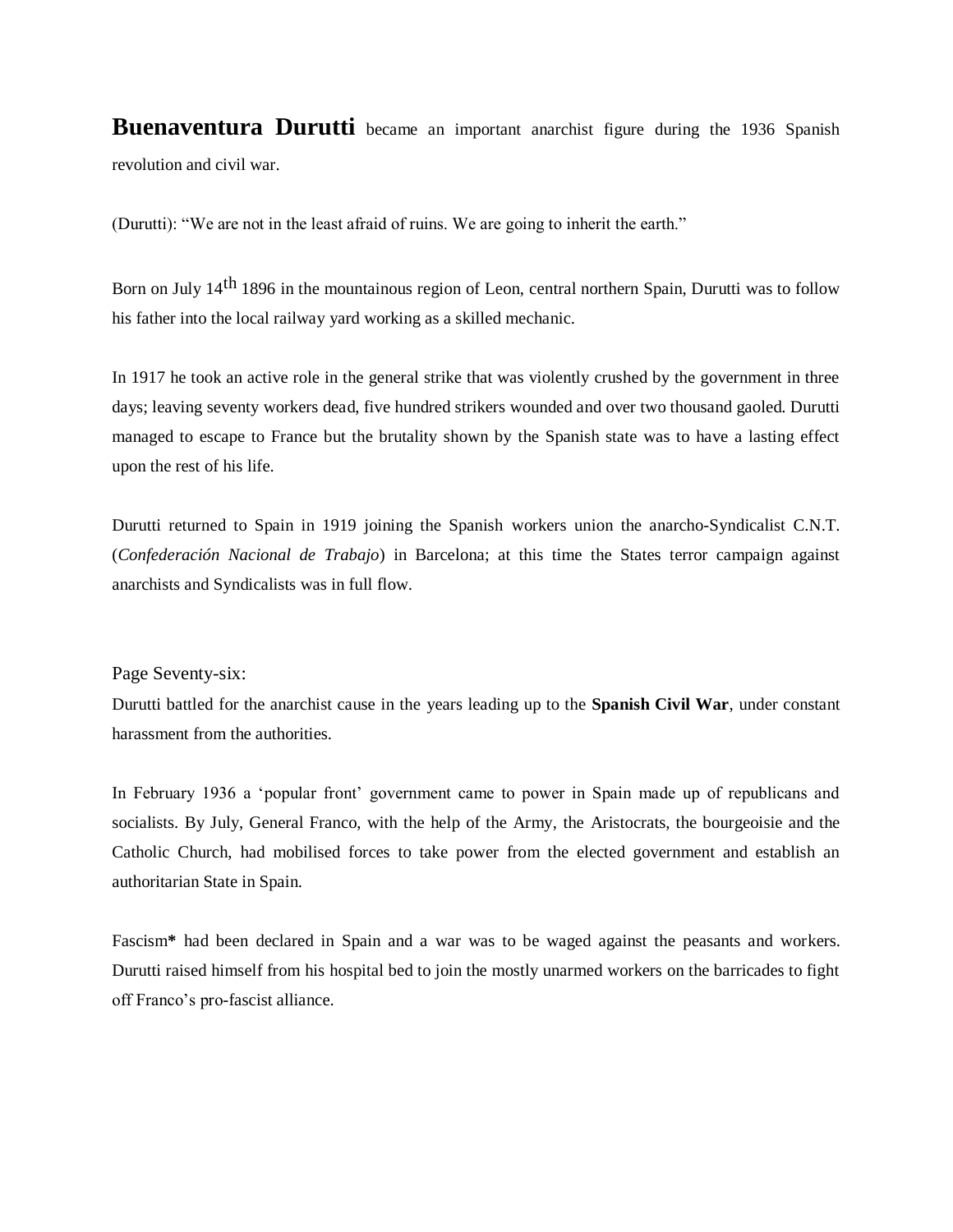**Buenaventura Durutti** became an important anarchist figure during the 1936 Spanish revolution and civil war.

(Durutti): "We are not in the least afraid of ruins. We are going to inherit the earth."

Born on July 14th 1896 in the mountainous region of Leon, central northern Spain, Durutti was to follow his father into the local railway yard working as a skilled mechanic.

In 1917 he took an active role in the general strike that was violently crushed by the government in three days; leaving seventy workers dead, five hundred strikers wounded and over two thousand gaoled. Durutti managed to escape to France but the brutality shown by the Spanish state was to have a lasting effect upon the rest of his life.

Durutti returned to Spain in 1919 joining the Spanish workers union the anarcho-Syndicalist C.N.T. (*Confederación Nacional de Trabajo*) in Barcelona; at this time the States terror campaign against anarchists and Syndicalists was in full flow.

Page Seventy-six:

Durutti battled for the anarchist cause in the years leading up to the **Spanish Civil War**, under constant harassment from the authorities.

In February 1936 a 'popular front' government came to power in Spain made up of republicans and socialists. By July, General Franco, with the help of the Army, the Aristocrats, the bourgeoisie and the Catholic Church, had mobilised forces to take power from the elected government and establish an authoritarian State in Spain.

Fascism**\*** had been declared in Spain and a war was to be waged against the peasants and workers. Durutti raised himself from his hospital bed to join the mostly unarmed workers on the barricades to fight off Franco's pro-fascist alliance.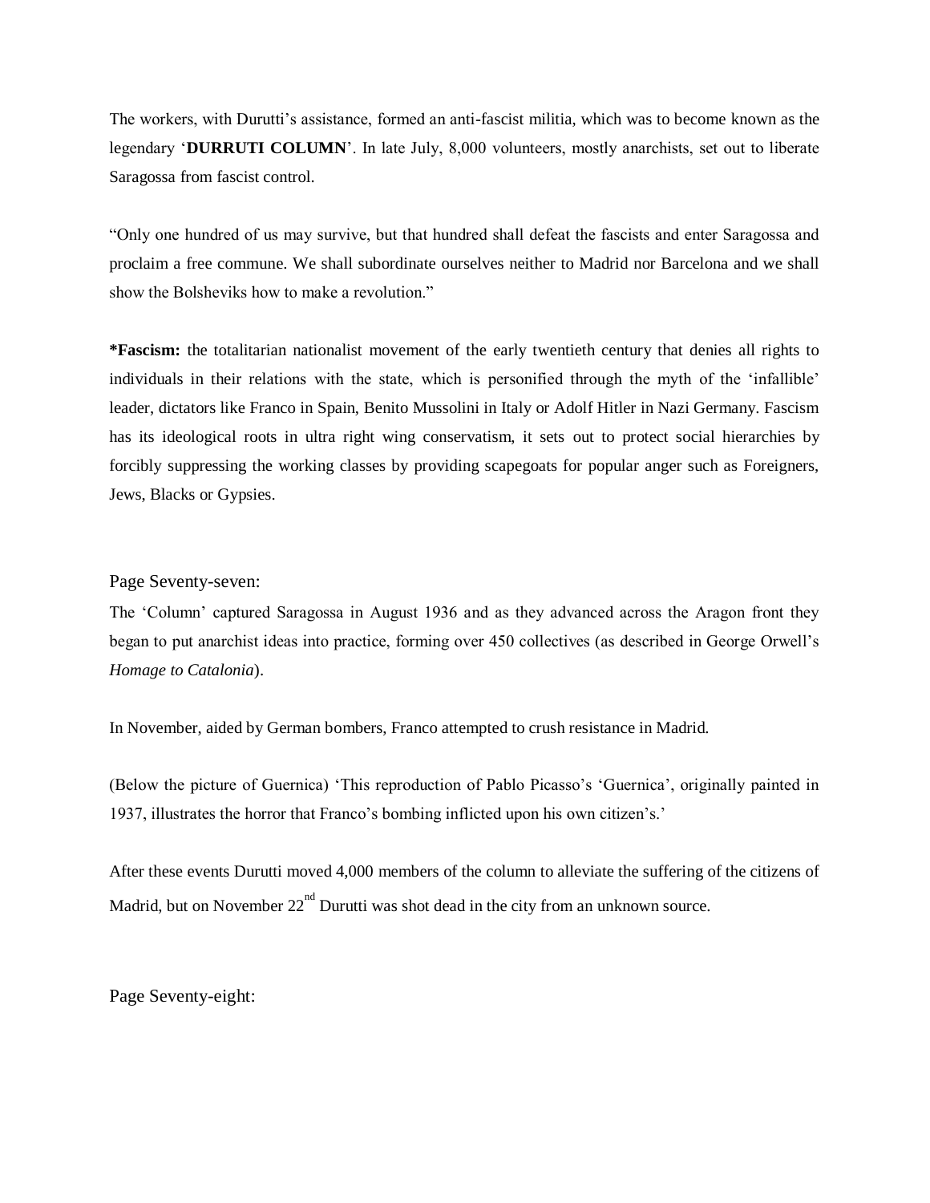The workers, with Durutti's assistance, formed an anti-fascist militia, which was to become known as the legendary '**DURRUTI COLUMN**'. In late July, 8,000 volunteers, mostly anarchists, set out to liberate Saragossa from fascist control.

"Only one hundred of us may survive, but that hundred shall defeat the fascists and enter Saragossa and proclaim a free commune. We shall subordinate ourselves neither to Madrid nor Barcelona and we shall show the Bolsheviks how to make a revolution."

**\*Fascism:** the totalitarian nationalist movement of the early twentieth century that denies all rights to individuals in their relations with the state, which is personified through the myth of the 'infallible' leader, dictators like Franco in Spain, Benito Mussolini in Italy or Adolf Hitler in Nazi Germany. Fascism has its ideological roots in ultra right wing conservatism, it sets out to protect social hierarchies by forcibly suppressing the working classes by providing scapegoats for popular anger such as Foreigners, Jews, Blacks or Gypsies.

Page Seventy-seven:

The 'Column' captured Saragossa in August 1936 and as they advanced across the Aragon front they began to put anarchist ideas into practice, forming over 450 collectives (as described in George Orwell's *Homage to Catalonia*).

In November, aided by German bombers, Franco attempted to crush resistance in Madrid.

(Below the picture of Guernica) 'This reproduction of Pablo Picasso's 'Guernica', originally painted in 1937, illustrates the horror that Franco's bombing inflicted upon his own citizen's.'

After these events Durutti moved 4,000 members of the column to alleviate the suffering of the citizens of Madrid, but on November 22nd Durutti was shot dead in the city from an unknown source.

Page Seventy-eight: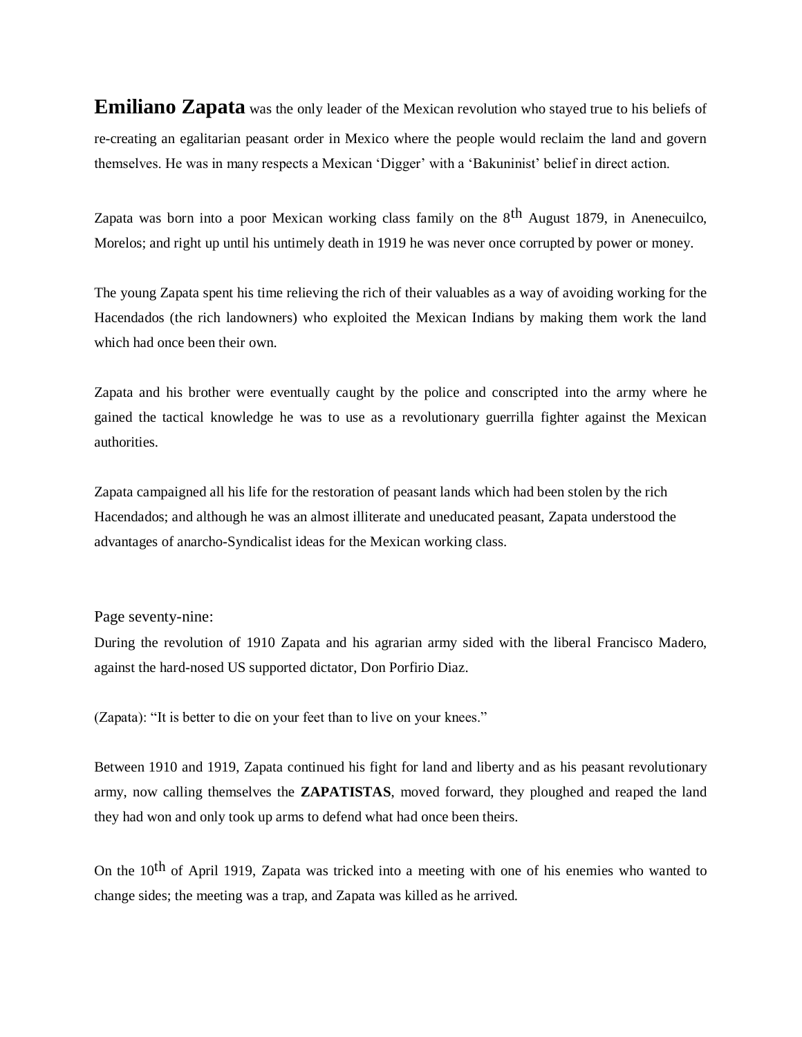**Emiliano Zapata** was the only leader of the Mexican revolution who stayed true to his beliefs of re-creating an egalitarian peasant order in Mexico where the people would reclaim the land and govern themselves. He was in many respects a Mexican 'Digger' with a 'Bakuninist' belief in direct action.

Zapata was born into a poor Mexican working class family on the 8th August 1879, in Anenecuilco, Morelos; and right up until his untimely death in 1919 he was never once corrupted by power or money.

The young Zapata spent his time relieving the rich of their valuables as a way of avoiding working for the Hacendados (the rich landowners) who exploited the Mexican Indians by making them work the land which had once been their own.

Zapata and his brother were eventually caught by the police and conscripted into the army where he gained the tactical knowledge he was to use as a revolutionary guerrilla fighter against the Mexican authorities.

Zapata campaigned all his life for the restoration of peasant lands which had been stolen by the rich Hacendados; and although he was an almost illiterate and uneducated peasant, Zapata understood the advantages of anarcho-Syndicalist ideas for the Mexican working class.

Page seventy-nine:

During the revolution of 1910 Zapata and his agrarian army sided with the liberal Francisco Madero, against the hard-nosed US supported dictator, Don Porfirio Diaz.

(Zapata): "It is better to die on your feet than to live on your knees."

Between 1910 and 1919, Zapata continued his fight for land and liberty and as his peasant revolutionary army, now calling themselves the **ZAPATISTAS**, moved forward, they ploughed and reaped the land they had won and only took up arms to defend what had once been theirs.

On the 10th of April 1919, Zapata was tricked into a meeting with one of his enemies who wanted to change sides; the meeting was a trap, and Zapata was killed as he arrived.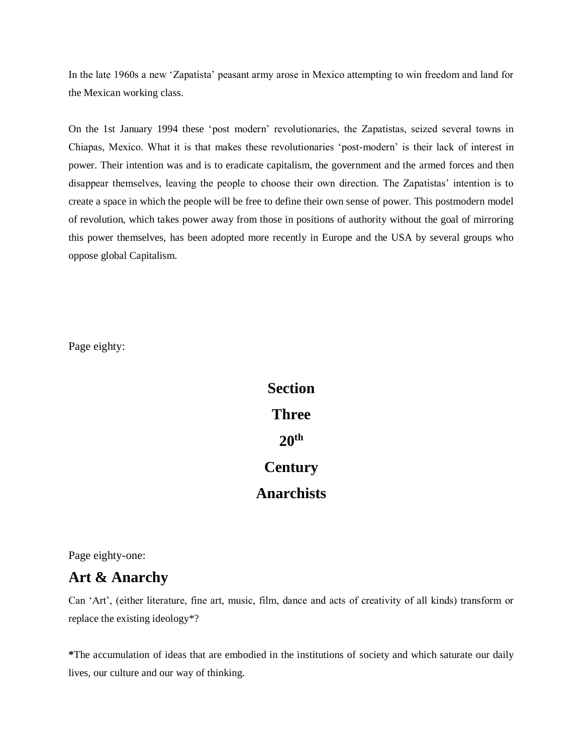In the late 1960s a new 'Zapatista' peasant army arose in Mexico attempting to win freedom and land for the Mexican working class.

On the 1st January 1994 these 'post modern' revolutionaries, the Zapatistas, seized several towns in Chiapas, Mexico. What it is that makes these revolutionaries 'post-modern' is their lack of interest in power. Their intention was and is to eradicate capitalism, the government and the armed forces and then disappear themselves, leaving the people to choose their own direction. The Zapatistas' intention is to create a space in which the people will be free to define their own sense of power. This postmodern model of revolution, which takes power away from those in positions of authority without the goal of mirroring this power themselves, has been adopted more recently in Europe and the USA by several groups who oppose global Capitalism.

Page eighty:

# Section Three 20th Century Anarchists

Page eighty-one:

## Art & Anarchy

Can 'Art', (either literature, fine art, music, film, dance and acts of creativity of all kinds) transform or replace the existing ideology*?

**\***The accumulation of ideas that are embodied in the institutions of society and which saturate our daily lives, our culture and our way of thinking.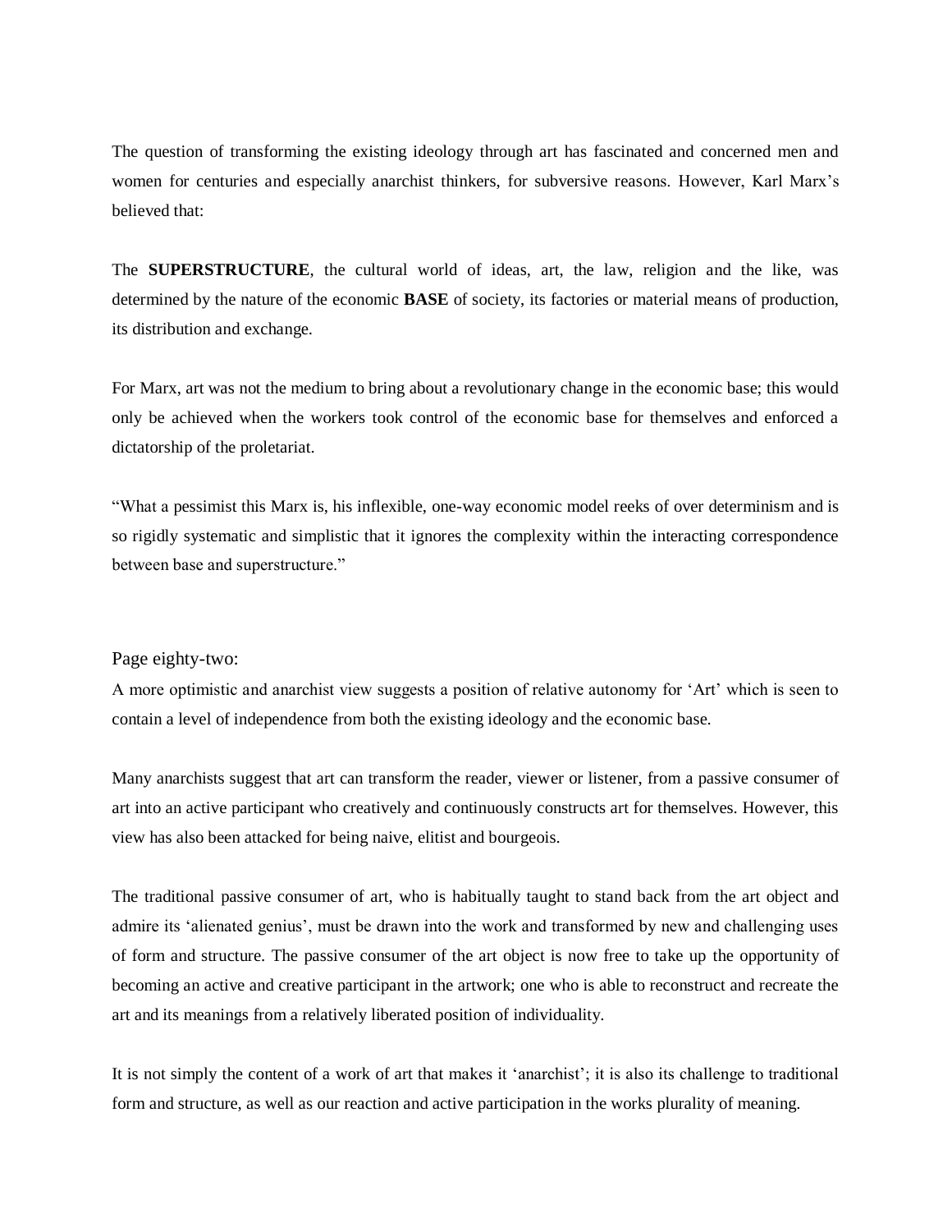The question of transforming the existing ideology through art has fascinated and concerned men and women for centuries and especially anarchist thinkers, for subversive reasons. However, Karl Marx's believed that:

The **SUPERSTRUCTURE**, the cultural world of ideas, art, the law, religion and the like, was determined by the nature of the economic **BASE** of society, its factories or material means of production, its distribution and exchange.

For Marx, art was not the medium to bring about a revolutionary change in the economic base; this would only be achieved when the workers took control of the economic base for themselves and enforced a dictatorship of the proletariat.

"What a pessimist this Marx is, his inflexible, one-way economic model reeks of over determinism and is so rigidly systematic and simplistic that it ignores the complexity within the interacting correspondence between base and superstructure."

Page eighty-two:

A more optimistic and anarchist view suggests a position of relative autonomy for 'Art' which is seen to contain a level of independence from both the existing ideology and the economic base.

Many anarchists suggest that art can transform the reader, viewer or listener, from a passive consumer of art into an active participant who creatively and continuously constructs art for themselves. However, this view has also been attacked for being naive, elitist and bourgeois.

The traditional passive consumer of art, who is habitually taught to stand back from the art object and admire its 'alienated genius', must be drawn into the work and transformed by new and challenging uses of form and structure. The passive consumer of the art object is now free to take up the opportunity of becoming an active and creative participant in the artwork; one who is able to reconstruct and recreate the art and its meanings from a relatively liberated position of individuality.

It is not simply the content of a work of art that makes it 'anarchist'; it is also its challenge to traditional form and structure, as well as our reaction and active participation in the works plurality of meaning.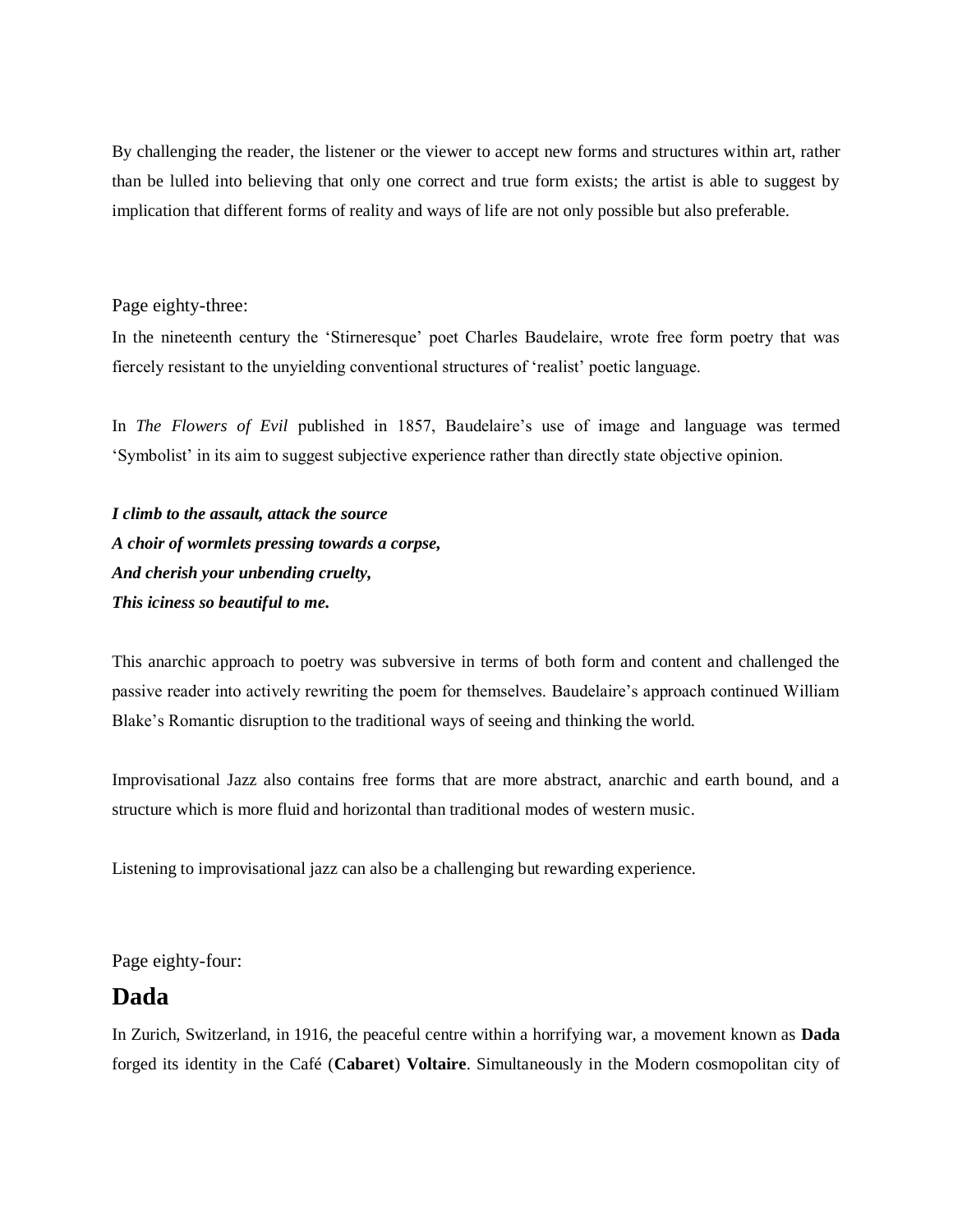By challenging the reader, the listener or the viewer to accept new forms and structures within art, rather than be lulled into believing that only one correct and true form exists; the artist is able to suggest by implication that different forms of reality and ways of life are not only possible but also preferable.

Page eighty-three:

In the nineteenth century the 'Stirneresque' poet Charles Baudelaire, wrote free form poetry that was fiercely resistant to the unyielding conventional structures of 'realist' poetic language.

In *The Flowers of Evil* published in 1857, Baudelaire's use of image and language was termed 'Symbolist' in its aim to suggest subjective experience rather than directly state objective opinion.

***I climb to the assault, attack the source***
***A choir of wormlets pressing towards a corpse,***
***And cherish your unbending cruelty,***
***This iciness so beautiful to me.***

This anarchic approach to poetry was subversive in terms of both form and content and challenged the passive reader into actively rewriting the poem for themselves. Baudelaire's approach continued William Blake's Romantic disruption to the traditional ways of seeing and thinking the world.

Improvisational Jazz also contains free forms that are more abstract, anarchic and earth bound, and a structure which is more fluid and horizontal than traditional modes of western music.

Listening to improvisational jazz can also be a challenging but rewarding experience.

Page eighty-four:

## Dada

In Zurich, Switzerland, in 1916, the peaceful centre within a horrifying war, a movement known as **Dada** forged its identity in the Café (**Cabaret**) **Voltaire**. Simultaneously in the Modern cosmopolitan city of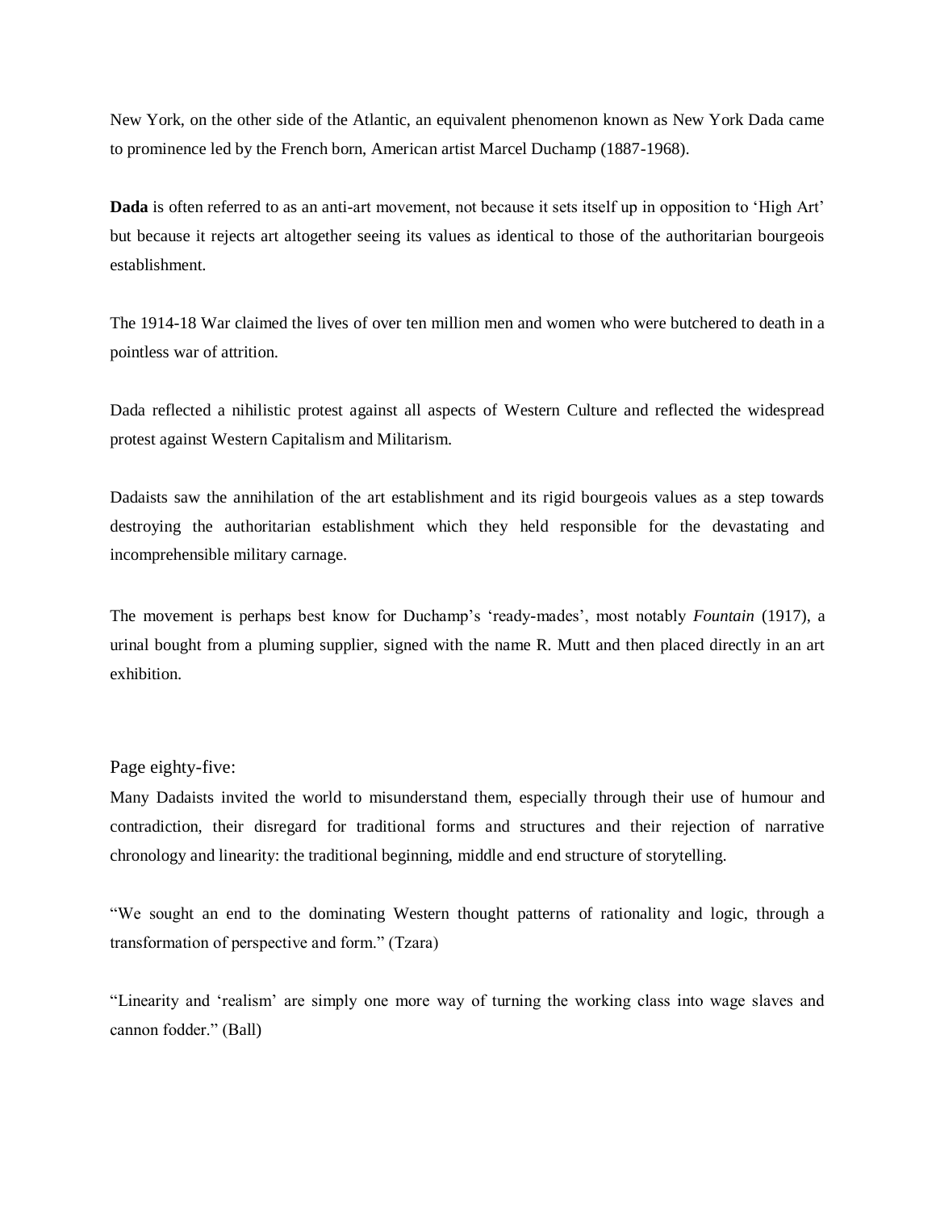New York, on the other side of the Atlantic, an equivalent phenomenon known as New York Dada came to prominence led by the French born, American artist Marcel Duchamp (1887-1968).

**Dada** is often referred to as an anti-art movement, not because it sets itself up in opposition to 'High Art' but because it rejects art altogether seeing its values as identical to those of the authoritarian bourgeois establishment.

The 1914-18 War claimed the lives of over ten million men and women who were butchered to death in a pointless war of attrition.

Dada reflected a nihilistic protest against all aspects of Western Culture and reflected the widespread protest against Western Capitalism and Militarism.

Dadaists saw the annihilation of the art establishment and its rigid bourgeois values as a step towards destroying the authoritarian establishment which they held responsible for the devastating and incomprehensible military carnage.

The movement is perhaps best know for Duchamp's 'ready-mades', most notably *Fountain* (1917), a urinal bought from a pluming supplier, signed with the name R. Mutt and then placed directly in an art exhibition.

Page eighty-five:

Many Dadaists invited the world to misunderstand them, especially through their use of humour and contradiction, their disregard for traditional forms and structures and their rejection of narrative chronology and linearity: the traditional beginning, middle and end structure of storytelling.

"We sought an end to the dominating Western thought patterns of rationality and logic, through a transformation of perspective and form." (Tzara)

"Linearity and 'realism' are simply one more way of turning the working class into wage slaves and cannon fodder." (Ball)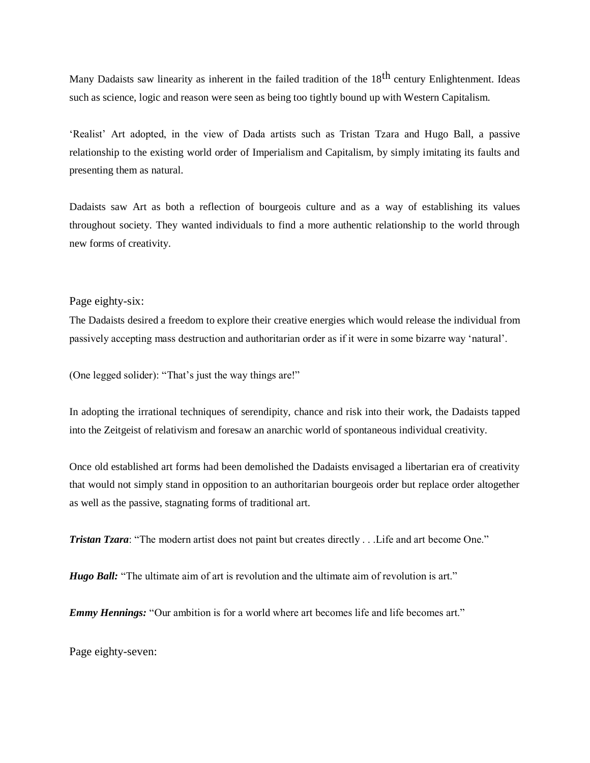Many Dadaists saw linearity as inherent in the failed tradition of the 18th century Enlightenment. Ideas such as science, logic and reason were seen as being too tightly bound up with Western Capitalism.

'Realist' Art adopted, in the view of Dada artists such as Tristan Tzara and Hugo Ball, a passive relationship to the existing world order of Imperialism and Capitalism, by simply imitating its faults and presenting them as natural.

Dadaists saw Art as both a reflection of bourgeois culture and as a way of establishing its values throughout society. They wanted individuals to find a more authentic relationship to the world through new forms of creativity.

Page eighty-six:

The Dadaists desired a freedom to explore their creative energies which would release the individual from passively accepting mass destruction and authoritarian order as if it were in some bizarre way 'natural'.

(One legged solider): "That's just the way things are!"

In adopting the irrational techniques of serendipity, chance and risk into their work, the Dadaists tapped into the Zeitgeist of relativism and foresaw an anarchic world of spontaneous individual creativity.

Once old established art forms had been demolished the Dadaists envisaged a libertarian era of creativity that would not simply stand in opposition to an authoritarian bourgeois order but replace order altogether as well as the passive, stagnating forms of traditional art.

***Tristan Tzara***: "The modern artist does not paint but creates directly . . .Life and art become One."

***Hugo Ball:*** "The ultimate aim of art is revolution and the ultimate aim of revolution is art."

***Emmy Hennings:*** "Our ambition is for a world where art becomes life and life becomes art."

Page eighty-seven: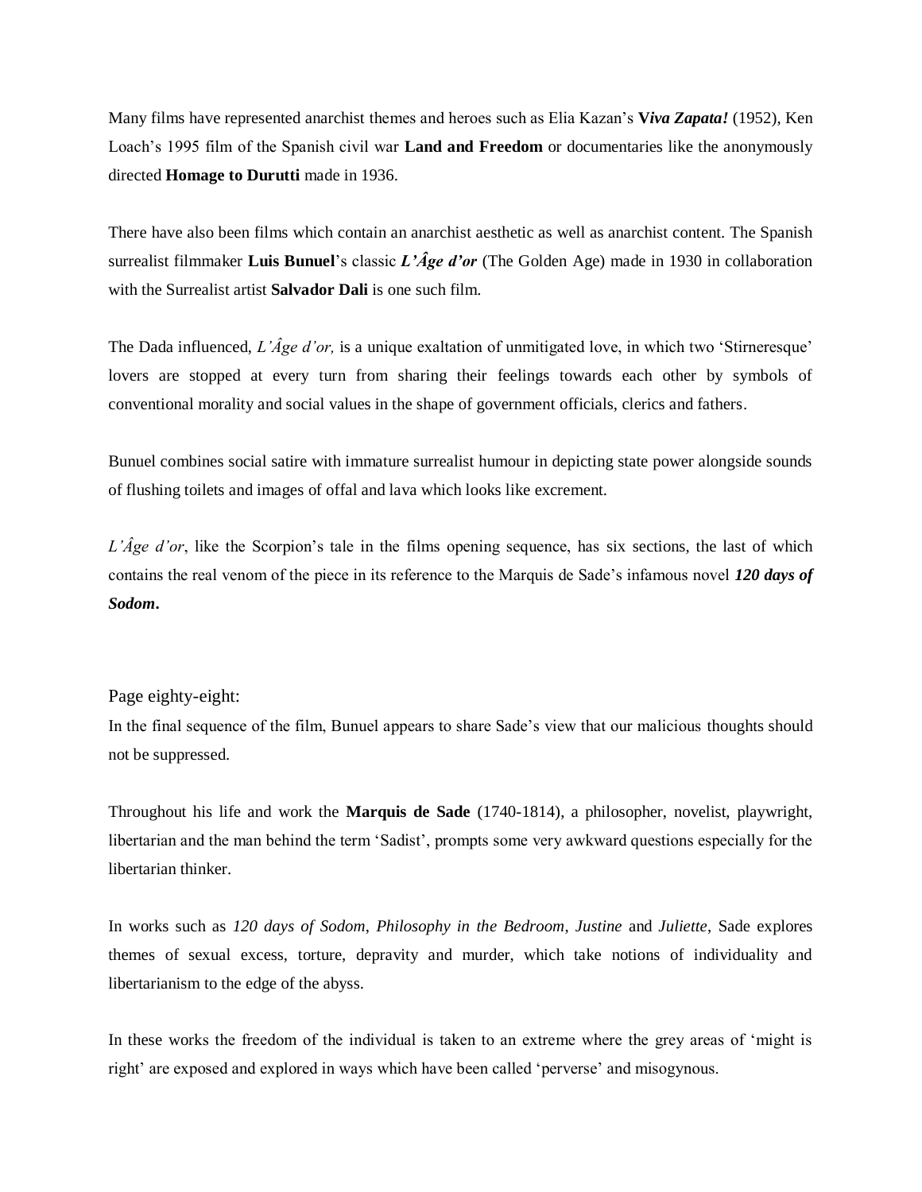Many films have represented anarchist themes and heroes such as Elia Kazan's ***Viva Zapata!*** (1952), Ken Loach's 1995 film of the Spanish civil war **Land and Freedom** or documentaries like the anonymously directed **Homage to Durutti** made in 1936.

There have also been films which contain an anarchist aesthetic as well as anarchist content. The Spanish surrealist filmmaker **Luis Bunuel**'s classic ***L'Âge d'or*** (The Golden Age) made in 1930 in collaboration with the Surrealist artist **Salvador Dali** is one such film.

The Dada influenced, *L'Âge d'or,* is a unique exaltation of unmitigated love, in which two 'Stirneresque' lovers are stopped at every turn from sharing their feelings towards each other by symbols of conventional morality and social values in the shape of government officials, clerics and fathers.

Bunuel combines social satire with immature surrealist humour in depicting state power alongside sounds of flushing toilets and images of offal and lava which looks like excrement.

*L'Âge d'or*, like the Scorpion's tale in the films opening sequence, has six sections, the last of which contains the real venom of the piece in its reference to the Marquis de Sade's infamous novel ***120 days of Sodom*.**

Page eighty-eight:

In the final sequence of the film, Bunuel appears to share Sade's view that our malicious thoughts should not be suppressed.

Throughout his life and work the **Marquis de Sade** (1740-1814), a philosopher, novelist, playwright, libertarian and the man behind the term 'Sadist', prompts some very awkward questions especially for the libertarian thinker.

In works such as *120 days of Sodom*, *Philosophy in the Bedroom*, *Justine* and *Juliette*, Sade explores themes of sexual excess, torture, depravity and murder, which take notions of individuality and libertarianism to the edge of the abyss.

In these works the freedom of the individual is taken to an extreme where the grey areas of 'might is right' are exposed and explored in ways which have been called 'perverse' and misogynous.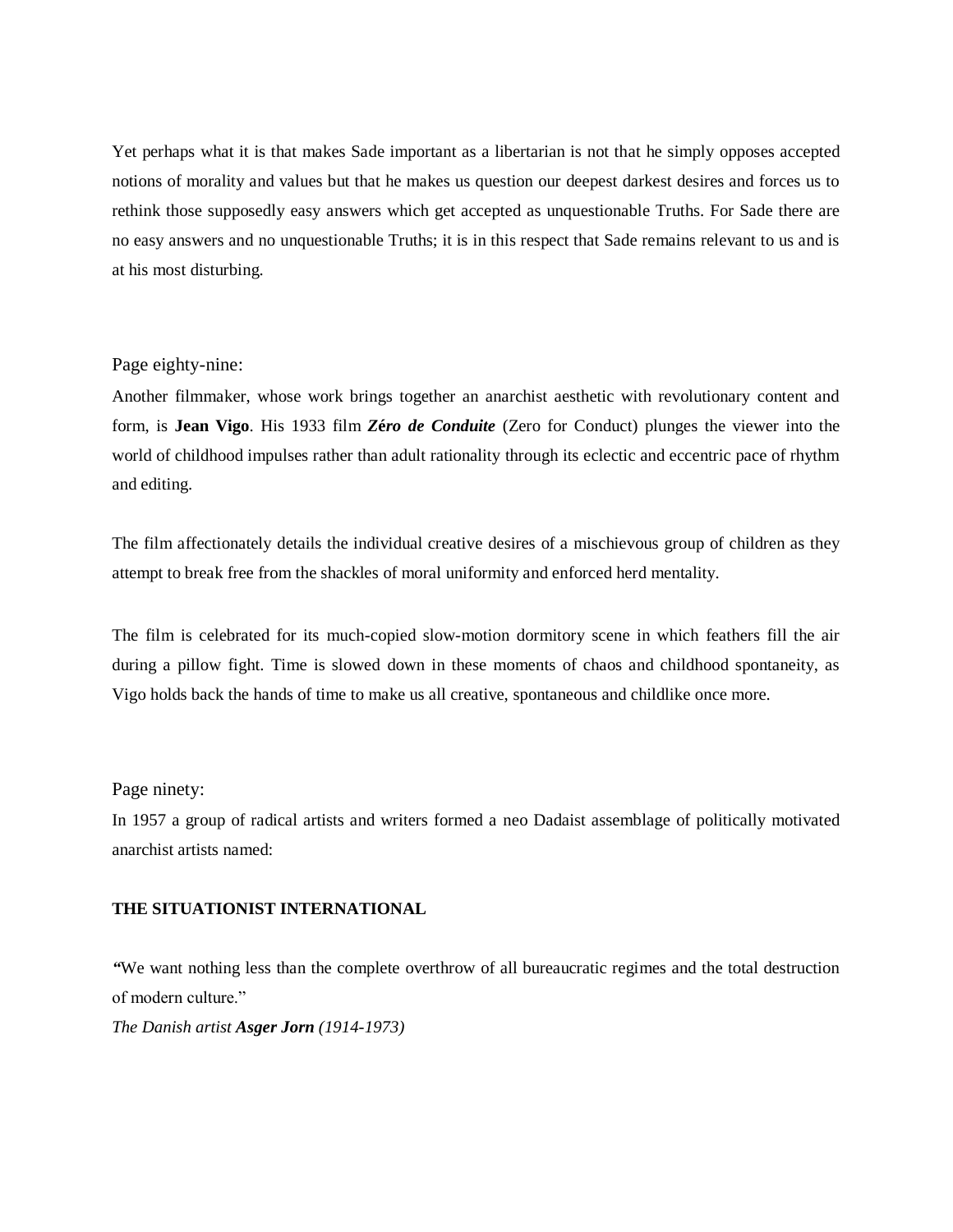Yet perhaps what it is that makes Sade important as a libertarian is not that he simply opposes accepted notions of morality and values but that he makes us question our deepest darkest desires and forces us to rethink those supposedly easy answers which get accepted as unquestionable Truths. For Sade there are no easy answers and no unquestionable Truths; it is in this respect that Sade remains relevant to us and is at his most disturbing.

Page eighty-nine:

Another filmmaker, whose work brings together an anarchist aesthetic with revolutionary content and form, is **Jean Vigo**. His 1933 film ***Zéro de Conduite*** (Zero for Conduct) plunges the viewer into the world of childhood impulses rather than adult rationality through its eclectic and eccentric pace of rhythm and editing.

The film affectionately details the individual creative desires of a mischievous group of children as they attempt to break free from the shackles of moral uniformity and enforced herd mentality.

The film is celebrated for its much-copied slow-motion dormitory scene in which feathers fill the air during a pillow fight. Time is slowed down in these moments of chaos and childhood spontaneity, as Vigo holds back the hands of time to make us all creative, spontaneous and childlike once more.

Page ninety:

In 1957 a group of radical artists and writers formed a neo Dadaist assemblage of politically motivated anarchist artists named:

**THE SITUATIONIST INTERNATIONAL**

"We want nothing less than the complete overthrow of all bureaucratic regimes and the total destruction of modern culture."

*The Danish artist **Asger Jorn** (1914-1973)*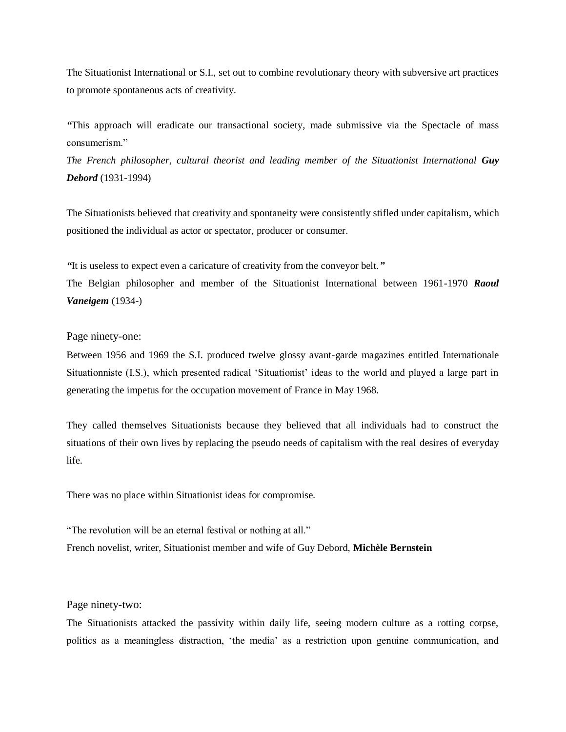The Situationist International or S.I., set out to combine revolutionary theory with subversive art practices to promote spontaneous acts of creativity.

*"*This approach will eradicate our transactional society, made submissive via the Spectacle of mass consumerism."

*The French philosopher, cultural theorist and leading member of the Situationist International* ***Guy Debord*** (1931-1994)

The Situationists believed that creativity and spontaneity were consistently stifled under capitalism, which positioned the individual as actor or spectator, producer or consumer.

*"*It is useless to expect even a caricature of creativity from the conveyor belt.*"*

The Belgian philosopher and member of the Situationist International between 1961-1970 ***Raoul Vaneigem*** (1934-)

Page ninety-one:

Between 1956 and 1969 the S.I. produced twelve glossy avant-garde magazines entitled Internationale Situationniste (I.S.), which presented radical 'Situationist' ideas to the world and played a large part in generating the impetus for the occupation movement of France in May 1968.

They called themselves Situationists because they believed that all individuals had to construct the situations of their own lives by replacing the pseudo needs of capitalism with the real desires of everyday life.

There was no place within Situationist ideas for compromise.

"The revolution will be an eternal festival or nothing at all."

French novelist, writer, Situationist member and wife of Guy Debord, **Michèle Bernstein**

Page ninety-two:

The Situationists attacked the passivity within daily life, seeing modern culture as a rotting corpse, politics as a meaningless distraction, 'the media' as a restriction upon genuine communication, and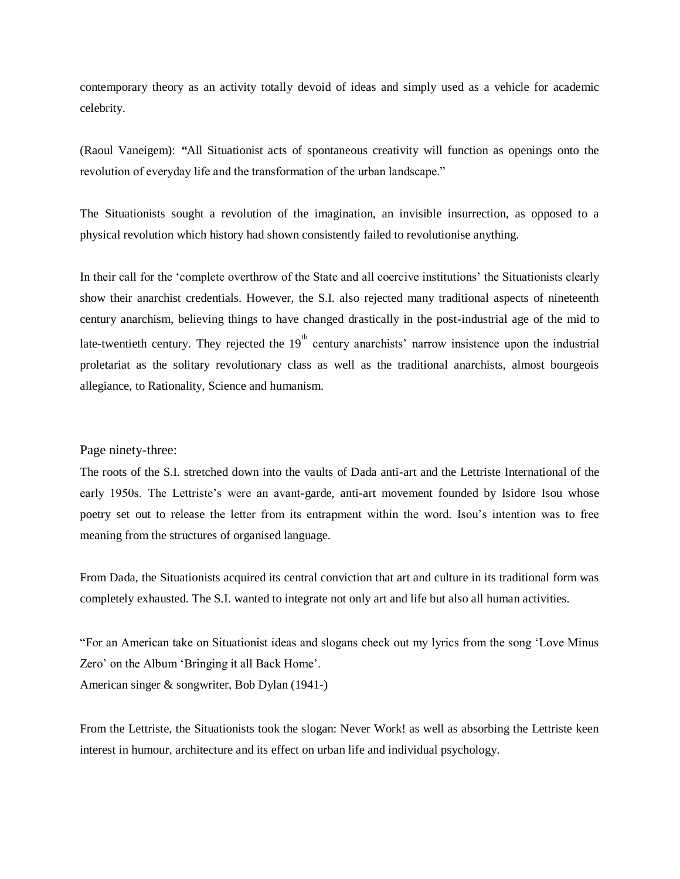contemporary theory as an activity totally devoid of ideas and simply used as a vehicle for academic celebrity.

(Raoul Vaneigem): **"**All Situationist acts of spontaneous creativity will function as openings onto the revolution of everyday life and the transformation of the urban landscape."

The Situationists sought a revolution of the imagination, an invisible insurrection, as opposed to a physical revolution which history had shown consistently failed to revolutionise anything.

In their call for the 'complete overthrow of the State and all coercive institutions' the Situationists clearly show their anarchist credentials. However, the S.I. also rejected many traditional aspects of nineteenth century anarchism, believing things to have changed drastically in the post-industrial age of the mid to late-twentieth century. They rejected the 19th century anarchists' narrow insistence upon the industrial proletariat as the solitary revolutionary class as well as the traditional anarchists, almost bourgeois allegiance, to Rationality, Science and humanism.

Page ninety-three:

The roots of the S.I. stretched down into the vaults of Dada anti-art and the Lettriste International of the early 1950s. The Lettriste's were an avant-garde, anti-art movement founded by Isidore Isou whose poetry set out to release the letter from its entrapment within the word. Isou's intention was to free meaning from the structures of organised language.

From Dada, the Situationists acquired its central conviction that art and culture in its traditional form was completely exhausted. The S.I. wanted to integrate not only art and life but also all human activities.

"For an American take on Situationist ideas and slogans check out my lyrics from the song 'Love Minus Zero' on the Album 'Bringing it all Back Home'.
American singer & songwriter, Bob Dylan (1941-)

From the Lettriste, the Situationists took the slogan: Never Work! as well as absorbing the Lettriste keen interest in humour, architecture and its effect on urban life and individual psychology.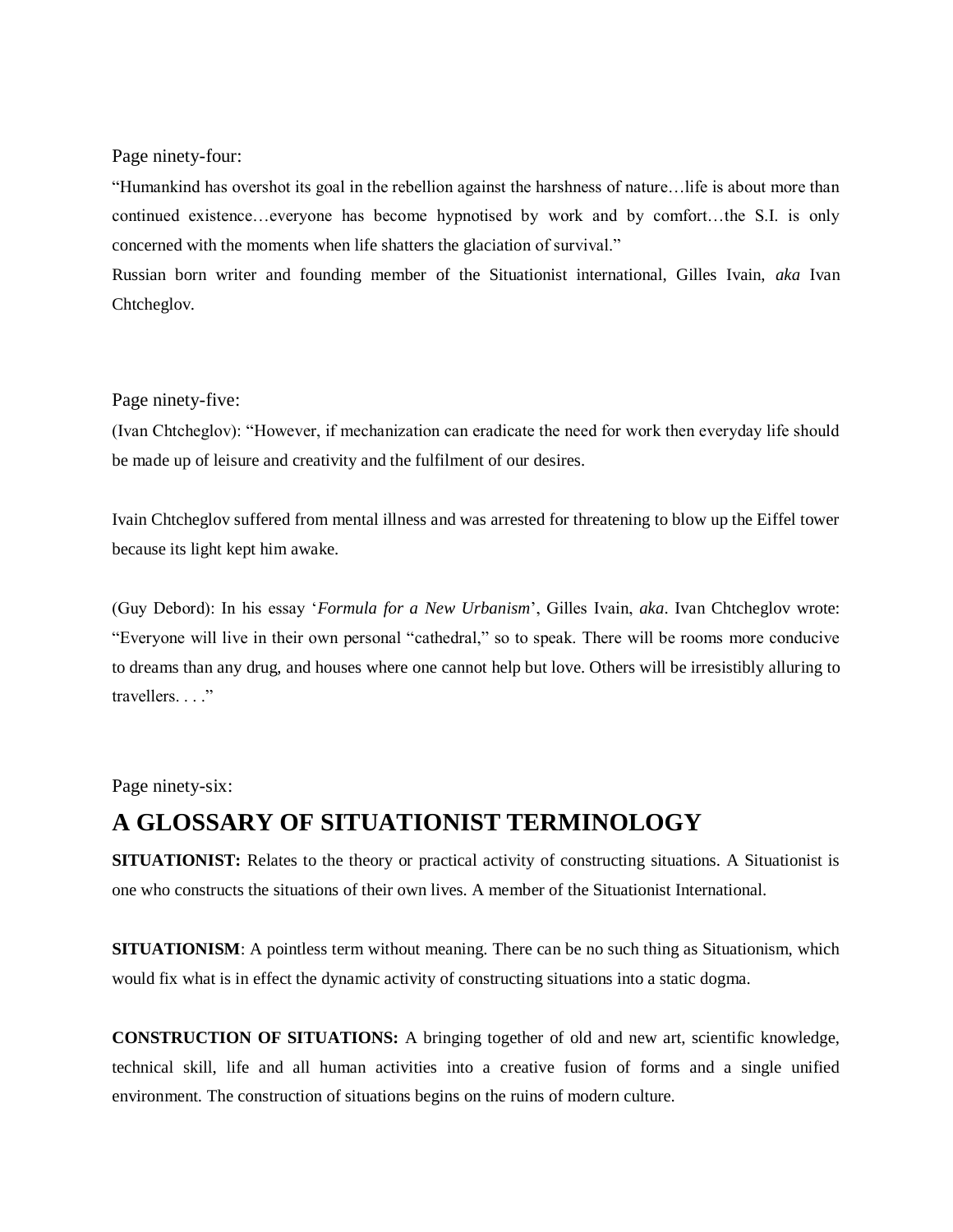Page ninety-four:

"Humankind has overshot its goal in the rebellion against the harshness of nature…life is about more than continued existence…everyone has become hypnotised by work and by comfort…the S.I. is only concerned with the moments when life shatters the glaciation of survival."

Russian born writer and founding member of the Situationist international, Gilles Ivain, *aka* Ivan Chtcheglov.

Page ninety-five:

(Ivan Chtcheglov): "However, if mechanization can eradicate the need for work then everyday life should be made up of leisure and creativity and the fulfilment of our desires.

Ivain Chtcheglov suffered from mental illness and was arrested for threatening to blow up the Eiffel tower because its light kept him awake.

(Guy Debord): In his essay '*Formula for a New Urbanism*', Gilles Ivain, *aka*. Ivan Chtcheglov wrote: "Everyone will live in their own personal "cathedral," so to speak. There will be rooms more conducive to dreams than any drug, and houses where one cannot help but love. Others will be irresistibly alluring to travellers. . . ."

Page ninety-six:

## A GLOSSARY OF SITUATIONIST TERMINOLOGY

**SITUATIONIST:** Relates to the theory or practical activity of constructing situations. A Situationist is one who constructs the situations of their own lives. A member of the Situationist International.

**SITUATIONISM**: A pointless term without meaning. There can be no such thing as Situationism, which would fix what is in effect the dynamic activity of constructing situations into a static dogma.

**CONSTRUCTION OF SITUATIONS:** A bringing together of old and new art, scientific knowledge, technical skill, life and all human activities into a creative fusion of forms and a single unified environment. The construction of situations begins on the ruins of modern culture.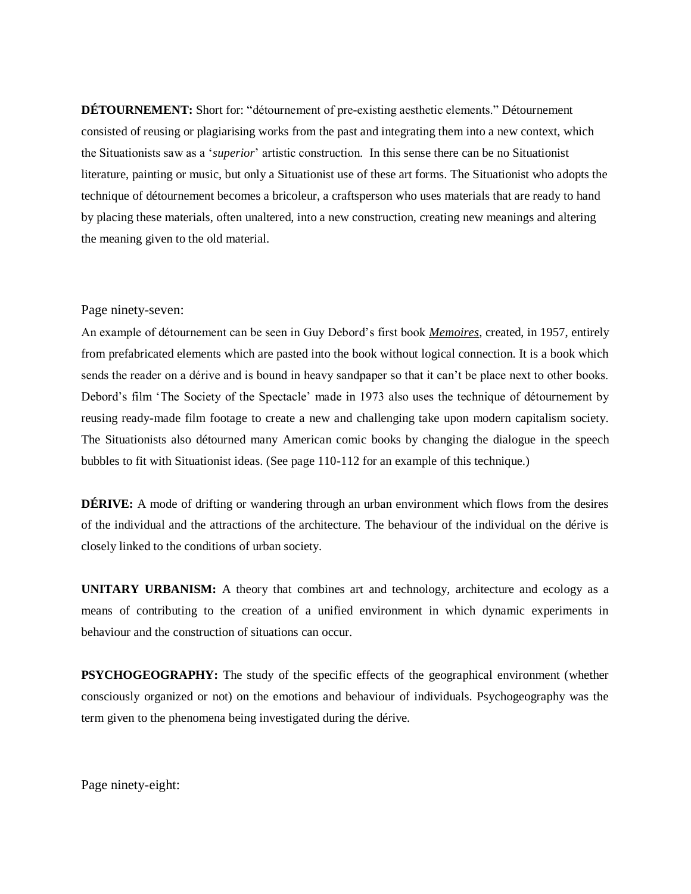**DÉTOURNEMENT:** Short for: "détournement of pre-existing aesthetic elements." Détournement consisted of reusing or plagiarising works from the past and integrating them into a new context, which the Situationists saw as a '*superior*' artistic construction. In this sense there can be no Situationist literature, painting or music, but only a Situationist use of these art forms. The Situationist who adopts the technique of détournement becomes a bricoleur, a craftsperson who uses materials that are ready to hand by placing these materials, often unaltered, into a new construction, creating new meanings and altering the meaning given to the old material.

Page ninety-seven:

An example of détournement can be seen in Guy Debord's first book ***Memoires***, created, in 1957, entirely from prefabricated elements which are pasted into the book without logical connection. It is a book which sends the reader on a dérive and is bound in heavy sandpaper so that it can't be place next to other books. Debord's film 'The Society of the Spectacle' made in 1973 also uses the technique of détournement by reusing ready-made film footage to create a new and challenging take upon modern capitalism society. The Situationists also détourned many American comic books by changing the dialogue in the speech bubbles to fit with Situationist ideas. (See page 110-112 for an example of this technique.)

**DÉRIVE:** A mode of drifting or wandering through an urban environment which flows from the desires of the individual and the attractions of the architecture. The behaviour of the individual on the dérive is closely linked to the conditions of urban society.

**UNITARY URBANISM:** A theory that combines art and technology, architecture and ecology as a means of contributing to the creation of a unified environment in which dynamic experiments in behaviour and the construction of situations can occur.

**PSYCHOGEOGRAPHY:** The study of the specific effects of the geographical environment (whether consciously organized or not) on the emotions and behaviour of individuals. Psychogeography was the term given to the phenomena being investigated during the dérive.

Page ninety-eight: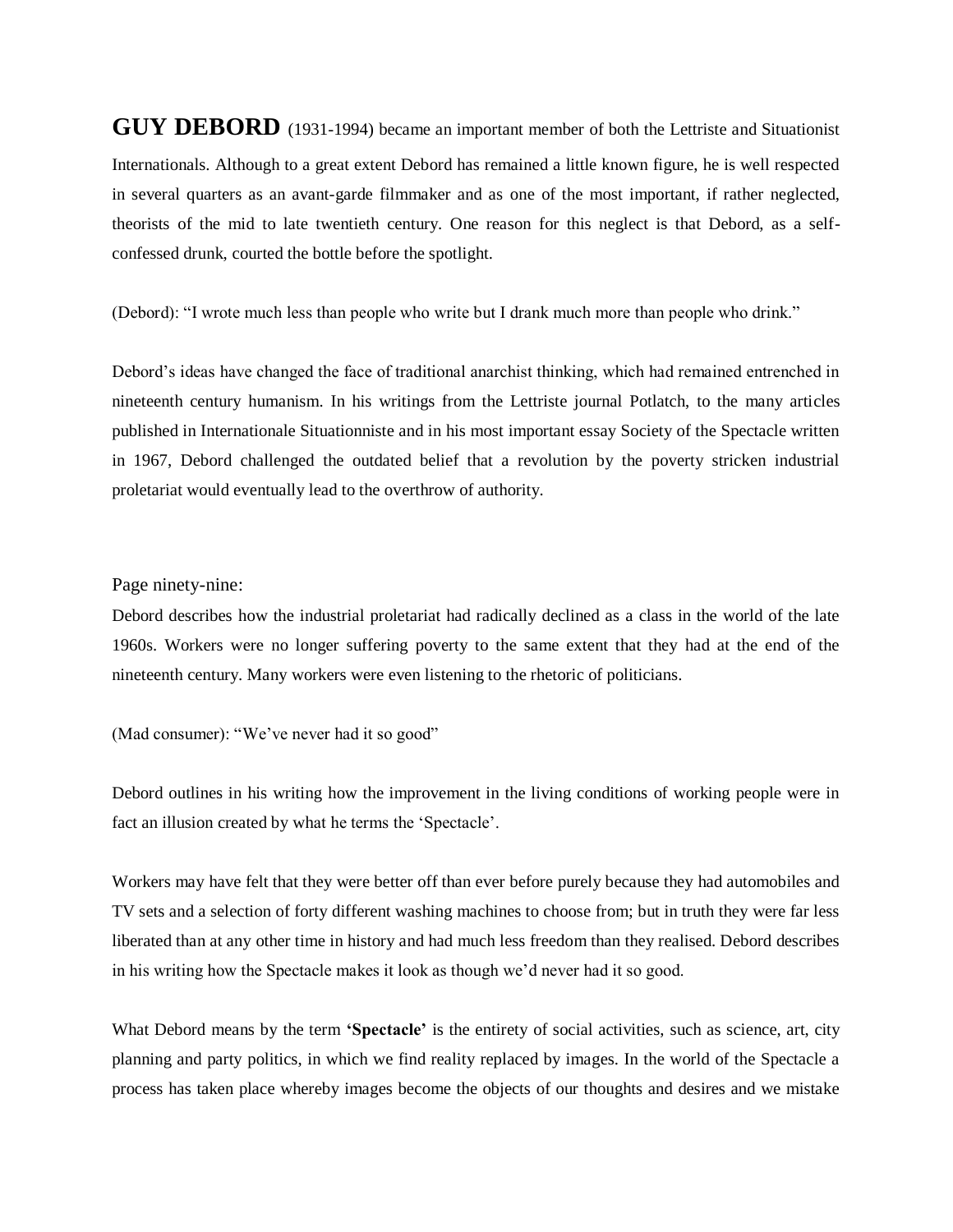**GUY DEBORD** (1931-1994) became an important member of both the Lettriste and Situationist Internationals. Although to a great extent Debord has remained a little known figure, he is well respected in several quarters as an avant-garde filmmaker and as one of the most important, if rather neglected, theorists of the mid to late twentieth century. One reason for this neglect is that Debord, as a self-confessed drunk, courted the bottle before the spotlight.

(Debord): "I wrote much less than people who write but I drank much more than people who drink."

Debord's ideas have changed the face of traditional anarchist thinking, which had remained entrenched in nineteenth century humanism. In his writings from the Lettriste journal Potlatch, to the many articles published in Internationale Situationniste and in his most important essay Society of the Spectacle written in 1967, Debord challenged the outdated belief that a revolution by the poverty stricken industrial proletariat would eventually lead to the overthrow of authority.

Page ninety-nine:

Debord describes how the industrial proletariat had radically declined as a class in the world of the late 1960s. Workers were no longer suffering poverty to the same extent that they had at the end of the nineteenth century. Many workers were even listening to the rhetoric of politicians.

(Mad consumer): "We've never had it so good"

Debord outlines in his writing how the improvement in the living conditions of working people were in fact an illusion created by what he terms the 'Spectacle'.

Workers may have felt that they were better off than ever before purely because they had automobiles and TV sets and a selection of forty different washing machines to choose from; but in truth they were far less liberated than at any other time in history and had much less freedom than they realised. Debord describes in his writing how the Spectacle makes it look as though we'd never had it so good.

What Debord means by the term **'Spectacle'** is the entirety of social activities, such as science, art, city planning and party politics, in which we find reality replaced by images. In the world of the Spectacle a process has taken place whereby images become the objects of our thoughts and desires and we mistake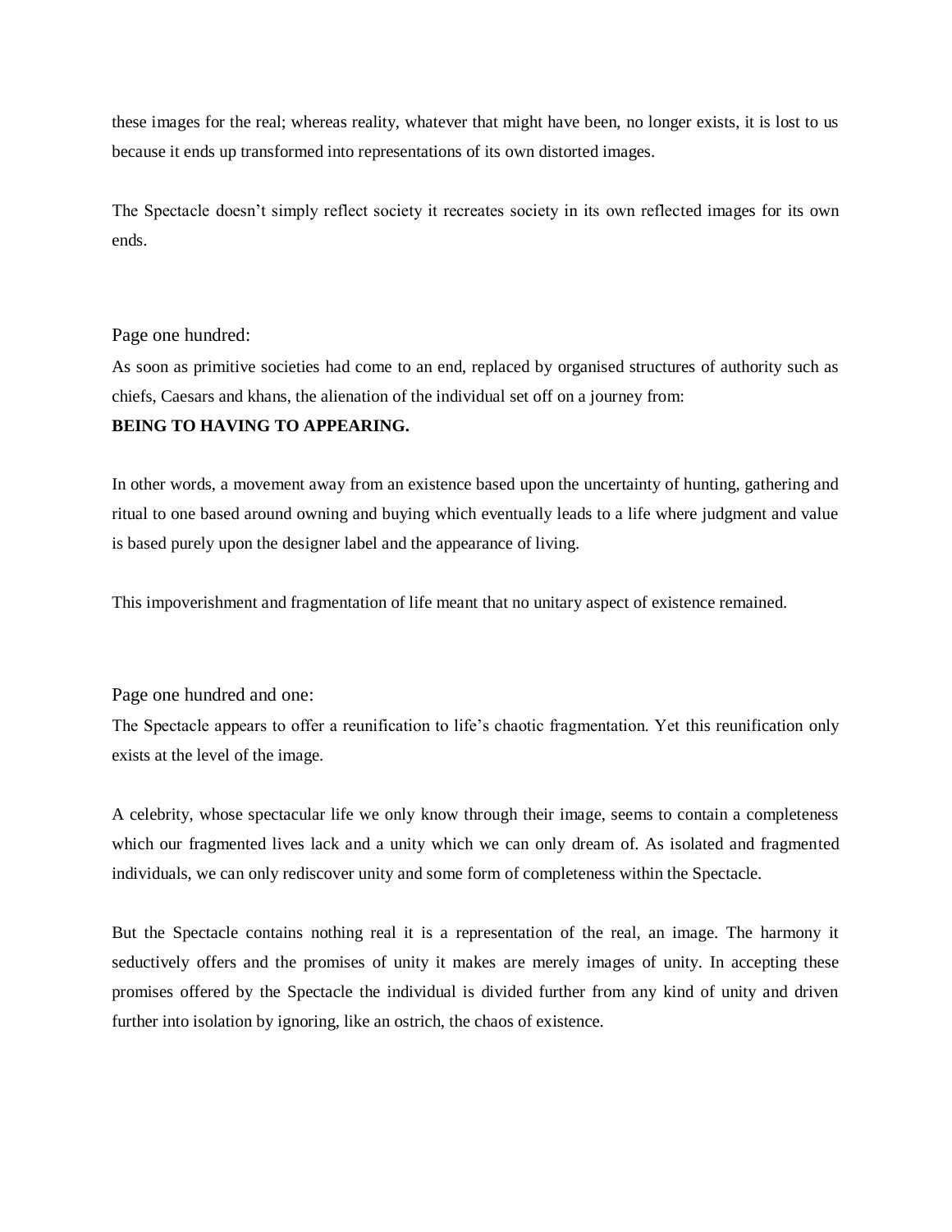these images for the real; whereas reality, whatever that might have been, no longer exists, it is lost to us because it ends up transformed into representations of its own distorted images.

The Spectacle doesn't simply reflect society it recreates society in its own reflected images for its own ends.

Page one hundred:

As soon as primitive societies had come to an end, replaced by organised structures of authority such as chiefs, Caesars and khans, the alienation of the individual set off on a journey from:

**BEING TO HAVING TO APPEARING.**

In other words, a movement away from an existence based upon the uncertainty of hunting, gathering and ritual to one based around owning and buying which eventually leads to a life where judgment and value is based purely upon the designer label and the appearance of living.

This impoverishment and fragmentation of life meant that no unitary aspect of existence remained.

Page one hundred and one:

The Spectacle appears to offer a reunification to life's chaotic fragmentation. Yet this reunification only exists at the level of the image.

A celebrity, whose spectacular life we only know through their image, seems to contain a completeness which our fragmented lives lack and a unity which we can only dream of. As isolated and fragmented individuals, we can only rediscover unity and some form of completeness within the Spectacle.

But the Spectacle contains nothing real it is a representation of the real, an image. The harmony it seductively offers and the promises of unity it makes are merely images of unity. In accepting these promises offered by the Spectacle the individual is divided further from any kind of unity and driven further into isolation by ignoring, like an ostrich, the chaos of existence.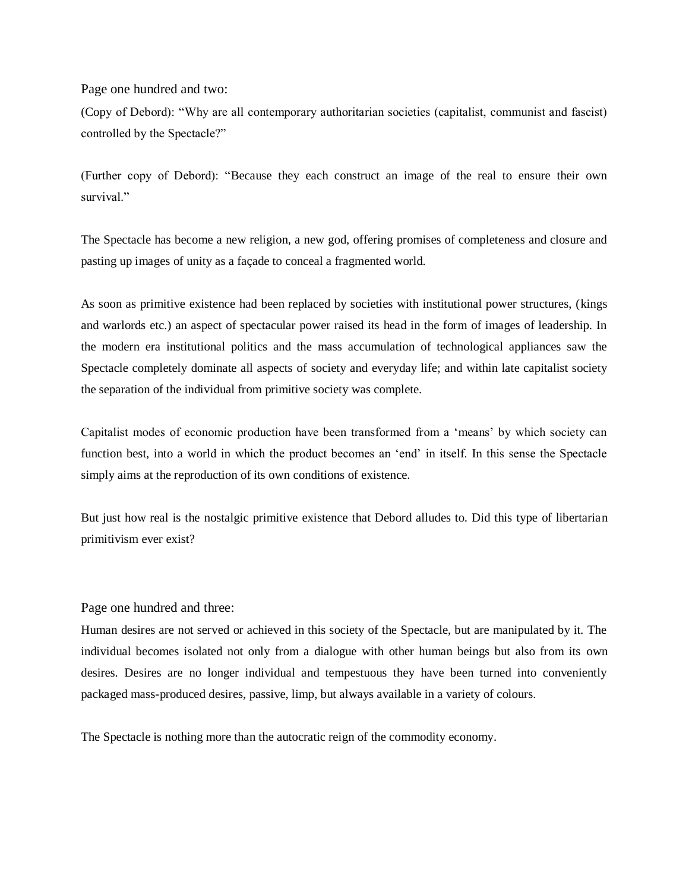Page one hundred and two:

(Copy of Debord): "Why are all contemporary authoritarian societies (capitalist, communist and fascist) controlled by the Spectacle?"

(Further copy of Debord): "Because they each construct an image of the real to ensure their own survival."

The Spectacle has become a new religion, a new god, offering promises of completeness and closure and pasting up images of unity as a façade to conceal a fragmented world.

As soon as primitive existence had been replaced by societies with institutional power structures, (kings and warlords etc.) an aspect of spectacular power raised its head in the form of images of leadership. In the modern era institutional politics and the mass accumulation of technological appliances saw the Spectacle completely dominate all aspects of society and everyday life; and within late capitalist society the separation of the individual from primitive society was complete.

Capitalist modes of economic production have been transformed from a 'means' by which society can function best, into a world in which the product becomes an 'end' in itself. In this sense the Spectacle simply aims at the reproduction of its own conditions of existence.

But just how real is the nostalgic primitive existence that Debord alludes to. Did this type of libertarian primitivism ever exist?

Page one hundred and three:

Human desires are not served or achieved in this society of the Spectacle, but are manipulated by it. The individual becomes isolated not only from a dialogue with other human beings but also from its own desires. Desires are no longer individual and tempestuous they have been turned into conveniently packaged mass-produced desires, passive, limp, but always available in a variety of colours.

The Spectacle is nothing more than the autocratic reign of the commodity economy.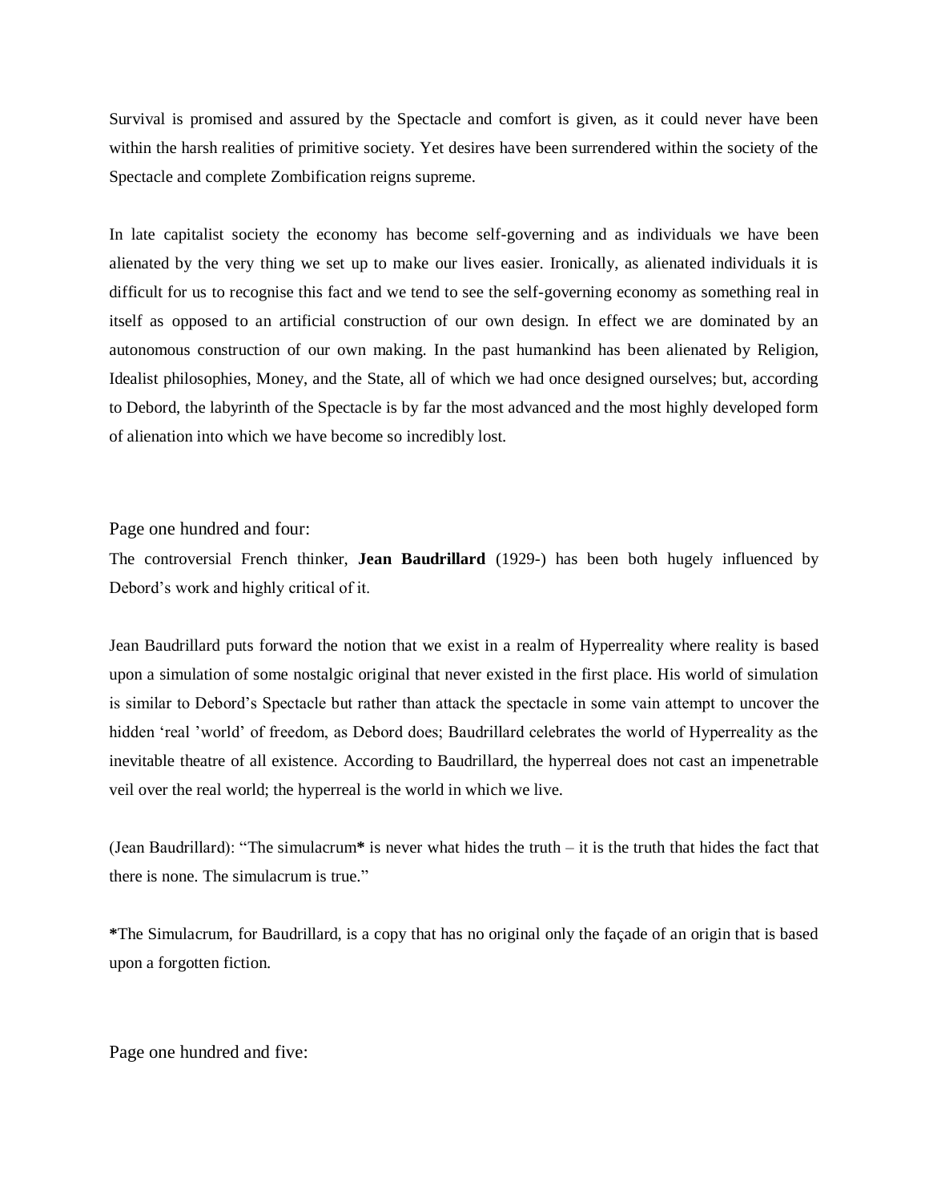Survival is promised and assured by the Spectacle and comfort is given, as it could never have been within the harsh realities of primitive society. Yet desires have been surrendered within the society of the Spectacle and complete Zombification reigns supreme.

In late capitalist society the economy has become self-governing and as individuals we have been alienated by the very thing we set up to make our lives easier. Ironically, as alienated individuals it is difficult for us to recognise this fact and we tend to see the self-governing economy as something real in itself as opposed to an artificial construction of our own design. In effect we are dominated by an autonomous construction of our own making. In the past humankind has been alienated by Religion, Idealist philosophies, Money, and the State, all of which we had once designed ourselves; but, according to Debord, the labyrinth of the Spectacle is by far the most advanced and the most highly developed form of alienation into which we have become so incredibly lost.

Page one hundred and four:

The controversial French thinker, **Jean Baudrillard** (1929-) has been both hugely influenced by Debord's work and highly critical of it.

Jean Baudrillard puts forward the notion that we exist in a realm of Hyperreality where reality is based upon a simulation of some nostalgic original that never existed in the first place. His world of simulation is similar to Debord's Spectacle but rather than attack the spectacle in some vain attempt to uncover the hidden 'real 'world' of freedom, as Debord does; Baudrillard celebrates the world of Hyperreality as the inevitable theatre of all existence. According to Baudrillard, the hyperreal does not cast an impenetrable veil over the real world; the hyperreal is the world in which we live.

(Jean Baudrillard): "The simulacrum**\*** is never what hides the truth – it is the truth that hides the fact that there is none. The simulacrum is true."

**\***The Simulacrum, for Baudrillard, is a copy that has no original only the façade of an origin that is based upon a forgotten fiction.

Page one hundred and five: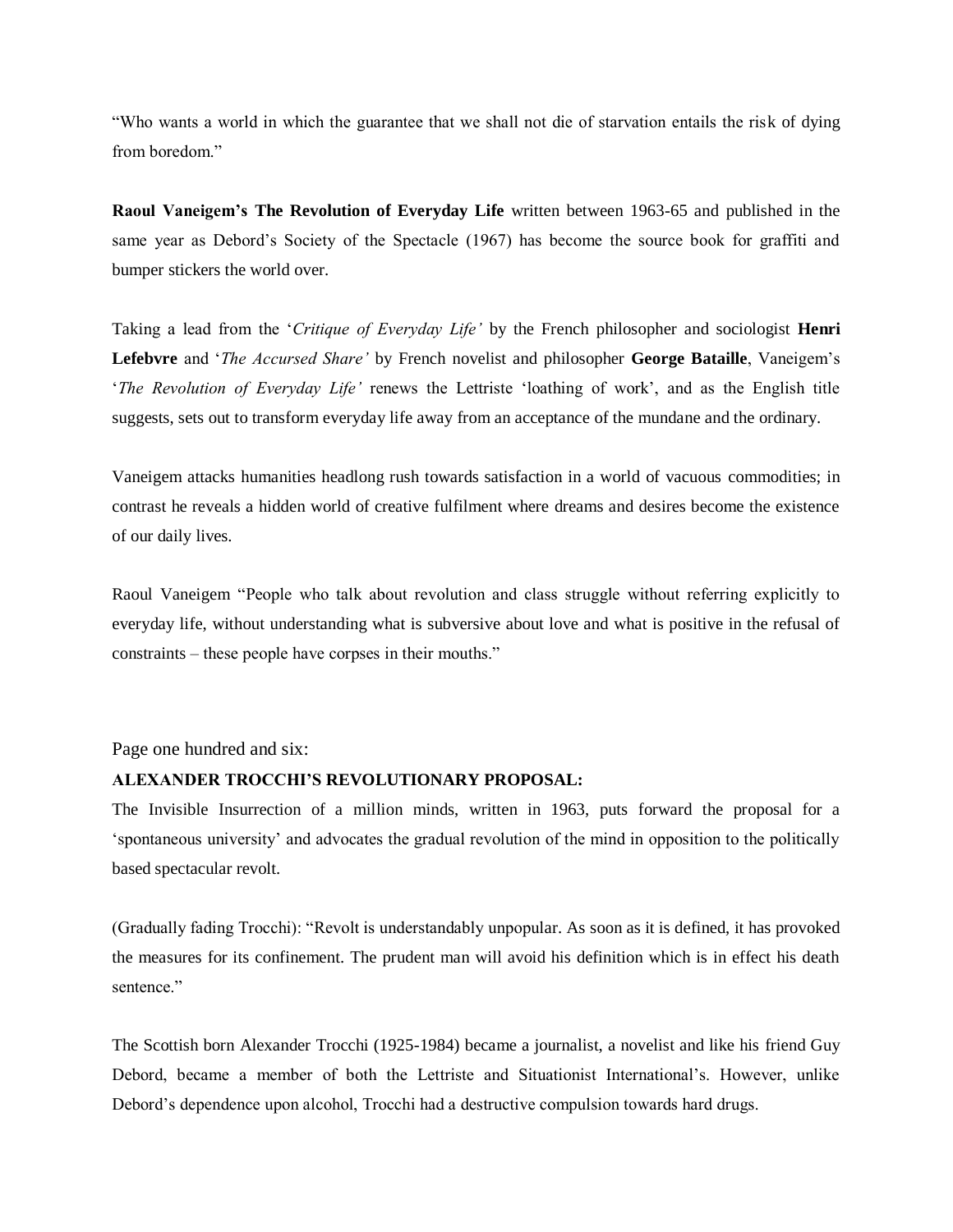"Who wants a world in which the guarantee that we shall not die of starvation entails the risk of dying from boredom."

**Raoul Vaneigem's The Revolution of Everyday Life** written between 1963-65 and published in the same year as Debord's Society of the Spectacle (1967) has become the source book for graffiti and bumper stickers the world over.

Taking a lead from the '*Critique of Everyday Life'* by the French philosopher and sociologist **Henri Lefebvre** and '*The Accursed Share'* by French novelist and philosopher **George Bataille**, Vaneigem's '*The Revolution of Everyday Life'* renews the Lettriste 'loathing of work', and as the English title suggests, sets out to transform everyday life away from an acceptance of the mundane and the ordinary.

Vaneigem attacks humanities headlong rush towards satisfaction in a world of vacuous commodities; in contrast he reveals a hidden world of creative fulfilment where dreams and desires become the existence of our daily lives.

Raoul Vaneigem "People who talk about revolution and class struggle without referring explicitly to everyday life, without understanding what is subversive about love and what is positive in the refusal of constraints – these people have corpses in their mouths."

Page one hundred and six:

**ALEXANDER TROCCHI'S REVOLUTIONARY PROPOSAL:**

The Invisible Insurrection of a million minds, written in 1963, puts forward the proposal for a 'spontaneous university' and advocates the gradual revolution of the mind in opposition to the politically based spectacular revolt.

(Gradually fading Trocchi): "Revolt is understandably unpopular. As soon as it is defined, it has provoked the measures for its confinement. The prudent man will avoid his definition which is in effect his death sentence."

The Scottish born Alexander Trocchi (1925-1984) became a journalist, a novelist and like his friend Guy Debord, became a member of both the Lettriste and Situationist International's. However, unlike Debord's dependence upon alcohol, Trocchi had a destructive compulsion towards hard drugs.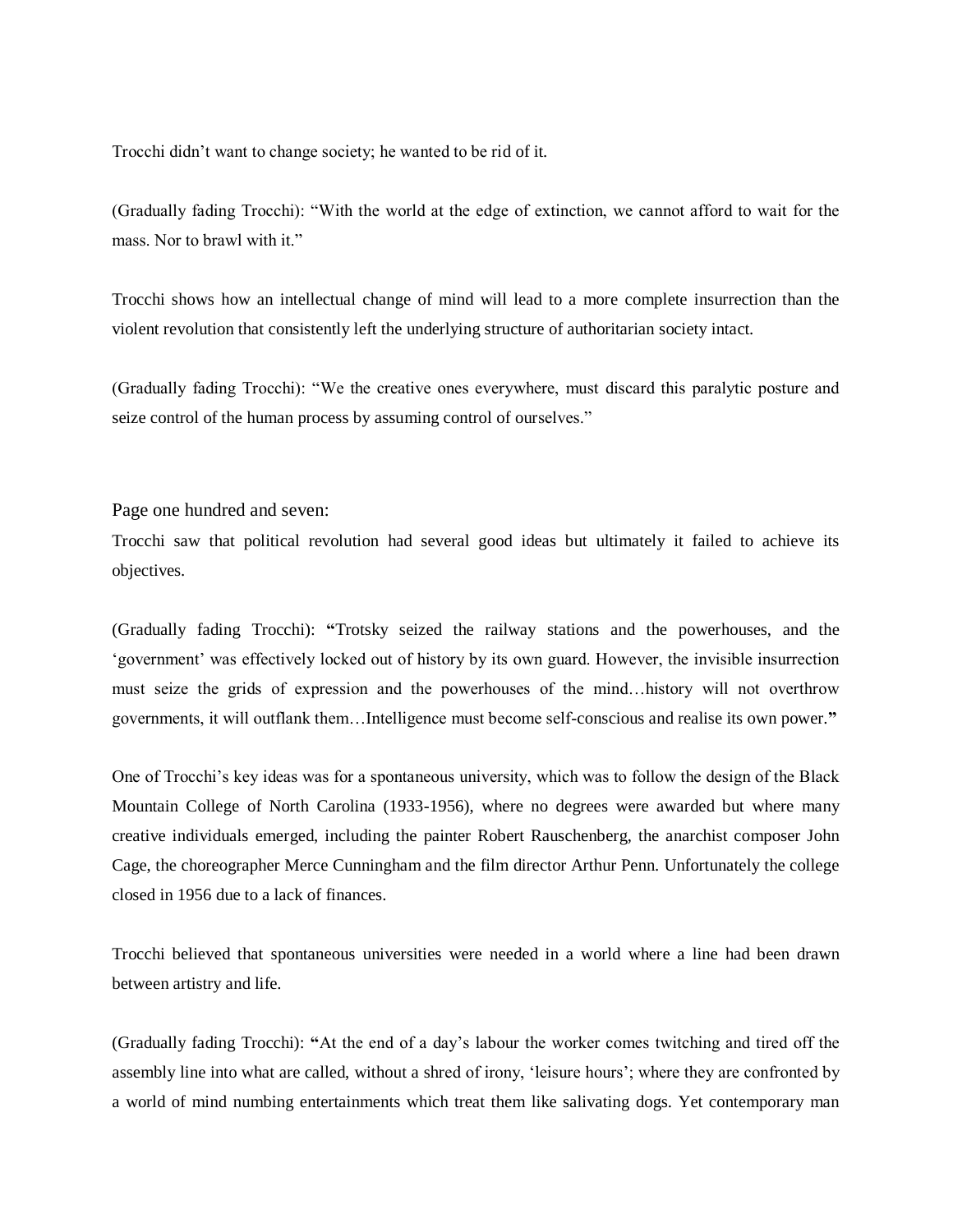Trocchi didn't want to change society; he wanted to be rid of it.

(Gradually fading Trocchi): "With the world at the edge of extinction, we cannot afford to wait for the mass. Nor to brawl with it."

Trocchi shows how an intellectual change of mind will lead to a more complete insurrection than the violent revolution that consistently left the underlying structure of authoritarian society intact.

(Gradually fading Trocchi): "We the creative ones everywhere, must discard this paralytic posture and seize control of the human process by assuming control of ourselves."

Page one hundred and seven:

Trocchi saw that political revolution had several good ideas but ultimately it failed to achieve its objectives.

(Gradually fading Trocchi): **"**Trotsky seized the railway stations and the powerhouses, and the 'government' was effectively locked out of history by its own guard. However, the invisible insurrection must seize the grids of expression and the powerhouses of the mind…history will not overthrow governments, it will outflank them…Intelligence must become self-conscious and realise its own power.**"**

One of Trocchi's key ideas was for a spontaneous university, which was to follow the design of the Black Mountain College of North Carolina (1933-1956), where no degrees were awarded but where many creative individuals emerged, including the painter Robert Rauschenberg, the anarchist composer John Cage, the choreographer Merce Cunningham and the film director Arthur Penn. Unfortunately the college closed in 1956 due to a lack of finances.

Trocchi believed that spontaneous universities were needed in a world where a line had been drawn between artistry and life.

(Gradually fading Trocchi): **"**At the end of a day's labour the worker comes twitching and tired off the assembly line into what are called, without a shred of irony, 'leisure hours'; where they are confronted by a world of mind numbing entertainments which treat them like salivating dogs. Yet contemporary man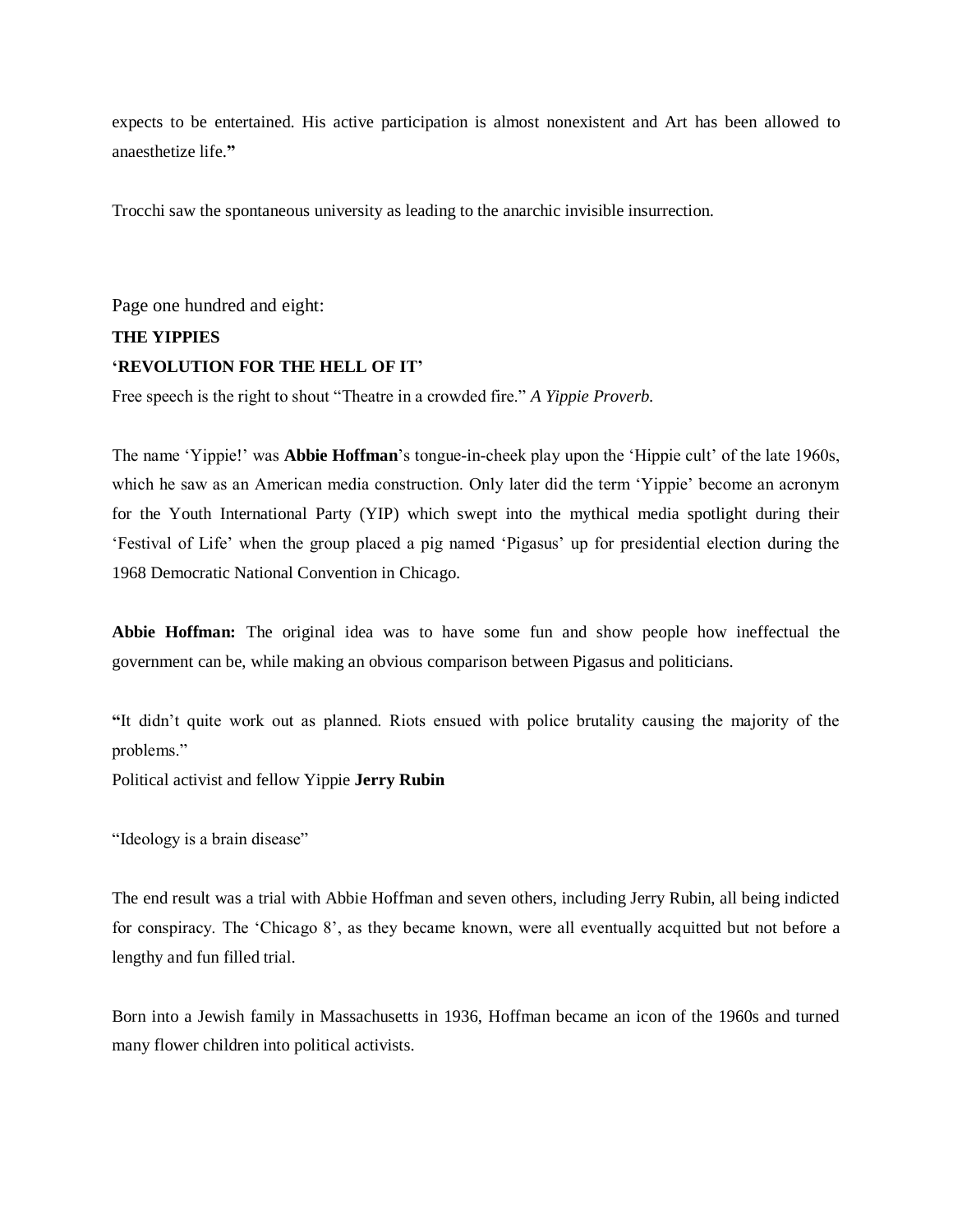expects to be entertained. His active participation is almost nonexistent and Art has been allowed to anaesthetize life.**"**

Trocchi saw the spontaneous university as leading to the anarchic invisible insurrection.

Page one hundred and eight:

**THE YIPPIES**

**'REVOLUTION FOR THE HELL OF IT'**

Free speech is the right to shout "Theatre in a crowded fire." *A Yippie Proverb.*

The name 'Yippie!' was **Abbie Hoffman**'s tongue-in-cheek play upon the 'Hippie cult' of the late 1960s, which he saw as an American media construction. Only later did the term 'Yippie' become an acronym for the Youth International Party (YIP) which swept into the mythical media spotlight during their 'Festival of Life' when the group placed a pig named 'Pigasus' up for presidential election during the 1968 Democratic National Convention in Chicago.

**Abbie Hoffman:** The original idea was to have some fun and show people how ineffectual the government can be, while making an obvious comparison between Pigasus and politicians.

**"**It didn't quite work out as planned. Riots ensued with police brutality causing the majority of the problems."

Political activist and fellow Yippie **Jerry Rubin**

"Ideology is a brain disease"

The end result was a trial with Abbie Hoffman and seven others, including Jerry Rubin, all being indicted for conspiracy. The 'Chicago 8', as they became known, were all eventually acquitted but not before a lengthy and fun filled trial.

Born into a Jewish family in Massachusetts in 1936, Hoffman became an icon of the 1960s and turned many flower children into political activists.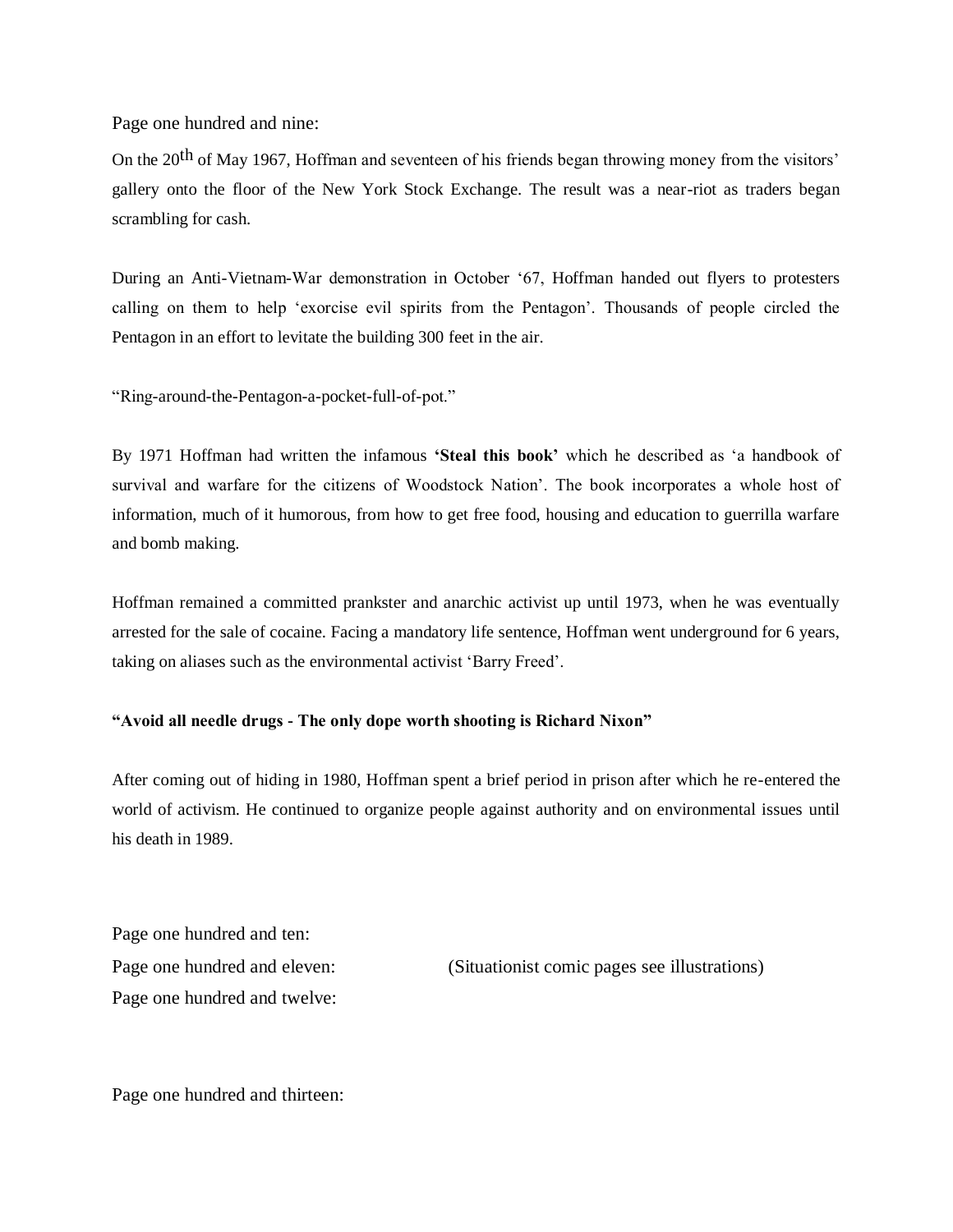Page one hundred and nine:

On the 20th of May 1967, Hoffman and seventeen of his friends began throwing money from the visitors' gallery onto the floor of the New York Stock Exchange. The result was a near-riot as traders began scrambling for cash.

During an Anti-Vietnam-War demonstration in October '67, Hoffman handed out flyers to protesters calling on them to help 'exorcise evil spirits from the Pentagon'. Thousands of people circled the Pentagon in an effort to levitate the building 300 feet in the air.

"Ring-around-the-Pentagon-a-pocket-full-of-pot."

By 1971 Hoffman had written the infamous **'Steal this book'** which he described as 'a handbook of survival and warfare for the citizens of Woodstock Nation'. The book incorporates a whole host of information, much of it humorous, from how to get free food, housing and education to guerrilla warfare and bomb making.

Hoffman remained a committed prankster and anarchic activist up until 1973, when he was eventually arrested for the sale of cocaine. Facing a mandatory life sentence, Hoffman went underground for 6 years, taking on aliases such as the environmental activist 'Barry Freed'.

**"Avoid all needle drugs - The only dope worth shooting is Richard Nixon"**

After coming out of hiding in 1980, Hoffman spent a brief period in prison after which he re-entered the world of activism. He continued to organize people against authority and on environmental issues until his death in 1989.

Page one hundred and ten:
Page one hundred and eleven: (Situationist comic pages see illustrations)
Page one hundred and twelve:

Page one hundred and thirteen: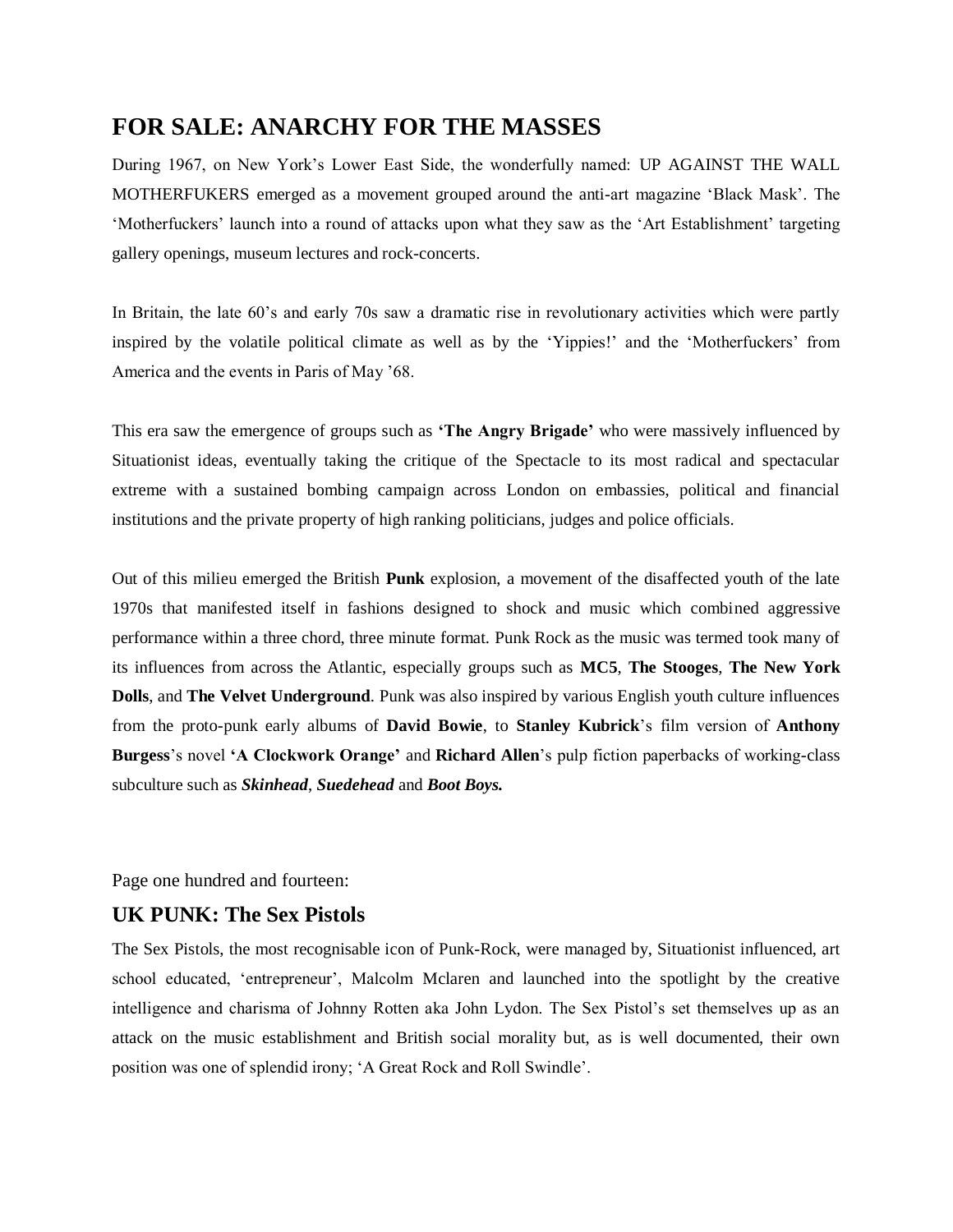## FOR SALE: ANARCHY FOR THE MASSES

During 1967, on New York's Lower East Side, the wonderfully named: UP AGAINST THE WALL MOTHERFUKERS emerged as a movement grouped around the anti-art magazine 'Black Mask'. The 'Motherfuckers' launch into a round of attacks upon what they saw as the 'Art Establishment' targeting gallery openings, museum lectures and rock-concerts.

In Britain, the late 60's and early 70s saw a dramatic rise in revolutionary activities which were partly inspired by the volatile political climate as well as by the 'Yippies!' and the 'Motherfuckers' from America and the events in Paris of May '68.

This era saw the emergence of groups such as **'The Angry Brigade'** who were massively influenced by Situationist ideas, eventually taking the critique of the Spectacle to its most radical and spectacular extreme with a sustained bombing campaign across London on embassies, political and financial institutions and the private property of high ranking politicians, judges and police officials.

Out of this milieu emerged the British **Punk** explosion, a movement of the disaffected youth of the late 1970s that manifested itself in fashions designed to shock and music which combined aggressive performance within a three chord, three minute format. Punk Rock as the music was termed took many of its influences from across the Atlantic, especially groups such as **MC5**, **The Stooges**, **The New York Dolls**, and **The Velvet Underground**. Punk was also inspired by various English youth culture influences from the proto-punk early albums of **David Bowie**, to **Stanley Kubrick**'s film version of **Anthony Burgess**'s novel **'A Clockwork Orange'** and **Richard Allen**'s pulp fiction paperbacks of working-class subculture such as ***Skinhead***, ***Suedehead*** and ***Boot Boys.***

Page one hundred and fourteen:

### UK PUNK: The Sex Pistols

The Sex Pistols, the most recognisable icon of Punk-Rock, were managed by, Situationist influenced, art school educated, 'entrepreneur', Malcolm Mclaren and launched into the spotlight by the creative intelligence and charisma of Johnny Rotten aka John Lydon. The Sex Pistol's set themselves up as an attack on the music establishment and British social morality but, as is well documented, their own position was one of splendid irony; 'A Great Rock and Roll Swindle'.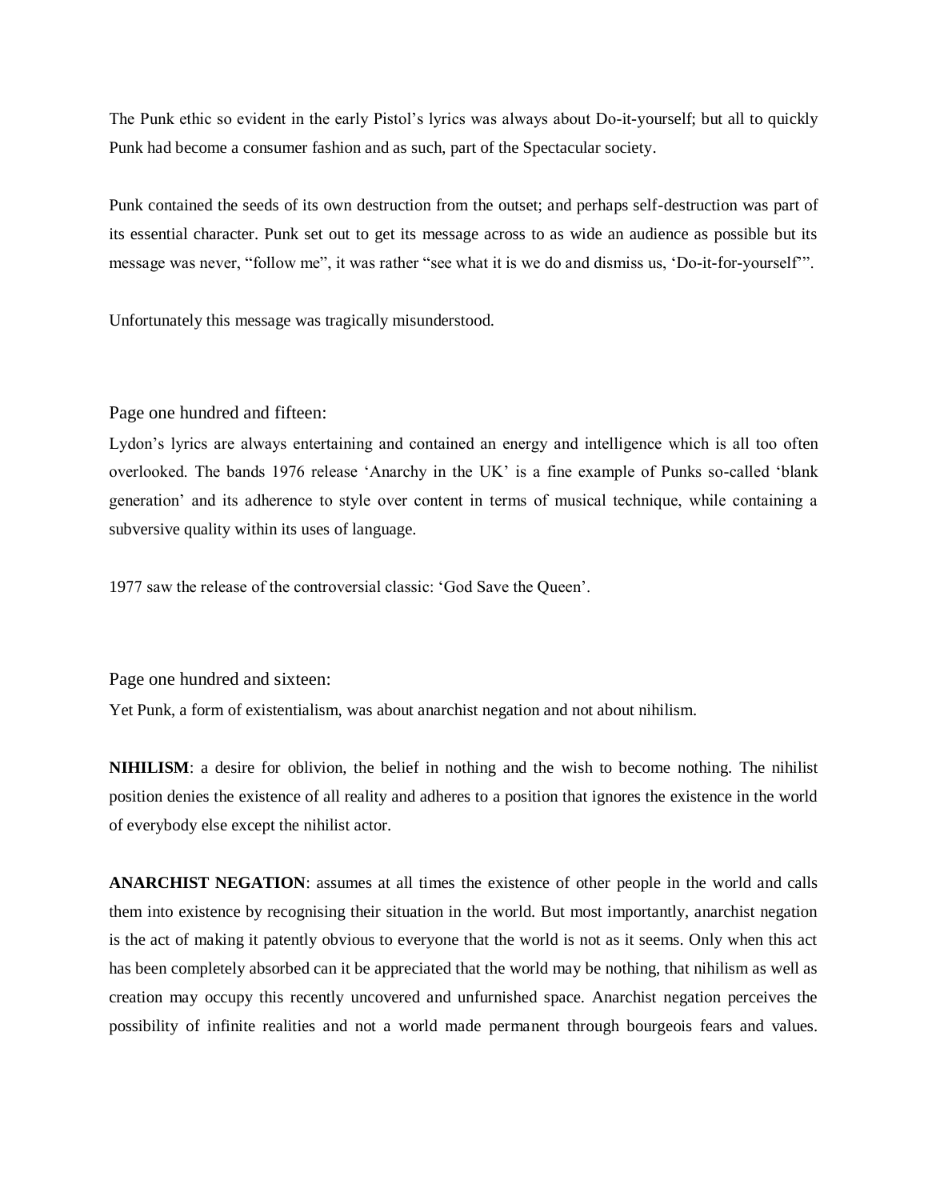The Punk ethic so evident in the early Pistol's lyrics was always about Do-it-yourself; but all to quickly Punk had become a consumer fashion and as such, part of the Spectacular society.

Punk contained the seeds of its own destruction from the outset; and perhaps self-destruction was part of its essential character. Punk set out to get its message across to as wide an audience as possible but its message was never, "follow me", it was rather "see what it is we do and dismiss us, 'Do-it-for-yourself'".

Unfortunately this message was tragically misunderstood.

Page one hundred and fifteen:

Lydon's lyrics are always entertaining and contained an energy and intelligence which is all too often overlooked. The bands 1976 release 'Anarchy in the UK' is a fine example of Punks so-called 'blank generation' and its adherence to style over content in terms of musical technique, while containing a subversive quality within its uses of language.

1977 saw the release of the controversial classic: 'God Save the Queen'.

Page one hundred and sixteen:

Yet Punk, a form of existentialism, was about anarchist negation and not about nihilism.

**NIHILISM**: a desire for oblivion, the belief in nothing and the wish to become nothing. The nihilist position denies the existence of all reality and adheres to a position that ignores the existence in the world of everybody else except the nihilist actor.

**ANARCHIST NEGATION**: assumes at all times the existence of other people in the world and calls them into existence by recognising their situation in the world. But most importantly, anarchist negation is the act of making it patently obvious to everyone that the world is not as it seems. Only when this act has been completely absorbed can it be appreciated that the world may be nothing, that nihilism as well as creation may occupy this recently uncovered and unfurnished space. Anarchist negation perceives the possibility of infinite realities and not a world made permanent through bourgeois fears and values.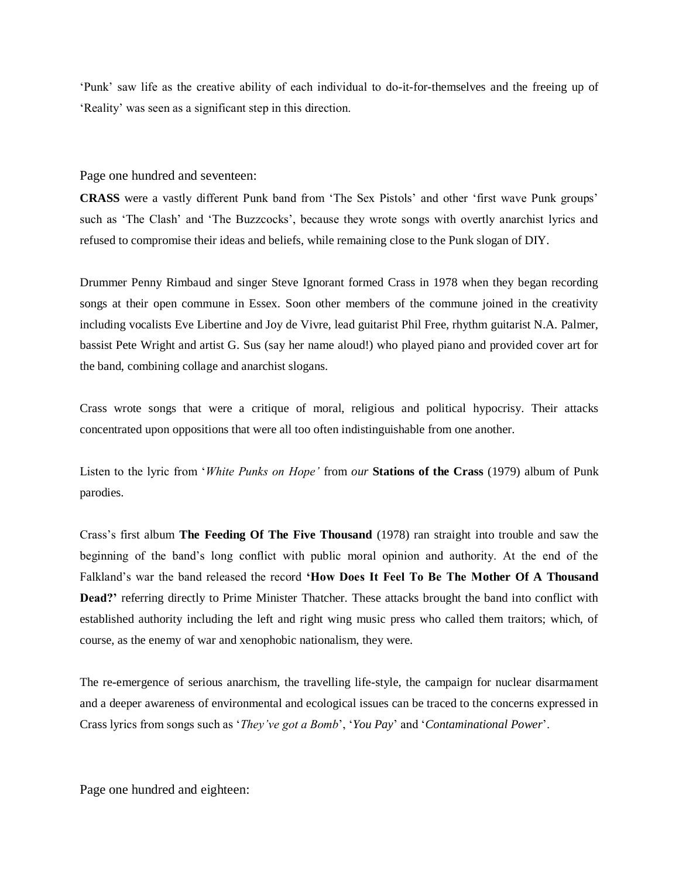'Punk' saw life as the creative ability of each individual to do-it-for-themselves and the freeing up of 'Reality' was seen as a significant step in this direction.

Page one hundred and seventeen:

**CRASS** were a vastly different Punk band from 'The Sex Pistols' and other 'first wave Punk groups' such as 'The Clash' and 'The Buzzcocks', because they wrote songs with overtly anarchist lyrics and refused to compromise their ideas and beliefs, while remaining close to the Punk slogan of DIY.

Drummer Penny Rimbaud and singer Steve Ignorant formed Crass in 1978 when they began recording songs at their open commune in Essex. Soon other members of the commune joined in the creativity including vocalists Eve Libertine and Joy de Vivre, lead guitarist Phil Free, rhythm guitarist N.A. Palmer, bassist Pete Wright and artist G. Sus (say her name aloud!) who played piano and provided cover art for the band, combining collage and anarchist slogans.

Crass wrote songs that were a critique of moral, religious and political hypocrisy. Their attacks concentrated upon oppositions that were all too often indistinguishable from one another.

Listen to the lyric from '*White Punks on Hope*' from *our* **Stations of the Crass** (1979) album of Punk parodies.

Crass's first album **The Feeding Of The Five Thousand** (1978) ran straight into trouble and saw the beginning of the band's long conflict with public moral opinion and authority. At the end of the Falkland's war the band released the record **'How Does It Feel To Be The Mother Of A Thousand Dead?'** referring directly to Prime Minister Thatcher. These attacks brought the band into conflict with established authority including the left and right wing music press who called them traitors; which, of course, as the enemy of war and xenophobic nationalism, they were.

The re-emergence of serious anarchism, the travelling life-style, the campaign for nuclear disarmament and a deeper awareness of environmental and ecological issues can be traced to the concerns expressed in Crass lyrics from songs such as '*They've got a Bomb*', '*You Pay*' and '*Contaminational Power*'.

Page one hundred and eighteen: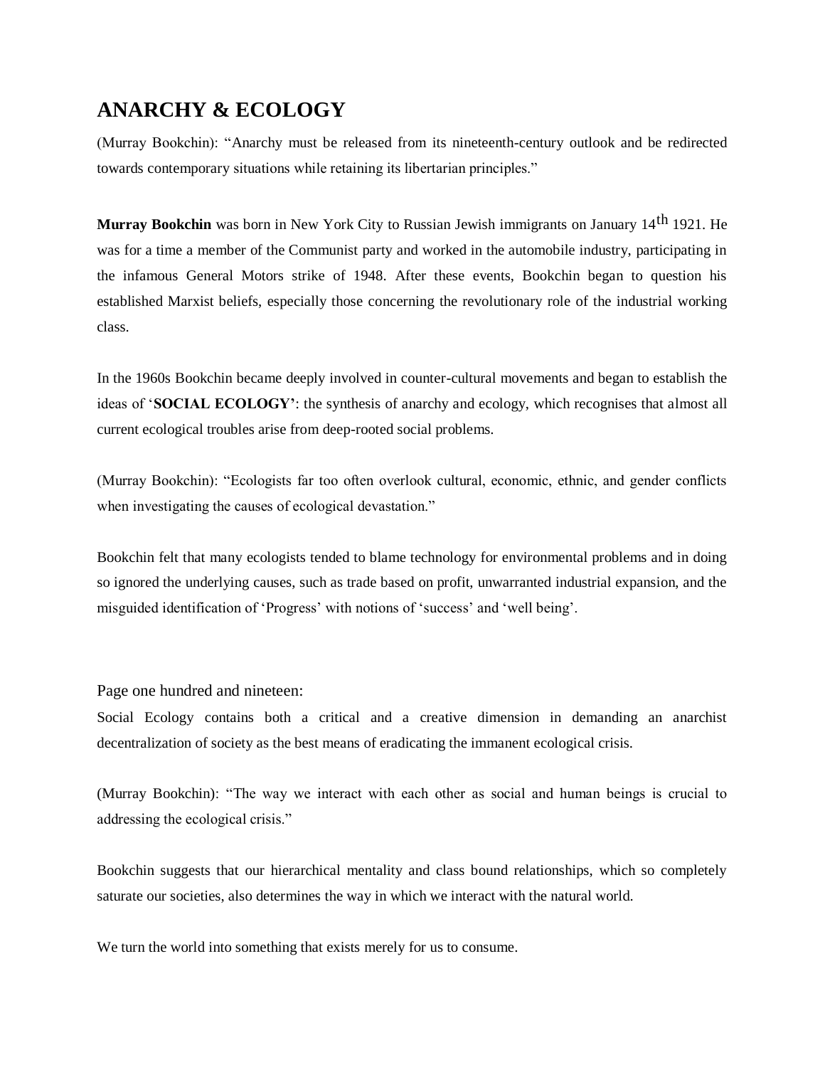# ANARCHY & ECOLOGY

(Murray Bookchin): "Anarchy must be released from its nineteenth-century outlook and be redirected towards contemporary situations while retaining its libertarian principles."

**Murray Bookchin** was born in New York City to Russian Jewish immigrants on January 14th 1921. He was for a time a member of the Communist party and worked in the automobile industry, participating in the infamous General Motors strike of 1948. After these events, Bookchin began to question his established Marxist beliefs, especially those concerning the revolutionary role of the industrial working class.

In the 1960s Bookchin became deeply involved in counter-cultural movements and began to establish the ideas of '**SOCIAL ECOLOGY**': the synthesis of anarchy and ecology, which recognises that almost all current ecological troubles arise from deep-rooted social problems.

(Murray Bookchin): "Ecologists far too often overlook cultural, economic, ethnic, and gender conflicts when investigating the causes of ecological devastation."

Bookchin felt that many ecologists tended to blame technology for environmental problems and in doing so ignored the underlying causes, such as trade based on profit, unwarranted industrial expansion, and the misguided identification of 'Progress' with notions of 'success' and 'well being'.

Page one hundred and nineteen:

Social Ecology contains both a critical and a creative dimension in demanding an anarchist decentralization of society as the best means of eradicating the immanent ecological crisis.

(Murray Bookchin): "The way we interact with each other as social and human beings is crucial to addressing the ecological crisis."

Bookchin suggests that our hierarchical mentality and class bound relationships, which so completely saturate our societies, also determines the way in which we interact with the natural world.

We turn the world into something that exists merely for us to consume.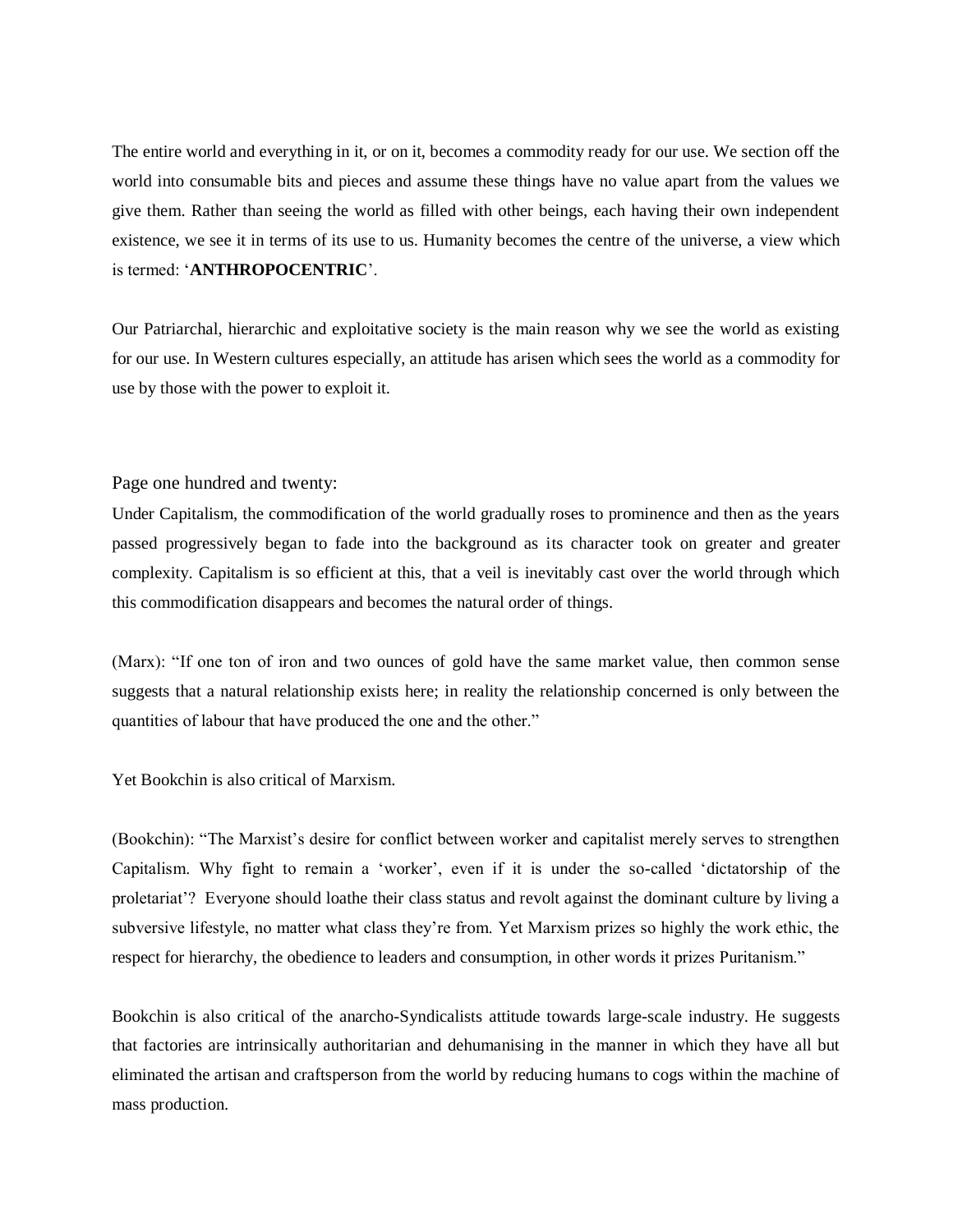The entire world and everything in it, or on it, becomes a commodity ready for our use. We section off the world into consumable bits and pieces and assume these things have no value apart from the values we give them. Rather than seeing the world as filled with other beings, each having their own independent existence, we see it in terms of its use to us. Humanity becomes the centre of the universe, a view which is termed: '**ANTHROPOCENTRIC**'.

Our Patriarchal, hierarchic and exploitative society is the main reason why we see the world as existing for our use. In Western cultures especially, an attitude has arisen which sees the world as a commodity for use by those with the power to exploit it.

Page one hundred and twenty:

Under Capitalism, the commodification of the world gradually roses to prominence and then as the years passed progressively began to fade into the background as its character took on greater and greater complexity. Capitalism is so efficient at this, that a veil is inevitably cast over the world through which this commodification disappears and becomes the natural order of things.

(Marx): "If one ton of iron and two ounces of gold have the same market value, then common sense suggests that a natural relationship exists here; in reality the relationship concerned is only between the quantities of labour that have produced the one and the other."

Yet Bookchin is also critical of Marxism.

(Bookchin): "The Marxist's desire for conflict between worker and capitalist merely serves to strengthen Capitalism. Why fight to remain a 'worker', even if it is under the so-called 'dictatorship of the proletariat'? Everyone should loathe their class status and revolt against the dominant culture by living a subversive lifestyle, no matter what class they're from. Yet Marxism prizes so highly the work ethic, the respect for hierarchy, the obedience to leaders and consumption, in other words it prizes Puritanism."

Bookchin is also critical of the anarcho-Syndicalists attitude towards large-scale industry. He suggests that factories are intrinsically authoritarian and dehumanising in the manner in which they have all but eliminated the artisan and craftsperson from the world by reducing humans to cogs within the machine of mass production.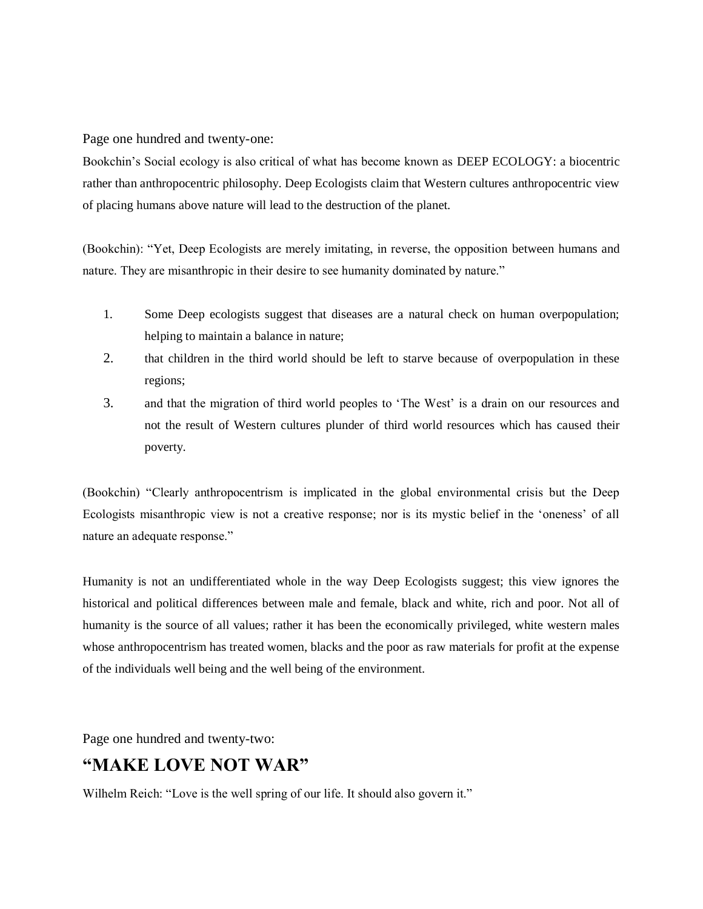Page one hundred and twenty-one:

Bookchin's Social ecology is also critical of what has become known as DEEP ECOLOGY: a biocentric rather than anthropocentric philosophy. Deep Ecologists claim that Western cultures anthropocentric view of placing humans above nature will lead to the destruction of the planet.

(Bookchin): "Yet, Deep Ecologists are merely imitating, in reverse, the opposition between humans and nature. They are misanthropic in their desire to see humanity dominated by nature."

1. Some Deep ecologists suggest that diseases are a natural check on human overpopulation; helping to maintain a balance in nature;
2. that children in the third world should be left to starve because of overpopulation in these regions;
3. and that the migration of third world peoples to 'The West' is a drain on our resources and not the result of Western cultures plunder of third world resources which has caused their poverty.

(Bookchin) "Clearly anthropocentrism is implicated in the global environmental crisis but the Deep Ecologists misanthropic view is not a creative response; nor is its mystic belief in the 'oneness' of all nature an adequate response."

Humanity is not an undifferentiated whole in the way Deep Ecologists suggest; this view ignores the historical and political differences between male and female, black and white, rich and poor. Not all of humanity is the source of all values; rather it has been the economically privileged, white western males whose anthropocentrism has treated women, blacks and the poor as raw materials for profit at the expense of the individuals well being and the well being of the environment.

Page one hundred and twenty-two:

## "MAKE LOVE NOT WAR"

Wilhelm Reich: "Love is the well spring of our life. It should also govern it."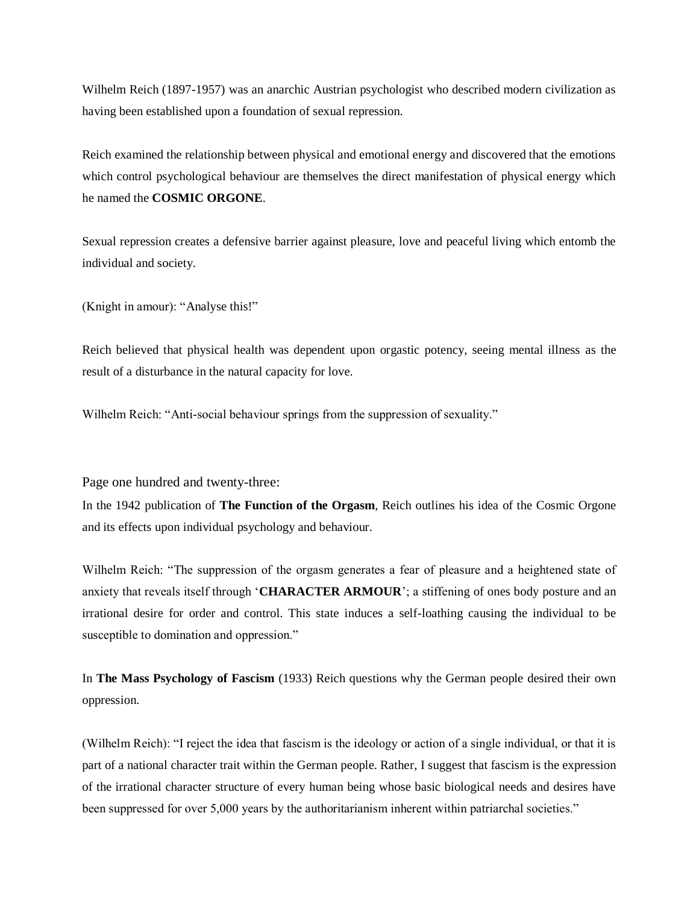Wilhelm Reich (1897-1957) was an anarchic Austrian psychologist who described modern civilization as having been established upon a foundation of sexual repression.

Reich examined the relationship between physical and emotional energy and discovered that the emotions which control psychological behaviour are themselves the direct manifestation of physical energy which he named the **COSMIC ORGONE**.

Sexual repression creates a defensive barrier against pleasure, love and peaceful living which entomb the individual and society.

(Knight in amour): "Analyse this!"

Reich believed that physical health was dependent upon orgastic potency, seeing mental illness as the result of a disturbance in the natural capacity for love.

Wilhelm Reich: "Anti-social behaviour springs from the suppression of sexuality."

Page one hundred and twenty-three:

In the 1942 publication of **The Function of the Orgasm**, Reich outlines his idea of the Cosmic Orgone and its effects upon individual psychology and behaviour.

Wilhelm Reich: "The suppression of the orgasm generates a fear of pleasure and a heightened state of anxiety that reveals itself through '**CHARACTER ARMOUR**'; a stiffening of ones body posture and an irrational desire for order and control. This state induces a self-loathing causing the individual to be susceptible to domination and oppression."

In **The Mass Psychology of Fascism** (1933) Reich questions why the German people desired their own oppression.

(Wilhelm Reich): "I reject the idea that fascism is the ideology or action of a single individual, or that it is part of a national character trait within the German people. Rather, I suggest that fascism is the expression of the irrational character structure of every human being whose basic biological needs and desires have been suppressed for over 5,000 years by the authoritarianism inherent within patriarchal societies."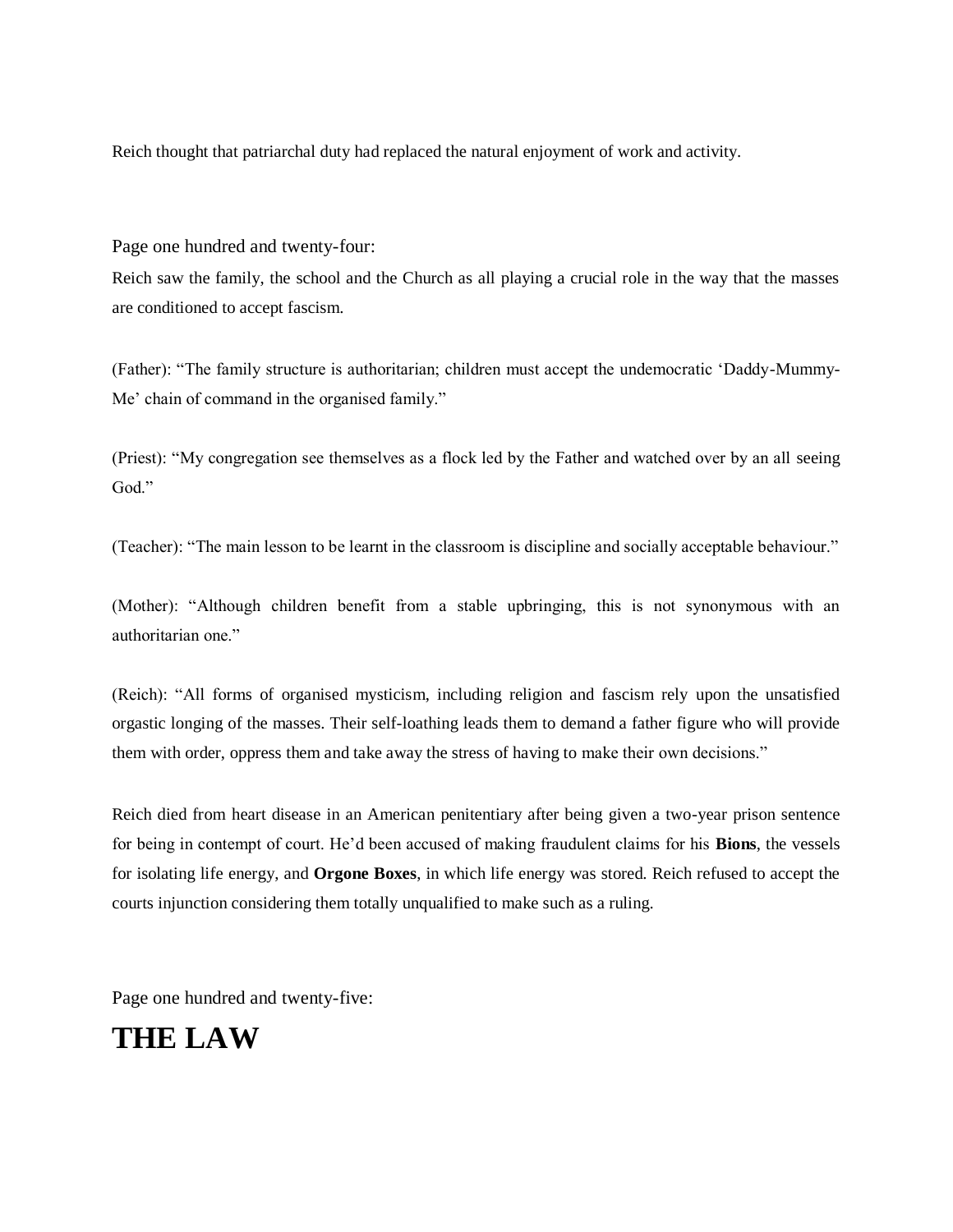Reich thought that patriarchal duty had replaced the natural enjoyment of work and activity.

Page one hundred and twenty-four:

Reich saw the family, the school and the Church as all playing a crucial role in the way that the masses are conditioned to accept fascism.

(Father): "The family structure is authoritarian; children must accept the undemocratic 'Daddy-Mummy-Me' chain of command in the organised family."

(Priest): "My congregation see themselves as a flock led by the Father and watched over by an all seeing God."

(Teacher): "The main lesson to be learnt in the classroom is discipline and socially acceptable behaviour."

(Mother): "Although children benefit from a stable upbringing, this is not synonymous with an authoritarian one."

(Reich): "All forms of organised mysticism, including religion and fascism rely upon the unsatisfied orgastic longing of the masses. Their self-loathing leads them to demand a father figure who will provide them with order, oppress them and take away the stress of having to make their own decisions."

Reich died from heart disease in an American penitentiary after being given a two-year prison sentence for being in contempt of court. He'd been accused of making fraudulent claims for his **Bions**, the vessels for isolating life energy, and **Orgone Boxes**, in which life energy was stored. Reich refused to accept the courts injunction considering them totally unqualified to make such as a ruling.

Page one hundred and twenty-five:

# THE LAW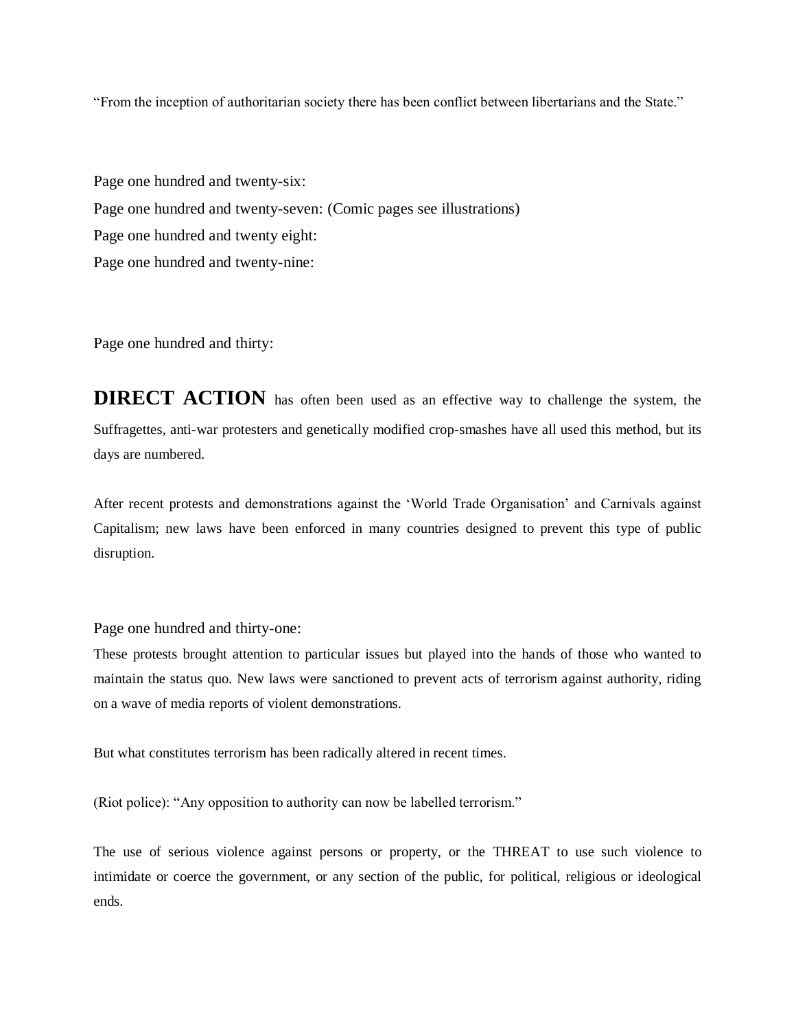"From the inception of authoritarian society there has been conflict between libertarians and the State."

Page one hundred and twenty-six:

Page one hundred and twenty-seven: (Comic pages see illustrations)

Page one hundred and twenty eight:

Page one hundred and twenty-nine:

Page one hundred and thirty:

**DIRECT ACTION** has often been used as an effective way to challenge the system, the Suffragettes, anti-war protesters and genetically modified crop-smashes have all used this method, but its days are numbered.

After recent protests and demonstrations against the 'World Trade Organisation' and Carnivals against Capitalism; new laws have been enforced in many countries designed to prevent this type of public disruption.

Page one hundred and thirty-one:

These protests brought attention to particular issues but played into the hands of those who wanted to maintain the status quo. New laws were sanctioned to prevent acts of terrorism against authority, riding on a wave of media reports of violent demonstrations.

But what constitutes terrorism has been radically altered in recent times.

(Riot police): "Any opposition to authority can now be labelled terrorism."

The use of serious violence against persons or property, or the THREAT to use such violence to intimidate or coerce the government, or any section of the public, for political, religious or ideological ends.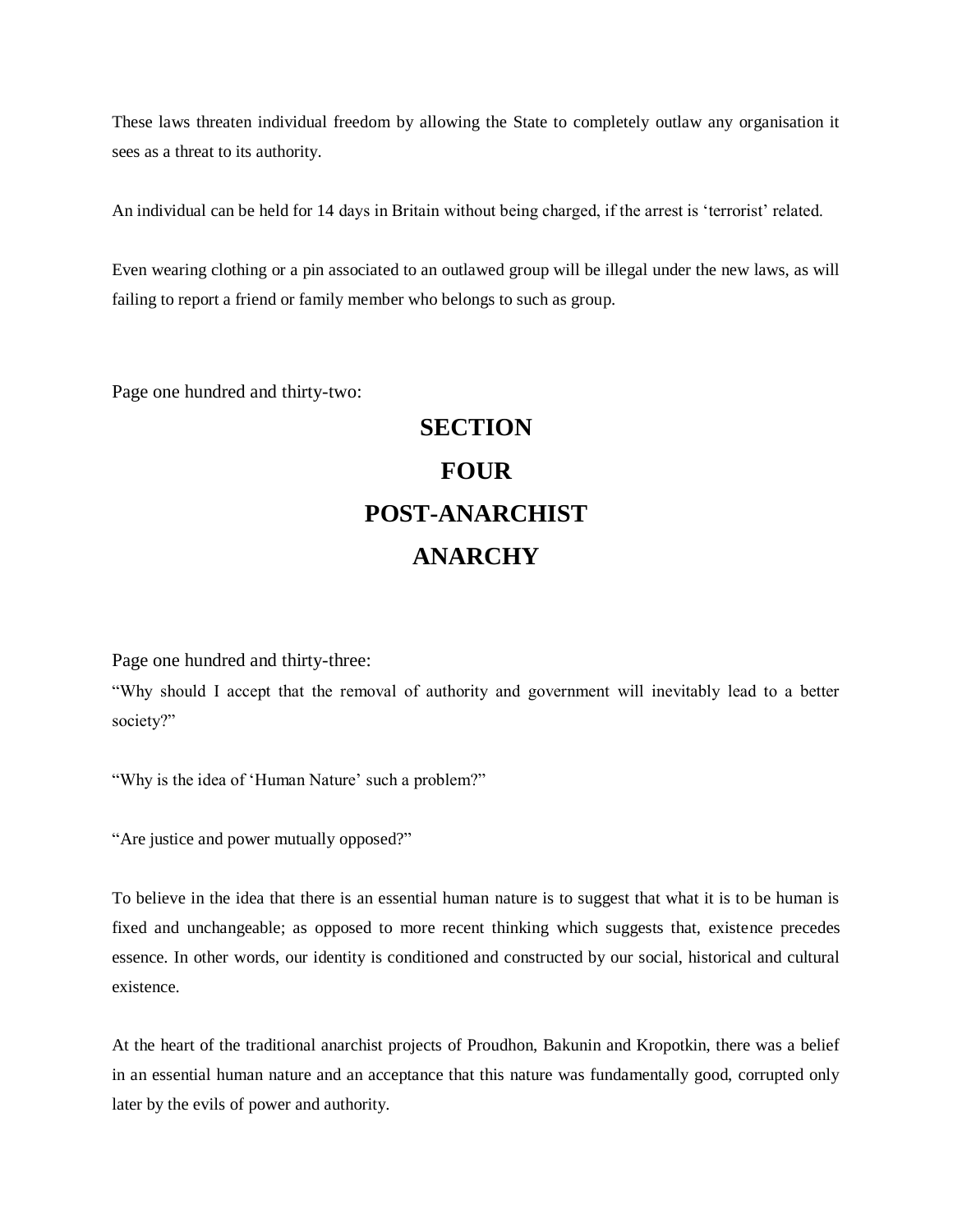These laws threaten individual freedom by allowing the State to completely outlaw any organisation it sees as a threat to its authority.

An individual can be held for 14 days in Britain without being charged, if the arrest is 'terrorist' related.

Even wearing clothing or a pin associated to an outlawed group will be illegal under the new laws, as will failing to report a friend or family member who belongs to such as group.

Page one hundred and thirty-two:

# SECTION FOUR POST-ANARCHIST ANARCHY

Page one hundred and thirty-three:

"Why should I accept that the removal of authority and government will inevitably lead to a better society?"

"Why is the idea of 'Human Nature' such a problem?"

"Are justice and power mutually opposed?"

To believe in the idea that there is an essential human nature is to suggest that what it is to be human is fixed and unchangeable; as opposed to more recent thinking which suggests that, existence precedes essence. In other words, our identity is conditioned and constructed by our social, historical and cultural existence.

At the heart of the traditional anarchist projects of Proudhon, Bakunin and Kropotkin, there was a belief in an essential human nature and an acceptance that this nature was fundamentally good, corrupted only later by the evils of power and authority.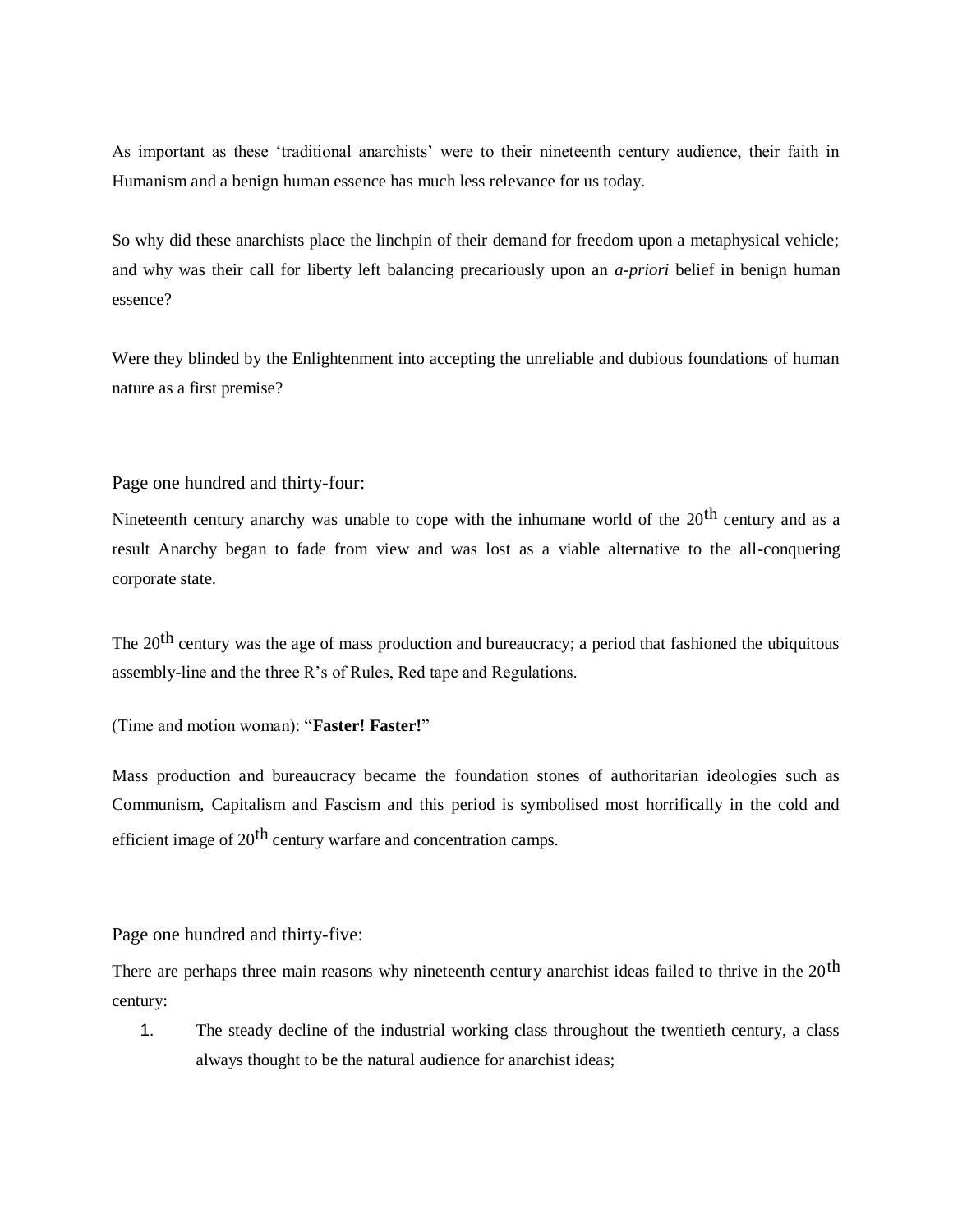As important as these 'traditional anarchists' were to their nineteenth century audience, their faith in Humanism and a benign human essence has much less relevance for us today.

So why did these anarchists place the linchpin of their demand for freedom upon a metaphysical vehicle; and why was their call for liberty left balancing precariously upon an *a-priori* belief in benign human essence?

Were they blinded by the Enlightenment into accepting the unreliable and dubious foundations of human nature as a first premise?

Page one hundred and thirty-four:

Nineteenth century anarchy was unable to cope with the inhumane world of the 20th century and as a result Anarchy began to fade from view and was lost as a viable alternative to the all-conquering corporate state.

The 20th century was the age of mass production and bureaucracy; a period that fashioned the ubiquitous assembly-line and the three R's of Rules, Red tape and Regulations.

(Time and motion woman): "**Faster! Faster!**"

Mass production and bureaucracy became the foundation stones of authoritarian ideologies such as Communism, Capitalism and Fascism and this period is symbolised most horrifically in the cold and efficient image of 20th century warfare and concentration camps.

Page one hundred and thirty-five:

There are perhaps three main reasons why nineteenth century anarchist ideas failed to thrive in the 20th century:

1. The steady decline of the industrial working class throughout the twentieth century, a class always thought to be the natural audience for anarchist ideas;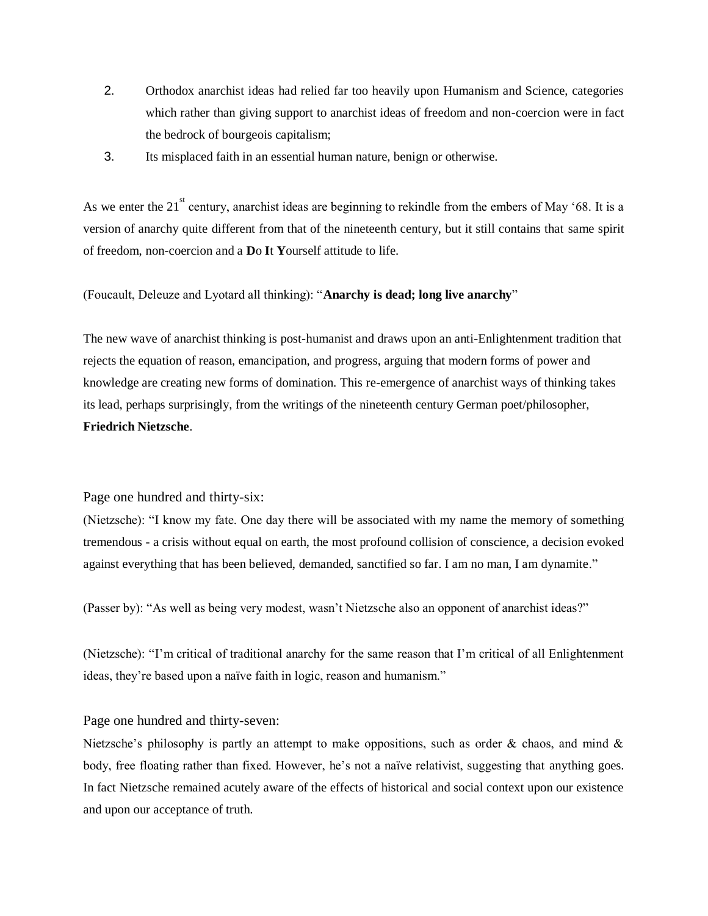2. Orthodox anarchist ideas had relied far too heavily upon Humanism and Science, categories which rather than giving support to anarchist ideas of freedom and non-coercion were in fact the bedrock of bourgeois capitalism;
3. Its misplaced faith in an essential human nature, benign or otherwise.

As we enter the 21st century, anarchist ideas are beginning to rekindle from the embers of May '68. It is a version of anarchy quite different from that of the nineteenth century, but it still contains that same spirit of freedom, non-coercion and a **D**o **I**t **Y**ourself attitude to life.

(Foucault, Deleuze and Lyotard all thinking): "**Anarchy is dead; long live anarchy**"

The new wave of anarchist thinking is post-humanist and draws upon an anti-Enlightenment tradition that rejects the equation of reason, emancipation, and progress, arguing that modern forms of power and knowledge are creating new forms of domination. This re-emergence of anarchist ways of thinking takes its lead, perhaps surprisingly, from the writings of the nineteenth century German poet/philosopher, **Friedrich Nietzsche**.

Page one hundred and thirty-six:

(Nietzsche): "I know my fate. One day there will be associated with my name the memory of something tremendous - a crisis without equal on earth, the most profound collision of conscience, a decision evoked against everything that has been believed, demanded, sanctified so far. I am no man, I am dynamite."

(Passer by): "As well as being very modest, wasn't Nietzsche also an opponent of anarchist ideas?"

(Nietzsche): "I'm critical of traditional anarchy for the same reason that I'm critical of all Enlightenment ideas, they're based upon a naïve faith in logic, reason and humanism."

Page one hundred and thirty-seven:

Nietzsche's philosophy is partly an attempt to make oppositions, such as order & chaos, and mind & body, free floating rather than fixed. However, he's not a naïve relativist, suggesting that anything goes. In fact Nietzsche remained acutely aware of the effects of historical and social context upon our existence and upon our acceptance of truth.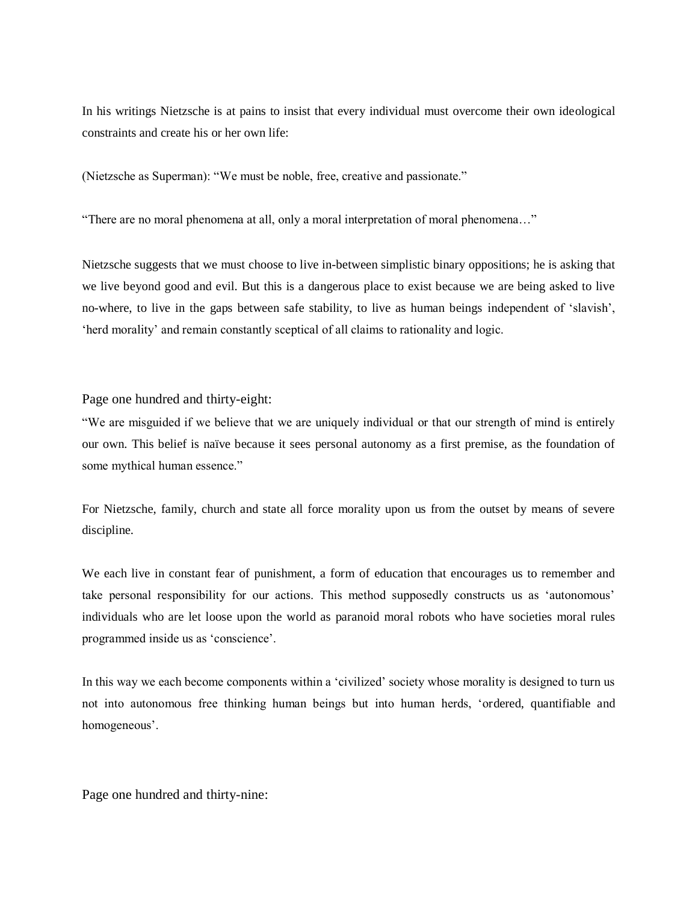In his writings Nietzsche is at pains to insist that every individual must overcome their own ideological constraints and create his or her own life:

(Nietzsche as Superman): "We must be noble, free, creative and passionate."

"There are no moral phenomena at all, only a moral interpretation of moral phenomena…"

Nietzsche suggests that we must choose to live in-between simplistic binary oppositions; he is asking that we live beyond good and evil. But this is a dangerous place to exist because we are being asked to live no-where, to live in the gaps between safe stability, to live as human beings independent of 'slavish', 'herd morality' and remain constantly sceptical of all claims to rationality and logic.

Page one hundred and thirty-eight:

"We are misguided if we believe that we are uniquely individual or that our strength of mind is entirely our own. This belief is naïve because it sees personal autonomy as a first premise, as the foundation of some mythical human essence."

For Nietzsche, family, church and state all force morality upon us from the outset by means of severe discipline.

We each live in constant fear of punishment, a form of education that encourages us to remember and take personal responsibility for our actions. This method supposedly constructs us as 'autonomous' individuals who are let loose upon the world as paranoid moral robots who have societies moral rules programmed inside us as 'conscience'.

In this way we each become components within a 'civilized' society whose morality is designed to turn us not into autonomous free thinking human beings but into human herds, 'ordered, quantifiable and homogeneous'.

Page one hundred and thirty-nine: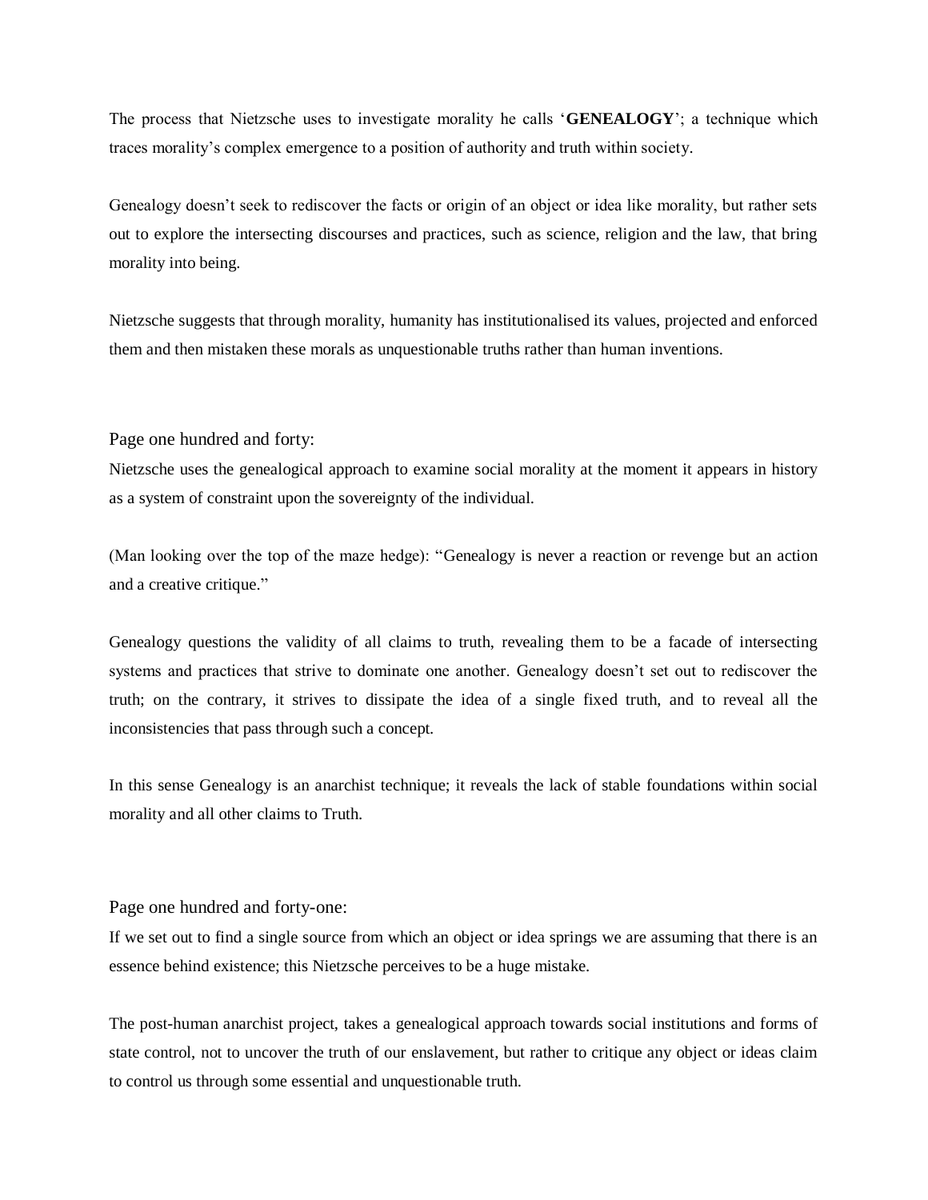The process that Nietzsche uses to investigate morality he calls '**GENEALOGY**'; a technique which traces morality's complex emergence to a position of authority and truth within society.

Genealogy doesn't seek to rediscover the facts or origin of an object or idea like morality, but rather sets out to explore the intersecting discourses and practices, such as science, religion and the law, that bring morality into being.

Nietzsche suggests that through morality, humanity has institutionalised its values, projected and enforced them and then mistaken these morals as unquestionable truths rather than human inventions.

Page one hundred and forty:

Nietzsche uses the genealogical approach to examine social morality at the moment it appears in history as a system of constraint upon the sovereignty of the individual.

(Man looking over the top of the maze hedge): "Genealogy is never a reaction or revenge but an action and a creative critique."

Genealogy questions the validity of all claims to truth, revealing them to be a facade of intersecting systems and practices that strive to dominate one another. Genealogy doesn't set out to rediscover the truth; on the contrary, it strives to dissipate the idea of a single fixed truth, and to reveal all the inconsistencies that pass through such a concept.

In this sense Genealogy is an anarchist technique; it reveals the lack of stable foundations within social morality and all other claims to Truth.

Page one hundred and forty-one:

If we set out to find a single source from which an object or idea springs we are assuming that there is an essence behind existence; this Nietzsche perceives to be a huge mistake.

The post-human anarchist project, takes a genealogical approach towards social institutions and forms of state control, not to uncover the truth of our enslavement, but rather to critique any object or ideas claim to control us through some essential and unquestionable truth.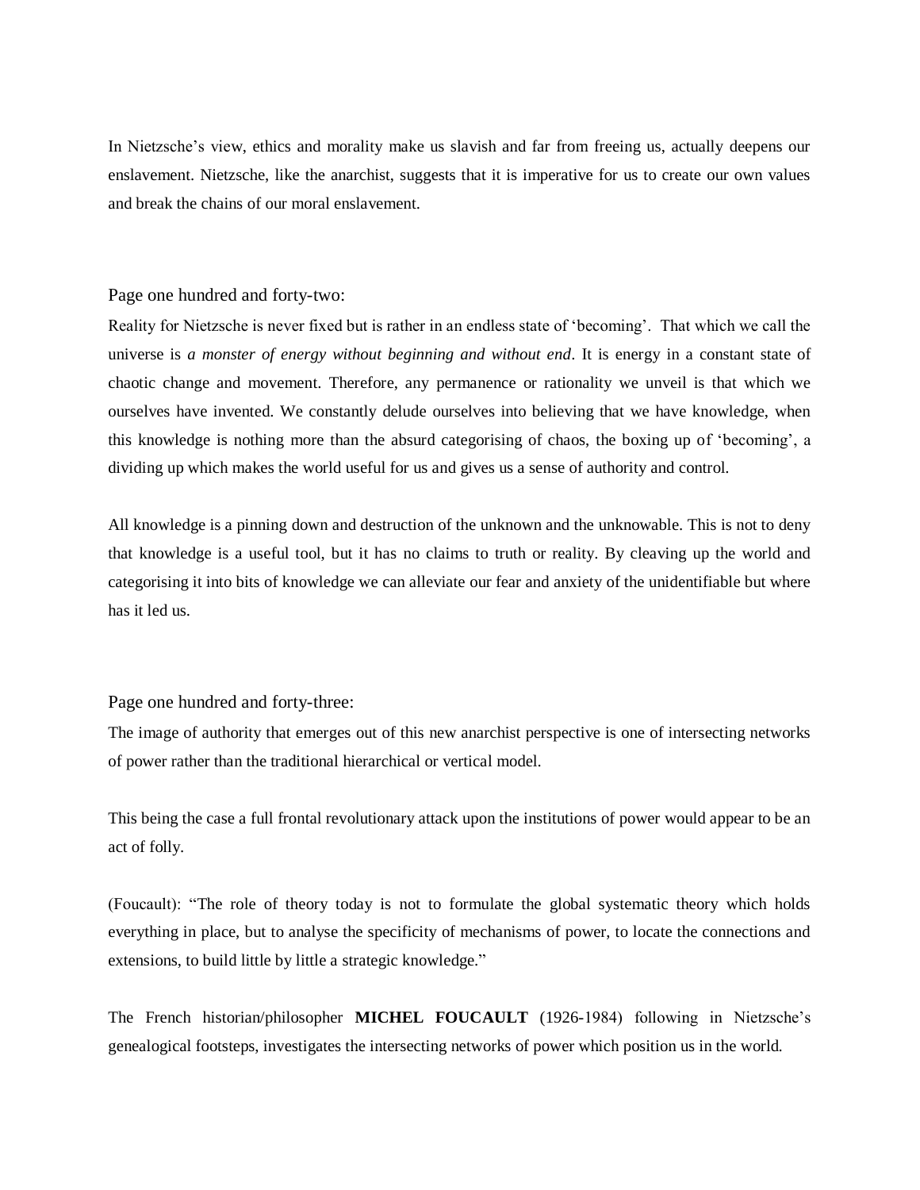In Nietzsche's view, ethics and morality make us slavish and far from freeing us, actually deepens our enslavement. Nietzsche, like the anarchist, suggests that it is imperative for us to create our own values and break the chains of our moral enslavement.

Page one hundred and forty-two:

Reality for Nietzsche is never fixed but is rather in an endless state of 'becoming'. That which we call the universe is *a monster of energy without beginning and without end*. It is energy in a constant state of chaotic change and movement. Therefore, any permanence or rationality we unveil is that which we ourselves have invented. We constantly delude ourselves into believing that we have knowledge, when this knowledge is nothing more than the absurd categorising of chaos, the boxing up of 'becoming', a dividing up which makes the world useful for us and gives us a sense of authority and control.

All knowledge is a pinning down and destruction of the unknown and the unknowable. This is not to deny that knowledge is a useful tool, but it has no claims to truth or reality. By cleaving up the world and categorising it into bits of knowledge we can alleviate our fear and anxiety of the unidentifiable but where has it led us.

Page one hundred and forty-three:

The image of authority that emerges out of this new anarchist perspective is one of intersecting networks of power rather than the traditional hierarchical or vertical model.

This being the case a full frontal revolutionary attack upon the institutions of power would appear to be an act of folly.

(Foucault): "The role of theory today is not to formulate the global systematic theory which holds everything in place, but to analyse the specificity of mechanisms of power, to locate the connections and extensions, to build little by little a strategic knowledge."

The French historian/philosopher **MICHEL FOUCAULT** (1926-1984) following in Nietzsche's genealogical footsteps, investigates the intersecting networks of power which position us in the world.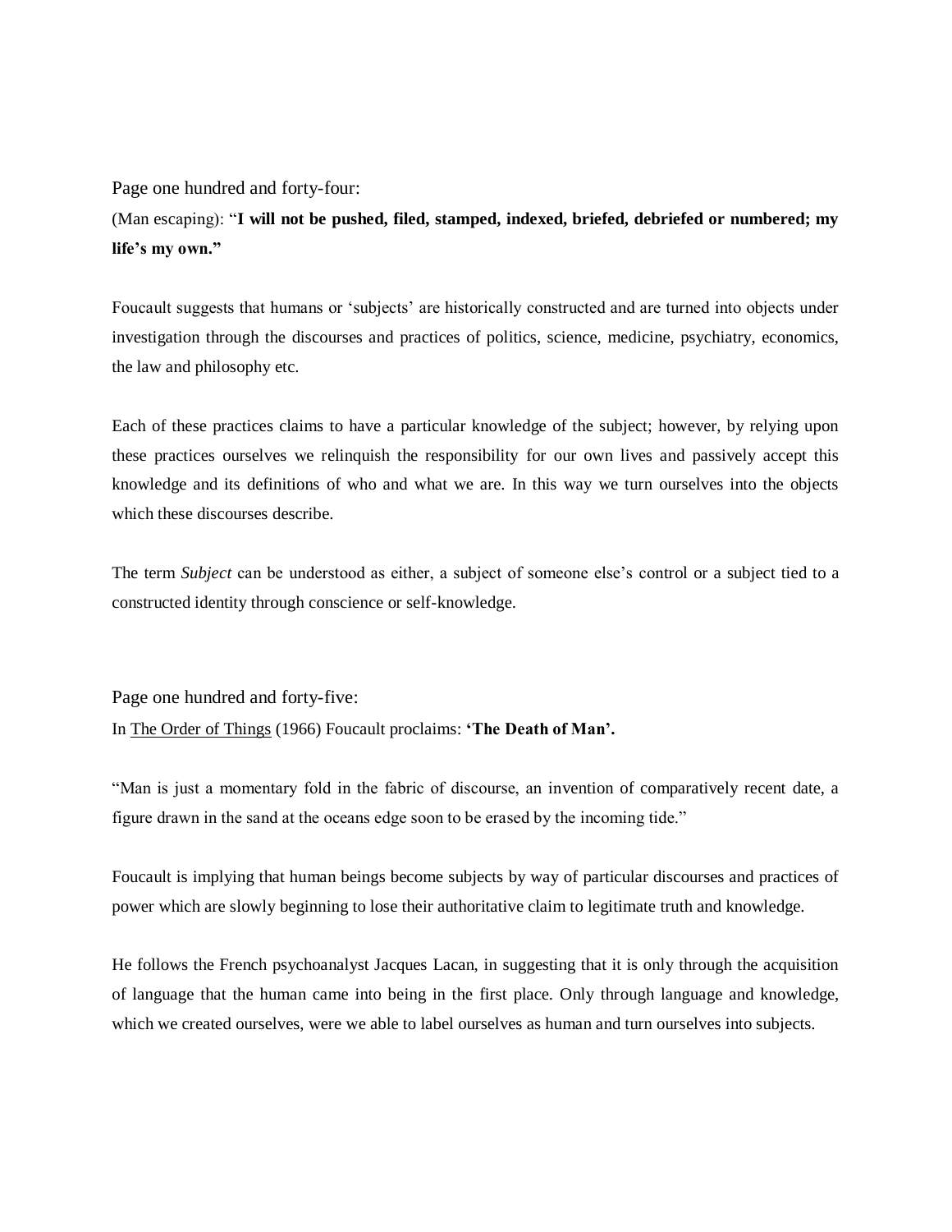Page one hundred and forty-four:

(Man escaping): "**I will not be pushed, filed, stamped, indexed, briefed, debriefed or numbered; my life's my own.**"

Foucault suggests that humans or 'subjects' are historically constructed and are turned into objects under investigation through the discourses and practices of politics, science, medicine, psychiatry, economics, the law and philosophy etc.

Each of these practices claims to have a particular knowledge of the subject; however, by relying upon these practices ourselves we relinquish the responsibility for our own lives and passively accept this knowledge and its definitions of who and what we are. In this way we turn ourselves into the objects which these discourses describe.

The term *Subject* can be understood as either, a subject of someone else's control or a subject tied to a constructed identity through conscience or self-knowledge.

Page one hundred and forty-five:

In <u>The Order of Things</u> (1966) Foucault proclaims: **'The Death of Man'.**

"Man is just a momentary fold in the fabric of discourse, an invention of comparatively recent date, a figure drawn in the sand at the oceans edge soon to be erased by the incoming tide."

Foucault is implying that human beings become subjects by way of particular discourses and practices of power which are slowly beginning to lose their authoritative claim to legitimate truth and knowledge.

He follows the French psychoanalyst Jacques Lacan, in suggesting that it is only through the acquisition of language that the human came into being in the first place. Only through language and knowledge, which we created ourselves, were we able to label ourselves as human and turn ourselves into subjects.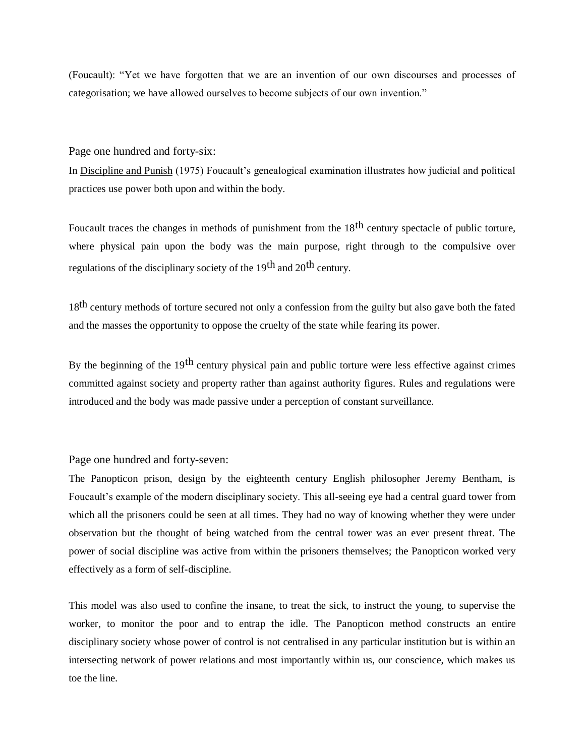(Foucault): "Yet we have forgotten that we are an invention of our own discourses and processes of categorisation; we have allowed ourselves to become subjects of our own invention."

Page one hundred and forty-six:

In Discipline and Punish (1975) Foucault's genealogical examination illustrates how judicial and political practices use power both upon and within the body.

Foucault traces the changes in methods of punishment from the 18th century spectacle of public torture, where physical pain upon the body was the main purpose, right through to the compulsive over regulations of the disciplinary society of the 19th and 20th century.

18th century methods of torture secured not only a confession from the guilty but also gave both the fated and the masses the opportunity to oppose the cruelty of the state while fearing its power.

By the beginning of the 19th century physical pain and public torture were less effective against crimes committed against society and property rather than against authority figures. Rules and regulations were introduced and the body was made passive under a perception of constant surveillance.

Page one hundred and forty-seven:

The Panopticon prison, design by the eighteenth century English philosopher Jeremy Bentham, is Foucault's example of the modern disciplinary society. This all-seeing eye had a central guard tower from which all the prisoners could be seen at all times. They had no way of knowing whether they were under observation but the thought of being watched from the central tower was an ever present threat. The power of social discipline was active from within the prisoners themselves; the Panopticon worked very effectively as a form of self-discipline.

This model was also used to confine the insane, to treat the sick, to instruct the young, to supervise the worker, to monitor the poor and to entrap the idle. The Panopticon method constructs an entire disciplinary society whose power of control is not centralised in any particular institution but is within an intersecting network of power relations and most importantly within us, our conscience, which makes us toe the line.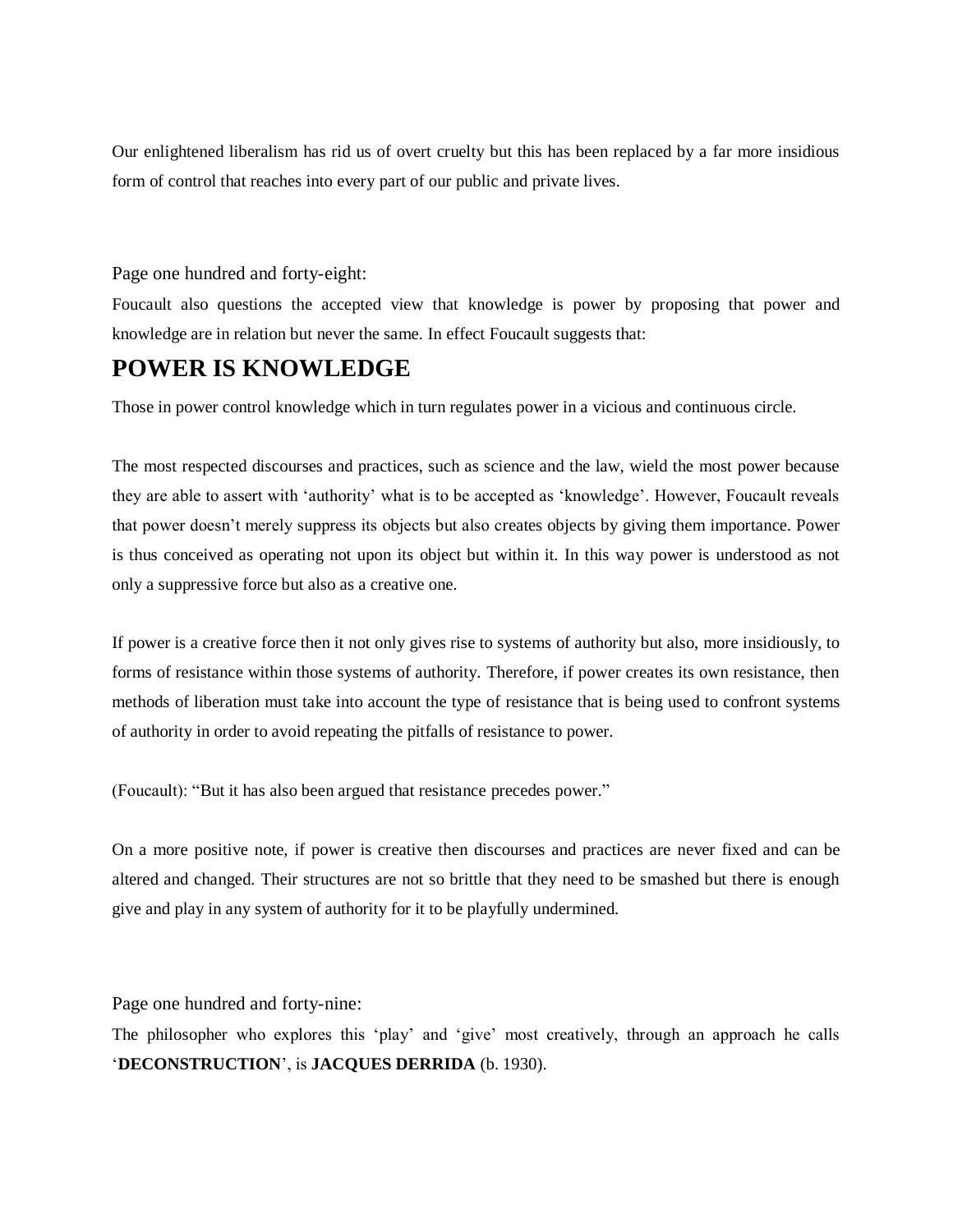Our enlightened liberalism has rid us of overt cruelty but this has been replaced by a far more insidious form of control that reaches into every part of our public and private lives.

Page one hundred and forty-eight:

Foucault also questions the accepted view that knowledge is power by proposing that power and knowledge are in relation but never the same. In effect Foucault suggests that:

## POWER IS KNOWLEDGE

Those in power control knowledge which in turn regulates power in a vicious and continuous circle.

The most respected discourses and practices, such as science and the law, wield the most power because they are able to assert with 'authority' what is to be accepted as 'knowledge'. However, Foucault reveals that power doesn't merely suppress its objects but also creates objects by giving them importance. Power is thus conceived as operating not upon its object but within it. In this way power is understood as not only a suppressive force but also as a creative one.

If power is a creative force then it not only gives rise to systems of authority but also, more insidiously, to forms of resistance within those systems of authority. Therefore, if power creates its own resistance, then methods of liberation must take into account the type of resistance that is being used to confront systems of authority in order to avoid repeating the pitfalls of resistance to power.

(Foucault): "But it has also been argued that resistance precedes power."

On a more positive note, if power is creative then discourses and practices are never fixed and can be altered and changed. Their structures are not so brittle that they need to be smashed but there is enough give and play in any system of authority for it to be playfully undermined.

Page one hundred and forty-nine:

The philosopher who explores this 'play' and 'give' most creatively, through an approach he calls '**DECONSTRUCTION**', is **JACQUES DERRIDA** (b. 1930).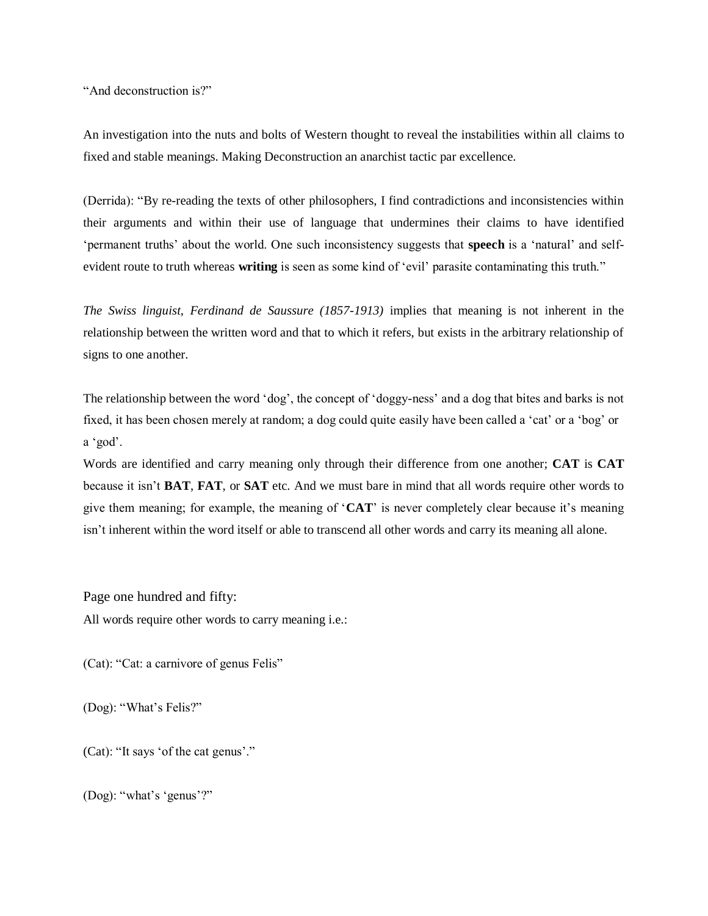“And deconstruction is?”

An investigation into the nuts and bolts of Western thought to reveal the instabilities within all claims to fixed and stable meanings. Making Deconstruction an anarchist tactic par excellence.

(Derrida): “By re-reading the texts of other philosophers, I find contradictions and inconsistencies within their arguments and within their use of language that undermines their claims to have identified ‘permanent truths’ about the world. One such inconsistency suggests that **speech** is a ‘natural’ and self-evident route to truth whereas **writing** is seen as some kind of ‘evil’ parasite contaminating this truth.”

*The Swiss linguist, Ferdinand de Saussure (1857-1913)* implies that meaning is not inherent in the relationship between the written word and that to which it refers, but exists in the arbitrary relationship of signs to one another.

The relationship between the word ‘dog’, the concept of ‘doggy-ness’ and a dog that bites and barks is not fixed, it has been chosen merely at random; a dog could quite easily have been called a ‘cat’ or a ‘bog’ or a ‘god’.
Words are identified and carry meaning only through their difference from one another; **CAT** is **CAT** because it isn’t **BAT**, **FAT**, or **SAT** etc. And we must bare in mind that all words require other words to give them meaning; for example, the meaning of ‘**CAT**’ is never completely clear because it’s meaning isn’t inherent within the word itself or able to transcend all other words and carry its meaning all alone.

Page one hundred and fifty:

All words require other words to carry meaning i.e.:

(Cat): “Cat: a carnivore of genus Felis”

(Dog): “What’s Felis?”

(Cat): “It says ‘of the cat genus’.”

(Dog): “what’s ‘genus’?”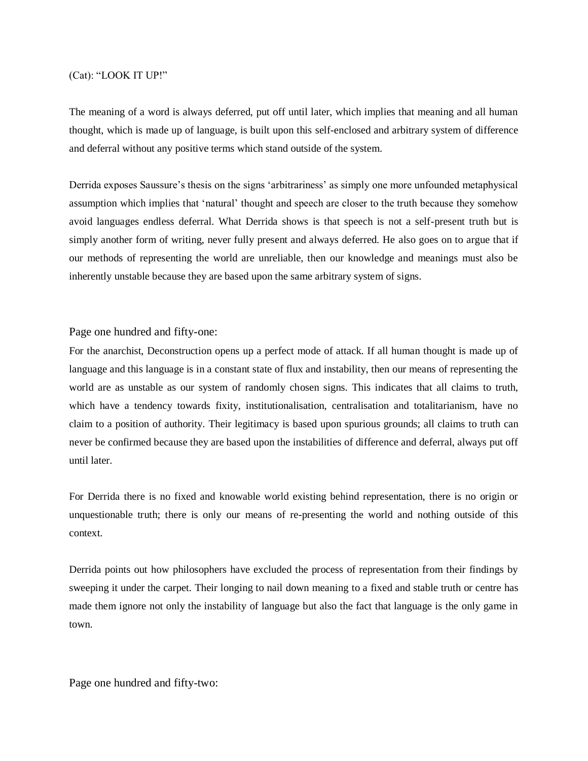(Cat): "LOOK IT UP!"

The meaning of a word is always deferred, put off until later, which implies that meaning and all human thought, which is made up of language, is built upon this self-enclosed and arbitrary system of difference and deferral without any positive terms which stand outside of the system.

Derrida exposes Saussure's thesis on the signs 'arbitrariness' as simply one more unfounded metaphysical assumption which implies that 'natural' thought and speech are closer to the truth because they somehow avoid languages endless deferral. What Derrida shows is that speech is not a self-present truth but is simply another form of writing, never fully present and always deferred. He also goes on to argue that if our methods of representing the world are unreliable, then our knowledge and meanings must also be inherently unstable because they are based upon the same arbitrary system of signs.

Page one hundred and fifty-one:

For the anarchist, Deconstruction opens up a perfect mode of attack. If all human thought is made up of language and this language is in a constant state of flux and instability, then our means of representing the world are as unstable as our system of randomly chosen signs. This indicates that all claims to truth, which have a tendency towards fixity, institutionalisation, centralisation and totalitarianism, have no claim to a position of authority. Their legitimacy is based upon spurious grounds; all claims to truth can never be confirmed because they are based upon the instabilities of difference and deferral, always put off until later.

For Derrida there is no fixed and knowable world existing behind representation, there is no origin or unquestionable truth; there is only our means of re-presenting the world and nothing outside of this context.

Derrida points out how philosophers have excluded the process of representation from their findings by sweeping it under the carpet. Their longing to nail down meaning to a fixed and stable truth or centre has made them ignore not only the instability of language but also the fact that language is the only game in town.

Page one hundred and fifty-two: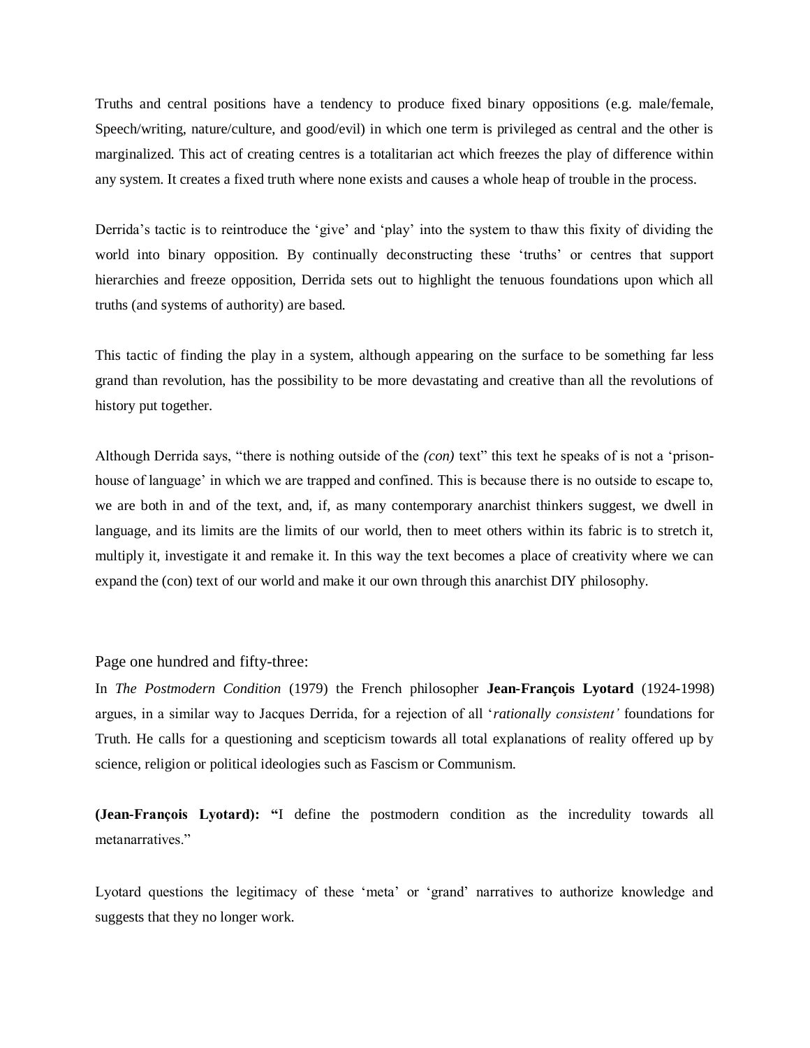Truths and central positions have a tendency to produce fixed binary oppositions (e.g. male/female, Speech/writing, nature/culture, and good/evil) in which one term is privileged as central and the other is marginalized. This act of creating centres is a totalitarian act which freezes the play of difference within any system. It creates a fixed truth where none exists and causes a whole heap of trouble in the process.

Derrida's tactic is to reintroduce the 'give' and 'play' into the system to thaw this fixity of dividing the world into binary opposition. By continually deconstructing these 'truths' or centres that support hierarchies and freeze opposition, Derrida sets out to highlight the tenuous foundations upon which all truths (and systems of authority) are based.

This tactic of finding the play in a system, although appearing on the surface to be something far less grand than revolution, has the possibility to be more devastating and creative than all the revolutions of history put together.

Although Derrida says, "there is nothing outside of the *(con)* text" this text he speaks of is not a 'prison-house of language' in which we are trapped and confined. This is because there is no outside to escape to, we are both in and of the text, and, if, as many contemporary anarchist thinkers suggest, we dwell in language, and its limits are the limits of our world, then to meet others within its fabric is to stretch it, multiply it, investigate it and remake it. In this way the text becomes a place of creativity where we can expand the (con) text of our world and make it our own through this anarchist DIY philosophy.

Page one hundred and fifty-three:

In *The Postmodern Condition* (1979) the French philosopher **Jean-François Lyotard** (1924-1998) argues, in a similar way to Jacques Derrida, for a rejection of all '*rationally consistent'* foundations for Truth. He calls for a questioning and scepticism towards all total explanations of reality offered up by science, religion or political ideologies such as Fascism or Communism.

**(Jean-François Lyotard): "**I define the postmodern condition as the incredulity towards all metanarratives."

Lyotard questions the legitimacy of these 'meta' or 'grand' narratives to authorize knowledge and suggests that they no longer work.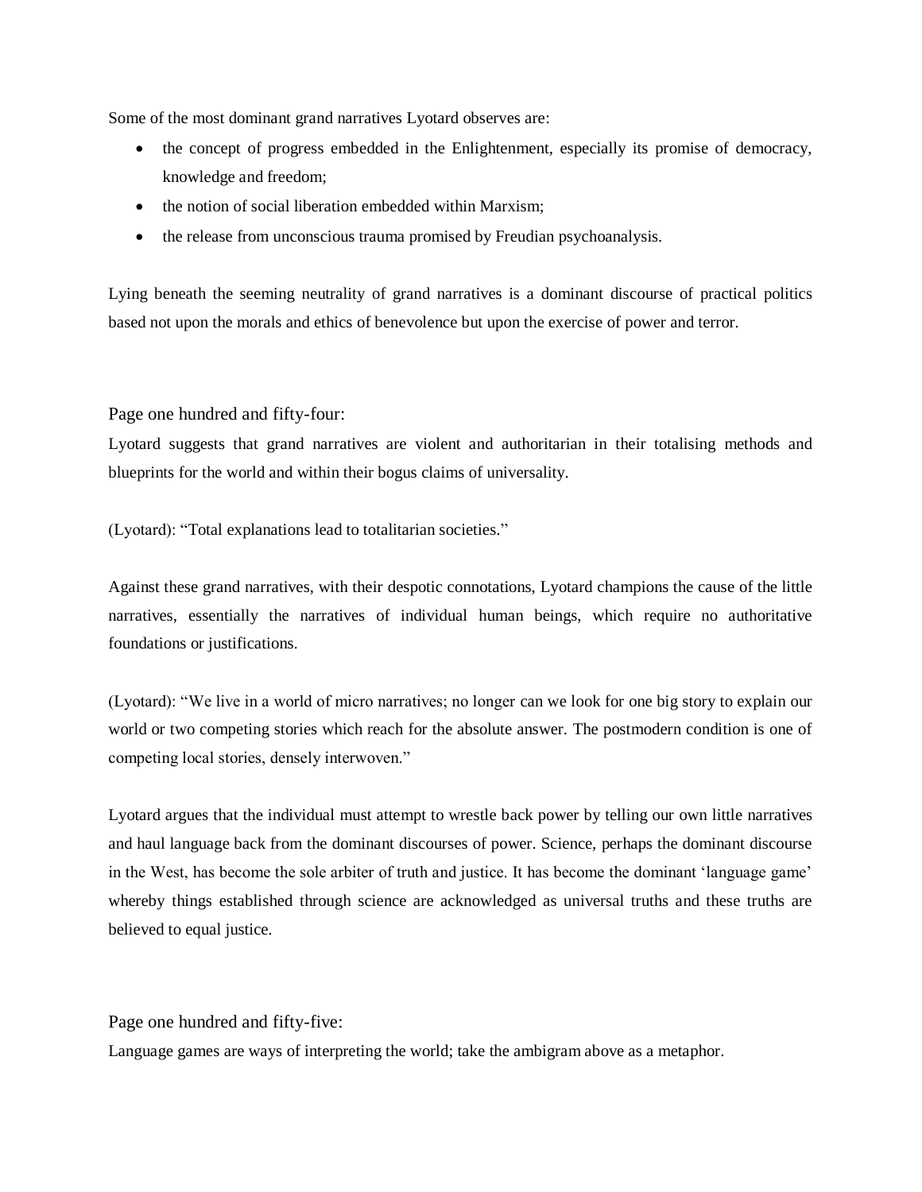Some of the most dominant grand narratives Lyotard observes are:

- the concept of progress embedded in the Enlightenment, especially its promise of democracy, knowledge and freedom;
- the notion of social liberation embedded within Marxism;
- the release from unconscious trauma promised by Freudian psychoanalysis.

Lying beneath the seeming neutrality of grand narratives is a dominant discourse of practical politics based not upon the morals and ethics of benevolence but upon the exercise of power and terror.

Page one hundred and fifty-four:

Lyotard suggests that grand narratives are violent and authoritarian in their totalising methods and blueprints for the world and within their bogus claims of universality.

(Lyotard): “Total explanations lead to totalitarian societies.”

Against these grand narratives, with their despotic connotations, Lyotard champions the cause of the little narratives, essentially the narratives of individual human beings, which require no authoritative foundations or justifications.

(Lyotard): “We live in a world of micro narratives; no longer can we look for one big story to explain our world or two competing stories which reach for the absolute answer. The postmodern condition is one of competing local stories, densely interwoven.”

Lyotard argues that the individual must attempt to wrestle back power by telling our own little narratives and haul language back from the dominant discourses of power. Science, perhaps the dominant discourse in the West, has become the sole arbiter of truth and justice. It has become the dominant ‘language game’ whereby things established through science are acknowledged as universal truths and these truths are believed to equal justice.

Page one hundred and fifty-five:

Language games are ways of interpreting the world; take the ambigram above as a metaphor.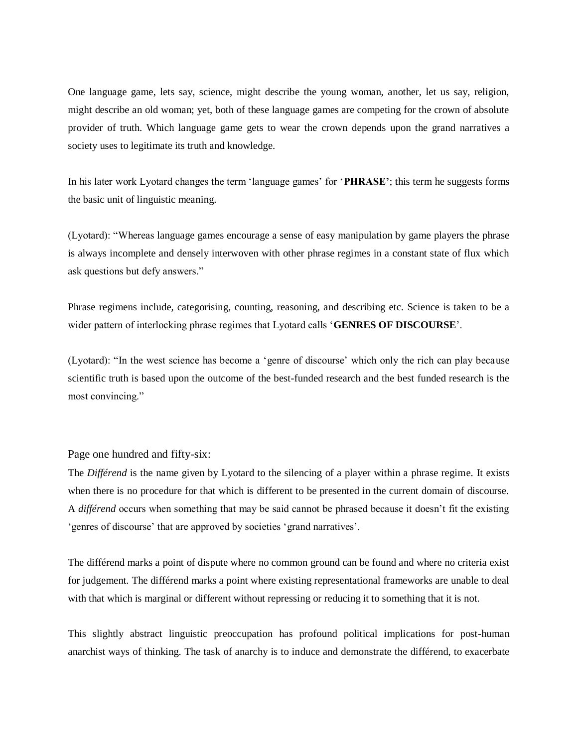One language game, lets say, science, might describe the young woman, another, let us say, religion, might describe an old woman; yet, both of these language games are competing for the crown of absolute provider of truth. Which language game gets to wear the crown depends upon the grand narratives a society uses to legitimate its truth and knowledge.

In his later work Lyotard changes the term 'language games' for '**PHRASE'**; this term he suggests forms the basic unit of linguistic meaning.

(Lyotard): "Whereas language games encourage a sense of easy manipulation by game players the phrase is always incomplete and densely interwoven with other phrase regimes in a constant state of flux which ask questions but defy answers."

Phrase regimens include, categorising, counting, reasoning, and describing etc. Science is taken to be a wider pattern of interlocking phrase regimes that Lyotard calls '**GENRES OF DISCOURSE**'.

(Lyotard): "In the west science has become a 'genre of discourse' which only the rich can play because scientific truth is based upon the outcome of the best-funded research and the best funded research is the most convincing."

Page one hundred and fifty-six:

The *Différend* is the name given by Lyotard to the silencing of a player within a phrase regime. It exists when there is no procedure for that which is different to be presented in the current domain of discourse. A *différend* occurs when something that may be said cannot be phrased because it doesn't fit the existing 'genres of discourse' that are approved by societies 'grand narratives'.

The différend marks a point of dispute where no common ground can be found and where no criteria exist for judgement. The différend marks a point where existing representational frameworks are unable to deal with that which is marginal or different without repressing or reducing it to something that it is not.

This slightly abstract linguistic preoccupation has profound political implications for post-human anarchist ways of thinking. The task of anarchy is to induce and demonstrate the différend, to exacerbate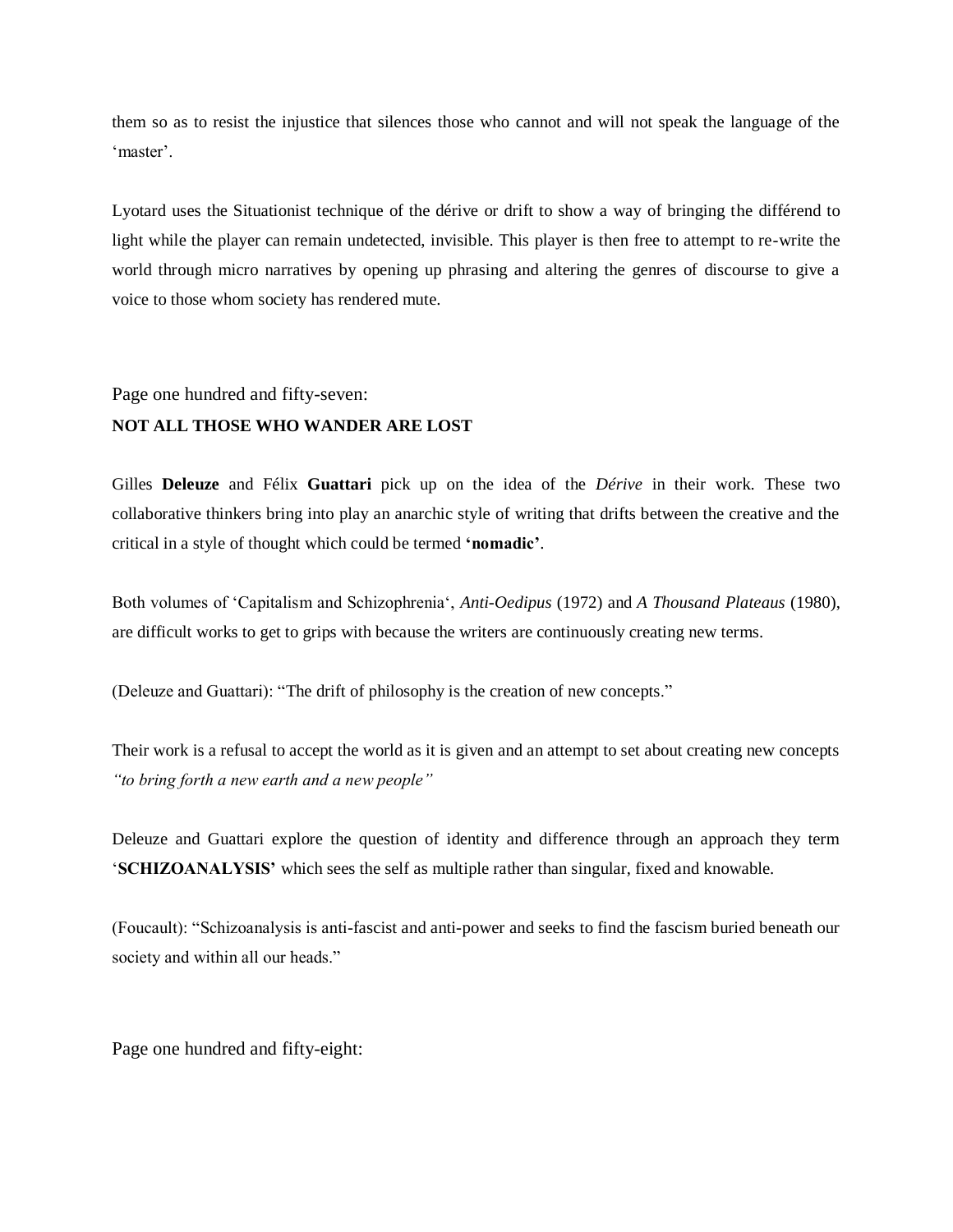them so as to resist the injustice that silences those who cannot and will not speak the language of the 'master'.

Lyotard uses the Situationist technique of the dérive or drift to show a way of bringing the différend to light while the player can remain undetected, invisible. This player is then free to attempt to re-write the world through micro narratives by opening up phrasing and altering the genres of discourse to give a voice to those whom society has rendered mute.

Page one hundred and fifty-seven:

**NOT ALL THOSE WHO WANDER ARE LOST**

Gilles **Deleuze** and Félix **Guattari** pick up on the idea of the *Dérive* in their work. These two collaborative thinkers bring into play an anarchic style of writing that drifts between the creative and the critical in a style of thought which could be termed **'nomadic'**.

Both volumes of 'Capitalism and Schizophrenia', *Anti-Oedipus* (1972) and *A Thousand Plateaus* (1980), are difficult works to get to grips with because the writers are continuously creating new terms.

(Deleuze and Guattari): "The drift of philosophy is the creation of new concepts."

Their work is a refusal to accept the world as it is given and an attempt to set about creating new concepts *"to bring forth a new earth and a new people"*

Deleuze and Guattari explore the question of identity and difference through an approach they term '**SCHIZOANALYSIS**' which sees the self as multiple rather than singular, fixed and knowable.

(Foucault): "Schizoanalysis is anti-fascist and anti-power and seeks to find the fascism buried beneath our society and within all our heads."

Page one hundred and fifty-eight: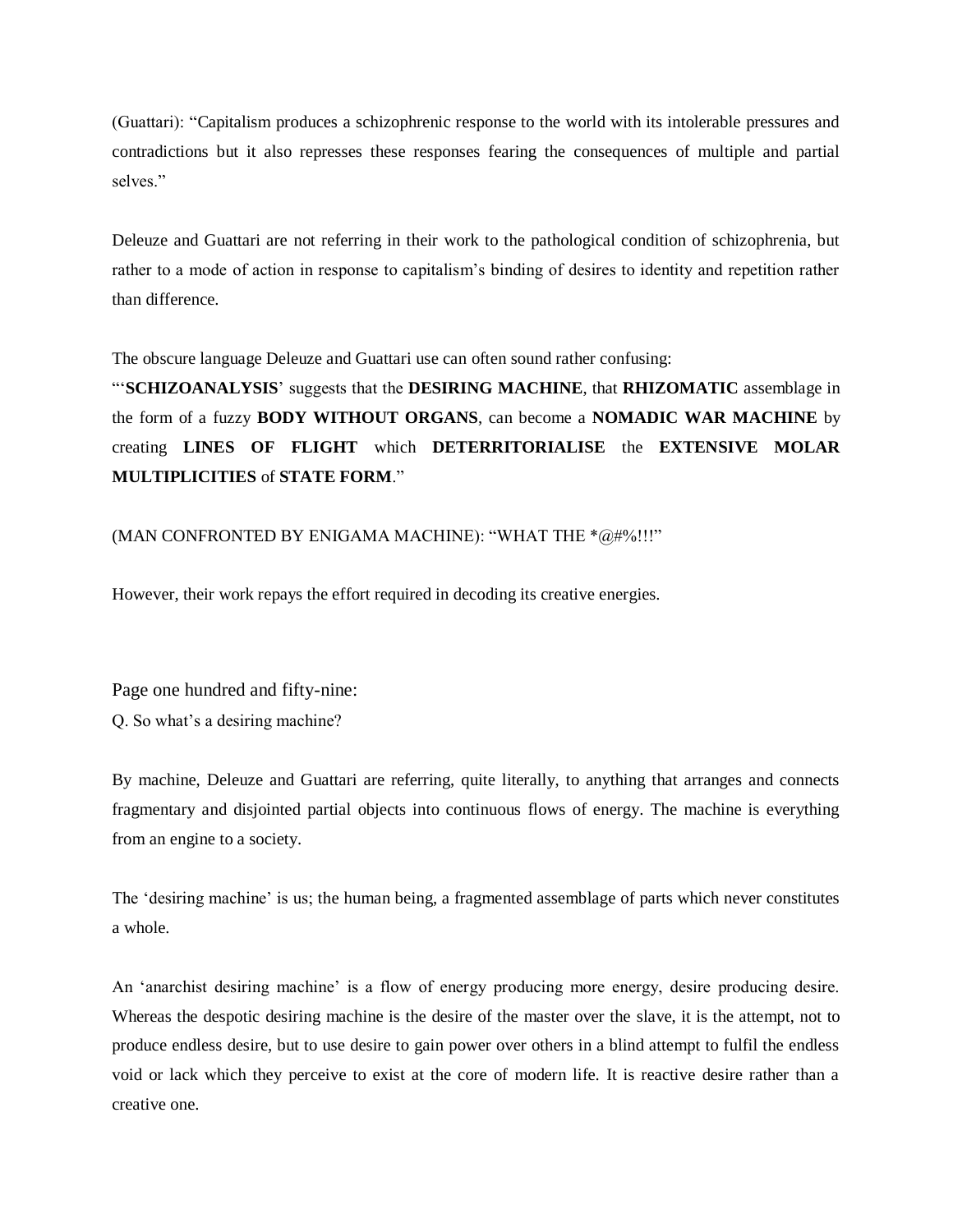(Guattari): “Capitalism produces a schizophrenic response to the world with its intolerable pressures and contradictions but it also represses these responses fearing the consequences of multiple and partial selves.”

Deleuze and Guattari are not referring in their work to the pathological condition of schizophrenia, but rather to a mode of action in response to capitalism’s binding of desires to identity and repetition rather than difference.

The obscure language Deleuze and Guattari use can often sound rather confusing:
“‘**SCHIZOANALYSIS**’ suggests that the **DESIRING MACHINE**, that **RHIZOMATIC** assemblage in the form of a fuzzy **BODY WITHOUT ORGANS**, can become a **NOMADIC WAR MACHINE** by creating **LINES OF FLIGHT** which **DETERRITORIALISE** the **EXTENSIVE MOLAR MULTIPLICITIES** of **STATE FORM**.”

(MAN CONFRONTED BY ENIGAMA MACHINE): “WHAT THE *@#%!!!”

However, their work repays the effort required in decoding its creative energies.

Page one hundred and fifty-nine:

Q. So what’s a desiring machine?

By machine, Deleuze and Guattari are referring, quite literally, to anything that arranges and connects fragmentary and disjointed partial objects into continuous flows of energy. The machine is everything from an engine to a society.

The ‘desiring machine’ is us; the human being, a fragmented assemblage of parts which never constitutes a whole.

An ‘anarchist desiring machine’ is a flow of energy producing more energy, desire producing desire. Whereas the despotic desiring machine is the desire of the master over the slave, it is the attempt, not to produce endless desire, but to use desire to gain power over others in a blind attempt to fulfil the endless void or lack which they perceive to exist at the core of modern life. It is reactive desire rather than a creative one.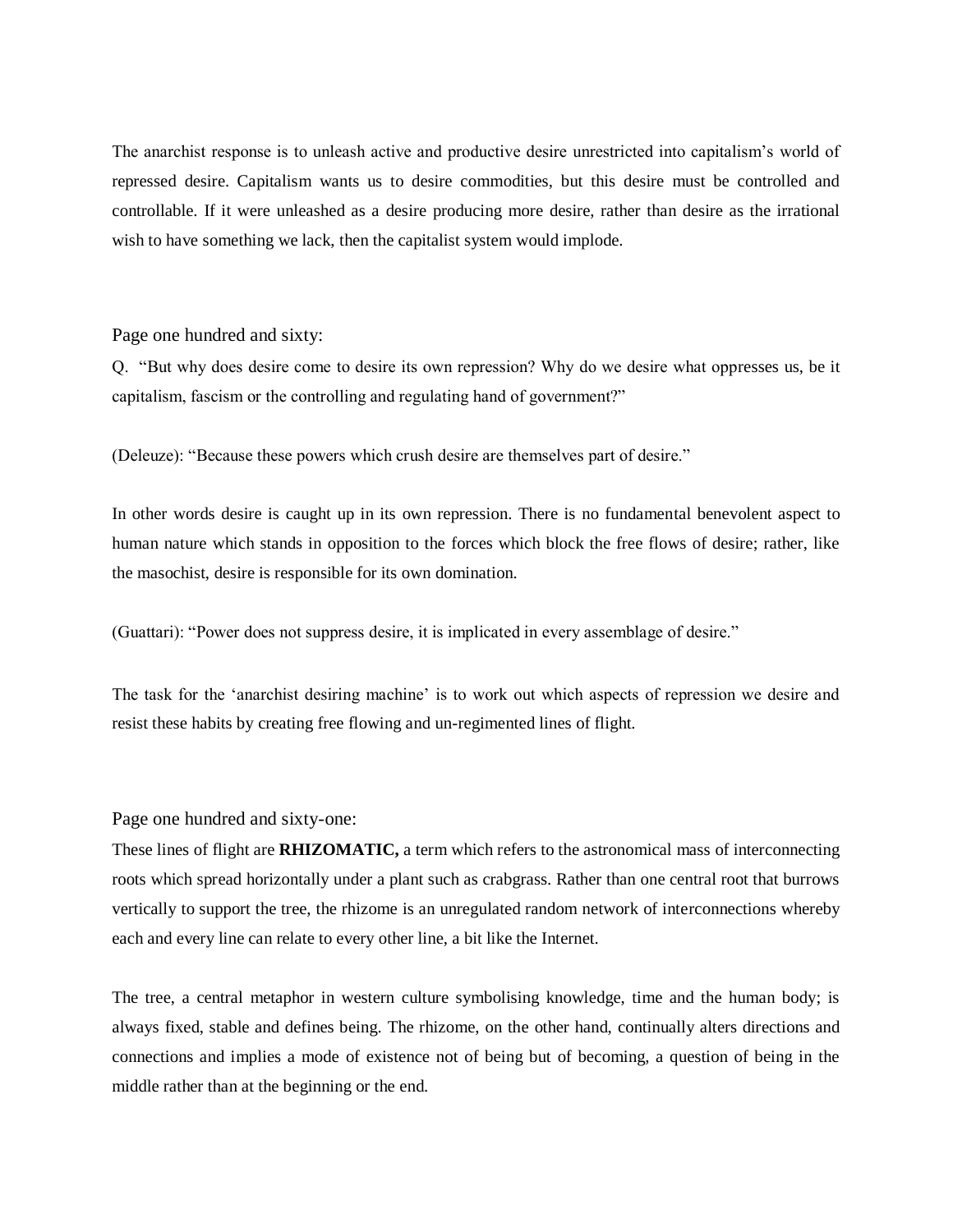The anarchist response is to unleash active and productive desire unrestricted into capitalism's world of repressed desire. Capitalism wants us to desire commodities, but this desire must be controlled and controllable. If it were unleashed as a desire producing more desire, rather than desire as the irrational wish to have something we lack, then the capitalist system would implode.

Page one hundred and sixty:

Q. "But why does desire come to desire its own repression? Why do we desire what oppresses us, be it capitalism, fascism or the controlling and regulating hand of government?"

(Deleuze): "Because these powers which crush desire are themselves part of desire."

In other words desire is caught up in its own repression. There is no fundamental benevolent aspect to human nature which stands in opposition to the forces which block the free flows of desire; rather, like the masochist, desire is responsible for its own domination.

(Guattari): "Power does not suppress desire, it is implicated in every assemblage of desire."

The task for the 'anarchist desiring machine' is to work out which aspects of repression we desire and resist these habits by creating free flowing and un-regimented lines of flight.

Page one hundred and sixty-one:

These lines of flight are **RHIZOMATIC,** a term which refers to the astronomical mass of interconnecting roots which spread horizontally under a plant such as crabgrass. Rather than one central root that burrows vertically to support the tree, the rhizome is an unregulated random network of interconnections whereby each and every line can relate to every other line, a bit like the Internet.

The tree, a central metaphor in western culture symbolising knowledge, time and the human body; is always fixed, stable and defines being. The rhizome, on the other hand, continually alters directions and connections and implies a mode of existence not of being but of becoming, a question of being in the middle rather than at the beginning or the end.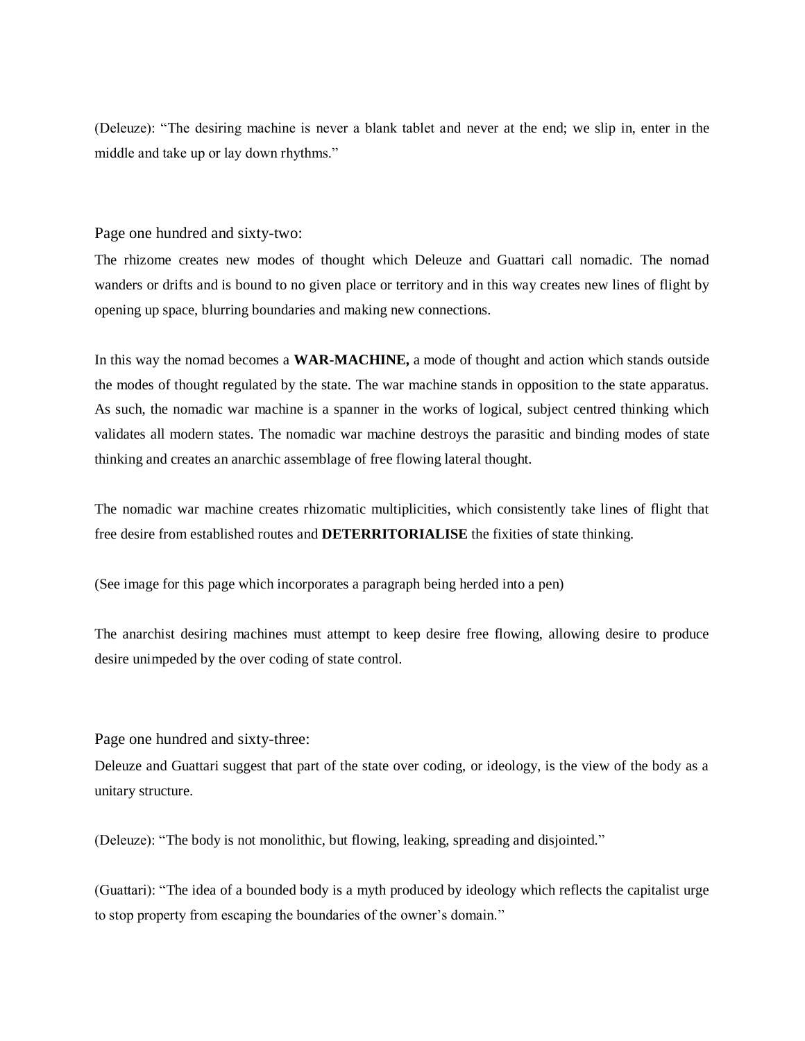(Deleuze): "The desiring machine is never a blank tablet and never at the end; we slip in, enter in the middle and take up or lay down rhythms."

Page one hundred and sixty-two:

The rhizome creates new modes of thought which Deleuze and Guattari call nomadic. The nomad wanders or drifts and is bound to no given place or territory and in this way creates new lines of flight by opening up space, blurring boundaries and making new connections.

In this way the nomad becomes a **WAR-MACHINE,** a mode of thought and action which stands outside the modes of thought regulated by the state. The war machine stands in opposition to the state apparatus. As such, the nomadic war machine is a spanner in the works of logical, subject centred thinking which validates all modern states. The nomadic war machine destroys the parasitic and binding modes of state thinking and creates an anarchic assemblage of free flowing lateral thought.

The nomadic war machine creates rhizomatic multiplicities, which consistently take lines of flight that free desire from established routes and **DETERRITORIALISE** the fixities of state thinking.

(See image for this page which incorporates a paragraph being herded into a pen)

The anarchist desiring machines must attempt to keep desire free flowing, allowing desire to produce desire unimpeded by the over coding of state control.

Page one hundred and sixty-three:

Deleuze and Guattari suggest that part of the state over coding, or ideology, is the view of the body as a unitary structure.

(Deleuze): "The body is not monolithic, but flowing, leaking, spreading and disjointed."

(Guattari): "The idea of a bounded body is a myth produced by ideology which reflects the capitalist urge to stop property from escaping the boundaries of the owner's domain."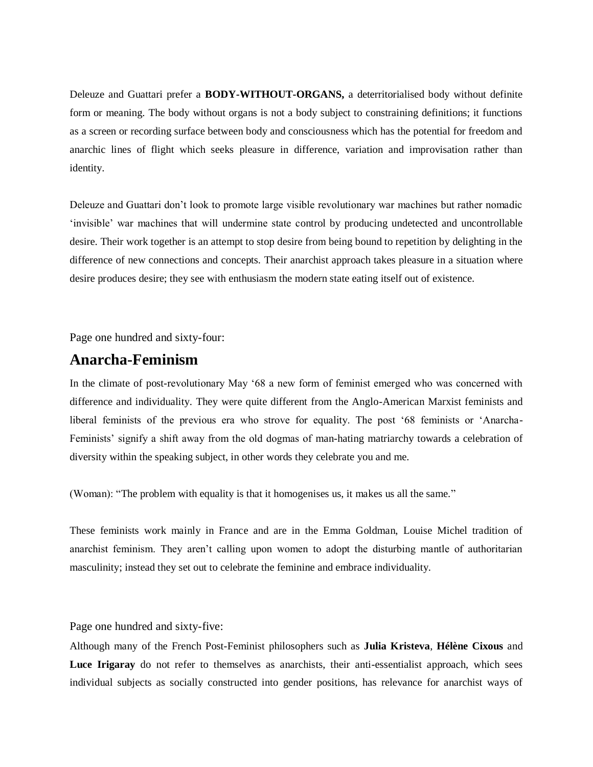Deleuze and Guattari prefer a **BODY-WITHOUT-ORGANS,** a deterritorialised body without definite form or meaning. The body without organs is not a body subject to constraining definitions; it functions as a screen or recording surface between body and consciousness which has the potential for freedom and anarchic lines of flight which seeks pleasure in difference, variation and improvisation rather than identity.

Deleuze and Guattari don't look to promote large visible revolutionary war machines but rather nomadic 'invisible' war machines that will undermine state control by producing undetected and uncontrollable desire. Their work together is an attempt to stop desire from being bound to repetition by delighting in the difference of new connections and concepts. Their anarchist approach takes pleasure in a situation where desire produces desire; they see with enthusiasm the modern state eating itself out of existence.

Page one hundred and sixty-four:

## Anarcha-Feminism

In the climate of post-revolutionary May '68 a new form of feminist emerged who was concerned with difference and individuality. They were quite different from the Anglo-American Marxist feminists and liberal feminists of the previous era who strove for equality. The post '68 feminists or 'Anarcha-Feminists' signify a shift away from the old dogmas of man-hating matriarchy towards a celebration of diversity within the speaking subject, in other words they celebrate you and me.

(Woman): "The problem with equality is that it homogenises us, it makes us all the same."

These feminists work mainly in France and are in the Emma Goldman, Louise Michel tradition of anarchist feminism. They aren't calling upon women to adopt the disturbing mantle of authoritarian masculinity; instead they set out to celebrate the feminine and embrace individuality.

Page one hundred and sixty-five:

Although many of the French Post-Feminist philosophers such as **Julia Kristeva**, **Hélène Cixous** and **Luce Irigaray** do not refer to themselves as anarchists, their anti-essentialist approach, which sees individual subjects as socially constructed into gender positions, has relevance for anarchist ways of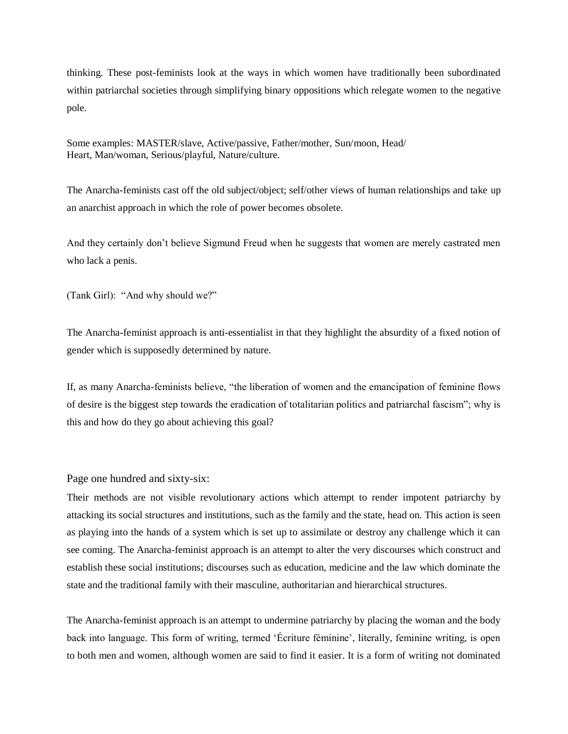thinking. These post-feminists look at the ways in which women have traditionally been subordinated within patriarchal societies through simplifying binary oppositions which relegate women to the negative pole.

Some examples: MASTER/slave, Active/passive, Father/mother, Sun/moon, Head/
Heart, Man/woman, Serious/playful, Nature/culture.

The Anarcha-feminists cast off the old subject/object; self/other views of human relationships and take up an anarchist approach in which the role of power becomes obsolete.

And they certainly don't believe Sigmund Freud when he suggests that women are merely castrated men who lack a penis.

(Tank Girl): "And why should we?"

The Anarcha-feminist approach is anti-essentialist in that they highlight the absurdity of a fixed notion of gender which is supposedly determined by nature.

If, as many Anarcha-feminists believe, "the liberation of women and the emancipation of feminine flows of desire is the biggest step towards the eradication of totalitarian politics and patriarchal fascism"; why is this and how do they go about achieving this goal?

Page one hundred and sixty-six:

Their methods are not visible revolutionary actions which attempt to render impotent patriarchy by attacking its social structures and institutions, such as the family and the state, head on. This action is seen as playing into the hands of a system which is set up to assimilate or destroy any challenge which it can see coming. The Anarcha-feminist approach is an attempt to alter the very discourses which construct and establish these social institutions; discourses such as education, medicine and the law which dominate the state and the traditional family with their masculine, authoritarian and hierarchical structures.

The Anarcha-feminist approach is an attempt to undermine patriarchy by placing the woman and the body back into language. This form of writing, termed 'Écriture féminine', literally, feminine writing, is open to both men and women, although women are said to find it easier. It is a form of writing not dominated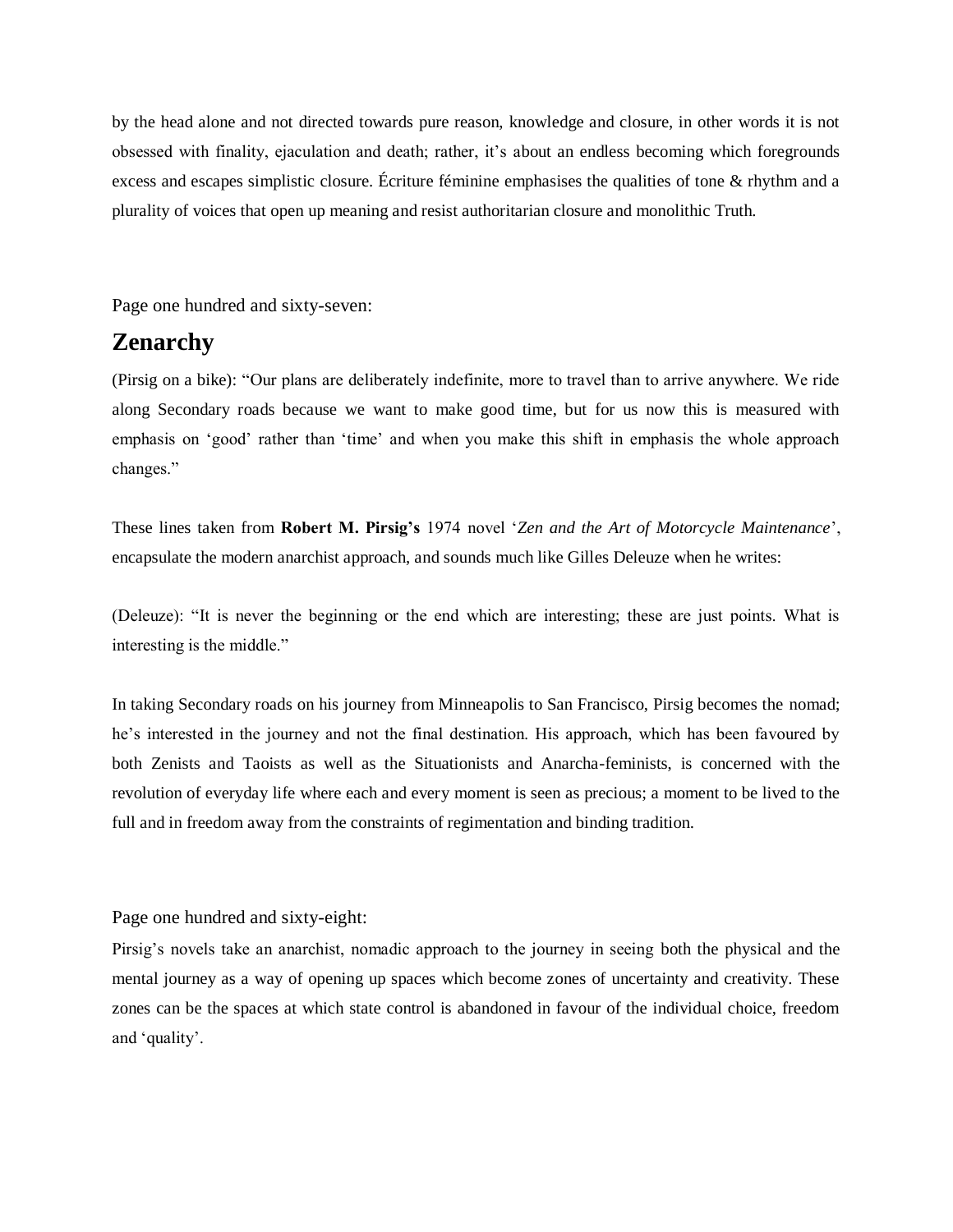by the head alone and not directed towards pure reason, knowledge and closure, in other words it is not obsessed with finality, ejaculation and death; rather, it's about an endless becoming which foregrounds excess and escapes simplistic closure. Écriture féminine emphasises the qualities of tone & rhythm and a plurality of voices that open up meaning and resist authoritarian closure and monolithic Truth.

Page one hundred and sixty-seven:

## Zenarchy

(Pirsig on a bike): "Our plans are deliberately indefinite, more to travel than to arrive anywhere. We ride along Secondary roads because we want to make good time, but for us now this is measured with emphasis on 'good' rather than 'time' and when you make this shift in emphasis the whole approach changes."

These lines taken from **Robert M. Pirsig's** 1974 novel '*Zen and the Art of Motorcycle Maintenance*', encapsulate the modern anarchist approach, and sounds much like Gilles Deleuze when he writes:

(Deleuze): "It is never the beginning or the end which are interesting; these are just points. What is interesting is the middle."

In taking Secondary roads on his journey from Minneapolis to San Francisco, Pirsig becomes the nomad; he's interested in the journey and not the final destination. His approach, which has been favoured by both Zenists and Taoists as well as the Situationists and Anarcha-feminists, is concerned with the revolution of everyday life where each and every moment is seen as precious; a moment to be lived to the full and in freedom away from the constraints of regimentation and binding tradition.

Page one hundred and sixty-eight:

Pirsig's novels take an anarchist, nomadic approach to the journey in seeing both the physical and the mental journey as a way of opening up spaces which become zones of uncertainty and creativity. These zones can be the spaces at which state control is abandoned in favour of the individual choice, freedom and 'quality'.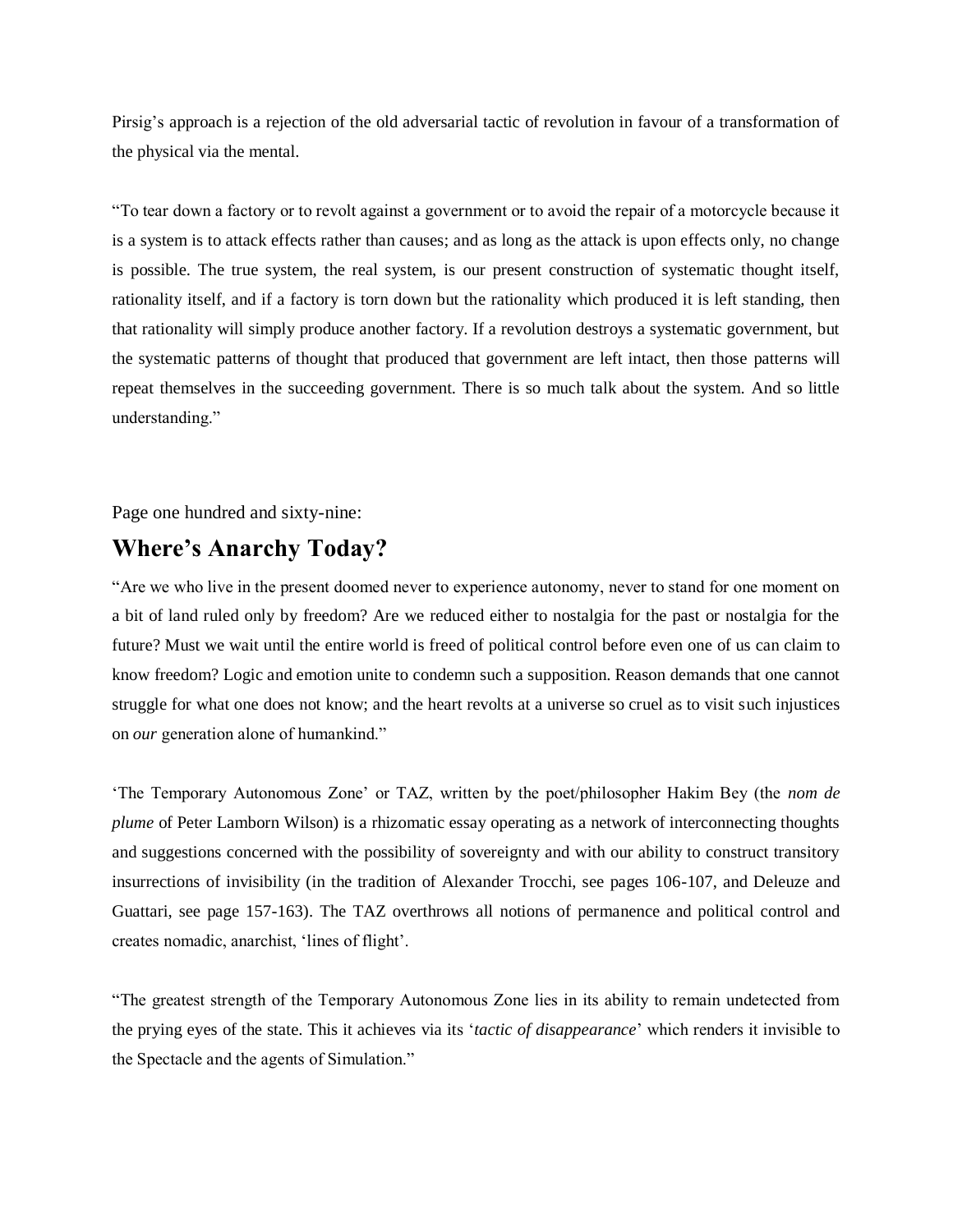Pirsig's approach is a rejection of the old adversarial tactic of revolution in favour of a transformation of the physical via the mental.

"To tear down a factory or to revolt against a government or to avoid the repair of a motorcycle because it is a system is to attack effects rather than causes; and as long as the attack is upon effects only, no change is possible. The true system, the real system, is our present construction of systematic thought itself, rationality itself, and if a factory is torn down but the rationality which produced it is left standing, then that rationality will simply produce another factory. If a revolution destroys a systematic government, but the systematic patterns of thought that produced that government are left intact, then those patterns will repeat themselves in the succeeding government. There is so much talk about the system. And so little understanding."

Page one hundred and sixty-nine:

## Where's Anarchy Today?

"Are we who live in the present doomed never to experience autonomy, never to stand for one moment on a bit of land ruled only by freedom? Are we reduced either to nostalgia for the past or nostalgia for the future? Must we wait until the entire world is freed of political control before even one of us can claim to know freedom? Logic and emotion unite to condemn such a supposition. Reason demands that one cannot struggle for what one does not know; and the heart revolts at a universe so cruel as to visit such injustices on *our* generation alone of humankind."

'The Temporary Autonomous Zone' or TAZ, written by the poet/philosopher Hakim Bey (the *nom de plume* of Peter Lamborn Wilson) is a rhizomatic essay operating as a network of interconnecting thoughts and suggestions concerned with the possibility of sovereignty and with our ability to construct transitory insurrections of invisibility (in the tradition of Alexander Trocchi, see pages 106-107, and Deleuze and Guattari, see page 157-163). The TAZ overthrows all notions of permanence and political control and creates nomadic, anarchist, 'lines of flight'.

"The greatest strength of the Temporary Autonomous Zone lies in its ability to remain undetected from the prying eyes of the state. This it achieves via its '*tactic of disappearance*' which renders it invisible to the Spectacle and the agents of Simulation."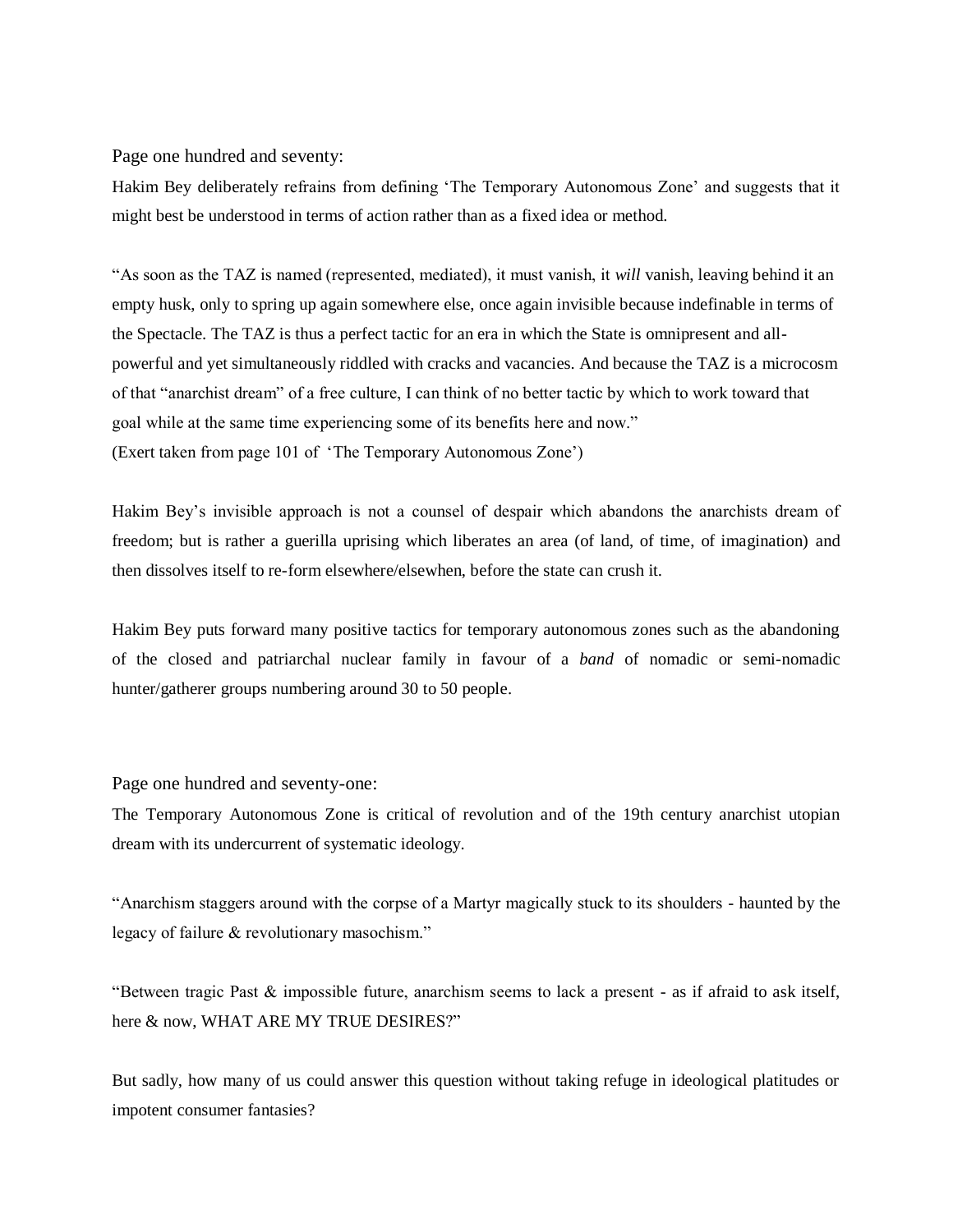Page one hundred and seventy:

Hakim Bey deliberately refrains from defining 'The Temporary Autonomous Zone' and suggests that it might best be understood in terms of action rather than as a fixed idea or method.

"As soon as the TAZ is named (represented, mediated), it must vanish, it *will* vanish, leaving behind it an empty husk, only to spring up again somewhere else, once again invisible because indefinable in terms of the Spectacle. The TAZ is thus a perfect tactic for an era in which the State is omnipresent and all-powerful and yet simultaneously riddled with cracks and vacancies. And because the TAZ is a microcosm of that "anarchist dream" of a free culture, I can think of no better tactic by which to work toward that goal while at the same time experiencing some of its benefits here and now."
(Exert taken from page 101 of 'The Temporary Autonomous Zone')

Hakim Bey's invisible approach is not a counsel of despair which abandons the anarchists dream of freedom; but is rather a guerilla uprising which liberates an area (of land, of time, of imagination) and then dissolves itself to re-form elsewhere/elsewhen, before the state can crush it.

Hakim Bey puts forward many positive tactics for temporary autonomous zones such as the abandoning of the closed and patriarchal nuclear family in favour of a *band* of nomadic or semi-nomadic hunter/gatherer groups numbering around 30 to 50 people.

Page one hundred and seventy-one:

The Temporary Autonomous Zone is critical of revolution and of the 19th century anarchist utopian dream with its undercurrent of systematic ideology.

"Anarchism staggers around with the corpse of a Martyr magically stuck to its shoulders - haunted by the legacy of failure & revolutionary masochism."

"Between tragic Past & impossible future, anarchism seems to lack a present - as if afraid to ask itself, here & now, WHAT ARE MY TRUE DESIRES?"

But sadly, how many of us could answer this question without taking refuge in ideological platitudes or impotent consumer fantasies?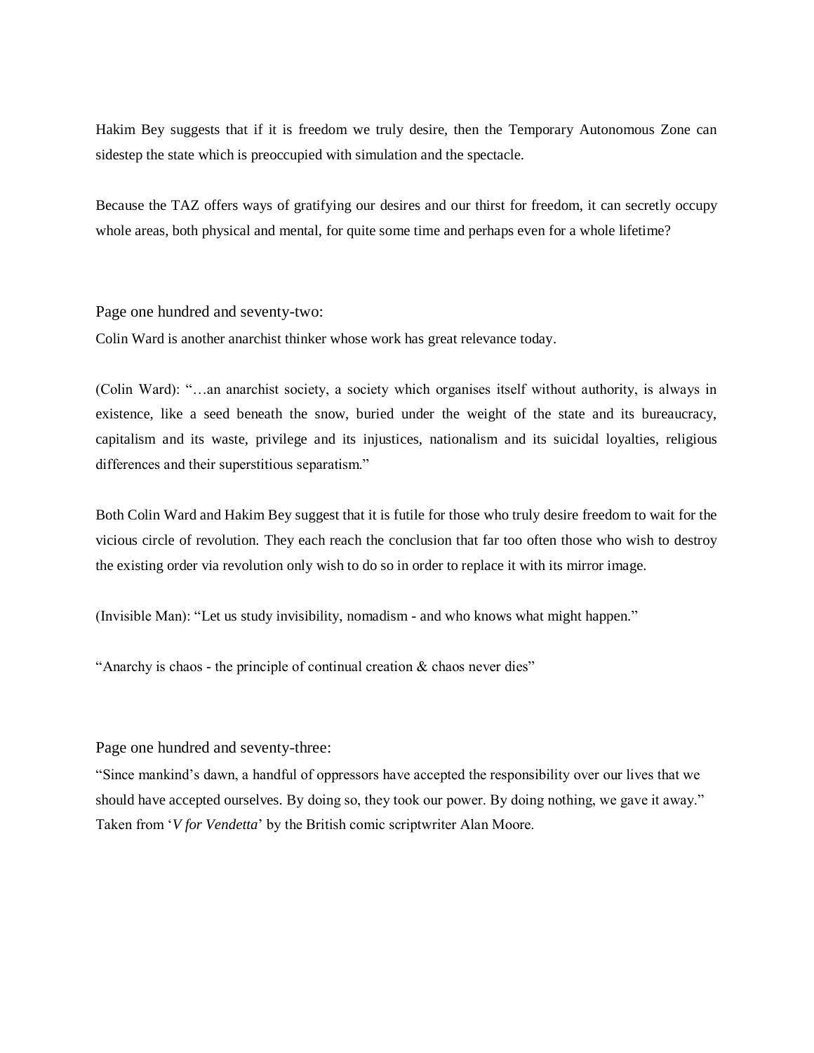Hakim Bey suggests that if it is freedom we truly desire, then the Temporary Autonomous Zone can sidestep the state which is preoccupied with simulation and the spectacle.

Because the TAZ offers ways of gratifying our desires and our thirst for freedom, it can secretly occupy whole areas, both physical and mental, for quite some time and perhaps even for a whole lifetime?

Page one hundred and seventy-two:

Colin Ward is another anarchist thinker whose work has great relevance today.

(Colin Ward): "…an anarchist society, a society which organises itself without authority, is always in existence, like a seed beneath the snow, buried under the weight of the state and its bureaucracy, capitalism and its waste, privilege and its injustices, nationalism and its suicidal loyalties, religious differences and their superstitious separatism."

Both Colin Ward and Hakim Bey suggest that it is futile for those who truly desire freedom to wait for the vicious circle of revolution. They each reach the conclusion that far too often those who wish to destroy the existing order via revolution only wish to do so in order to replace it with its mirror image.

(Invisible Man): "Let us study invisibility, nomadism - and who knows what might happen."

"Anarchy is chaos - the principle of continual creation & chaos never dies"

Page one hundred and seventy-three:

"Since mankind's dawn, a handful of oppressors have accepted the responsibility over our lives that we should have accepted ourselves. By doing so, they took our power. By doing nothing, we gave it away." Taken from '*V for Vendetta*' by the British comic scriptwriter Alan Moore.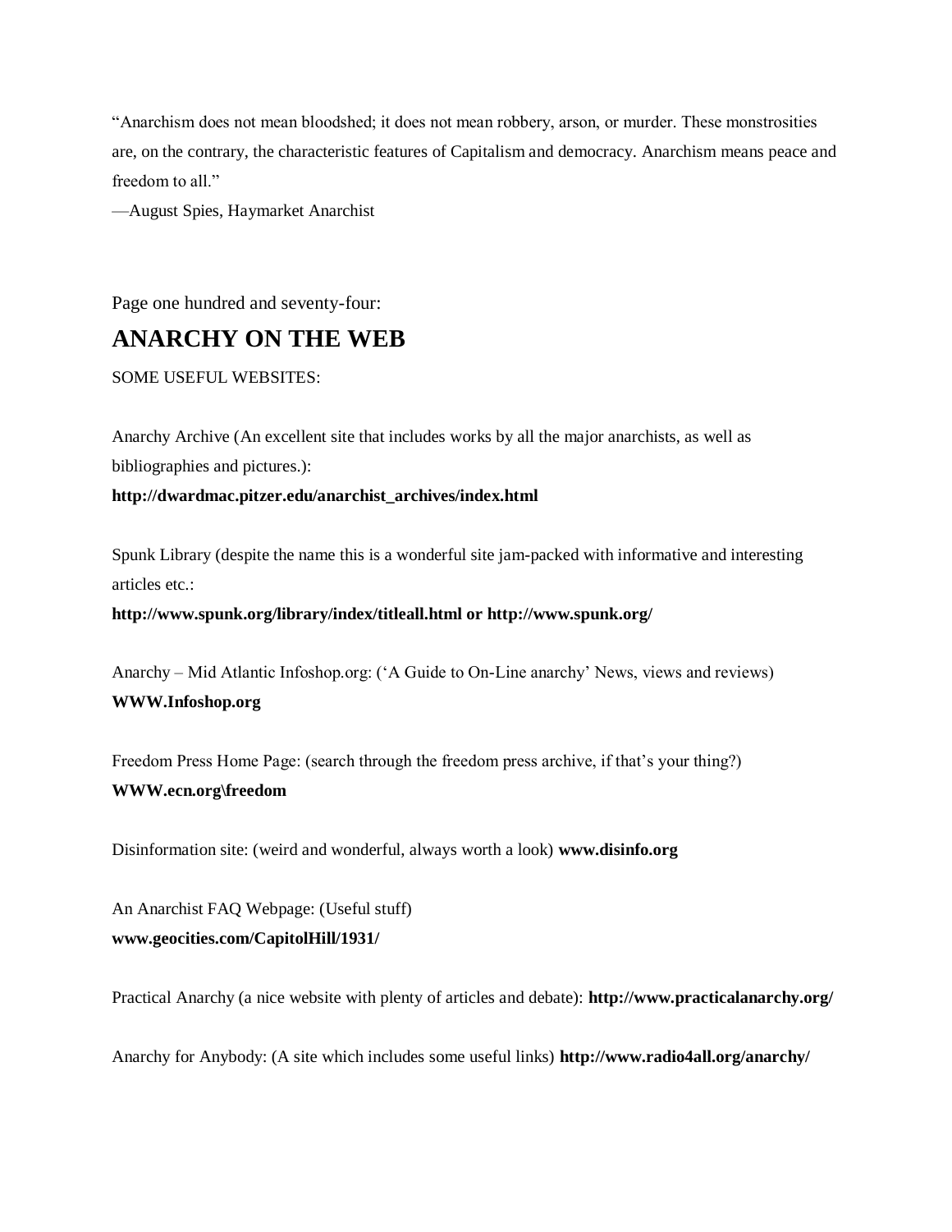"Anarchism does not mean bloodshed; it does not mean robbery, arson, or murder. These monstrosities are, on the contrary, the characteristic features of Capitalism and democracy. Anarchism means peace and freedom to all."
—August Spies, Haymarket Anarchist

Page one hundred and seventy-four:

## ANARCHY ON THE WEB

SOME USEFUL WEBSITES:

Anarchy Archive (An excellent site that includes works by all the major anarchists, as well as bibliographies and pictures.):
**http://dwardmac.pitzer.edu/anarchist_archives/index.html**

Spunk Library (despite the name this is a wonderful site jam-packed with informative and interesting articles etc.:
**http://www.spunk.org/library/index/titleall.html or http://www.spunk.org/**

Anarchy – Mid Atlantic Infoshop.org: ('A Guide to On-Line anarchy' News, views and reviews)
**WWW.Infoshop.org**

Freedom Press Home Page: (search through the freedom press archive, if that's your thing?)
**WWW.ecn.org\freedom**

Disinformation site: (weird and wonderful, always worth a look) **www.disinfo.org**

An Anarchist FAQ Webpage: (Useful stuff)
**www.geocities.com/CapitolHill/1931/**

Practical Anarchy (a nice website with plenty of articles and debate): **http://www.practicalanarchy.org/**

Anarchy for Anybody: (A site which includes some useful links) **http://www.radio4all.org/anarchy/**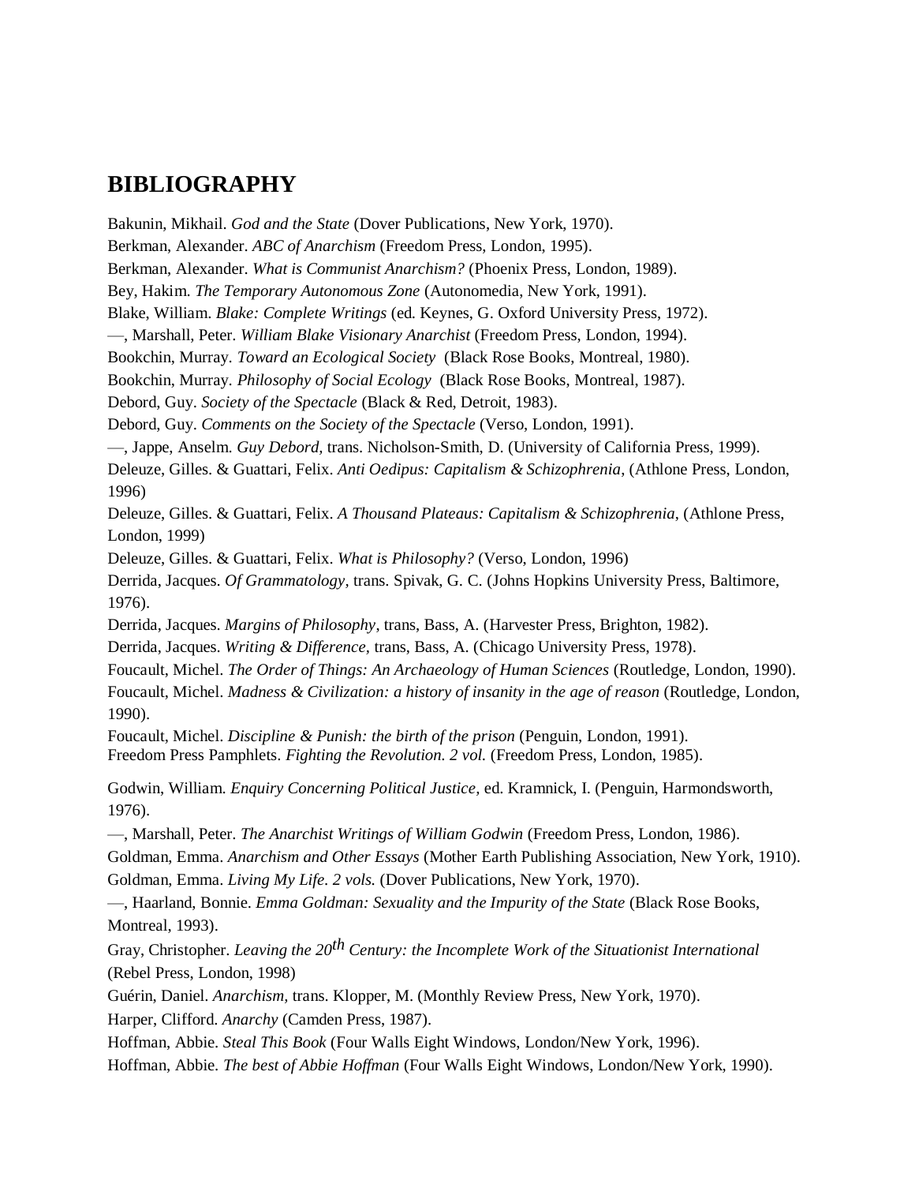# BIBLIOGRAPHY

Bakunin, Mikhail. *God and the State* (Dover Publications, New York, 1970).

Berkman, Alexander. *ABC of Anarchism* (Freedom Press, London, 1995).

Berkman, Alexander. *What is Communist Anarchism?* (Phoenix Press, London, 1989).

Bey, Hakim. *The Temporary Autonomous Zone* (Autonomedia, New York, 1991).

Blake, William. *Blake: Complete Writings* (ed. Keynes, G. Oxford University Press, 1972).

—, Marshall, Peter. *William Blake Visionary Anarchist* (Freedom Press, London, 1994).

Bookchin, Murray. *Toward an Ecological Society* (Black Rose Books, Montreal, 1980).

Bookchin, Murray. *Philosophy of Social Ecology* (Black Rose Books, Montreal, 1987).

Debord, Guy. *Society of the Spectacle* (Black & Red, Detroit, 1983).

Debord, Guy. *Comments on the Society of the Spectacle* (Verso, London, 1991).

—, Jappe, Anselm. *Guy Debord,* trans. Nicholson-Smith, D. (University of California Press, 1999).

Deleuze, Gilles. & Guattari, Felix. *Anti Oedipus: Capitalism & Schizophrenia*, (Athlone Press, London, 1996)

Deleuze, Gilles. & Guattari, Felix. *A Thousand Plateaus: Capitalism & Schizophrenia*, (Athlone Press, London, 1999)

Deleuze, Gilles. & Guattari, Felix. *What is Philosophy?* (Verso, London, 1996)

Derrida, Jacques. *Of Grammatology,* trans. Spivak, G. C. (Johns Hopkins University Press, Baltimore, 1976).

Derrida, Jacques. *Margins of Philosophy*, trans, Bass, A. (Harvester Press, Brighton, 1982).

Derrida, Jacques. *Writing & Difference*, trans, Bass, A. (Chicago University Press, 1978).

Foucault, Michel. *The Order of Things: An Archaeology of Human Sciences* (Routledge, London, 1990).

Foucault, Michel. *Madness & Civilization: a history of insanity in the age of reason* (Routledge, London, 1990).

Foucault, Michel. *Discipline & Punish: the birth of the prison* (Penguin, London, 1991).

Freedom Press Pamphlets. *Fighting the Revolution. 2 vol.* (Freedom Press, London, 1985).

Godwin, William. *Enquiry Concerning Political Justice*, ed. Kramnick, I. (Penguin, Harmondsworth, 1976).

—, Marshall, Peter. *The Anarchist Writings of William Godwin* (Freedom Press, London, 1986).

Goldman, Emma. *Anarchism and Other Essays* (Mother Earth Publishing Association, New York, 1910).

Goldman, Emma. *Living My Life. 2 vols.* (Dover Publications, New York, 1970).

—, Haarland, Bonnie. *Emma Goldman: Sexuality and the Impurity of the State* (Black Rose Books, Montreal, 1993).

Gray, Christopher. *Leaving the 20th Century: the Incomplete Work of the Situationist International* (Rebel Press, London, 1998)

Guérin, Daniel. *Anarchism,* trans. Klopper, M. (Monthly Review Press, New York, 1970).

Harper, Clifford. *Anarchy* (Camden Press, 1987).

Hoffman, Abbie. *Steal This Book* (Four Walls Eight Windows, London/New York, 1996).

Hoffman, Abbie. *The best of Abbie Hoffman* (Four Walls Eight Windows, London/New York, 1990).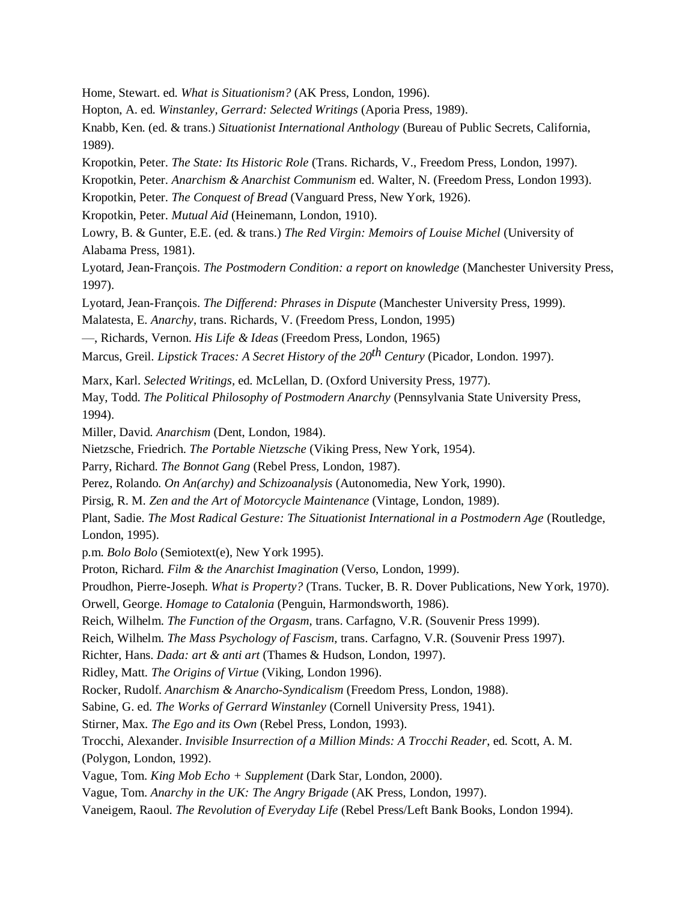Home, Stewart. ed. *What is Situationism?* (AK Press, London, 1996).

Hopton, A. ed. *Winstanley, Gerrard: Selected Writings* (Aporia Press, 1989).

Knabb, Ken. (ed. & trans.) *Situationist International Anthology* (Bureau of Public Secrets, California, 1989).

Kropotkin, Peter. *The State: Its Historic Role* (Trans. Richards, V., Freedom Press, London, 1997).

Kropotkin, Peter. *Anarchism & Anarchist Communism* ed. Walter, N. (Freedom Press, London 1993).

Kropotkin, Peter. *The Conquest of Bread* (Vanguard Press, New York, 1926).

Kropotkin, Peter. *Mutual Aid* (Heinemann, London, 1910).

Lowry, B. & Gunter, E.E. (ed. & trans.) *The Red Virgin: Memoirs of Louise Michel* (University of Alabama Press, 1981).

Lyotard, Jean-François. *The Postmodern Condition: a report on knowledge* (Manchester University Press, 1997).

Lyotard, Jean-François. *The Differend: Phrases in Dispute* (Manchester University Press, 1999).

Malatesta, E. *Anarchy*, trans. Richards, V. (Freedom Press, London, 1995)

—, Richards, Vernon. *His Life & Ideas* (Freedom Press, London, 1965)

Marcus, Greil. *Lipstick Traces: A Secret History of the 20th Century* (Picador, London. 1997).

Marx, Karl. *Selected Writings*, ed. McLellan, D. (Oxford University Press, 1977).

May, Todd. *The Political Philosophy of Postmodern Anarchy* (Pennsylvania State University Press, 1994).

Miller, David. *Anarchism* (Dent, London, 1984).

Nietzsche, Friedrich. *The Portable Nietzsche* (Viking Press, New York, 1954).

Parry, Richard. *The Bonnot Gang* (Rebel Press, London, 1987).

Perez, Rolando. *On An(archy) and Schizoanalysis* (Autonomedia, New York, 1990).

Pirsig, R. M. *Zen and the Art of Motorcycle Maintenance* (Vintage, London, 1989).

Plant, Sadie. *The Most Radical Gesture: The Situationist International in a Postmodern Age* (Routledge, London, 1995).

p.m. *Bolo Bolo* (Semiotext(e), New York 1995).

Proton, Richard. *Film & the Anarchist Imagination* (Verso, London, 1999).

Proudhon, Pierre-Joseph. *What is Property?* (Trans. Tucker, B. R. Dover Publications, New York, 1970).

Orwell, George. *Homage to Catalonia* (Penguin, Harmondsworth, 1986).

Reich, Wilhelm. *The Function of the Orgasm*, trans. Carfagno, V.R. (Souvenir Press 1999).

Reich, Wilhelm. *The Mass Psychology of Fascism*, trans. Carfagno, V.R. (Souvenir Press 1997).

Richter, Hans. *Dada: art & anti art* (Thames & Hudson, London, 1997).

Ridley, Matt. *The Origins of Virtue* (Viking, London 1996).

Rocker, Rudolf. *Anarchism & Anarcho-Syndicalism* (Freedom Press, London, 1988).

Sabine, G. ed. *The Works of Gerrard Winstanley* (Cornell University Press, 1941).

Stirner, Max. *The Ego and its Own* (Rebel Press, London, 1993).

Trocchi, Alexander. *Invisible Insurrection of a Million Minds: A Trocchi Reader*, ed. Scott, A. M. (Polygon, London, 1992).

Vague, Tom. *King Mob Echo + Supplement* (Dark Star, London, 2000).

Vague, Tom. *Anarchy in the UK: The Angry Brigade* (AK Press, London, 1997).

Vaneigem, Raoul. *The Revolution of Everyday Life* (Rebel Press/Left Bank Books, London 1994).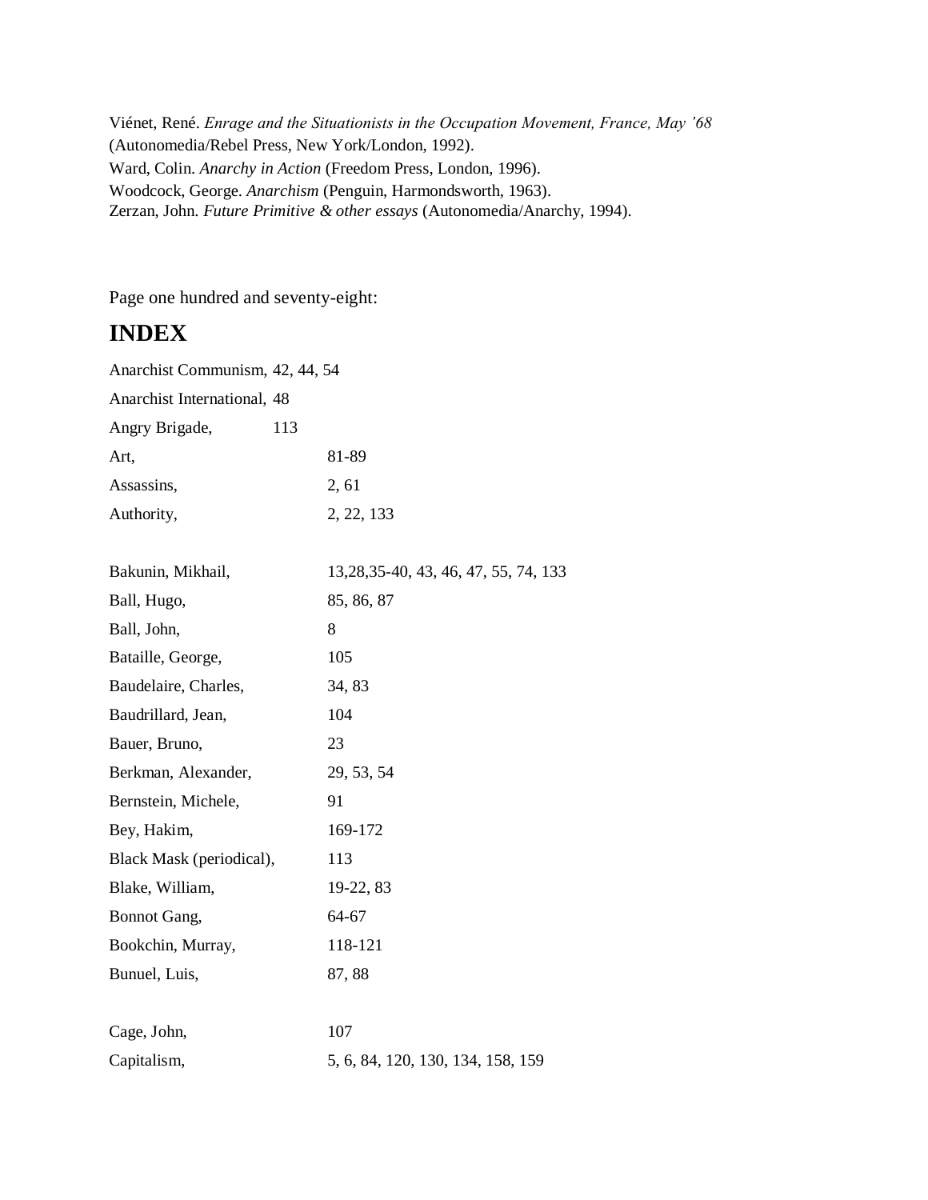Viénet, René. *Enrage and the Situationists in the Occupation Movement, France, May '68* (Autonomedia/Rebel Press, New York/London, 1992).
Ward, Colin. *Anarchy in Action* (Freedom Press, London, 1996).
Woodcock, George. *Anarchism* (Penguin, Harmondsworth, 1963).
Zerzan, John. *Future Primitive & other essays* (Autonomedia/Anarchy, 1994).

Page one hundred and seventy-eight:

# INDEX

Anarchist Communism, 42, 44, 54
Anarchist International, 48
Angry Brigade, 113
Art, 81-89
Assassins, 2, 61
Authority, 2, 22, 133

Bakunin, Mikhail, 13,28,35-40, 43, 46, 47, 55, 74, 133
Ball, Hugo, 85, 86, 87
Ball, John, 8
Bataille, George, 105
Baudelaire, Charles, 34, 83
Baudrillard, Jean, 104
Bauer, Bruno, 23
Berkman, Alexander, 29, 53, 54
Bernstein, Michele, 91
Bey, Hakim, 169-172
Black Mask (periodical), 113
Blake, William, 19-22, 83
Bonnot Gang, 64-67
Bookchin, Murray, 118-121
Bunuel, Luis, 87, 88

Cage, John, 107
Capitalism, 5, 6, 84, 120, 130, 134, 158, 159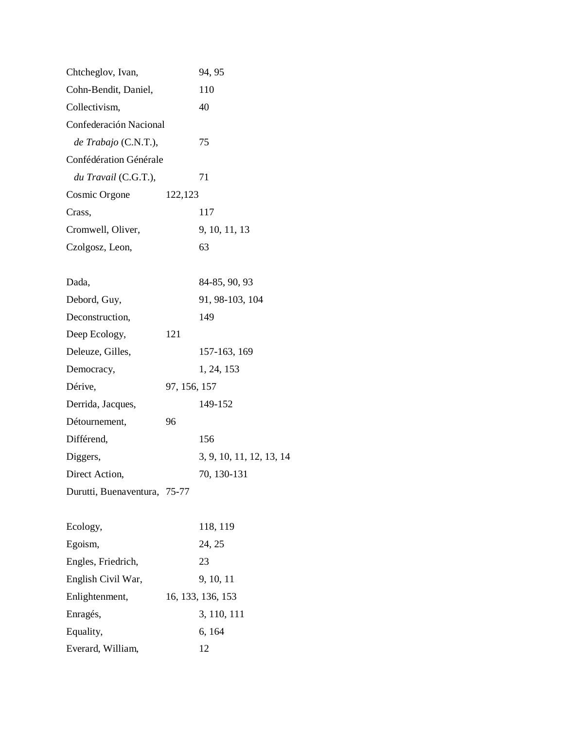Chtcheglov, Ivan, 94, 95
Cohn-Bendit, Daniel, 110
Collectivism, 40
Confederación Nacional
*de Trabajo* (C.N.T.), 75
Confédération Générale
*du Travail* (C.G.T.), 71
Cosmic Orgone 122,123
Crass, 117
Cromwell, Oliver, 9, 10, 11, 13
Czolgosz, Leon, 63

Dada, 84-85, 90, 93
Debord, Guy, 91, 98-103, 104
Deconstruction, 149
Deep Ecology, 121
Deleuze, Gilles, 157-163, 169
Democracy, 1, 24, 153
Dérive, 97, 156, 157
Derrida, Jacques, 149-152
Détournement, 96
Différend, 156
Diggers, 3, 9, 10, 11, 12, 13, 14
Direct Action, 70, 130-131
Durutti, Buenaventura, 75-77

Ecology, 118, 119
Egoism, 24, 25
Engles, Friedrich, 23
English Civil War, 9, 10, 11
Enlightenment, 16, 133, 136, 153
Enragés, 3, 110, 111
Equality, 6, 164
Everard, William, 12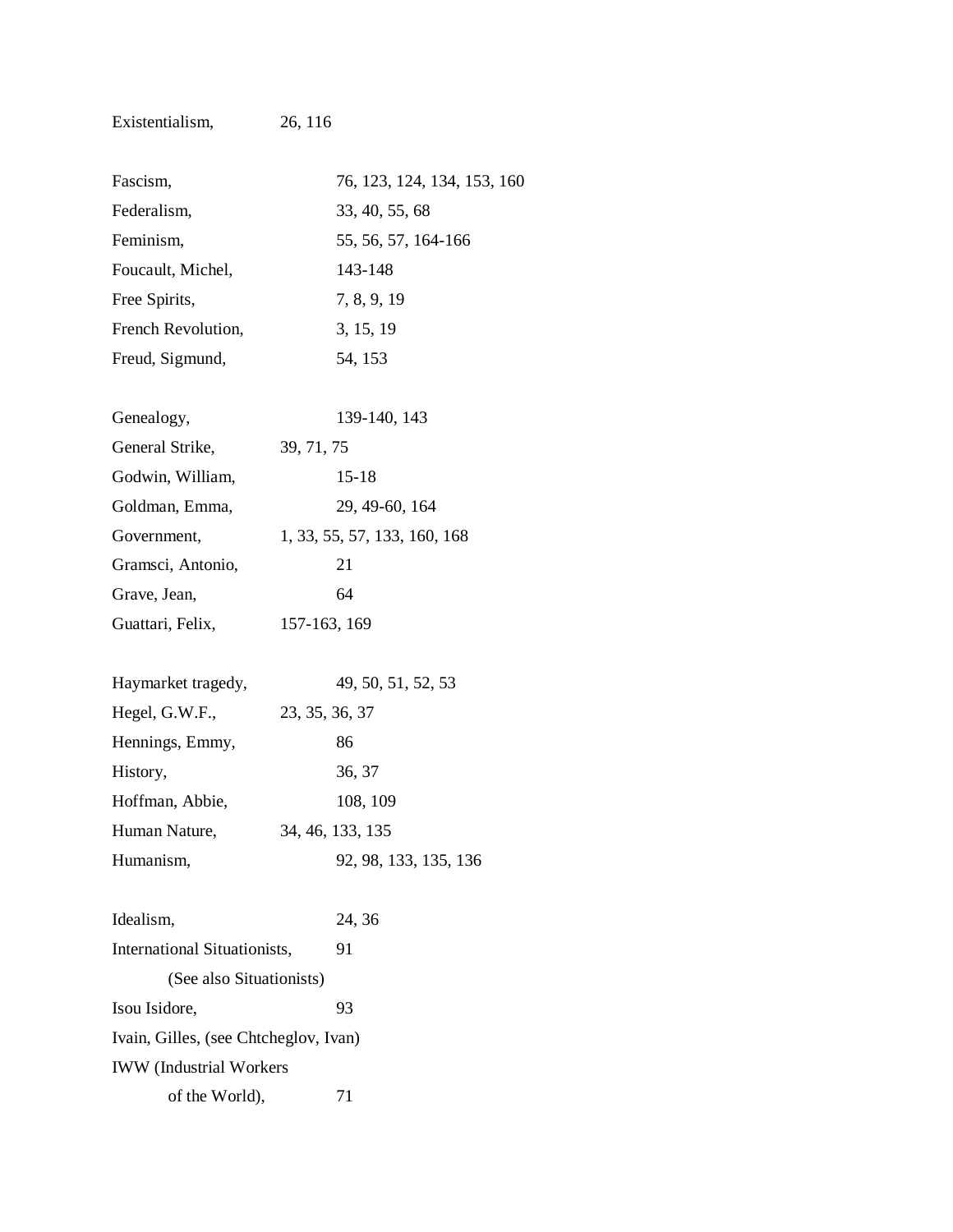Existentialism, 26, 116

Fascism, 76, 123, 124, 134, 153, 160
Federalism, 33, 40, 55, 68
Feminism, 55, 56, 57, 164-166
Foucault, Michel, 143-148
Free Spirits, 7, 8, 9, 19
French Revolution, 3, 15, 19
Freud, Sigmund, 54, 153

Genealogy, 139-140, 143
General Strike, 39, 71, 75
Godwin, William, 15-18
Goldman, Emma, 29, 49-60, 164
Government, 1, 33, 55, 57, 133, 160, 168
Gramsci, Antonio, 21
Grave, Jean, 64
Guattari, Felix, 157-163, 169

Haymarket tragedy, 49, 50, 51, 52, 53
Hegel, G.W.F., 23, 35, 36, 37
Hennings, Emmy, 86
History, 36, 37
Hoffman, Abbie, 108, 109
Human Nature, 34, 46, 133, 135
Humanism, 92, 98, 133, 135, 136

Idealism, 24, 36
International Situationists, 91
(See also Situationists)
Isou Isidore, 93
Ivain, Gilles, (see Chtcheglov, Ivan)
IWW (Industrial Workers of the World), 71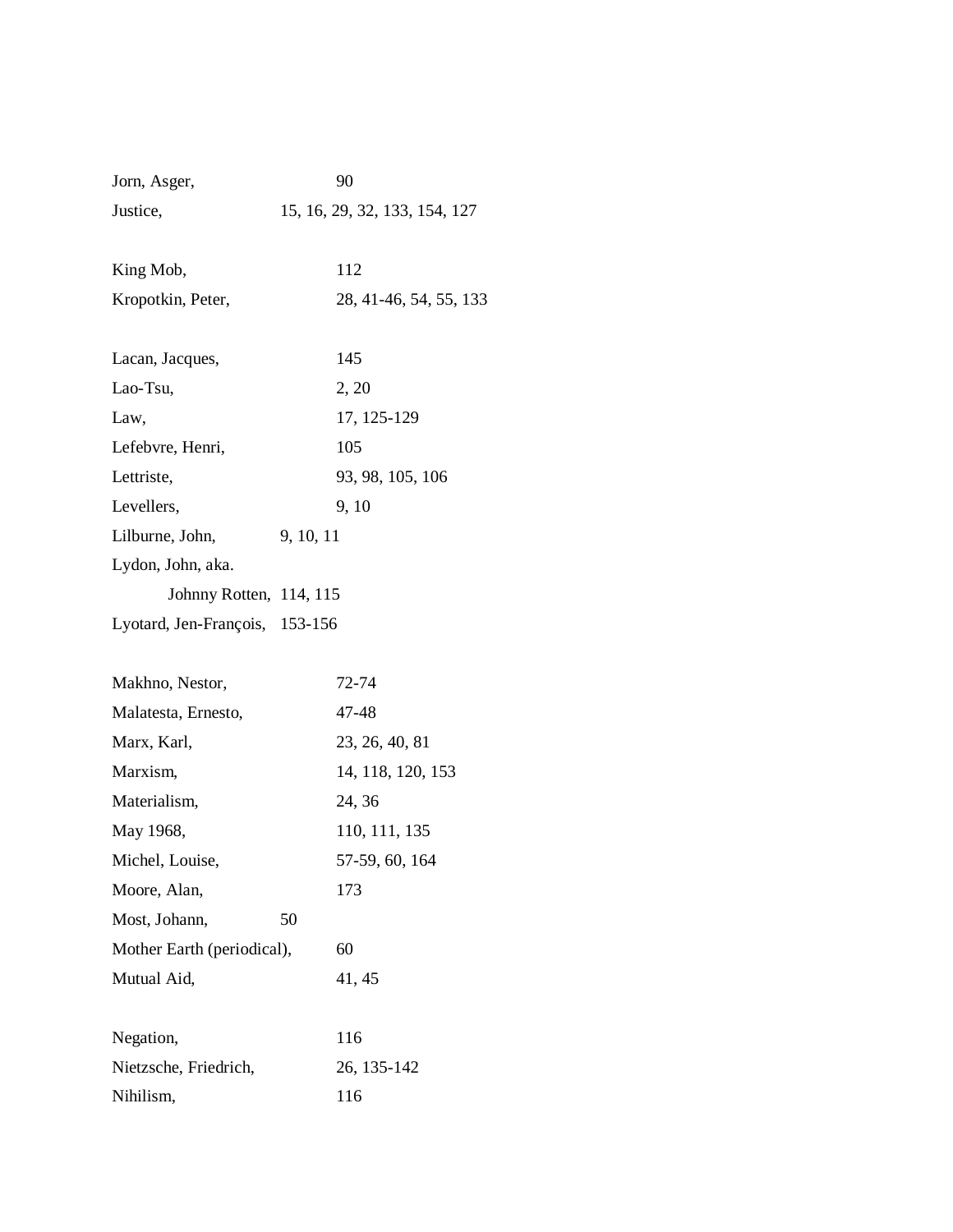Jorn, Asger, 90
Justice, 15, 16, 29, 32, 133, 154, 127

King Mob, 112
Kropotkin, Peter, 28, 41-46, 54, 55, 133

Lacan, Jacques, 145
Lao-Tsu, 2, 20
Law, 17, 125-129
Lefebvre, Henri, 105
Lettriste, 93, 98, 105, 106
Levellers, 9, 10
Lilburne, John, 9, 10, 11
Lydon, John, aka.
    Johnny Rotten, 114, 115
Lyotard, Jen-François, 153-156

Makhno, Nestor, 72-74
Malatesta, Ernesto, 47-48
Marx, Karl, 23, 26, 40, 81
Marxism, 14, 118, 120, 153
Materialism, 24, 36
May 1968, 110, 111, 135
Michel, Louise, 57-59, 60, 164
Moore, Alan, 173
Most, Johann, 50
Mother Earth (periodical), 60
Mutual Aid, 41, 45

Negation, 116
Nietzsche, Friedrich, 26, 135-142
Nihilism, 116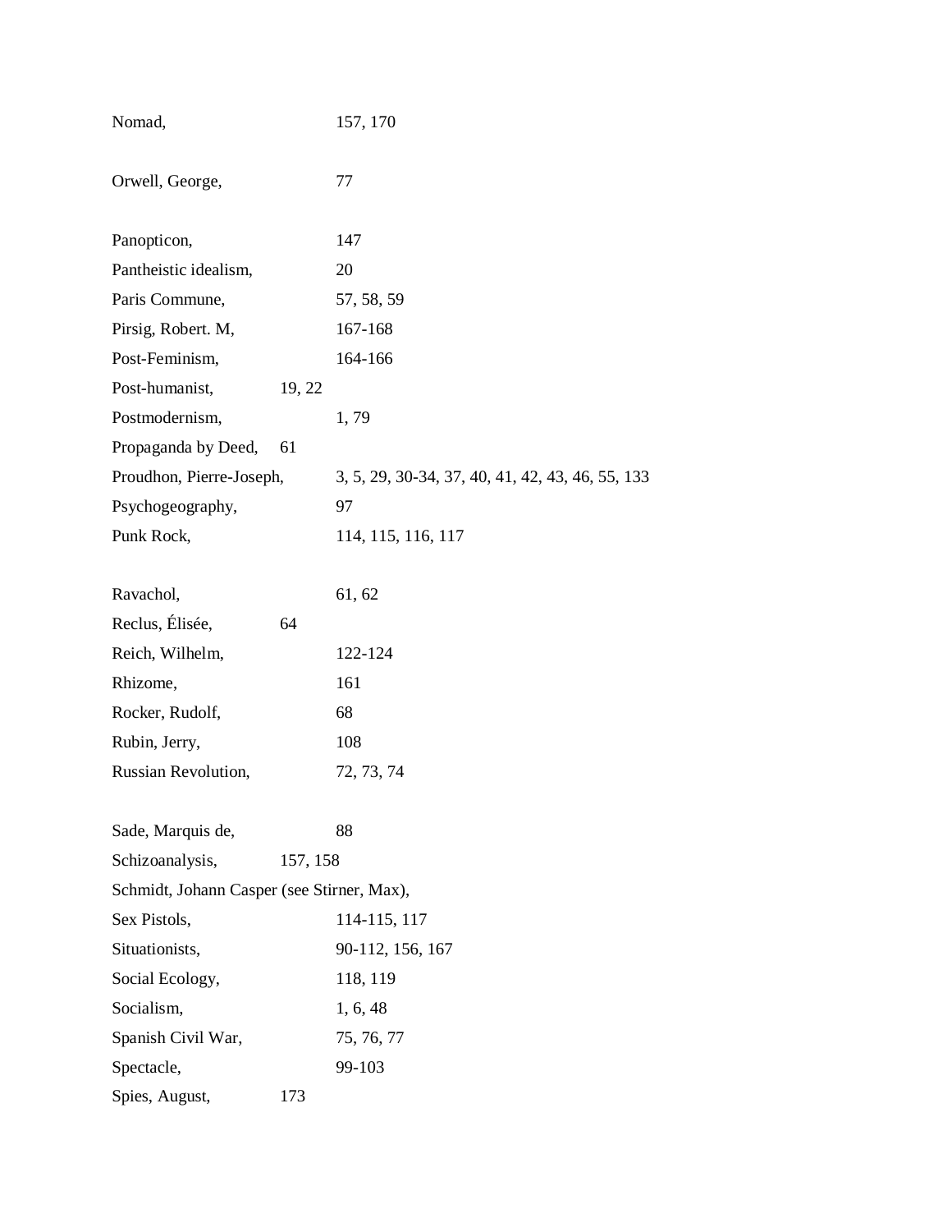Nomad, 157, 170

Orwell, George, 77

Panopticon, 147
Pantheistic idealism, 20
Paris Commune, 57, 58, 59
Pirsig, Robert. M, 167-168
Post-Feminism, 164-166
Post-humanist, 19, 22
Postmodernism, 1, 79
Propaganda by Deed, 61
Proudhon, Pierre-Joseph, 3, 5, 29, 30-34, 37, 40, 41, 42, 43, 46, 55, 133
Psychogeography, 97
Punk Rock, 114, 115, 116, 117

Ravachol, 61, 62
Reclus, Élisée, 64
Reich, Wilhelm, 122-124
Rhizome, 161
Rocker, Rudolf, 68
Rubin, Jerry, 108
Russian Revolution, 72, 73, 74

Sade, Marquis de, 88
Schizoanalysis, 157, 158
Schmidt, Johann Casper (see Stirner, Max),
Sex Pistols, 114-115, 117
Situationists, 90-112, 156, 167
Social Ecology, 118, 119
Socialism, 1, 6, 48
Spanish Civil War, 75, 76, 77
Spectacle, 99-103
Spies, August, 173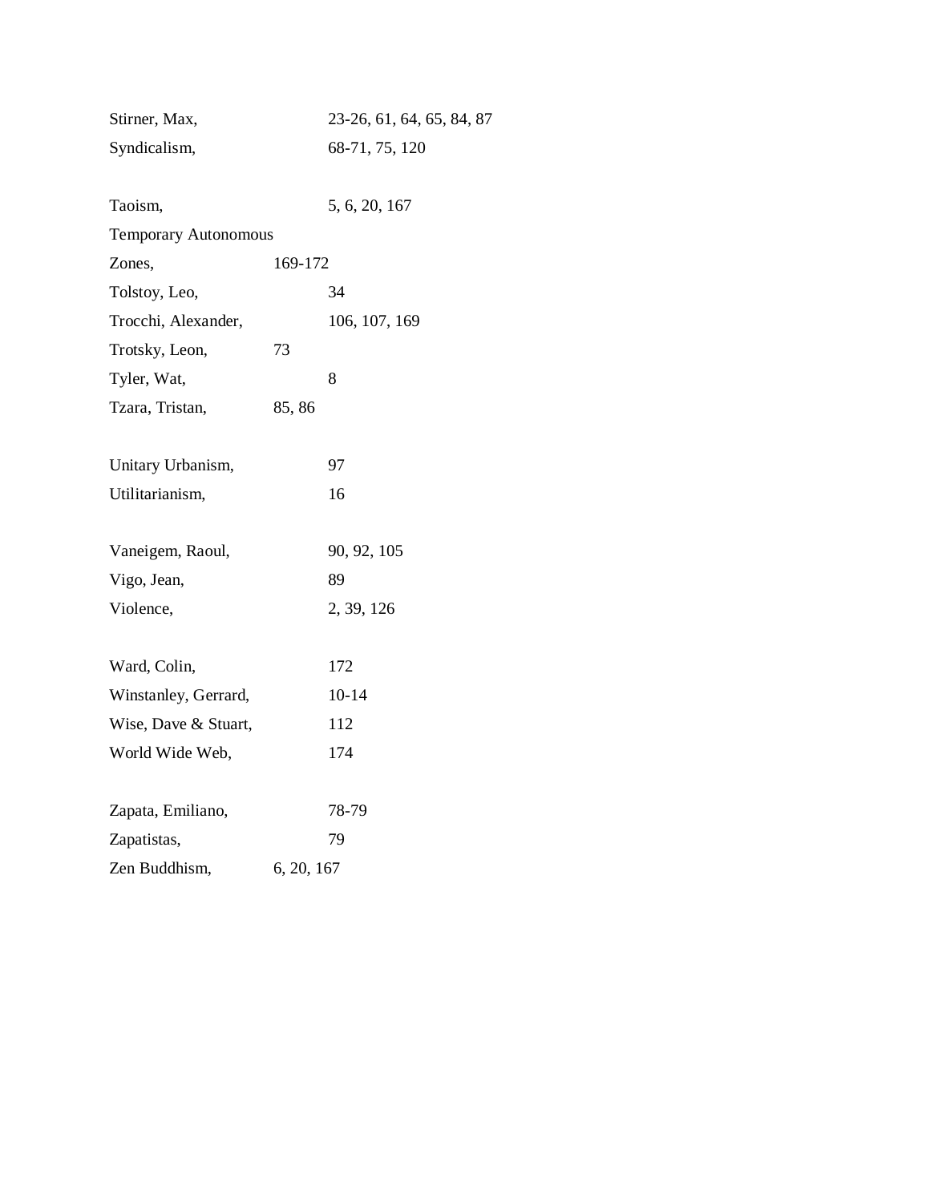Stirner, Max, 23-26, 61, 64, 65, 84, 87
Syndicalism, 68-71, 75, 120

Taoism, 5, 6, 20, 167
Temporary Autonomous
Zones, 169-172
Tolstoy, Leo, 34
Trocchi, Alexander, 106, 107, 169
Trotsky, Leon, 73
Tyler, Wat, 8
Tzara, Tristan, 85, 86

Unitary Urbanism, 97
Utilitarianism, 16

Vaneigem, Raoul, 90, 92, 105
Vigo, Jean, 89
Violence, 2, 39, 126

Ward, Colin, 172
Winstanley, Gerrard, 10-14
Wise, Dave & Stuart, 112
World Wide Web, 174

Zapata, Emiliano, 78-79
Zapatistas, 79
Zen Buddhism, 6, 20, 167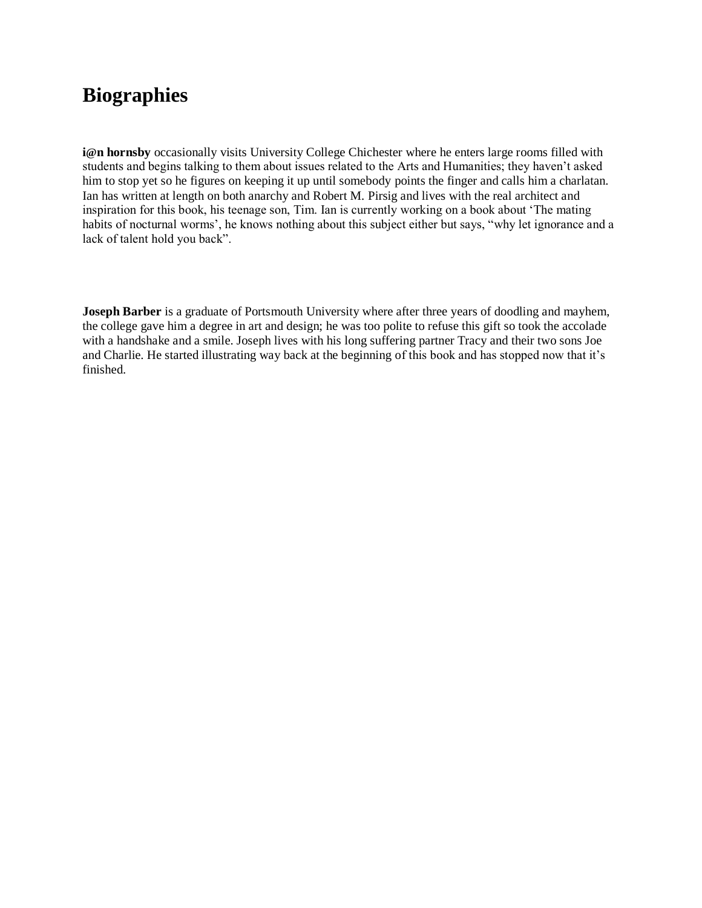# Biographies

**i@n hornsby** occasionally visits University College Chichester where he enters large rooms filled with students and begins talking to them about issues related to the Arts and Humanities; they haven't asked him to stop yet so he figures on keeping it up until somebody points the finger and calls him a charlatan. Ian has written at length on both anarchy and Robert M. Pirsig and lives with the real architect and inspiration for this book, his teenage son, Tim. Ian is currently working on a book about 'The mating habits of nocturnal worms', he knows nothing about this subject either but says, "why let ignorance and a lack of talent hold you back".

**Joseph Barber** is a graduate of Portsmouth University where after three years of doodling and mayhem, the college gave him a degree in art and design; he was too polite to refuse this gift so took the accolade with a handshake and a smile. Joseph lives with his long suffering partner Tracy and their two sons Joe and Charlie. He started illustrating way back at the beginning of this book and has stopped now that it's finished.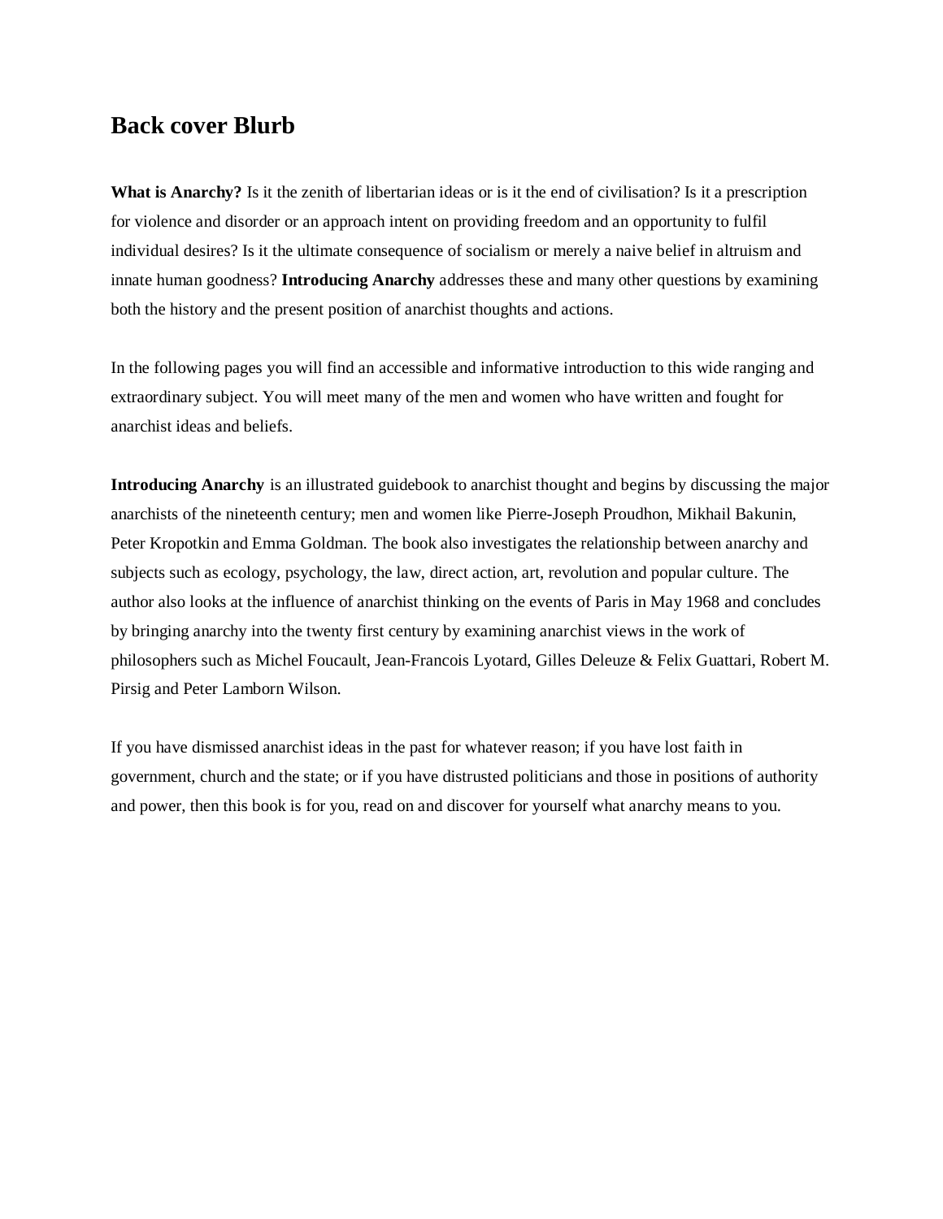## Back cover Blurb

**What is Anarchy?** Is it the zenith of libertarian ideas or is it the end of civilisation? Is it a prescription for violence and disorder or an approach intent on providing freedom and an opportunity to fulfil individual desires? Is it the ultimate consequence of socialism or merely a naive belief in altruism and innate human goodness? **Introducing Anarchy** addresses these and many other questions by examining both the history and the present position of anarchist thoughts and actions.

In the following pages you will find an accessible and informative introduction to this wide ranging and extraordinary subject. You will meet many of the men and women who have written and fought for anarchist ideas and beliefs.

**Introducing Anarchy** is an illustrated guidebook to anarchist thought and begins by discussing the major anarchists of the nineteenth century; men and women like Pierre-Joseph Proudhon, Mikhail Bakunin, Peter Kropotkin and Emma Goldman. The book also investigates the relationship between anarchy and subjects such as ecology, psychology, the law, direct action, art, revolution and popular culture. The author also looks at the influence of anarchist thinking on the events of Paris in May 1968 and concludes by bringing anarchy into the twenty first century by examining anarchist views in the work of philosophers such as Michel Foucault, Jean-Francois Lyotard, Gilles Deleuze & Felix Guattari, Robert M. Pirsig and Peter Lamborn Wilson.

If you have dismissed anarchist ideas in the past for whatever reason; if you have lost faith in government, church and the state; or if you have distrusted politicians and those in positions of authority and power, then this book is for you, read on and discover for yourself what anarchy means to you.